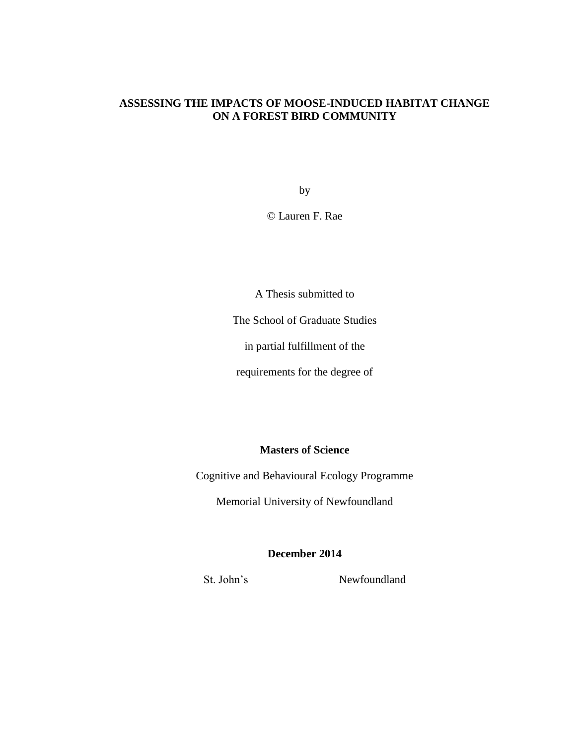# ASSESSING THE IMPACTS OF MOOSE-INDUCED HABITAT CHANGE ON A FOREST BIRD COMMUNITY

by

© Lauren F. Rae

A Thesis submitted to

The School of Graduate Studies

in partial fulfillment of the

requirements for the degree of

**Masters of Science**

Cognitive and Behavioural Ecology Programme

Memorial University of Newfoundland

**December 2014**

St. John's Newfoundland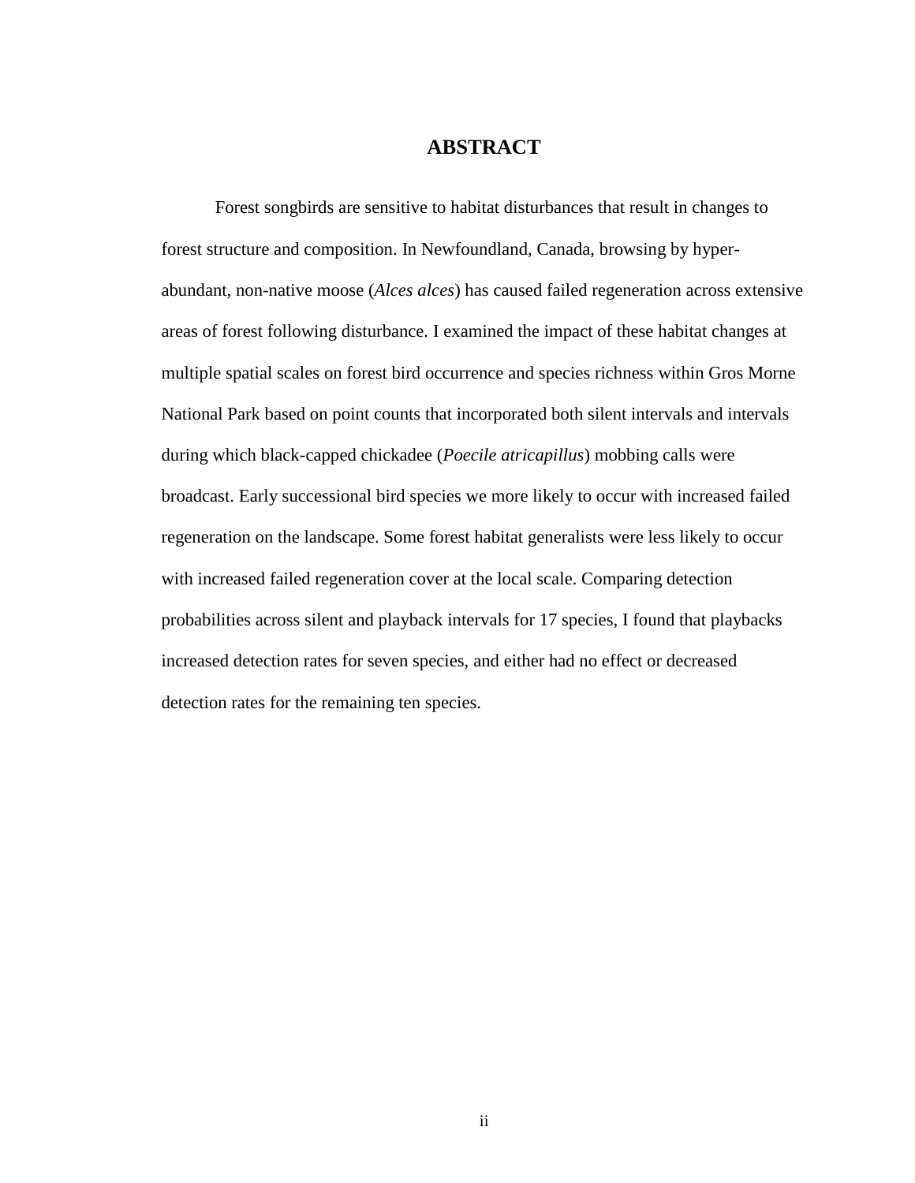# ABSTRACT

Forest songbirds are sensitive to habitat disturbances that result in changes to forest structure and composition. In Newfoundland, Canada, browsing by hyper-abundant, non-native moose (*Alces alces*) has caused failed regeneration across extensive areas of forest following disturbance. I examined the impact of these habitat changes at multiple spatial scales on forest bird occurrence and species richness within Gros Morne National Park based on point counts that incorporated both silent intervals and intervals during which black-capped chickadee (*Poecile atricapillus*) mobbing calls were broadcast. Early successional bird species we more likely to occur with increased failed regeneration on the landscape. Some forest habitat generalists were less likely to occur with increased failed regeneration cover at the local scale. Comparing detection probabilities across silent and playback intervals for 17 species, I found that playbacks increased detection rates for seven species, and either had no effect or decreased detection rates for the remaining ten species.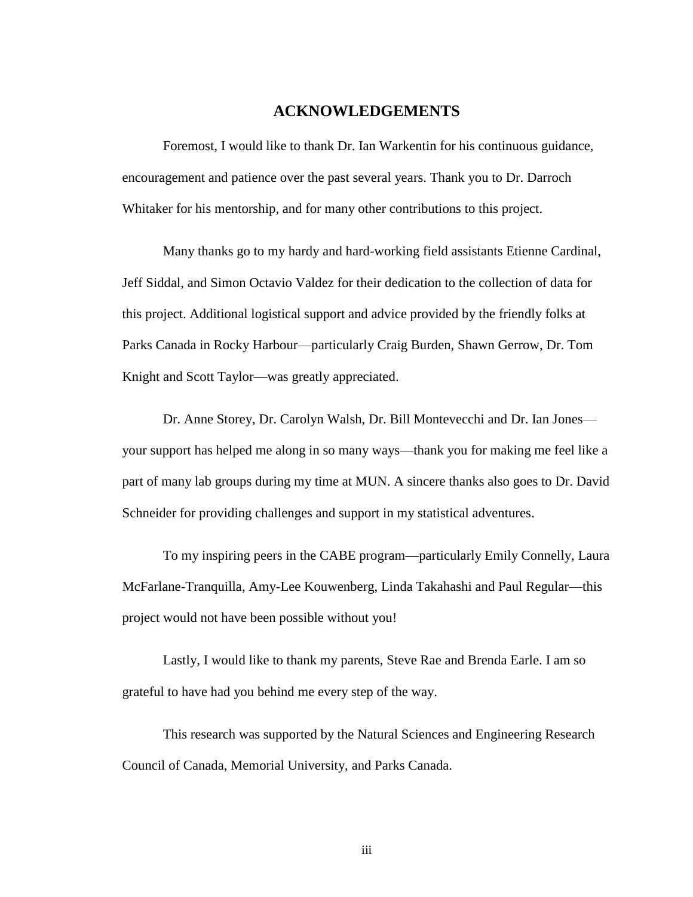# ACKNOWLEDGEMENTS

Foremost, I would like to thank Dr. Ian Warkentin for his continuous guidance, encouragement and patience over the past several years. Thank you to Dr. Darroch Whitaker for his mentorship, and for many other contributions to this project.

Many thanks go to my hardy and hard-working field assistants Etienne Cardinal, Jeff Siddal, and Simon Octavio Valdez for their dedication to the collection of data for this project. Additional logistical support and advice provided by the friendly folks at Parks Canada in Rocky Harbour—particularly Craig Burden, Shawn Gerrow, Dr. Tom Knight and Scott Taylor—was greatly appreciated.

Dr. Anne Storey, Dr. Carolyn Walsh, Dr. Bill Montevecchi and Dr. Ian Jones—your support has helped me along in so many ways—thank you for making me feel like a part of many lab groups during my time at MUN. A sincere thanks also goes to Dr. David Schneider for providing challenges and support in my statistical adventures.

To my inspiring peers in the CABE program—particularly Emily Connelly, Laura McFarlane-Tranquilla, Amy-Lee Kouwenberg, Linda Takahashi and Paul Regular—this project would not have been possible without you!

Lastly, I would like to thank my parents, Steve Rae and Brenda Earle. I am so grateful to have had you behind me every step of the way.

This research was supported by the Natural Sciences and Engineering Research Council of Canada, Memorial University, and Parks Canada.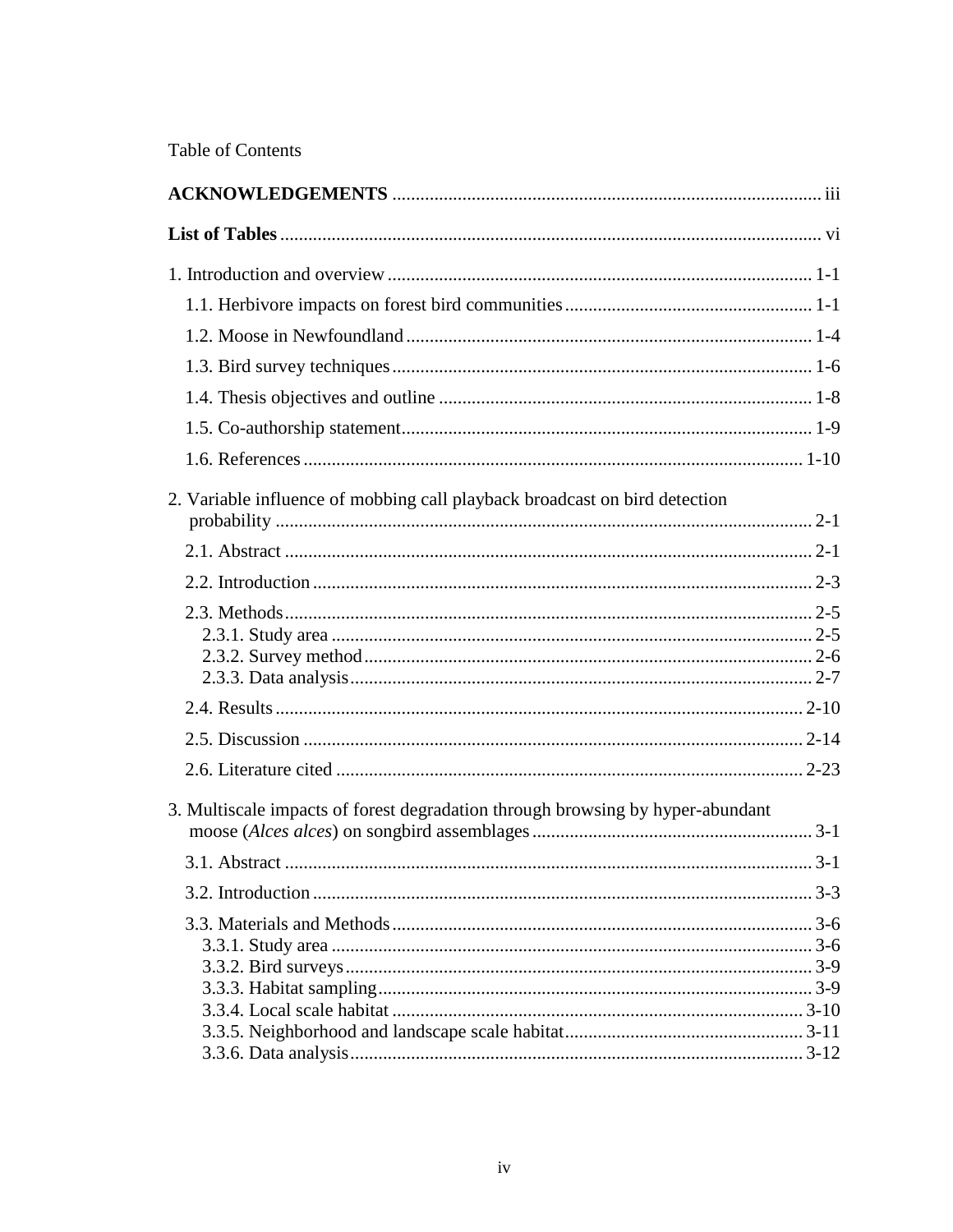Table of Contents

**ACKNOWLEDGEMENTS** ........................................................................................... iii

**List of Tables** ................................................................................................................... vi

1. Introduction and overview ........................................................................................... 1-1

    1.1. Herbivore impacts on forest bird communities ..................................................... 1-1

    1.2. Moose in Newfoundland ...................................................................................... 1-4

    1.3. Bird survey techniques ......................................................................................... 1-6

    1.4. Thesis objectives and outline ............................................................................... 1-8

    1.5. Co-authorship statement ....................................................................................... 1-9

    1.6. References ........................................................................................................... 1-10

2. Variable influence of mobbing call playback broadcast on bird detection probability ................................................................................................................... 2-1

    2.1. Abstract ................................................................................................................ 2-1

    2.2. Introduction .......................................................................................................... 2-3

    2.3. Methods ................................................................................................................ 2-5
        2.3.1. Study area ...................................................................................................... 2-5
        2.3.2. Survey method ............................................................................................... 2-6
        2.3.3. Data analysis .................................................................................................. 2-7

    2.4. Results ................................................................................................................. 2-10

    2.5. Discussion ........................................................................................................... 2-14

    2.6. Literature cited .................................................................................................... 2-23

3. Multiscale impacts of forest degradation through browsing by hyper-abundant moose (*Alces alces*) on songbird assemblages ............................................................ 3-1

    3.1. Abstract ................................................................................................................ 3-1

    3.2. Introduction .......................................................................................................... 3-3

    3.3. Materials and Methods ......................................................................................... 3-6
        3.3.1. Study area ...................................................................................................... 3-6
        3.3.2. Bird surveys ................................................................................................... 3-9
        3.3.3. Habitat sampling ............................................................................................ 3-9
        3.3.4. Local scale habitat ........................................................................................ 3-10
        3.3.5. Neighborhood and landscape scale habitat ................................................... 3-11
        3.3.6. Data analysis ................................................................................................. 3-12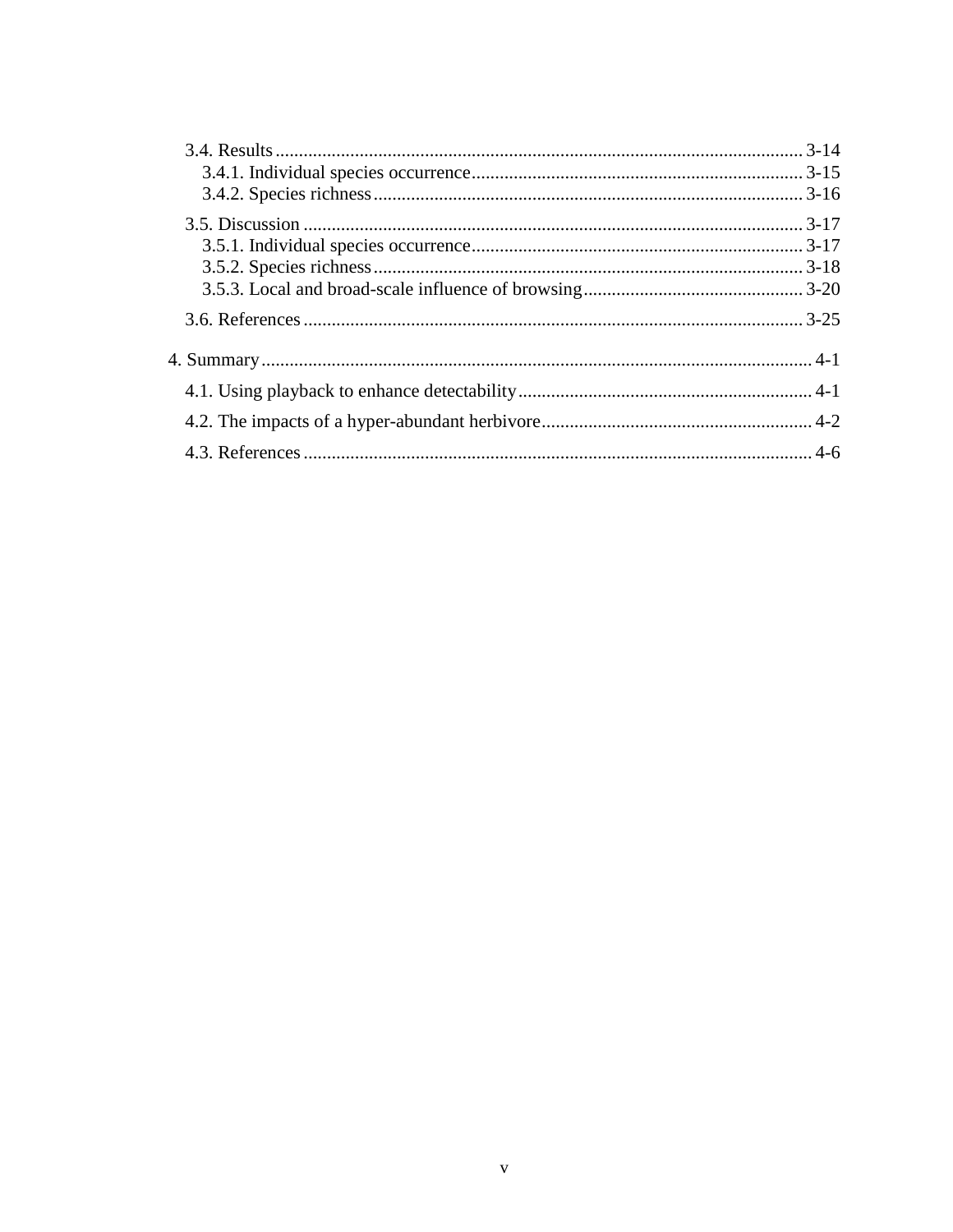3.4. Results ................................................................................................................ 3-14
  3.4.1. Individual species occurrence....................................................................... 3-15
  3.4.2. Species richness........................................................................................... 3-16

3.5. Discussion .......................................................................................................... 3-17
  3.5.1. Individual species occurrence....................................................................... 3-17
  3.5.2. Species richness........................................................................................... 3-18
  3.5.3. Local and broad-scale influence of browsing............................................... 3-20

3.6. References .......................................................................................................... 3-25

4. Summary..................................................................................................................... 4-1

4.1. Using playback to enhance detectability............................................................... 4-1

4.2. The impacts of a hyper-abundant herbivore.......................................................... 4-2

4.3. References ............................................................................................................ 4-6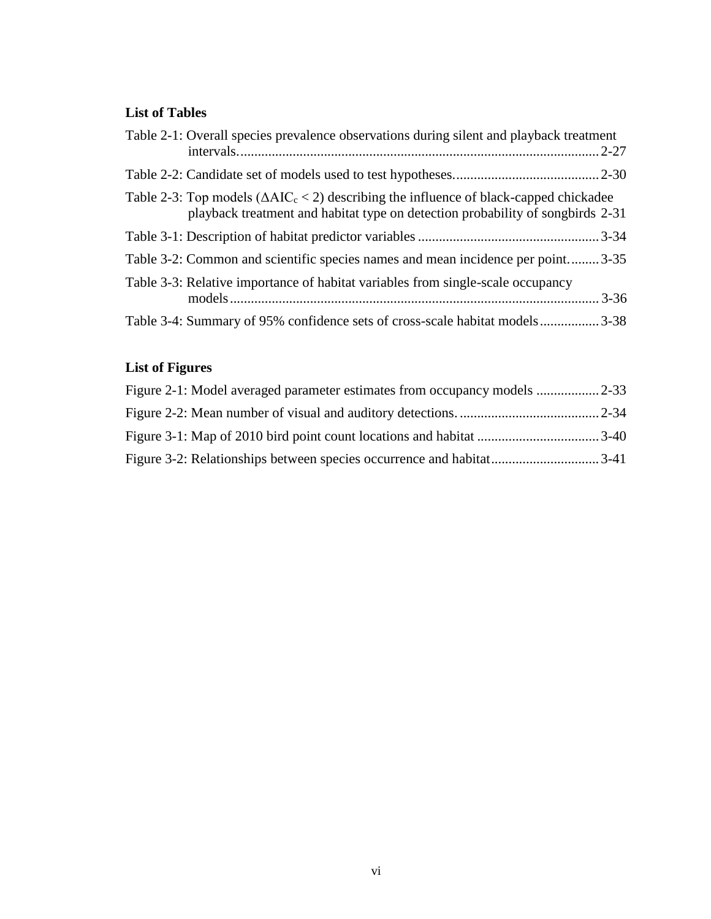## List of Tables

Table 2-1: Overall species prevalence observations during silent and playback treatment intervals....................................................................................................... 2-27

Table 2-2: Candidate set of models used to test hypotheses.......................................... 2-30

Table 2-3: Top models ($\Delta AIC_c < 2$) describing the influence of black-capped chickadee playback treatment and habitat type on detection probability of songbirds 2-31

Table 3-1: Description of habitat predictor variables .................................................... 3-34

Table 3-2: Common and scientific species names and mean incidence per point......... 3-35

Table 3-3: Relative importance of habitat variables from single-scale occupancy models......................................................................................................... 3-36

Table 3-4: Summary of 95% confidence sets of cross-scale habitat models................. 3-38

## List of Figures

Figure 2-1: Model averaged parameter estimates from occupancy models .................. 2-33

Figure 2-2: Mean number of visual and auditory detections. ........................................ 2-34

Figure 3-1: Map of 2010 bird point count locations and habitat ................................... 3-40

Figure 3-2: Relationships between species occurrence and habitat............................... 3-41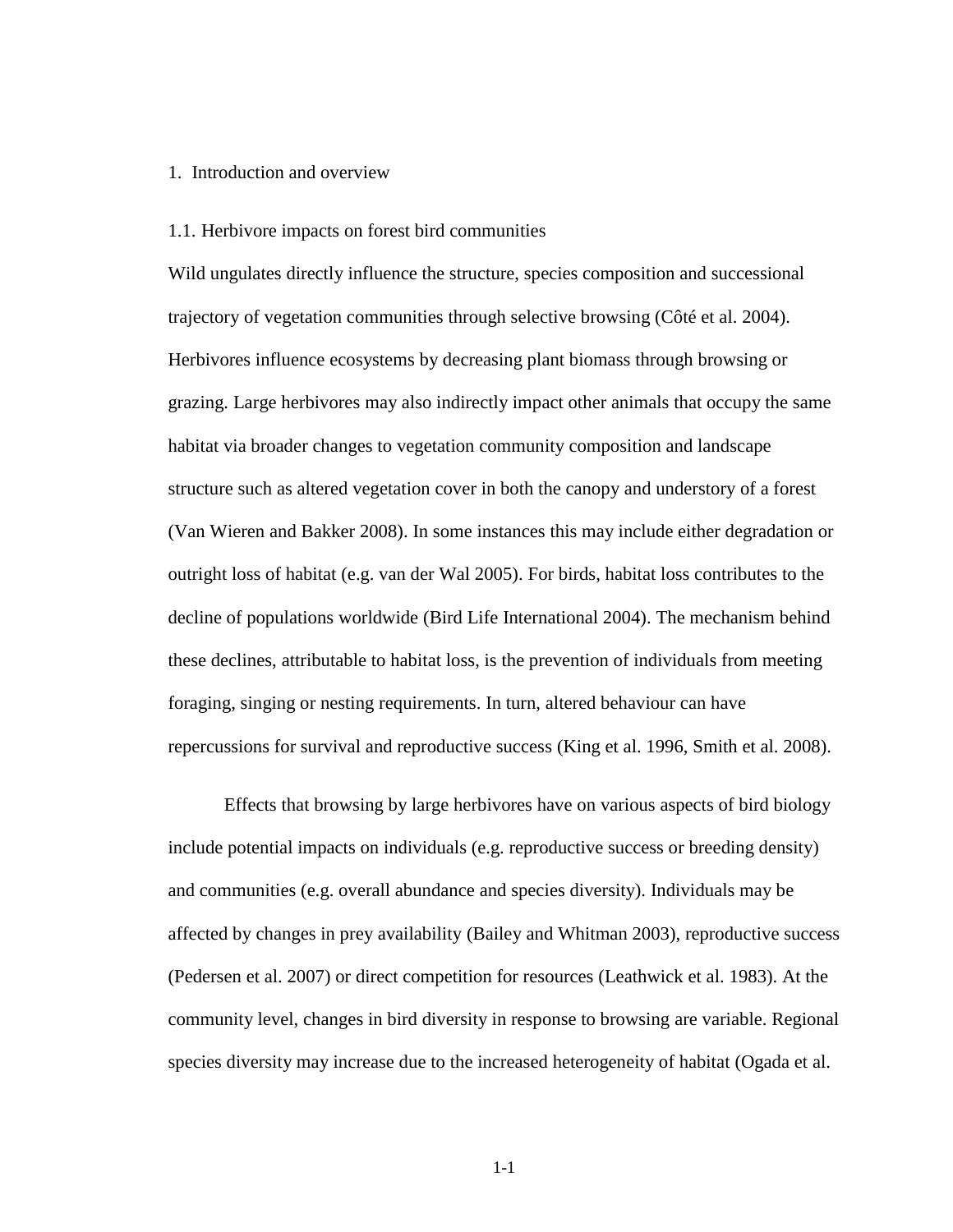# 1. Introduction and overview

## 1.1. Herbivore impacts on forest bird communities

Wild ungulates directly influence the structure, species composition and successional trajectory of vegetation communities through selective browsing (Côté et al. 2004). Herbivores influence ecosystems by decreasing plant biomass through browsing or grazing. Large herbivores may also indirectly impact other animals that occupy the same habitat via broader changes to vegetation community composition and landscape structure such as altered vegetation cover in both the canopy and understory of a forest (Van Wieren and Bakker 2008). In some instances this may include either degradation or outright loss of habitat (e.g. van der Wal 2005). For birds, habitat loss contributes to the decline of populations worldwide (Bird Life International 2004). The mechanism behind these declines, attributable to habitat loss, is the prevention of individuals from meeting foraging, singing or nesting requirements. In turn, altered behaviour can have repercussions for survival and reproductive success (King et al. 1996, Smith et al. 2008).

Effects that browsing by large herbivores have on various aspects of bird biology include potential impacts on individuals (e.g. reproductive success or breeding density) and communities (e.g. overall abundance and species diversity). Individuals may be affected by changes in prey availability (Bailey and Whitman 2003), reproductive success (Pedersen et al. 2007) or direct competition for resources (Leathwick et al. 1983). At the community level, changes in bird diversity in response to browsing are variable. Regional species diversity may increase due to the increased heterogeneity of habitat (Ogada et al.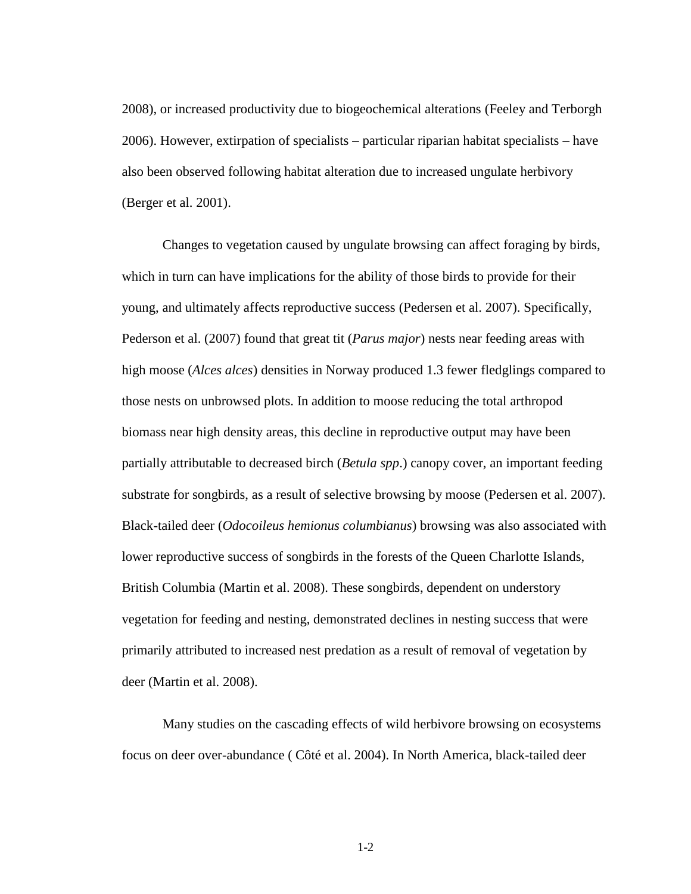2008), or increased productivity due to biogeochemical alterations (Feeley and Terborgh 2006). However, extirpation of specialists – particular riparian habitat specialists – have also been observed following habitat alteration due to increased ungulate herbivory (Berger et al. 2001).

Changes to vegetation caused by ungulate browsing can affect foraging by birds, which in turn can have implications for the ability of those birds to provide for their young, and ultimately affects reproductive success (Pedersen et al. 2007). Specifically, Pederson et al. (2007) found that great tit (*Parus major*) nests near feeding areas with high moose (*Alces alces*) densities in Norway produced 1.3 fewer fledglings compared to those nests on unbrowsed plots. In addition to moose reducing the total arthropod biomass near high density areas, this decline in reproductive output may have been partially attributable to decreased birch (*Betula spp*.) canopy cover, an important feeding substrate for songbirds, as a result of selective browsing by moose (Pedersen et al. 2007). Black-tailed deer (*Odocoileus hemionus columbianus*) browsing was also associated with lower reproductive success of songbirds in the forests of the Queen Charlotte Islands, British Columbia (Martin et al. 2008). These songbirds, dependent on understory vegetation for feeding and nesting, demonstrated declines in nesting success that were primarily attributed to increased nest predation as a result of removal of vegetation by deer (Martin et al. 2008).

Many studies on the cascading effects of wild herbivore browsing on ecosystems focus on deer over-abundance ( Côté et al. 2004). In North America, black-tailed deer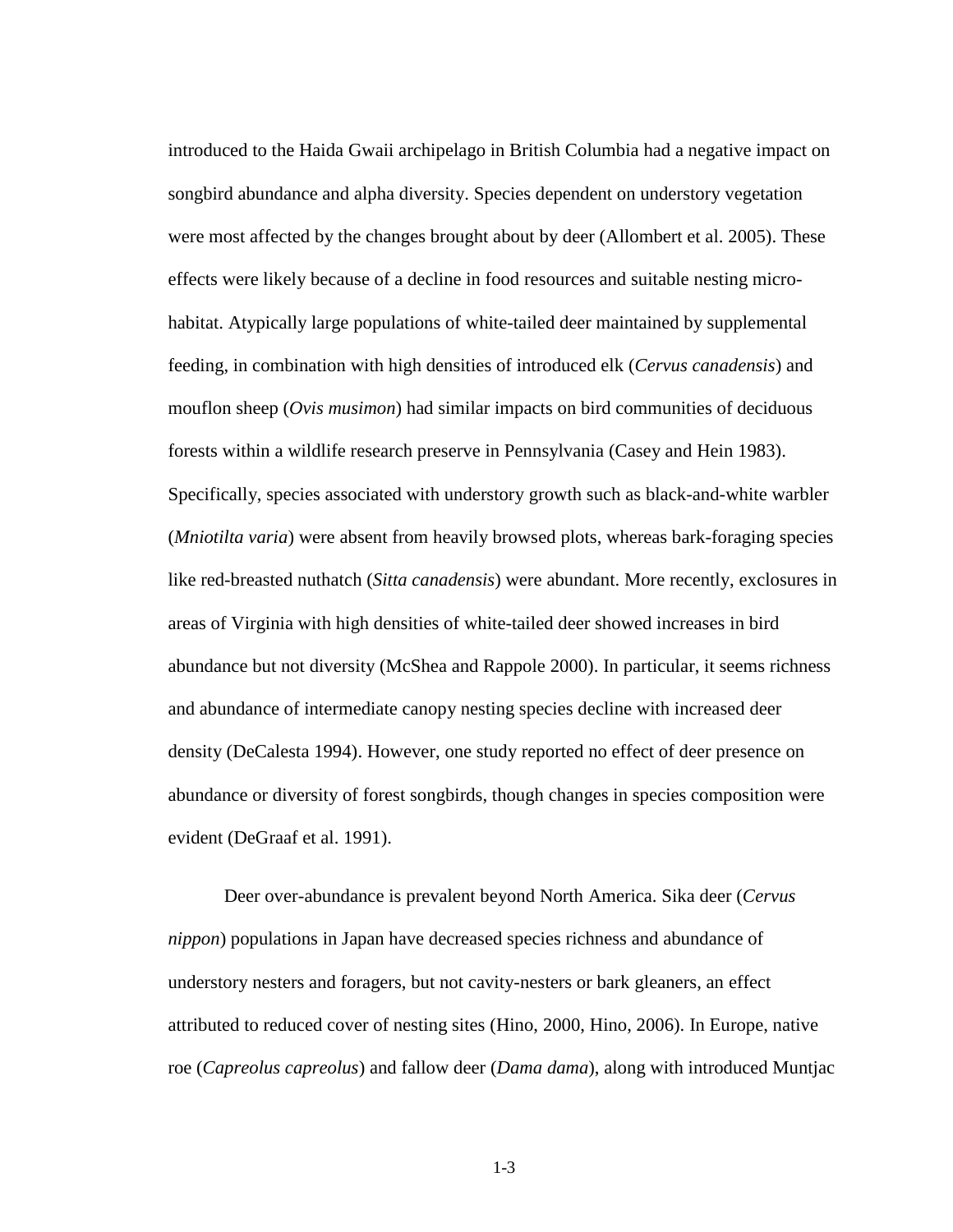introduced to the Haida Gwaii archipelago in British Columbia had a negative impact on songbird abundance and alpha diversity. Species dependent on understory vegetation were most affected by the changes brought about by deer (Allombert et al. 2005). These effects were likely because of a decline in food resources and suitable nesting micro-habitat. Atypically large populations of white-tailed deer maintained by supplemental feeding, in combination with high densities of introduced elk (*Cervus canadensis*) and mouflon sheep (*Ovis musimon*) had similar impacts on bird communities of deciduous forests within a wildlife research preserve in Pennsylvania (Casey and Hein 1983). Specifically, species associated with understory growth such as black-and-white warbler (*Mniotilta varia*) were absent from heavily browsed plots, whereas bark-foraging species like red-breasted nuthatch (*Sitta canadensis*) were abundant. More recently, exclosures in areas of Virginia with high densities of white-tailed deer showed increases in bird abundance but not diversity (McShea and Rappole 2000). In particular, it seems richness and abundance of intermediate canopy nesting species decline with increased deer density (DeCalesta 1994). However, one study reported no effect of deer presence on abundance or diversity of forest songbirds, though changes in species composition were evident (DeGraaf et al. 1991).

Deer over-abundance is prevalent beyond North America. Sika deer (*Cervus nippon*) populations in Japan have decreased species richness and abundance of understory nesters and foragers, but not cavity-nesters or bark gleaners, an effect attributed to reduced cover of nesting sites (Hino, 2000, Hino, 2006). In Europe, native roe (*Capreolus capreolus*) and fallow deer (*Dama dama*), along with introduced Muntjac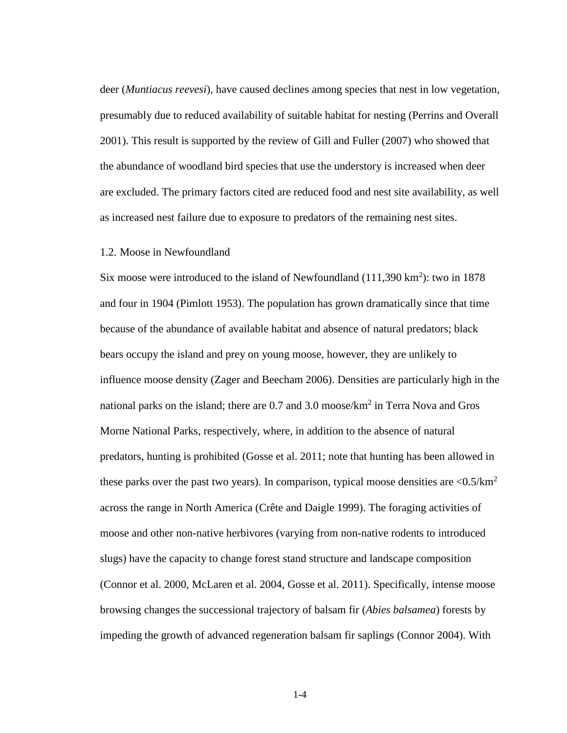deer (*Muntiacus reevesi*), have caused declines among species that nest in low vegetation, presumably due to reduced availability of suitable habitat for nesting (Perrins and Overall 2001). This result is supported by the review of Gill and Fuller (2007) who showed that the abundance of woodland bird species that use the understory is increased when deer are excluded. The primary factors cited are reduced food and nest site availability, as well as increased nest failure due to exposure to predators of the remaining nest sites.

### 1.2. Moose in Newfoundland

Six moose were introduced to the island of Newfoundland (111,390 $km^2$): two in 1878 and four in 1904 (Pimlott 1953). The population has grown dramatically since that time because of the abundance of available habitat and absence of natural predators; black bears occupy the island and prey on young moose, however, they are unlikely to influence moose density (Zager and Beecham 2006). Densities are particularly high in the national parks on the island; there are 0.7 and 3.0 moose/$km^2$ in Terra Nova and Gros Morne National Parks, respectively, where, in addition to the absence of natural predators, hunting is prohibited (Gosse et al. 2011; note that hunting has been allowed in these parks over the past two years). In comparison, typical moose densities are <0.5/$km^2$ across the range in North America (Crête and Daigle 1999). The foraging activities of moose and other non-native herbivores (varying from non-native rodents to introduced slugs) have the capacity to change forest stand structure and landscape composition (Connor et al. 2000, McLaren et al. 2004, Gosse et al. 2011). Specifically, intense moose browsing changes the successional trajectory of balsam fir (*Abies balsamea*) forests by impeding the growth of advanced regeneration balsam fir saplings (Connor 2004). With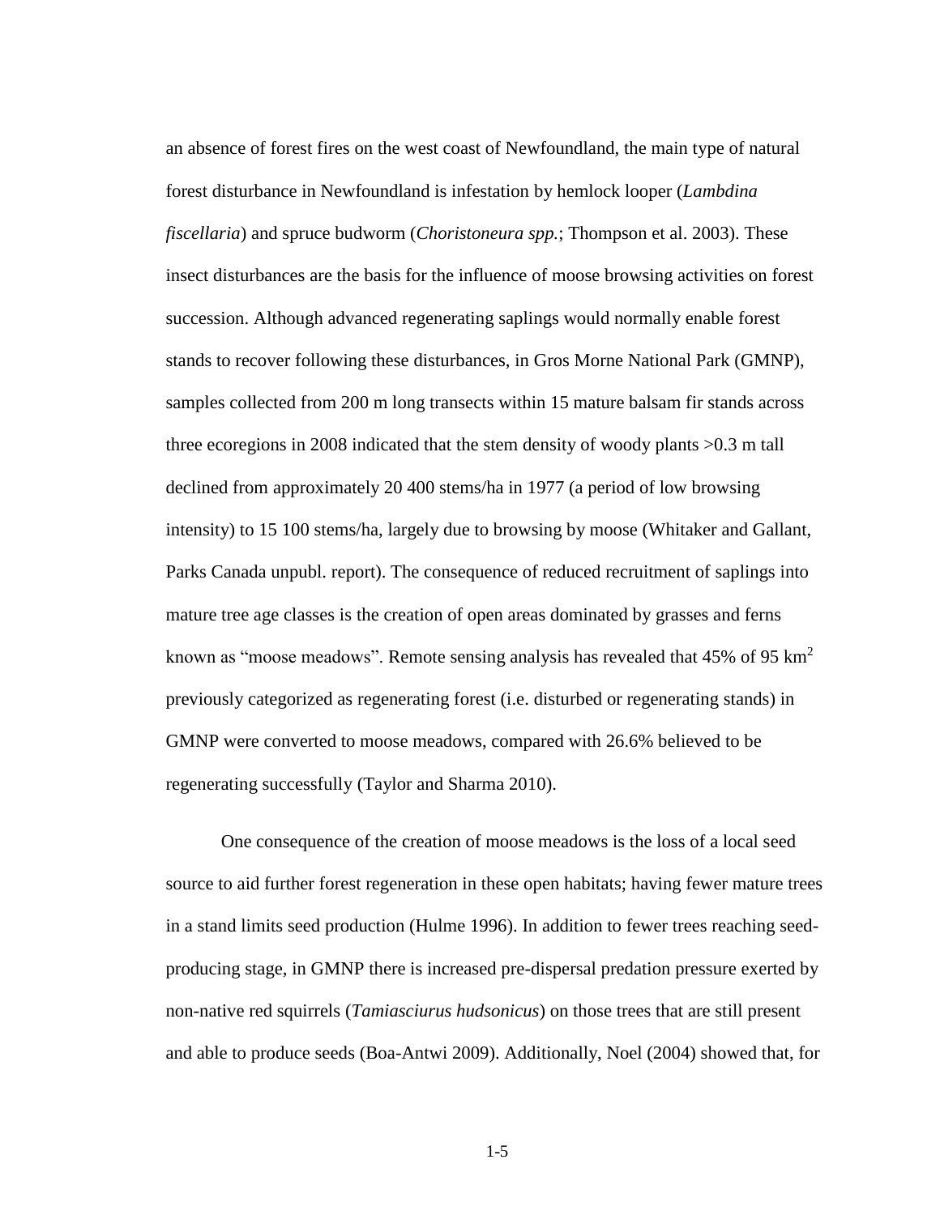an absence of forest fires on the west coast of Newfoundland, the main type of natural forest disturbance in Newfoundland is infestation by hemlock looper (*Lambdina fiscellaria*) and spruce budworm (*Choristoneura spp.*; Thompson et al. 2003). These insect disturbances are the basis for the influence of moose browsing activities on forest succession. Although advanced regenerating saplings would normally enable forest stands to recover following these disturbances, in Gros Morne National Park (GMNP), samples collected from 200 m long transects within 15 mature balsam fir stands across three ecoregions in 2008 indicated that the stem density of woody plants >0.3 m tall declined from approximately 20 400 stems/ha in 1977 (a period of low browsing intensity) to 15 100 stems/ha, largely due to browsing by moose (Whitaker and Gallant, Parks Canada unpubl. report). The consequence of reduced recruitment of saplings into mature tree age classes is the creation of open areas dominated by grasses and ferns known as "moose meadows". Remote sensing analysis has revealed that 45% of 95 $km^2$ previously categorized as regenerating forest (i.e. disturbed or regenerating stands) in GMNP were converted to moose meadows, compared with 26.6% believed to be regenerating successfully (Taylor and Sharma 2010).

One consequence of the creation of moose meadows is the loss of a local seed source to aid further forest regeneration in these open habitats; having fewer mature trees in a stand limits seed production (Hulme 1996). In addition to fewer trees reaching seed-producing stage, in GMNP there is increased pre-dispersal predation pressure exerted by non-native red squirrels (*Tamiasciurus hudsonicus*) on those trees that are still present and able to produce seeds (Boa-Antwi 2009). Additionally, Noel (2004) showed that, for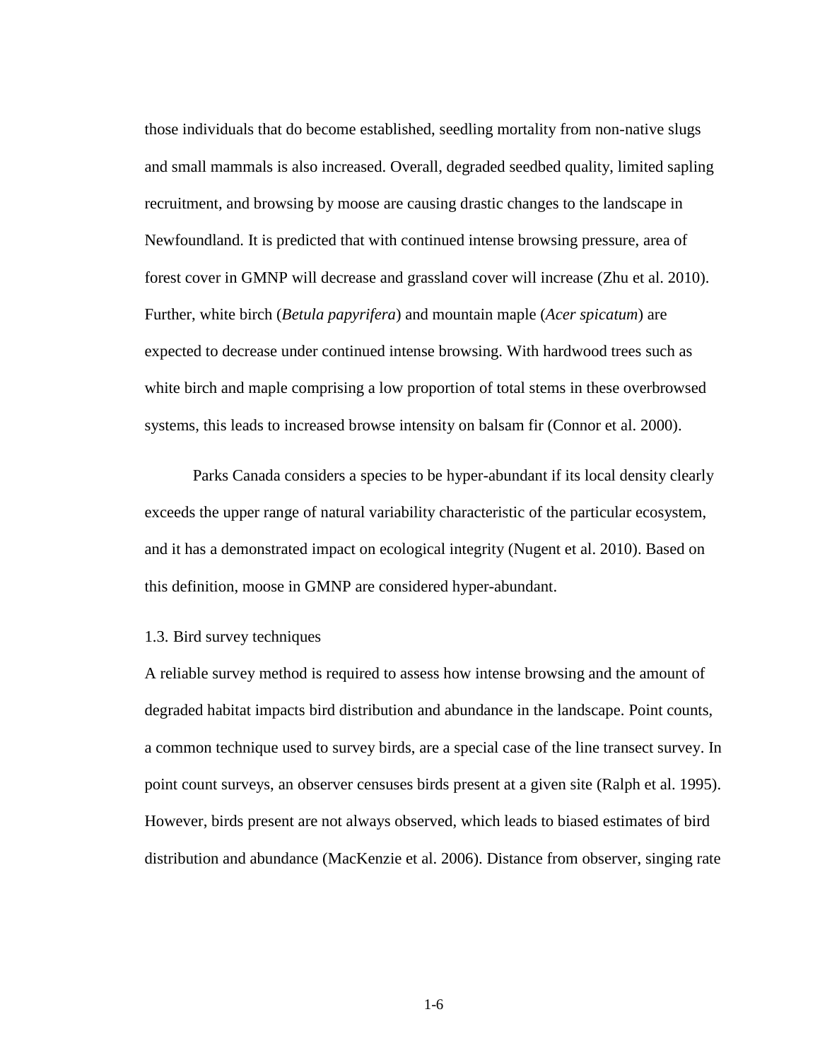those individuals that do become established, seedling mortality from non-native slugs and small mammals is also increased. Overall, degraded seedbed quality, limited sapling recruitment, and browsing by moose are causing drastic changes to the landscape in Newfoundland. It is predicted that with continued intense browsing pressure, area of forest cover in GMNP will decrease and grassland cover will increase (Zhu et al. 2010). Further, white birch (*Betula papyrifera*) and mountain maple (*Acer spicatum*) are expected to decrease under continued intense browsing. With hardwood trees such as white birch and maple comprising a low proportion of total stems in these overbrowsed systems, this leads to increased browse intensity on balsam fir (Connor et al. 2000).

Parks Canada considers a species to be hyper-abundant if its local density clearly exceeds the upper range of natural variability characteristic of the particular ecosystem, and it has a demonstrated impact on ecological integrity (Nugent et al. 2010). Based on this definition, moose in GMNP are considered hyper-abundant.

### 1.3. Bird survey techniques

A reliable survey method is required to assess how intense browsing and the amount of degraded habitat impacts bird distribution and abundance in the landscape. Point counts, a common technique used to survey birds, are a special case of the line transect survey. In point count surveys, an observer censuses birds present at a given site (Ralph et al. 1995). However, birds present are not always observed, which leads to biased estimates of bird distribution and abundance (MacKenzie et al. 2006). Distance from observer, singing rate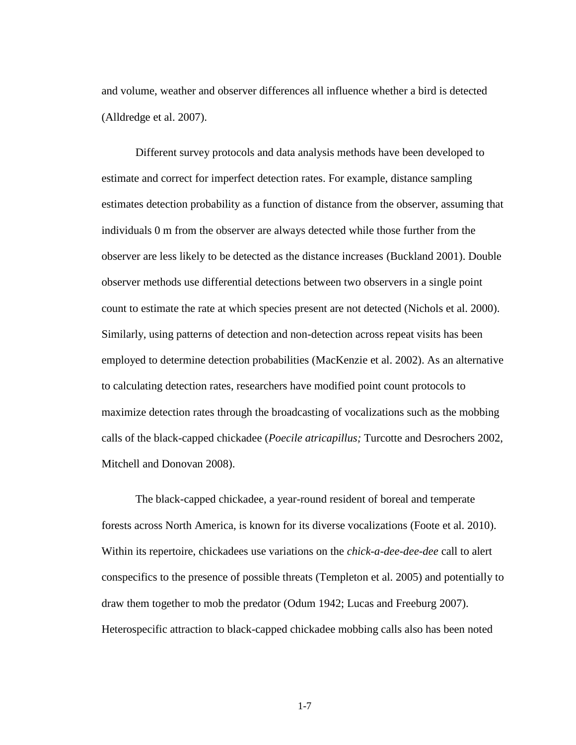and volume, weather and observer differences all influence whether a bird is detected (Alldredge et al. 2007).

Different survey protocols and data analysis methods have been developed to estimate and correct for imperfect detection rates. For example, distance sampling estimates detection probability as a function of distance from the observer, assuming that individuals 0 m from the observer are always detected while those further from the observer are less likely to be detected as the distance increases (Buckland 2001). Double observer methods use differential detections between two observers in a single point count to estimate the rate at which species present are not detected (Nichols et al. 2000). Similarly, using patterns of detection and non-detection across repeat visits has been employed to determine detection probabilities (MacKenzie et al. 2002). As an alternative to calculating detection rates, researchers have modified point count protocols to maximize detection rates through the broadcasting of vocalizations such as the mobbing calls of the black-capped chickadee (*Poecile atricapillus;* Turcotte and Desrochers 2002, Mitchell and Donovan 2008).

The black-capped chickadee, a year-round resident of boreal and temperate forests across North America, is known for its diverse vocalizations (Foote et al. 2010). Within its repertoire, chickadees use variations on the *chick-a-dee-dee-dee* call to alert conspecifics to the presence of possible threats (Templeton et al. 2005) and potentially to draw them together to mob the predator (Odum 1942; Lucas and Freeburg 2007). Heterospecific attraction to black-capped chickadee mobbing calls also has been noted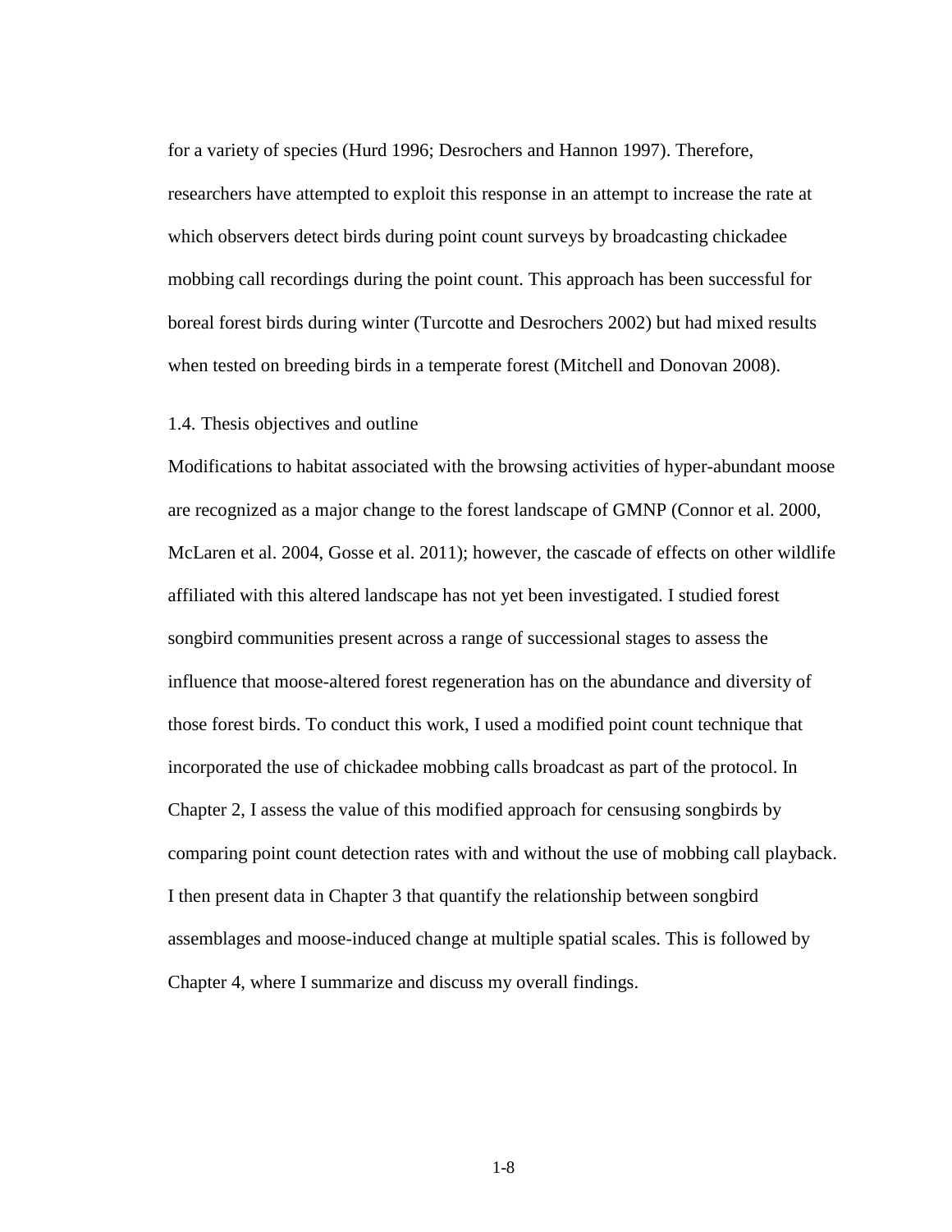for a variety of species (Hurd 1996; Desrochers and Hannon 1997). Therefore, researchers have attempted to exploit this response in an attempt to increase the rate at which observers detect birds during point count surveys by broadcasting chickadee mobbing call recordings during the point count. This approach has been successful for boreal forest birds during winter (Turcotte and Desrochers 2002) but had mixed results when tested on breeding birds in a temperate forest (Mitchell and Donovan 2008).

## 1.4. Thesis objectives and outline

Modifications to habitat associated with the browsing activities of hyper-abundant moose are recognized as a major change to the forest landscape of GMNP (Connor et al. 2000, McLaren et al. 2004, Gosse et al. 2011); however, the cascade of effects on other wildlife affiliated with this altered landscape has not yet been investigated. I studied forest songbird communities present across a range of successional stages to assess the influence that moose-altered forest regeneration has on the abundance and diversity of those forest birds. To conduct this work, I used a modified point count technique that incorporated the use of chickadee mobbing calls broadcast as part of the protocol. In Chapter 2, I assess the value of this modified approach for censusing songbirds by comparing point count detection rates with and without the use of mobbing call playback. I then present data in Chapter 3 that quantify the relationship between songbird assemblages and moose-induced change at multiple spatial scales. This is followed by Chapter 4, where I summarize and discuss my overall findings.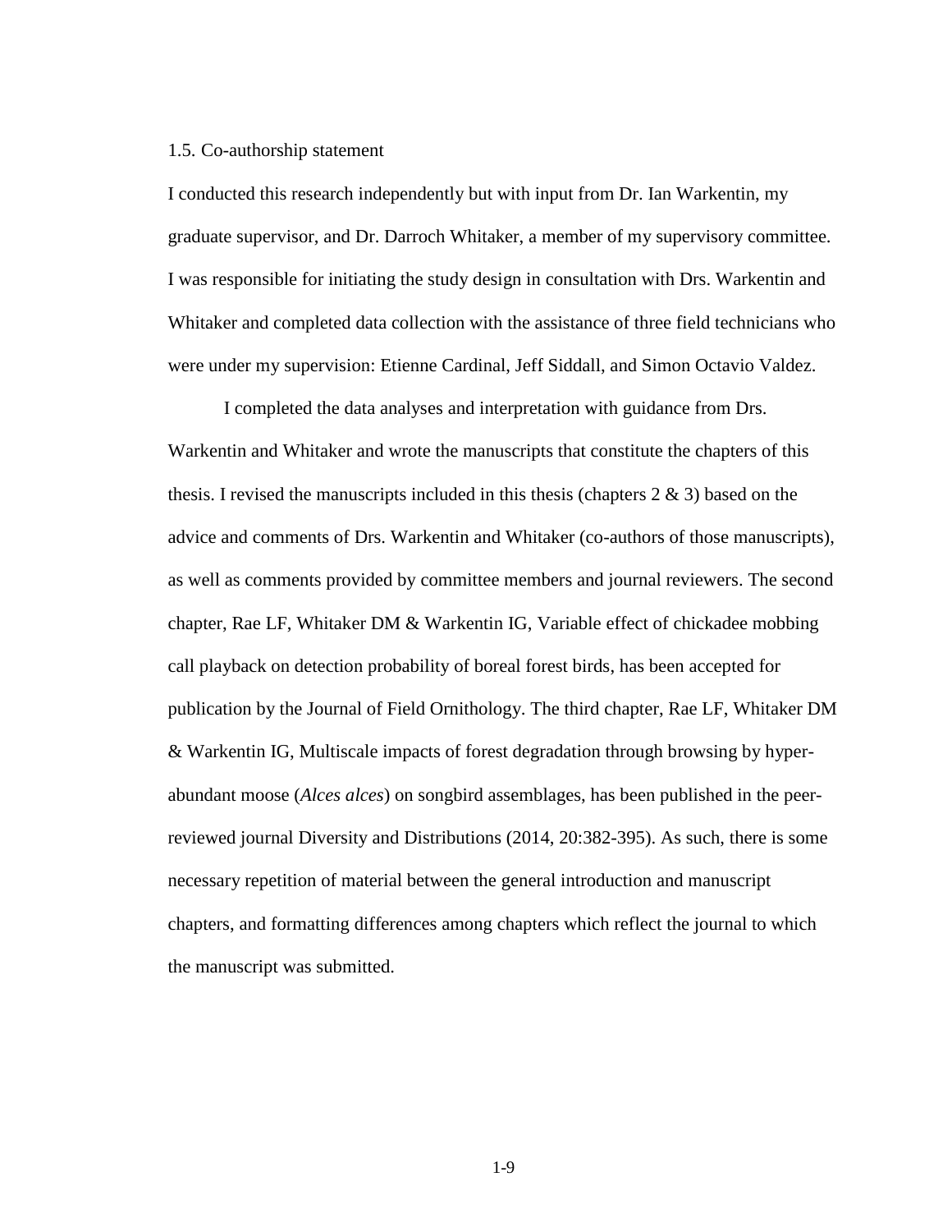### 1.5. Co-authorship statement

I conducted this research independently but with input from Dr. Ian Warkentin, my graduate supervisor, and Dr. Darroch Whitaker, a member of my supervisory committee. I was responsible for initiating the study design in consultation with Drs. Warkentin and Whitaker and completed data collection with the assistance of three field technicians who were under my supervision: Etienne Cardinal, Jeff Siddall, and Simon Octavio Valdez.

I completed the data analyses and interpretation with guidance from Drs. Warkentin and Whitaker and wrote the manuscripts that constitute the chapters of this thesis. I revised the manuscripts included in this thesis (chapters 2 & 3) based on the advice and comments of Drs. Warkentin and Whitaker (co-authors of those manuscripts), as well as comments provided by committee members and journal reviewers. The second chapter, Rae LF, Whitaker DM & Warkentin IG, Variable effect of chickadee mobbing call playback on detection probability of boreal forest birds, has been accepted for publication by the Journal of Field Ornithology. The third chapter, Rae LF, Whitaker DM & Warkentin IG, Multiscale impacts of forest degradation through browsing by hyper-abundant moose (*Alces alces*) on songbird assemblages, has been published in the peer-reviewed journal Diversity and Distributions (2014, 20:382-395). As such, there is some necessary repetition of material between the general introduction and manuscript chapters, and formatting differences among chapters which reflect the journal to which the manuscript was submitted.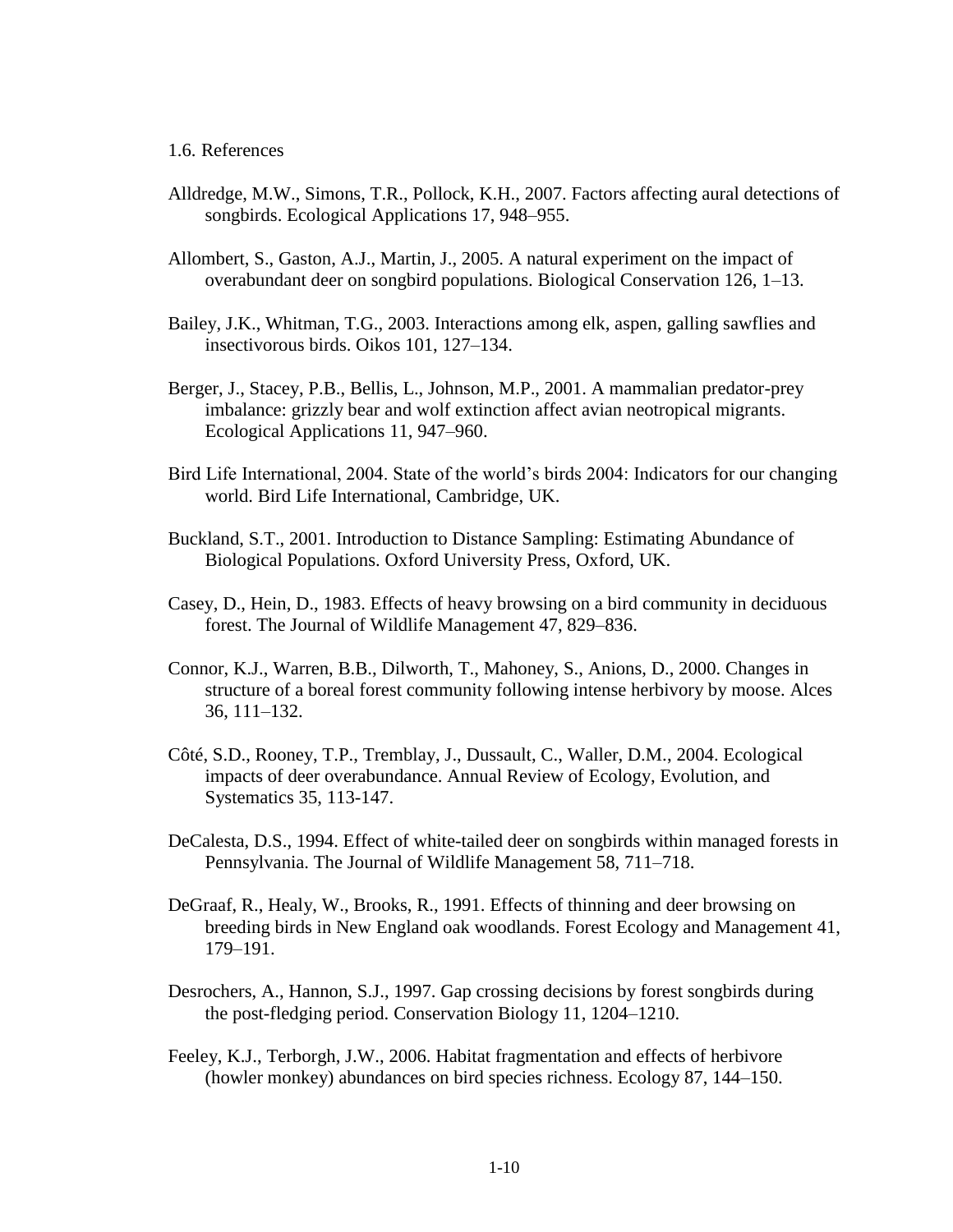## 1.6. References

Alldredge, M.W., Simons, T.R., Pollock, K.H., 2007. Factors affecting aural detections of songbirds. Ecological Applications 17, 948–955.

Allombert, S., Gaston, A.J., Martin, J., 2005. A natural experiment on the impact of overabundant deer on songbird populations. Biological Conservation 126, 1–13.

Bailey, J.K., Whitman, T.G., 2003. Interactions among elk, aspen, galling sawflies and insectivorous birds. Oikos 101, 127–134.

Berger, J., Stacey, P.B., Bellis, L., Johnson, M.P., 2001. A mammalian predator-prey imbalance: grizzly bear and wolf extinction affect avian neotropical migrants. Ecological Applications 11, 947–960.

Bird Life International, 2004. State of the world's birds 2004: Indicators for our changing world. Bird Life International, Cambridge, UK.

Buckland, S.T., 2001. Introduction to Distance Sampling: Estimating Abundance of Biological Populations. Oxford University Press, Oxford, UK.

Casey, D., Hein, D., 1983. Effects of heavy browsing on a bird community in deciduous forest. The Journal of Wildlife Management 47, 829–836.

Connor, K.J., Warren, B.B., Dilworth, T., Mahoney, S., Anions, D., 2000. Changes in structure of a boreal forest community following intense herbivory by moose. Alces 36, 111–132.

Côté, S.D., Rooney, T.P., Tremblay, J., Dussault, C., Waller, D.M., 2004. Ecological impacts of deer overabundance. Annual Review of Ecology, Evolution, and Systematics 35, 113-147.

DeCalesta, D.S., 1994. Effect of white-tailed deer on songbirds within managed forests in Pennsylvania. The Journal of Wildlife Management 58, 711–718.

DeGraaf, R., Healy, W., Brooks, R., 1991. Effects of thinning and deer browsing on breeding birds in New England oak woodlands. Forest Ecology and Management 41, 179–191.

Desrochers, A., Hannon, S.J., 1997. Gap crossing decisions by forest songbirds during the post-fledging period. Conservation Biology 11, 1204–1210.

Feeley, K.J., Terborgh, J.W., 2006. Habitat fragmentation and effects of herbivore (howler monkey) abundances on bird species richness. Ecology 87, 144–150.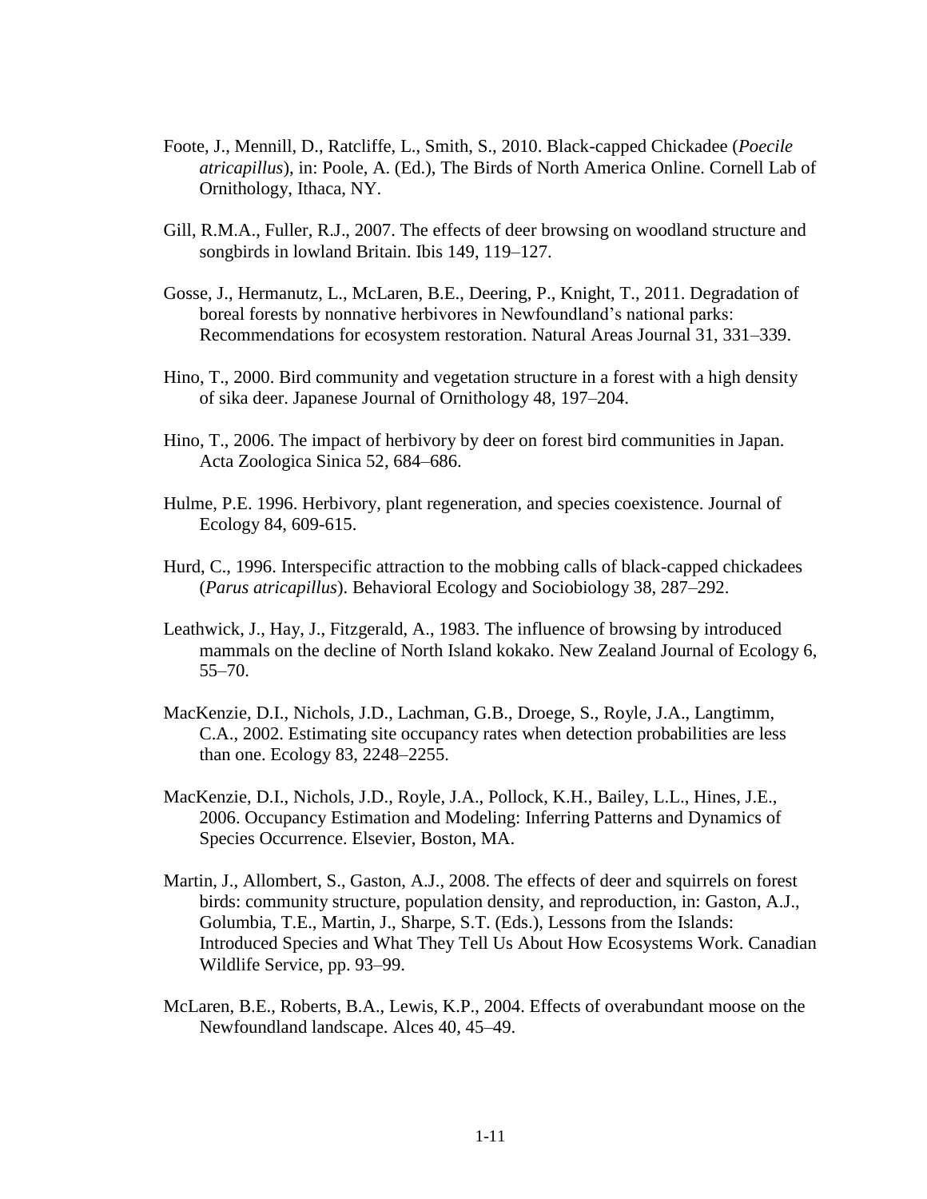Foote, J., Mennill, D., Ratcliffe, L., Smith, S., 2010. Black-capped Chickadee (*Poecile atricapillus*), in: Poole, A. (Ed.), The Birds of North America Online. Cornell Lab of Ornithology, Ithaca, NY.

Gill, R.M.A., Fuller, R.J., 2007. The effects of deer browsing on woodland structure and songbirds in lowland Britain. Ibis 149, 119–127.

Gosse, J., Hermanutz, L., McLaren, B.E., Deering, P., Knight, T., 2011. Degradation of boreal forests by nonnative herbivores in Newfoundland's national parks: Recommendations for ecosystem restoration. Natural Areas Journal 31, 331–339.

Hino, T., 2000. Bird community and vegetation structure in a forest with a high density of sika deer. Japanese Journal of Ornithology 48, 197–204.

Hino, T., 2006. The impact of herbivory by deer on forest bird communities in Japan. Acta Zoologica Sinica 52, 684–686.

Hulme, P.E. 1996. Herbivory, plant regeneration, and species coexistence. Journal of Ecology 84, 609-615.

Hurd, C., 1996. Interspecific attraction to the mobbing calls of black-capped chickadees (*Parus atricapillus*). Behavioral Ecology and Sociobiology 38, 287–292.

Leathwick, J., Hay, J., Fitzgerald, A., 1983. The influence of browsing by introduced mammals on the decline of North Island kokako. New Zealand Journal of Ecology 6, 55–70.

MacKenzie, D.I., Nichols, J.D., Lachman, G.B., Droege, S., Royle, J.A., Langtimm, C.A., 2002. Estimating site occupancy rates when detection probabilities are less than one. Ecology 83, 2248–2255.

MacKenzie, D.I., Nichols, J.D., Royle, J.A., Pollock, K.H., Bailey, L.L., Hines, J.E., 2006. Occupancy Estimation and Modeling: Inferring Patterns and Dynamics of Species Occurrence. Elsevier, Boston, MA.

Martin, J., Allombert, S., Gaston, A.J., 2008. The effects of deer and squirrels on forest birds: community structure, population density, and reproduction, in: Gaston, A.J., Golumbia, T.E., Martin, J., Sharpe, S.T. (Eds.), Lessons from the Islands: Introduced Species and What They Tell Us About How Ecosystems Work. Canadian Wildlife Service, pp. 93–99.

McLaren, B.E., Roberts, B.A., Lewis, K.P., 2004. Effects of overabundant moose on the Newfoundland landscape. Alces 40, 45–49.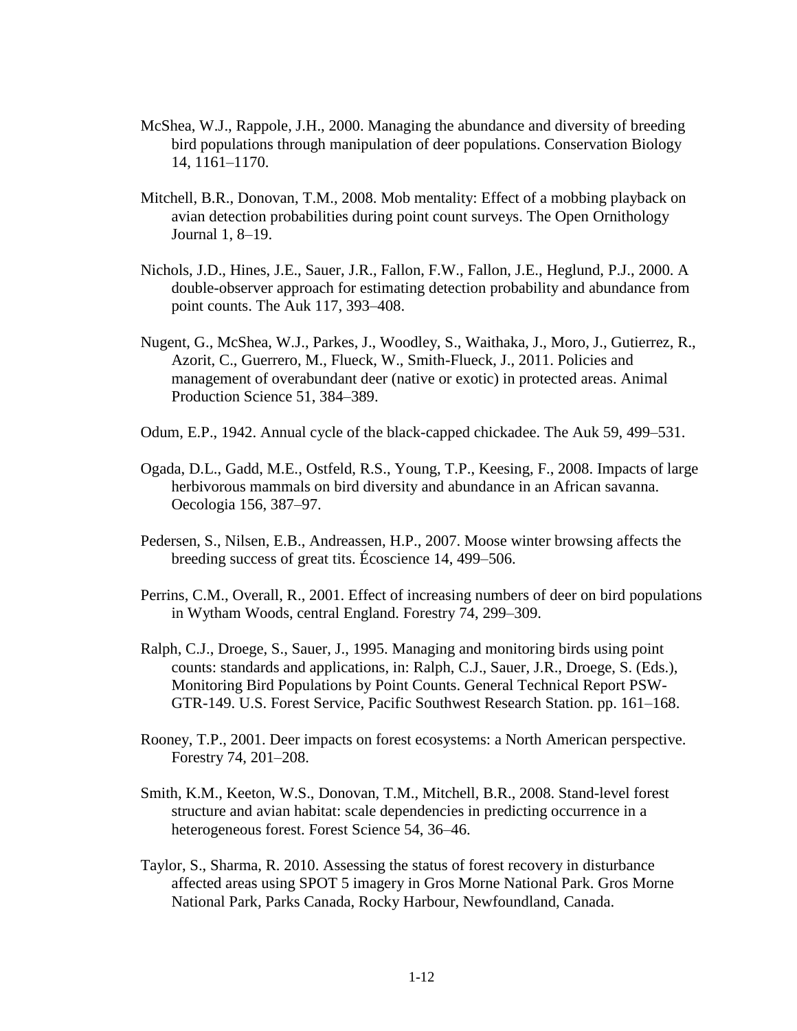McShea, W.J., Rappole, J.H., 2000. Managing the abundance and diversity of breeding bird populations through manipulation of deer populations. Conservation Biology 14, 1161–1170.

Mitchell, B.R., Donovan, T.M., 2008. Mob mentality: Effect of a mobbing playback on avian detection probabilities during point count surveys. The Open Ornithology Journal 1, 8–19.

Nichols, J.D., Hines, J.E., Sauer, J.R., Fallon, F.W., Fallon, J.E., Heglund, P.J., 2000. A double-observer approach for estimating detection probability and abundance from point counts. The Auk 117, 393–408.

Nugent, G., McShea, W.J., Parkes, J., Woodley, S., Waithaka, J., Moro, J., Gutierrez, R., Azorit, C., Guerrero, M., Flueck, W., Smith-Flueck, J., 2011. Policies and management of overabundant deer (native or exotic) in protected areas. Animal Production Science 51, 384–389.

Odum, E.P., 1942. Annual cycle of the black-capped chickadee. The Auk 59, 499–531.

Ogada, D.L., Gadd, M.E., Ostfeld, R.S., Young, T.P., Keesing, F., 2008. Impacts of large herbivorous mammals on bird diversity and abundance in an African savanna. Oecologia 156, 387–97.

Pedersen, S., Nilsen, E.B., Andreassen, H.P., 2007. Moose winter browsing affects the breeding success of great tits. Écoscience 14, 499–506.

Perrins, C.M., Overall, R., 2001. Effect of increasing numbers of deer on bird populations in Wytham Woods, central England. Forestry 74, 299–309.

Ralph, C.J., Droege, S., Sauer, J., 1995. Managing and monitoring birds using point counts: standards and applications, in: Ralph, C.J., Sauer, J.R., Droege, S. (Eds.), Monitoring Bird Populations by Point Counts. General Technical Report PSW-GTR-149. U.S. Forest Service, Pacific Southwest Research Station. pp. 161–168.

Rooney, T.P., 2001. Deer impacts on forest ecosystems: a North American perspective. Forestry 74, 201–208.

Smith, K.M., Keeton, W.S., Donovan, T.M., Mitchell, B.R., 2008. Stand-level forest structure and avian habitat: scale dependencies in predicting occurrence in a heterogeneous forest. Forest Science 54, 36–46.

Taylor, S., Sharma, R. 2010. Assessing the status of forest recovery in disturbance affected areas using SPOT 5 imagery in Gros Morne National Park. Gros Morne National Park, Parks Canada, Rocky Harbour, Newfoundland, Canada.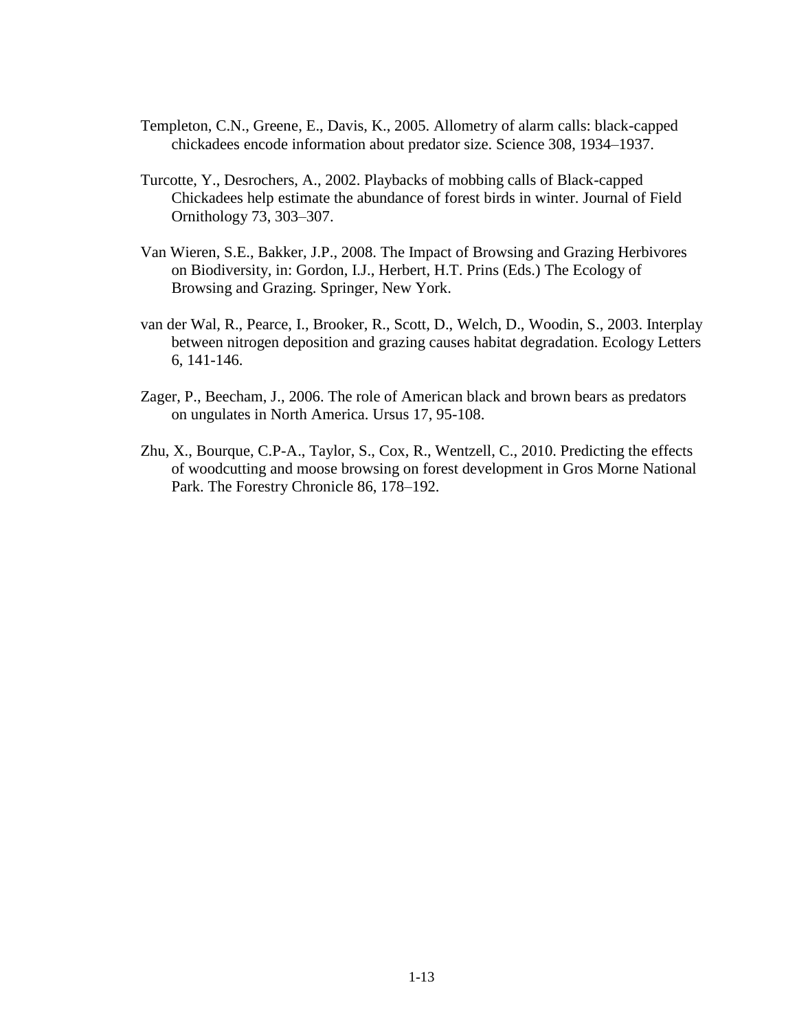Templeton, C.N., Greene, E., Davis, K., 2005. Allometry of alarm calls: black-capped chickadees encode information about predator size. Science 308, 1934–1937.

Turcotte, Y., Desrochers, A., 2002. Playbacks of mobbing calls of Black-capped Chickadees help estimate the abundance of forest birds in winter. Journal of Field Ornithology 73, 303–307.

Van Wieren, S.E., Bakker, J.P., 2008. The Impact of Browsing and Grazing Herbivores on Biodiversity, in: Gordon, I.J., Herbert, H.T. Prins (Eds.) The Ecology of Browsing and Grazing. Springer, New York.

van der Wal, R., Pearce, I., Brooker, R., Scott, D., Welch, D., Woodin, S., 2003. Interplay between nitrogen deposition and grazing causes habitat degradation. Ecology Letters 6, 141-146.

Zager, P., Beecham, J., 2006. The role of American black and brown bears as predators on ungulates in North America. Ursus 17, 95-108.

Zhu, X., Bourque, C.P-A., Taylor, S., Cox, R., Wentzell, C., 2010. Predicting the effects of woodcutting and moose browsing on forest development in Gros Morne National Park. The Forestry Chronicle 86, 178–192.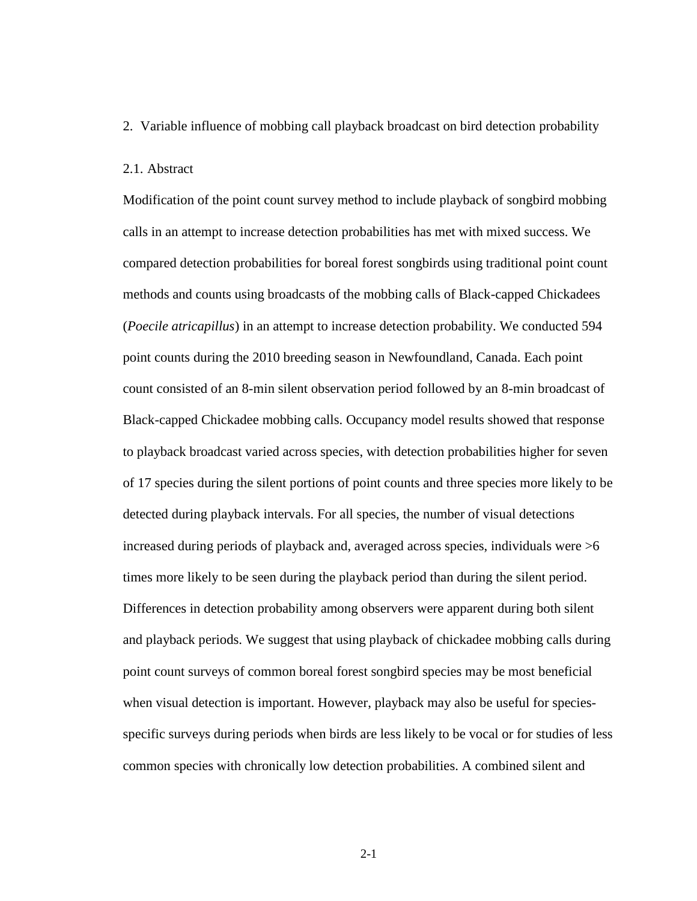## 2. Variable influence of mobbing call playback broadcast on bird detection probability

### 2.1. Abstract

Modification of the point count survey method to include playback of songbird mobbing calls in an attempt to increase detection probabilities has met with mixed success. We compared detection probabilities for boreal forest songbirds using traditional point count methods and counts using broadcasts of the mobbing calls of Black-capped Chickadees (*Poecile atricapillus*) in an attempt to increase detection probability. We conducted 594 point counts during the 2010 breeding season in Newfoundland, Canada. Each point count consisted of an 8-min silent observation period followed by an 8-min broadcast of Black-capped Chickadee mobbing calls. Occupancy model results showed that response to playback broadcast varied across species, with detection probabilities higher for seven of 17 species during the silent portions of point counts and three species more likely to be detected during playback intervals. For all species, the number of visual detections increased during periods of playback and, averaged across species, individuals were >6 times more likely to be seen during the playback period than during the silent period. Differences in detection probability among observers were apparent during both silent and playback periods. We suggest that using playback of chickadee mobbing calls during point count surveys of common boreal forest songbird species may be most beneficial when visual detection is important. However, playback may also be useful for species-specific surveys during periods when birds are less likely to be vocal or for studies of less common species with chronically low detection probabilities. A combined silent and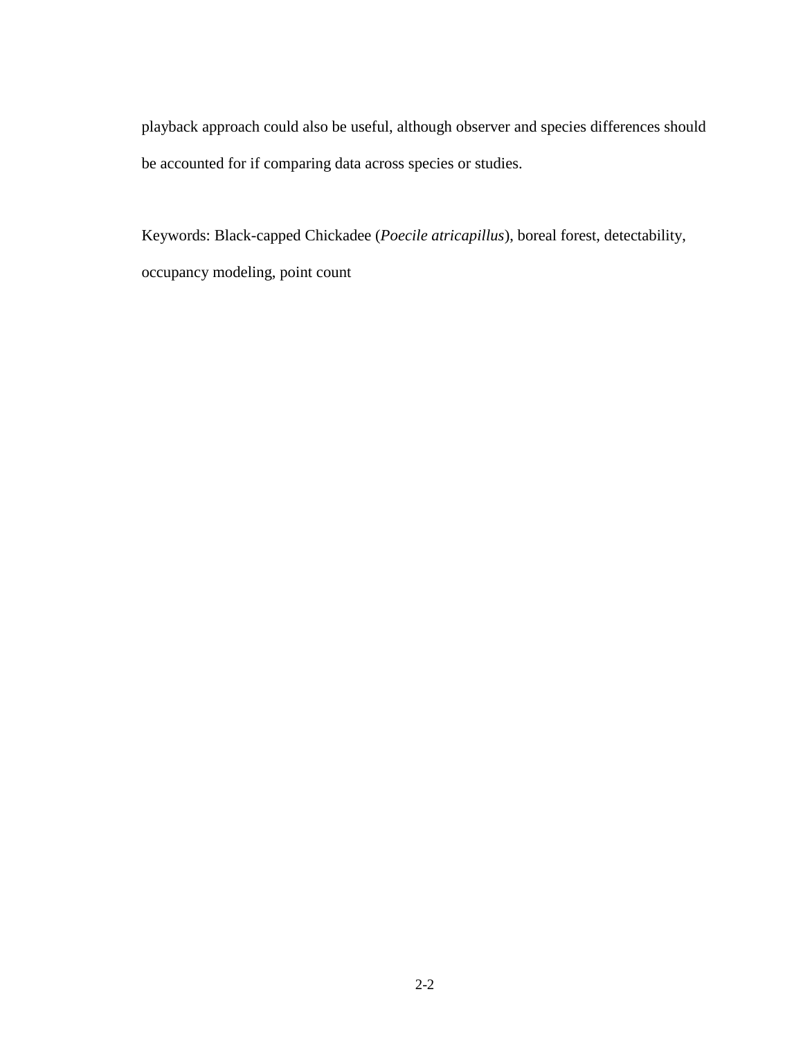playback approach could also be useful, although observer and species differences should be accounted for if comparing data across species or studies.

Keywords: Black-capped Chickadee (*Poecile atricapillus*), boreal forest, detectability, occupancy modeling, point count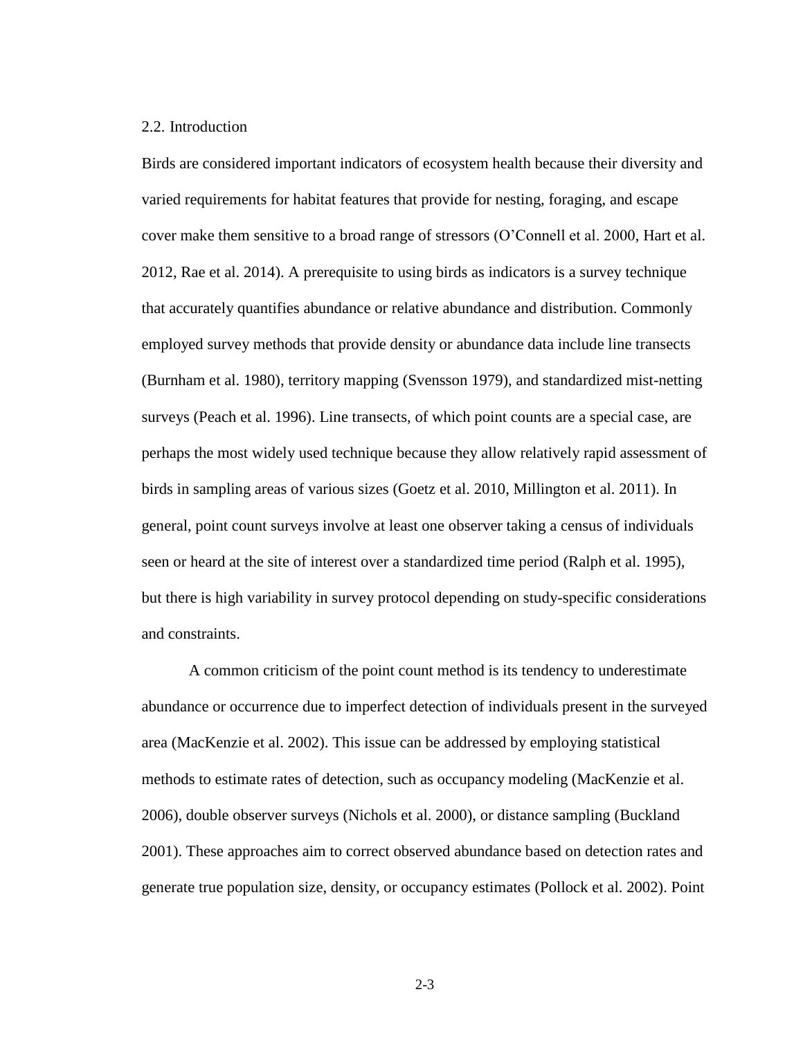## 2.2. Introduction

Birds are considered important indicators of ecosystem health because their diversity and varied requirements for habitat features that provide for nesting, foraging, and escape cover make them sensitive to a broad range of stressors (O'Connell et al. 2000, Hart et al. 2012, Rae et al. 2014). A prerequisite to using birds as indicators is a survey technique that accurately quantifies abundance or relative abundance and distribution. Commonly employed survey methods that provide density or abundance data include line transects (Burnham et al. 1980), territory mapping (Svensson 1979), and standardized mist-netting surveys (Peach et al. 1996). Line transects, of which point counts are a special case, are perhaps the most widely used technique because they allow relatively rapid assessment of birds in sampling areas of various sizes (Goetz et al. 2010, Millington et al. 2011). In general, point count surveys involve at least one observer taking a census of individuals seen or heard at the site of interest over a standardized time period (Ralph et al. 1995), but there is high variability in survey protocol depending on study-specific considerations and constraints.

A common criticism of the point count method is its tendency to underestimate abundance or occurrence due to imperfect detection of individuals present in the surveyed area (MacKenzie et al. 2002). This issue can be addressed by employing statistical methods to estimate rates of detection, such as occupancy modeling (MacKenzie et al. 2006), double observer surveys (Nichols et al. 2000), or distance sampling (Buckland 2001). These approaches aim to correct observed abundance based on detection rates and generate true population size, density, or occupancy estimates (Pollock et al. 2002). Point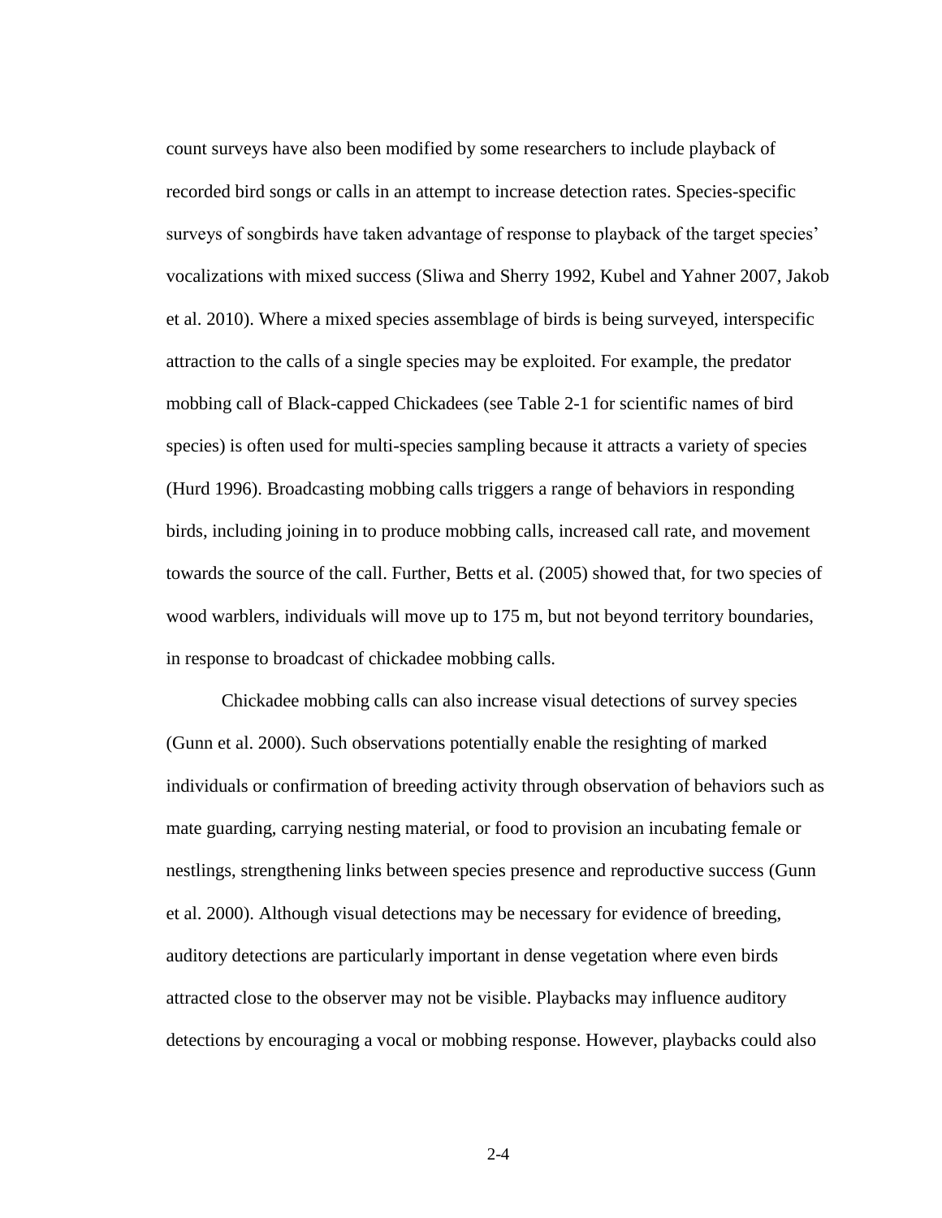count surveys have also been modified by some researchers to include playback of recorded bird songs or calls in an attempt to increase detection rates. Species-specific surveys of songbirds have taken advantage of response to playback of the target species' vocalizations with mixed success (Sliwa and Sherry 1992, Kubel and Yahner 2007, Jakob et al. 2010). Where a mixed species assemblage of birds is being surveyed, interspecific attraction to the calls of a single species may be exploited. For example, the predator mobbing call of Black-capped Chickadees (see Table 2-1 for scientific names of bird species) is often used for multi-species sampling because it attracts a variety of species (Hurd 1996). Broadcasting mobbing calls triggers a range of behaviors in responding birds, including joining in to produce mobbing calls, increased call rate, and movement towards the source of the call. Further, Betts et al. (2005) showed that, for two species of wood warblers, individuals will move up to 175 m, but not beyond territory boundaries, in response to broadcast of chickadee mobbing calls.

Chickadee mobbing calls can also increase visual detections of survey species (Gunn et al. 2000). Such observations potentially enable the resighting of marked individuals or confirmation of breeding activity through observation of behaviors such as mate guarding, carrying nesting material, or food to provision an incubating female or nestlings, strengthening links between species presence and reproductive success (Gunn et al. 2000). Although visual detections may be necessary for evidence of breeding, auditory detections are particularly important in dense vegetation where even birds attracted close to the observer may not be visible. Playbacks may influence auditory detections by encouraging a vocal or mobbing response. However, playbacks could also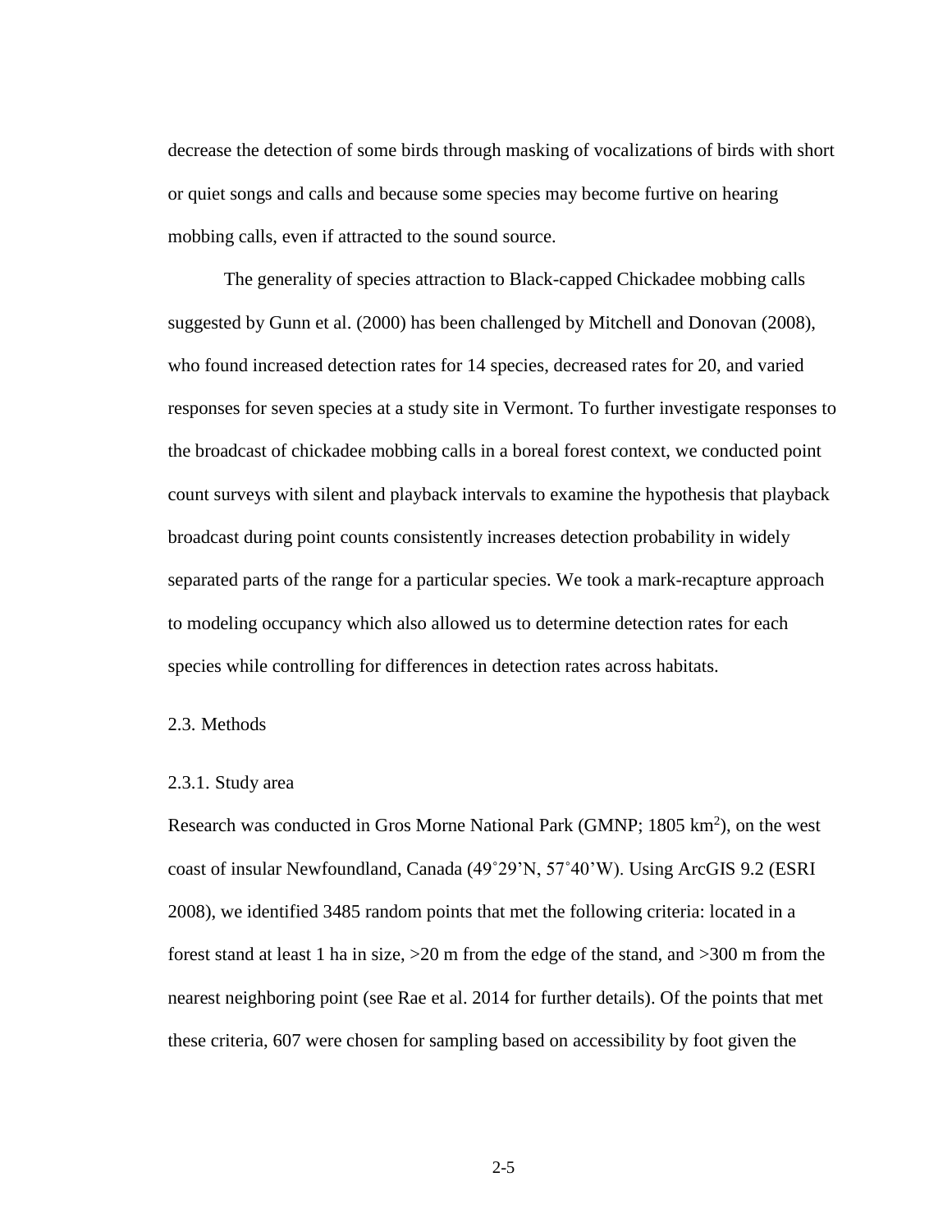decrease the detection of some birds through masking of vocalizations of birds with short or quiet songs and calls and because some species may become furtive on hearing mobbing calls, even if attracted to the sound source.

The generality of species attraction to Black-capped Chickadee mobbing calls suggested by Gunn et al. (2000) has been challenged by Mitchell and Donovan (2008), who found increased detection rates for 14 species, decreased rates for 20, and varied responses for seven species at a study site in Vermont. To further investigate responses to the broadcast of chickadee mobbing calls in a boreal forest context, we conducted point count surveys with silent and playback intervals to examine the hypothesis that playback broadcast during point counts consistently increases detection probability in widely separated parts of the range for a particular species. We took a mark-recapture approach to modeling occupancy which also allowed us to determine detection rates for each species while controlling for differences in detection rates across habitats.

## 2.3. Methods

### 2.3.1. Study area

Research was conducted in Gros Morne National Park (GMNP; 1805 $km^2$), on the west coast of insular Newfoundland, Canada (49˚29'N, 57˚40'W). Using ArcGIS 9.2 (ESRI 2008), we identified 3485 random points that met the following criteria: located in a forest stand at least 1 ha in size, >20 m from the edge of the stand, and >300 m from the nearest neighboring point (see Rae et al. 2014 for further details). Of the points that met these criteria, 607 were chosen for sampling based on accessibility by foot given the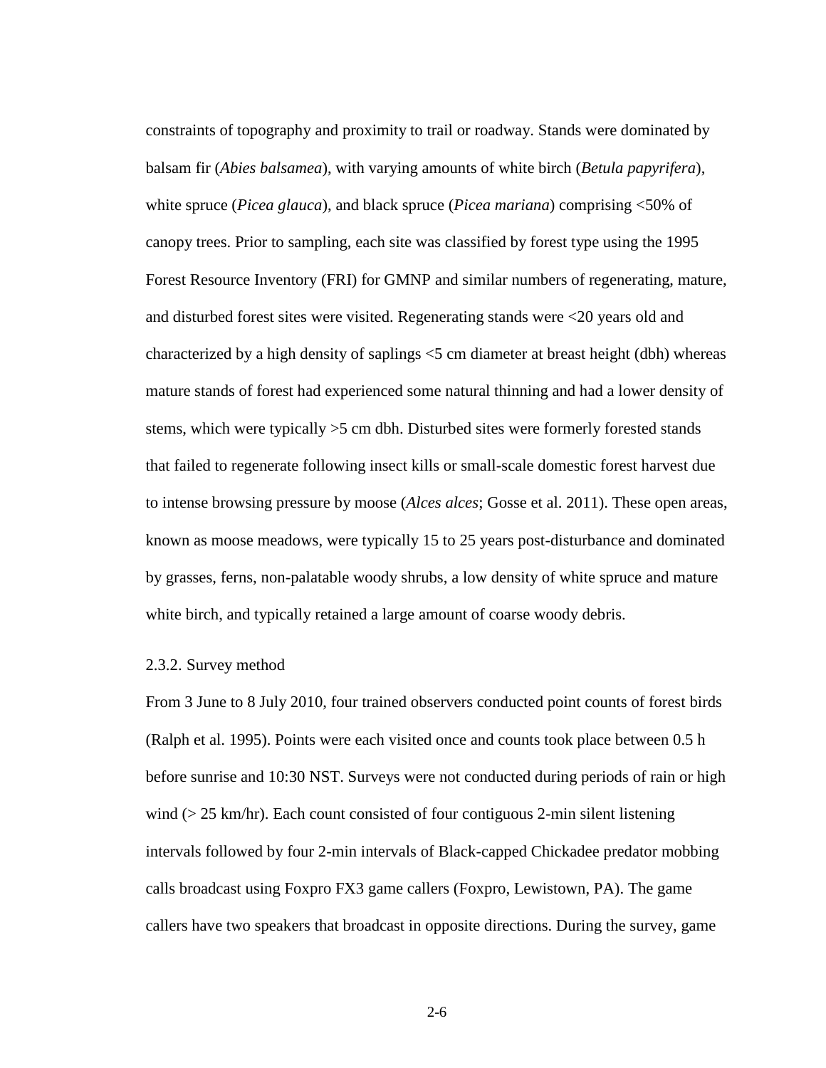constraints of topography and proximity to trail or roadway. Stands were dominated by balsam fir (*Abies balsamea*), with varying amounts of white birch (*Betula papyrifera*), white spruce (*Picea glauca*), and black spruce (*Picea mariana*) comprising <50% of canopy trees. Prior to sampling, each site was classified by forest type using the 1995 Forest Resource Inventory (FRI) for GMNP and similar numbers of regenerating, mature, and disturbed forest sites were visited. Regenerating stands were <20 years old and characterized by a high density of saplings <5 cm diameter at breast height (dbh) whereas mature stands of forest had experienced some natural thinning and had a lower density of stems, which were typically >5 cm dbh. Disturbed sites were formerly forested stands that failed to regenerate following insect kills or small-scale domestic forest harvest due to intense browsing pressure by moose (*Alces alces*; Gosse et al. 2011). These open areas, known as moose meadows, were typically 15 to 25 years post-disturbance and dominated by grasses, ferns, non-palatable woody shrubs, a low density of white spruce and mature white birch, and typically retained a large amount of coarse woody debris.

### 2.3.2. Survey method

From 3 June to 8 July 2010, four trained observers conducted point counts of forest birds (Ralph et al. 1995). Points were each visited once and counts took place between 0.5 h before sunrise and 10:30 NST. Surveys were not conducted during periods of rain or high wind (> 25 km/hr). Each count consisted of four contiguous 2-min silent listening intervals followed by four 2-min intervals of Black-capped Chickadee predator mobbing calls broadcast using Foxpro FX3 game callers (Foxpro, Lewistown, PA). The game callers have two speakers that broadcast in opposite directions. During the survey, game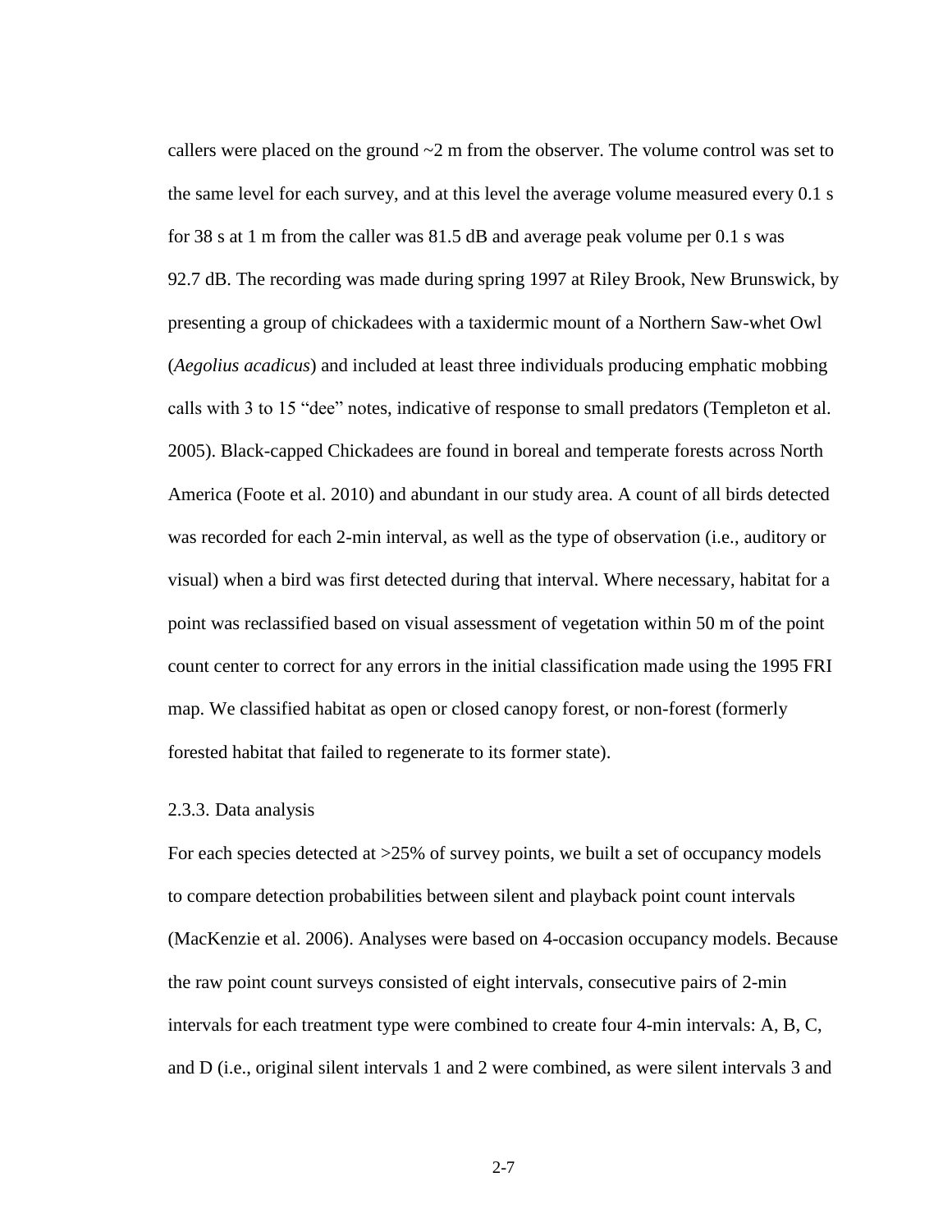callers were placed on the ground ~2 m from the observer. The volume control was set to the same level for each survey, and at this level the average volume measured every 0.1 s for 38 s at 1 m from the caller was 81.5 dB and average peak volume per 0.1 s was 92.7 dB. The recording was made during spring 1997 at Riley Brook, New Brunswick, by presenting a group of chickadees with a taxidermic mount of a Northern Saw-whet Owl (*Aegolius acadicus*) and included at least three individuals producing emphatic mobbing calls with 3 to 15 "dee" notes, indicative of response to small predators (Templeton et al. 2005). Black-capped Chickadees are found in boreal and temperate forests across North America (Foote et al. 2010) and abundant in our study area. A count of all birds detected was recorded for each 2-min interval, as well as the type of observation (i.e., auditory or visual) when a bird was first detected during that interval. Where necessary, habitat for a point was reclassified based on visual assessment of vegetation within 50 m of the point count center to correct for any errors in the initial classification made using the 1995 FRI map. We classified habitat as open or closed canopy forest, or non-forest (formerly forested habitat that failed to regenerate to its former state).

### 2.3.3. Data analysis

For each species detected at >25% of survey points, we built a set of occupancy models to compare detection probabilities between silent and playback point count intervals (MacKenzie et al. 2006). Analyses were based on 4-occasion occupancy models. Because the raw point count surveys consisted of eight intervals, consecutive pairs of 2-min intervals for each treatment type were combined to create four 4-min intervals: A, B, C, and D (i.e., original silent intervals 1 and 2 were combined, as were silent intervals 3 and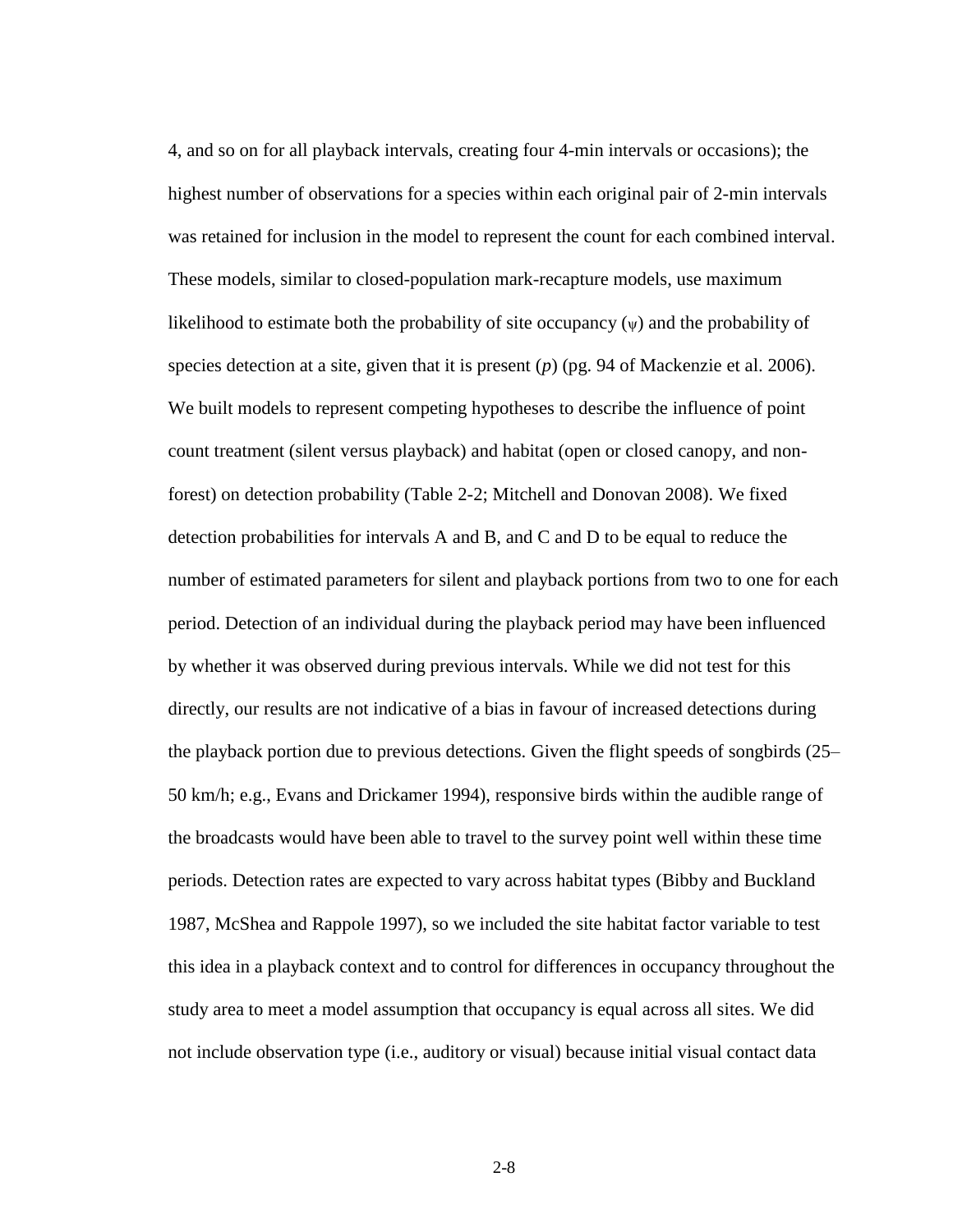4, and so on for all playback intervals, creating four 4-min intervals or occasions); the highest number of observations for a species within each original pair of 2-min intervals was retained for inclusion in the model to represent the count for each combined interval. These models, similar to closed-population mark-recapture models, use maximum likelihood to estimate both the probability of site occupancy ($\psi$) and the probability of species detection at a site, given that it is present (*p*) (pg. 94 of Mackenzie et al. 2006). We built models to represent competing hypotheses to describe the influence of point count treatment (silent versus playback) and habitat (open or closed canopy, and non-forest) on detection probability (Table 2-2; Mitchell and Donovan 2008). We fixed detection probabilities for intervals A and B, and C and D to be equal to reduce the number of estimated parameters for silent and playback portions from two to one for each period. Detection of an individual during the playback period may have been influenced by whether it was observed during previous intervals. While we did not test for this directly, our results are not indicative of a bias in favour of increased detections during the playback portion due to previous detections. Given the flight speeds of songbirds (25–50 km/h; e.g., Evans and Drickamer 1994), responsive birds within the audible range of the broadcasts would have been able to travel to the survey point well within these time periods. Detection rates are expected to vary across habitat types (Bibby and Buckland 1987, McShea and Rappole 1997), so we included the site habitat factor variable to test this idea in a playback context and to control for differences in occupancy throughout the study area to meet a model assumption that occupancy is equal across all sites. We did not include observation type (i.e., auditory or visual) because initial visual contact data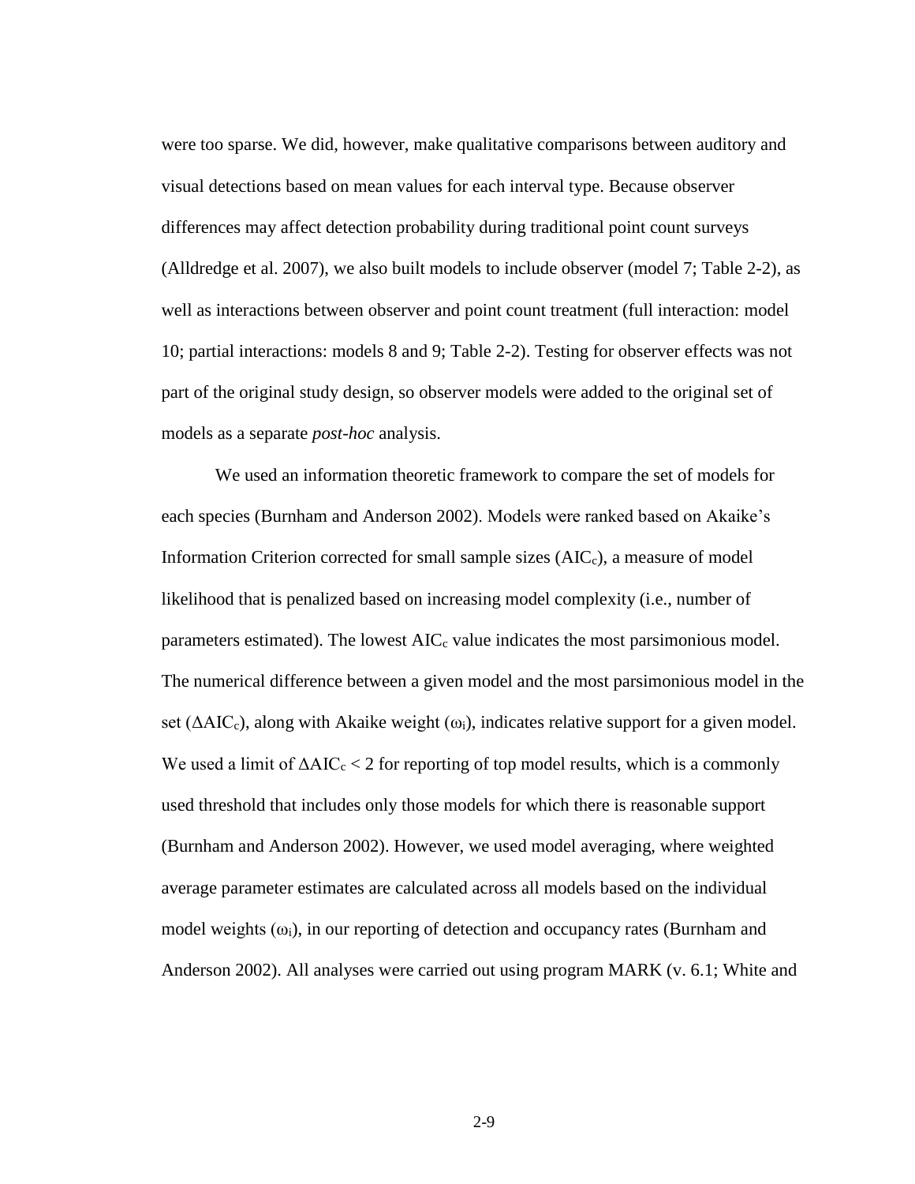were too sparse. We did, however, make qualitative comparisons between auditory and visual detections based on mean values for each interval type. Because observer differences may affect detection probability during traditional point count surveys (Alldredge et al. 2007), we also built models to include observer (model 7; Table 2-2), as well as interactions between observer and point count treatment (full interaction: model 10; partial interactions: models 8 and 9; Table 2-2). Testing for observer effects was not part of the original study design, so observer models were added to the original set of models as a separate *post-hoc* analysis.

We used an information theoretic framework to compare the set of models for each species (Burnham and Anderson 2002). Models were ranked based on Akaike's Information Criterion corrected for small sample sizes ($AIC_c$), a measure of model likelihood that is penalized based on increasing model complexity (i.e., number of parameters estimated). The lowest $AIC_c$ value indicates the most parsimonious model. The numerical difference between a given model and the most parsimonious model in the set ($\Delta AIC_c$), along with Akaike weight ($\omega_i$), indicates relative support for a given model. We used a limit of $\Delta AIC_c < 2$ for reporting of top model results, which is a commonly used threshold that includes only those models for which there is reasonable support (Burnham and Anderson 2002). However, we used model averaging, where weighted average parameter estimates are calculated across all models based on the individual model weights ($\omega_i$), in our reporting of detection and occupancy rates (Burnham and Anderson 2002). All analyses were carried out using program MARK (v. 6.1; White and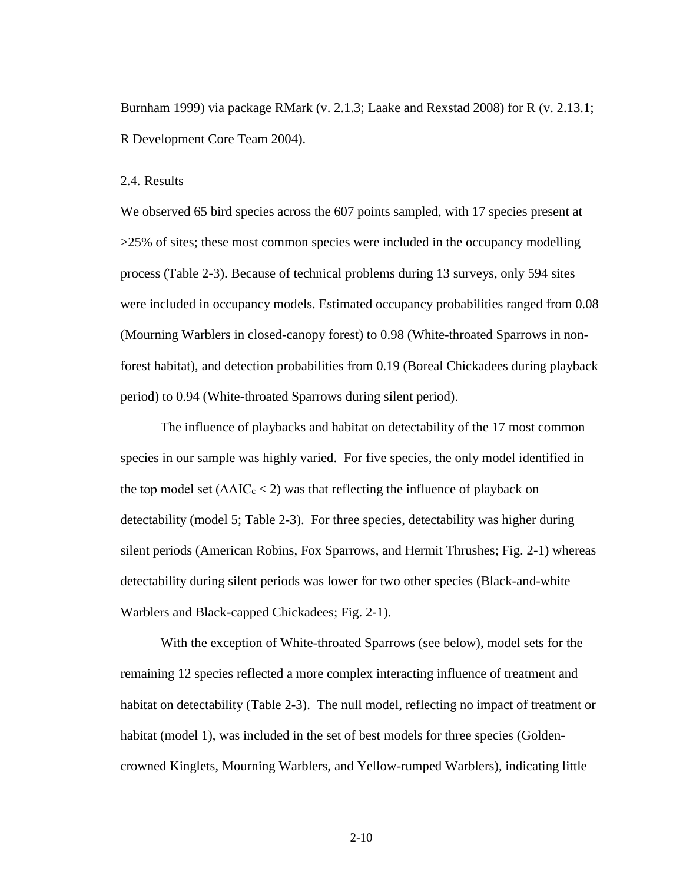Burnham 1999) via package RMark (v. 2.1.3; Laake and Rexstad 2008) for R (v. 2.13.1; R Development Core Team 2004).

## 2.4. Results

We observed 65 bird species across the 607 points sampled, with 17 species present at >25% of sites; these most common species were included in the occupancy modelling process (Table 2-3). Because of technical problems during 13 surveys, only 594 sites were included in occupancy models. Estimated occupancy probabilities ranged from 0.08 (Mourning Warblers in closed-canopy forest) to 0.98 (White-throated Sparrows in non-forest habitat), and detection probabilities from 0.19 (Boreal Chickadees during playback period) to 0.94 (White-throated Sparrows during silent period).

The influence of playbacks and habitat on detectability of the 17 most common species in our sample was highly varied. For five species, the only model identified in the top model set ($\Delta AIC_c < 2$) was that reflecting the influence of playback on detectability (model 5; Table 2-3). For three species, detectability was higher during silent periods (American Robins, Fox Sparrows, and Hermit Thrushes; Fig. 2-1) whereas detectability during silent periods was lower for two other species (Black-and-white Warblers and Black-capped Chickadees; Fig. 2-1).

With the exception of White-throated Sparrows (see below), model sets for the remaining 12 species reflected a more complex interacting influence of treatment and habitat on detectability (Table 2-3). The null model, reflecting no impact of treatment or habitat (model 1), was included in the set of best models for three species (Golden-crowned Kinglets, Mourning Warblers, and Yellow-rumped Warblers), indicating little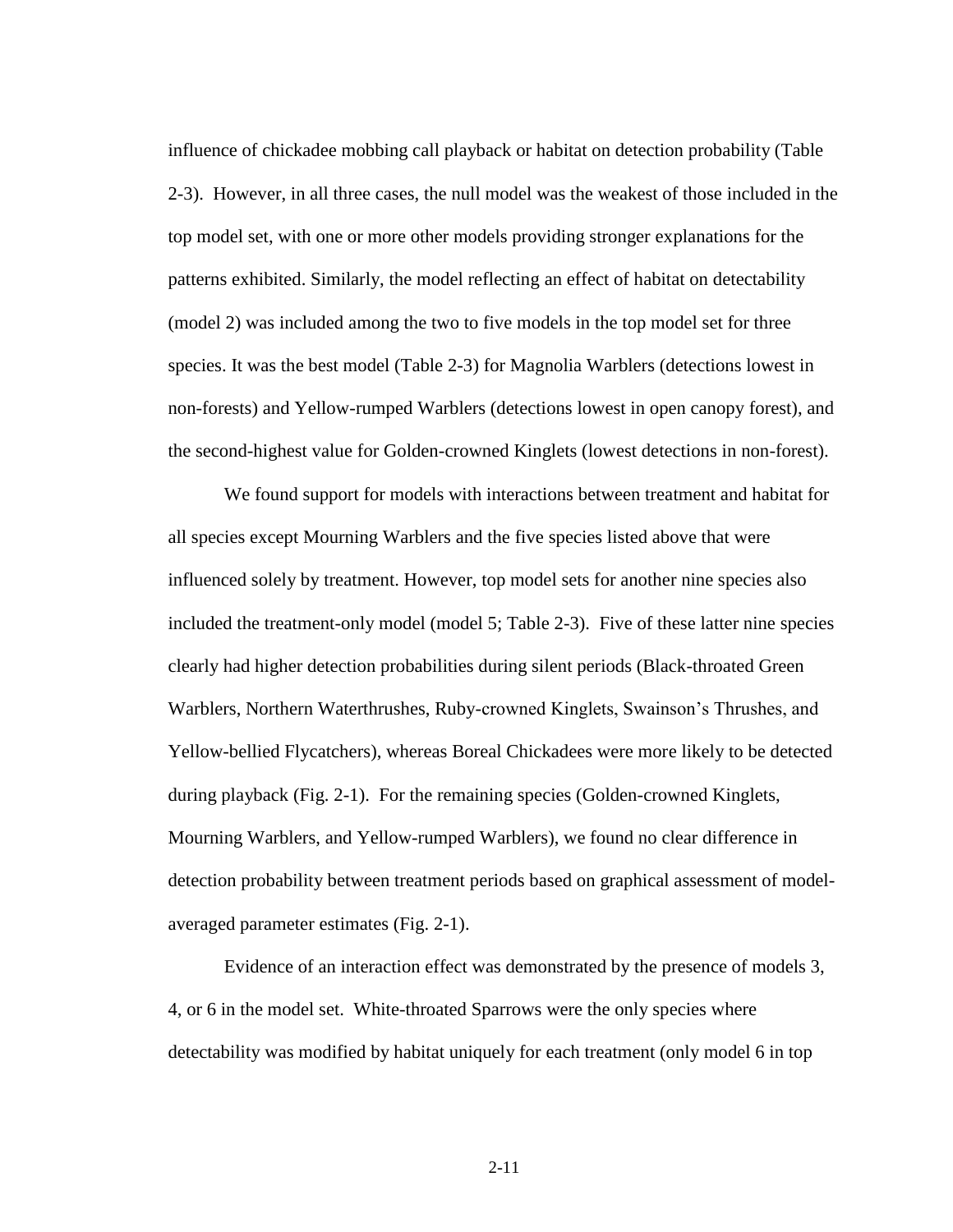influence of chickadee mobbing call playback or habitat on detection probability (Table 2-3). However, in all three cases, the null model was the weakest of those included in the top model set, with one or more other models providing stronger explanations for the patterns exhibited. Similarly, the model reflecting an effect of habitat on detectability (model 2) was included among the two to five models in the top model set for three species. It was the best model (Table 2-3) for Magnolia Warblers (detections lowest in non-forests) and Yellow-rumped Warblers (detections lowest in open canopy forest), and the second-highest value for Golden-crowned Kinglets (lowest detections in non-forest).

We found support for models with interactions between treatment and habitat for all species except Mourning Warblers and the five species listed above that were influenced solely by treatment. However, top model sets for another nine species also included the treatment-only model (model 5; Table 2-3). Five of these latter nine species clearly had higher detection probabilities during silent periods (Black-throated Green Warblers, Northern Waterthrushes, Ruby-crowned Kinglets, Swainson's Thrushes, and Yellow-bellied Flycatchers), whereas Boreal Chickadees were more likely to be detected during playback (Fig. 2-1). For the remaining species (Golden-crowned Kinglets, Mourning Warblers, and Yellow-rumped Warblers), we found no clear difference in detection probability between treatment periods based on graphical assessment of model-averaged parameter estimates (Fig. 2-1).

Evidence of an interaction effect was demonstrated by the presence of models 3, 4, or 6 in the model set. White-throated Sparrows were the only species where detectability was modified by habitat uniquely for each treatment (only model 6 in top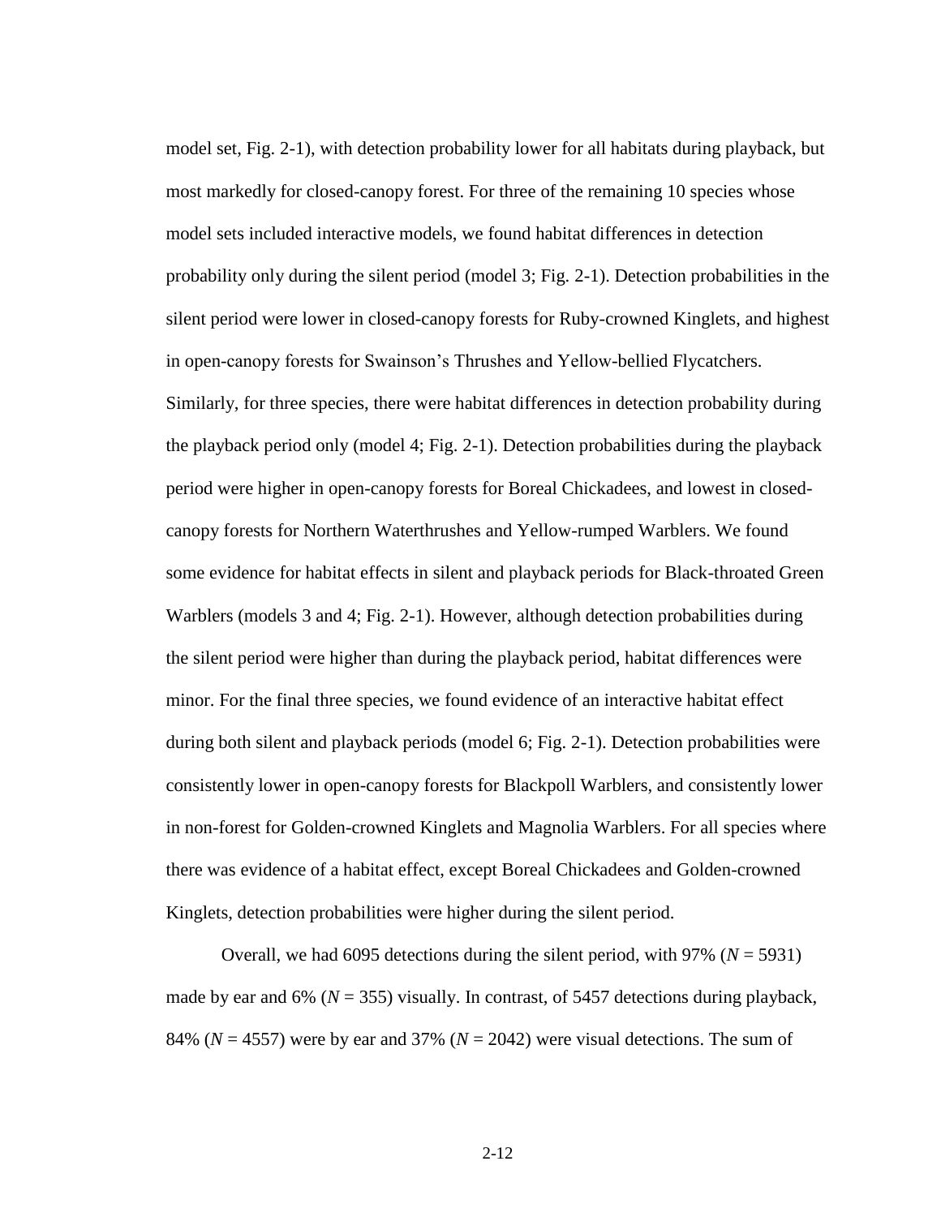model set, Fig. 2-1), with detection probability lower for all habitats during playback, but most markedly for closed-canopy forest. For three of the remaining 10 species whose model sets included interactive models, we found habitat differences in detection probability only during the silent period (model 3; Fig. 2-1). Detection probabilities in the silent period were lower in closed-canopy forests for Ruby-crowned Kinglets, and highest in open-canopy forests for Swainson's Thrushes and Yellow-bellied Flycatchers. Similarly, for three species, there were habitat differences in detection probability during the playback period only (model 4; Fig. 2-1). Detection probabilities during the playback period were higher in open-canopy forests for Boreal Chickadees, and lowest in closed-canopy forests for Northern Waterthrushes and Yellow-rumped Warblers. We found some evidence for habitat effects in silent and playback periods for Black-throated Green Warblers (models 3 and 4; Fig. 2-1). However, although detection probabilities during the silent period were higher than during the playback period, habitat differences were minor. For the final three species, we found evidence of an interactive habitat effect during both silent and playback periods (model 6; Fig. 2-1). Detection probabilities were consistently lower in open-canopy forests for Blackpoll Warblers, and consistently lower in non-forest for Golden-crowned Kinglets and Magnolia Warblers. For all species where there was evidence of a habitat effect, except Boreal Chickadees and Golden-crowned Kinglets, detection probabilities were higher during the silent period.

Overall, we had 6095 detections during the silent period, with 97% ($N$ = 5931) made by ear and 6% ($N$ = 355) visually. In contrast, of 5457 detections during playback, 84% ($N$ = 4557) were by ear and 37% ($N$ = 2042) were visual detections. The sum of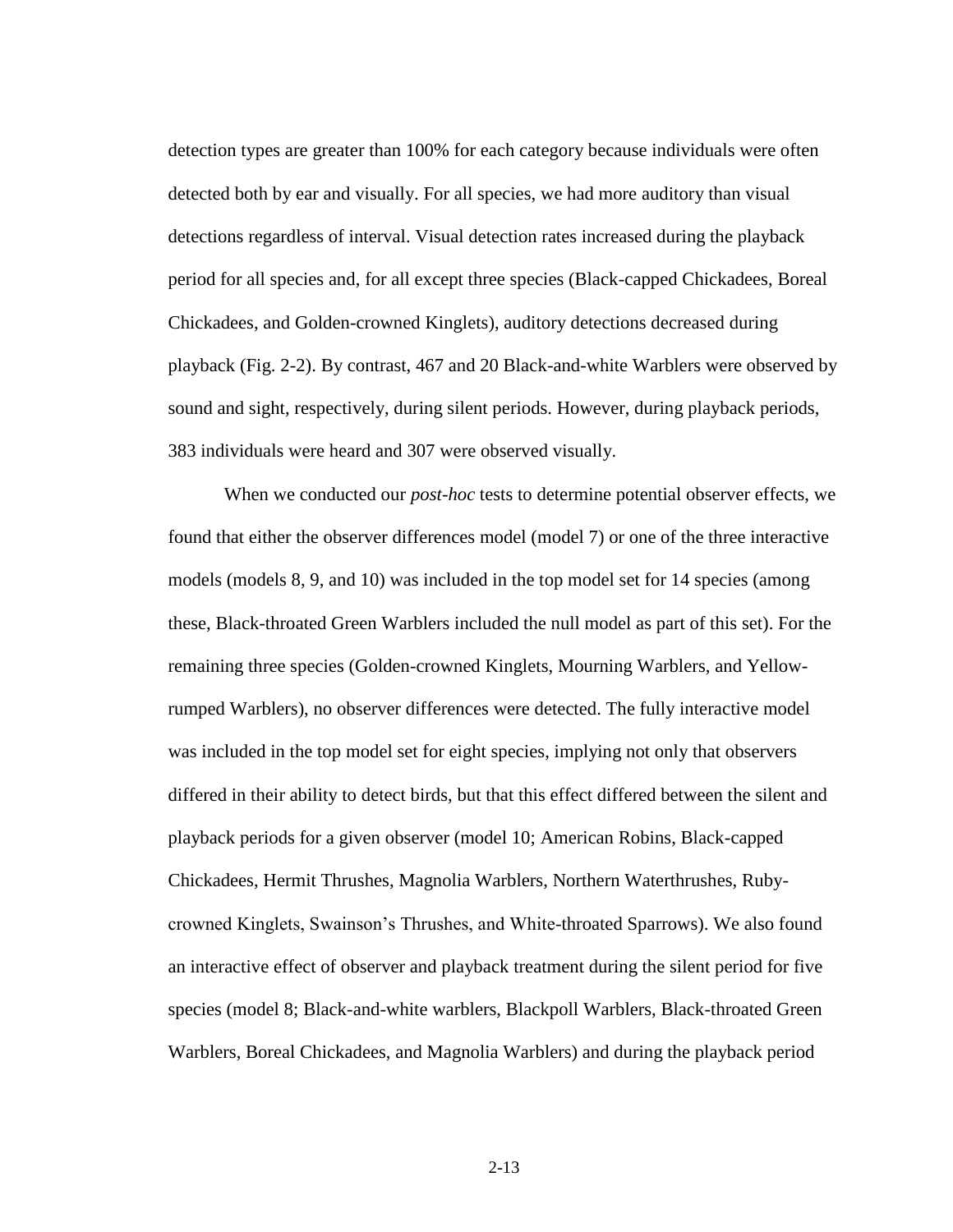detection types are greater than 100% for each category because individuals were often detected both by ear and visually. For all species, we had more auditory than visual detections regardless of interval. Visual detection rates increased during the playback period for all species and, for all except three species (Black-capped Chickadees, Boreal Chickadees, and Golden-crowned Kinglets), auditory detections decreased during playback (Fig. 2-2). By contrast, 467 and 20 Black-and-white Warblers were observed by sound and sight, respectively, during silent periods. However, during playback periods, 383 individuals were heard and 307 were observed visually.

When we conducted our *post-hoc* tests to determine potential observer effects, we found that either the observer differences model (model 7) or one of the three interactive models (models 8, 9, and 10) was included in the top model set for 14 species (among these, Black-throated Green Warblers included the null model as part of this set). For the remaining three species (Golden-crowned Kinglets, Mourning Warblers, and Yellow-rumped Warblers), no observer differences were detected. The fully interactive model was included in the top model set for eight species, implying not only that observers differed in their ability to detect birds, but that this effect differed between the silent and playback periods for a given observer (model 10; American Robins, Black-capped Chickadees, Hermit Thrushes, Magnolia Warblers, Northern Waterthrushes, Ruby-crowned Kinglets, Swainson's Thrushes, and White-throated Sparrows). We also found an interactive effect of observer and playback treatment during the silent period for five species (model 8; Black-and-white warblers, Blackpoll Warblers, Black-throated Green Warblers, Boreal Chickadees, and Magnolia Warblers) and during the playback period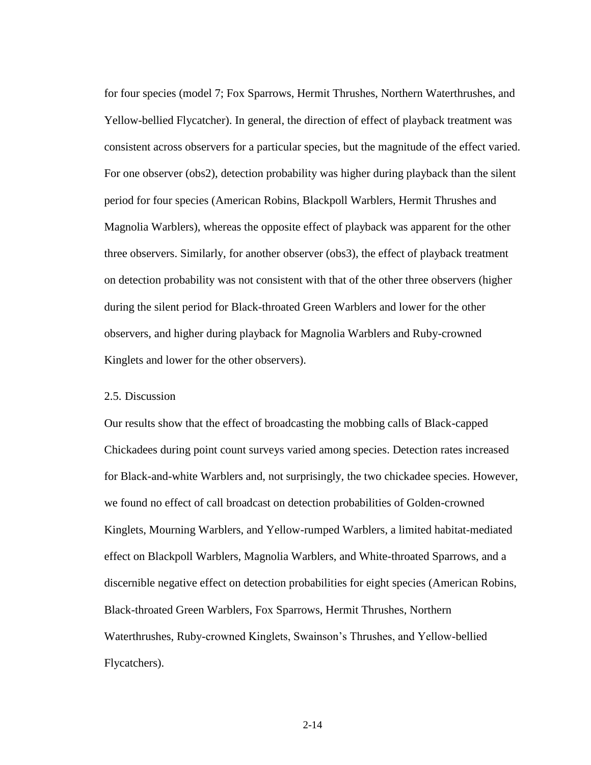for four species (model 7; Fox Sparrows, Hermit Thrushes, Northern Waterthrushes, and Yellow-bellied Flycatcher). In general, the direction of effect of playback treatment was consistent across observers for a particular species, but the magnitude of the effect varied. For one observer (obs2), detection probability was higher during playback than the silent period for four species (American Robins, Blackpoll Warblers, Hermit Thrushes and Magnolia Warblers), whereas the opposite effect of playback was apparent for the other three observers. Similarly, for another observer (obs3), the effect of playback treatment on detection probability was not consistent with that of the other three observers (higher during the silent period for Black-throated Green Warblers and lower for the other observers, and higher during playback for Magnolia Warblers and Ruby-crowned Kinglets and lower for the other observers).

## 2.5. Discussion

Our results show that the effect of broadcasting the mobbing calls of Black-capped Chickadees during point count surveys varied among species. Detection rates increased for Black-and-white Warblers and, not surprisingly, the two chickadee species. However, we found no effect of call broadcast on detection probabilities of Golden-crowned Kinglets, Mourning Warblers, and Yellow-rumped Warblers, a limited habitat-mediated effect on Blackpoll Warblers, Magnolia Warblers, and White-throated Sparrows, and a discernible negative effect on detection probabilities for eight species (American Robins, Black-throated Green Warblers, Fox Sparrows, Hermit Thrushes, Northern Waterthrushes, Ruby-crowned Kinglets, Swainson's Thrushes, and Yellow-bellied Flycatchers).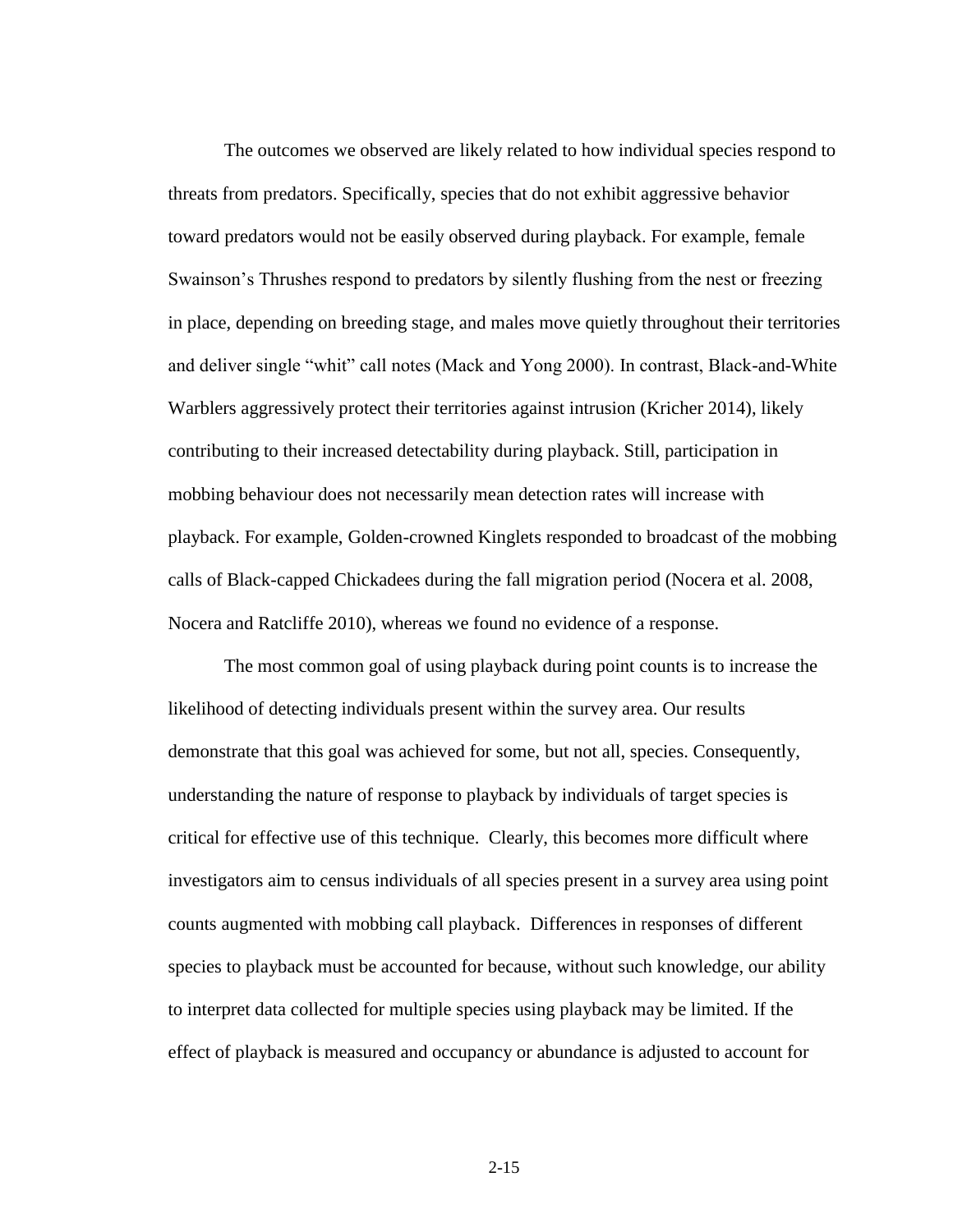The outcomes we observed are likely related to how individual species respond to threats from predators. Specifically, species that do not exhibit aggressive behavior toward predators would not be easily observed during playback. For example, female Swainson's Thrushes respond to predators by silently flushing from the nest or freezing in place, depending on breeding stage, and males move quietly throughout their territories and deliver single "whit" call notes (Mack and Yong 2000). In contrast, Black-and-White Warblers aggressively protect their territories against intrusion (Kricher 2014), likely contributing to their increased detectability during playback. Still, participation in mobbing behaviour does not necessarily mean detection rates will increase with playback. For example, Golden-crowned Kinglets responded to broadcast of the mobbing calls of Black-capped Chickadees during the fall migration period (Nocera et al. 2008, Nocera and Ratcliffe 2010), whereas we found no evidence of a response.

The most common goal of using playback during point counts is to increase the likelihood of detecting individuals present within the survey area. Our results demonstrate that this goal was achieved for some, but not all, species. Consequently, understanding the nature of response to playback by individuals of target species is critical for effective use of this technique. Clearly, this becomes more difficult where investigators aim to census individuals of all species present in a survey area using point counts augmented with mobbing call playback. Differences in responses of different species to playback must be accounted for because, without such knowledge, our ability to interpret data collected for multiple species using playback may be limited. If the effect of playback is measured and occupancy or abundance is adjusted to account for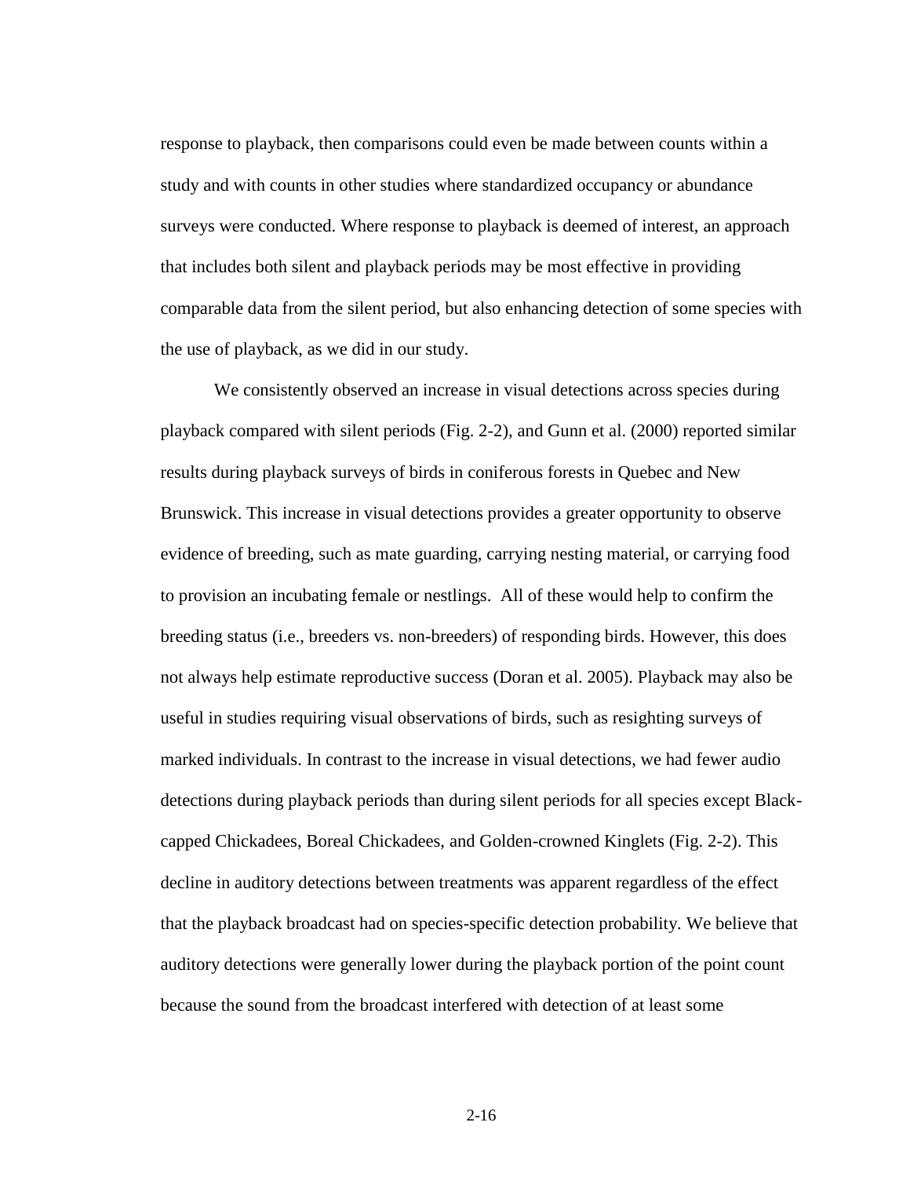response to playback, then comparisons could even be made between counts within a study and with counts in other studies where standardized occupancy or abundance surveys were conducted. Where response to playback is deemed of interest, an approach that includes both silent and playback periods may be most effective in providing comparable data from the silent period, but also enhancing detection of some species with the use of playback, as we did in our study.

We consistently observed an increase in visual detections across species during playback compared with silent periods (Fig. 2-2), and Gunn et al. (2000) reported similar results during playback surveys of birds in coniferous forests in Quebec and New Brunswick. This increase in visual detections provides a greater opportunity to observe evidence of breeding, such as mate guarding, carrying nesting material, or carrying food to provision an incubating female or nestlings. All of these would help to confirm the breeding status (i.e., breeders vs. non-breeders) of responding birds. However, this does not always help estimate reproductive success (Doran et al. 2005). Playback may also be useful in studies requiring visual observations of birds, such as resighting surveys of marked individuals. In contrast to the increase in visual detections, we had fewer audio detections during playback periods than during silent periods for all species except Black-capped Chickadees, Boreal Chickadees, and Golden-crowned Kinglets (Fig. 2-2). This decline in auditory detections between treatments was apparent regardless of the effect that the playback broadcast had on species-specific detection probability. We believe that auditory detections were generally lower during the playback portion of the point count because the sound from the broadcast interfered with detection of at least some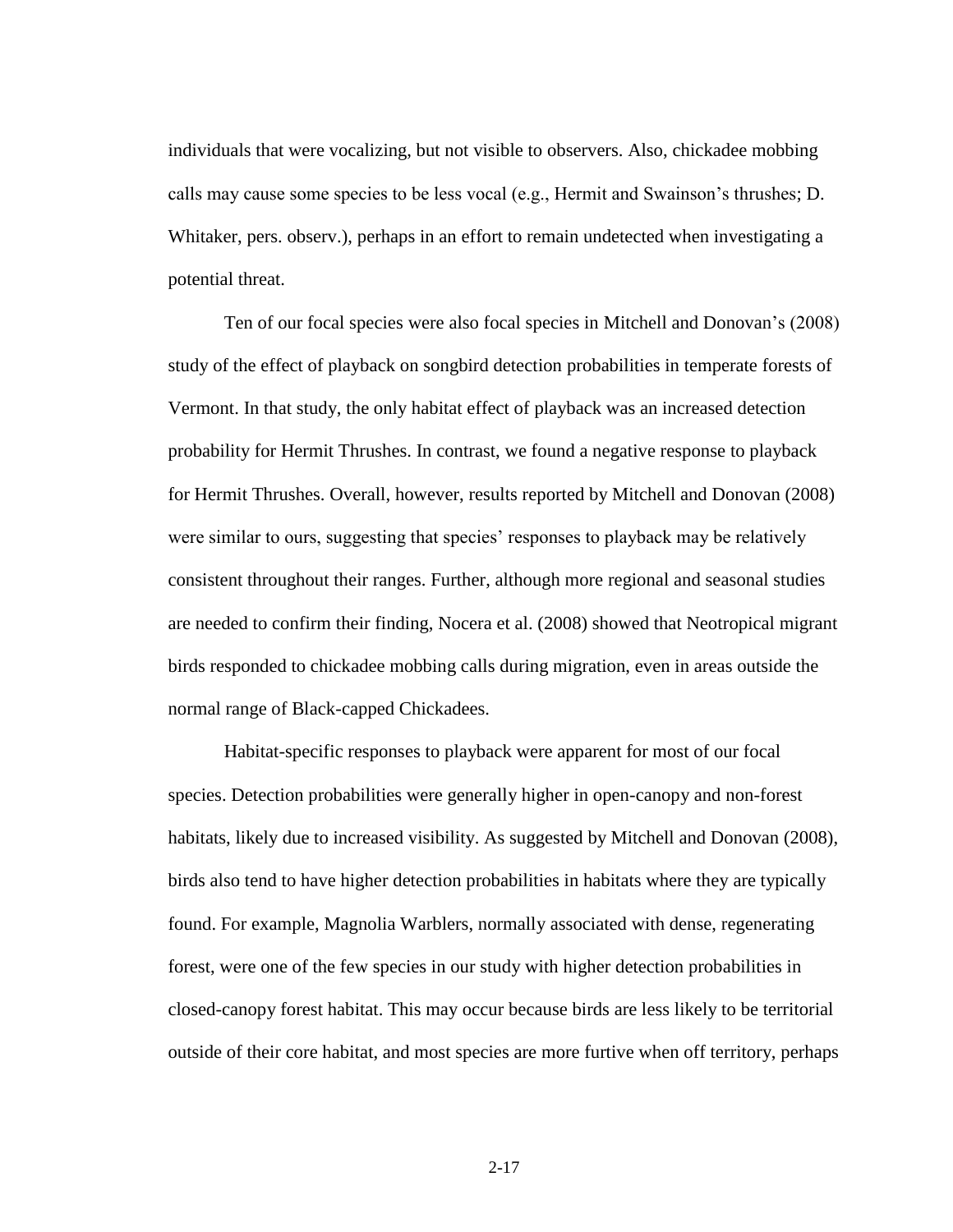individuals that were vocalizing, but not visible to observers. Also, chickadee mobbing calls may cause some species to be less vocal (e.g., Hermit and Swainson's thrushes; D. Whitaker, pers. observ.), perhaps in an effort to remain undetected when investigating a potential threat.

Ten of our focal species were also focal species in Mitchell and Donovan's (2008) study of the effect of playback on songbird detection probabilities in temperate forests of Vermont. In that study, the only habitat effect of playback was an increased detection probability for Hermit Thrushes. In contrast, we found a negative response to playback for Hermit Thrushes. Overall, however, results reported by Mitchell and Donovan (2008) were similar to ours, suggesting that species' responses to playback may be relatively consistent throughout their ranges. Further, although more regional and seasonal studies are needed to confirm their finding, Nocera et al. (2008) showed that Neotropical migrant birds responded to chickadee mobbing calls during migration, even in areas outside the normal range of Black-capped Chickadees.

Habitat-specific responses to playback were apparent for most of our focal species. Detection probabilities were generally higher in open-canopy and non-forest habitats, likely due to increased visibility. As suggested by Mitchell and Donovan (2008), birds also tend to have higher detection probabilities in habitats where they are typically found. For example, Magnolia Warblers, normally associated with dense, regenerating forest, were one of the few species in our study with higher detection probabilities in closed-canopy forest habitat. This may occur because birds are less likely to be territorial outside of their core habitat, and most species are more furtive when off territory, perhaps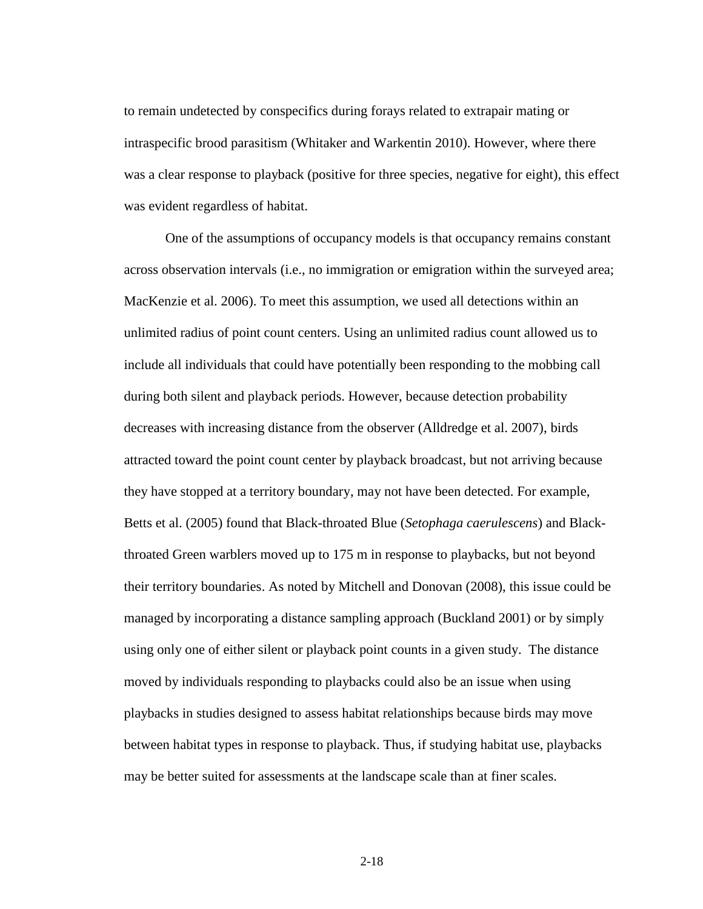to remain undetected by conspecifics during forays related to extrapair mating or intraspecific brood parasitism (Whitaker and Warkentin 2010). However, where there was a clear response to playback (positive for three species, negative for eight), this effect was evident regardless of habitat.

One of the assumptions of occupancy models is that occupancy remains constant across observation intervals (i.e., no immigration or emigration within the surveyed area; MacKenzie et al. 2006). To meet this assumption, we used all detections within an unlimited radius of point count centers. Using an unlimited radius count allowed us to include all individuals that could have potentially been responding to the mobbing call during both silent and playback periods. However, because detection probability decreases with increasing distance from the observer (Alldredge et al. 2007), birds attracted toward the point count center by playback broadcast, but not arriving because they have stopped at a territory boundary, may not have been detected. For example, Betts et al. (2005) found that Black-throated Blue (*Setophaga caerulescens*) and Black-throated Green warblers moved up to 175 m in response to playbacks, but not beyond their territory boundaries. As noted by Mitchell and Donovan (2008), this issue could be managed by incorporating a distance sampling approach (Buckland 2001) or by simply using only one of either silent or playback point counts in a given study. The distance moved by individuals responding to playbacks could also be an issue when using playbacks in studies designed to assess habitat relationships because birds may move between habitat types in response to playback. Thus, if studying habitat use, playbacks may be better suited for assessments at the landscape scale than at finer scales.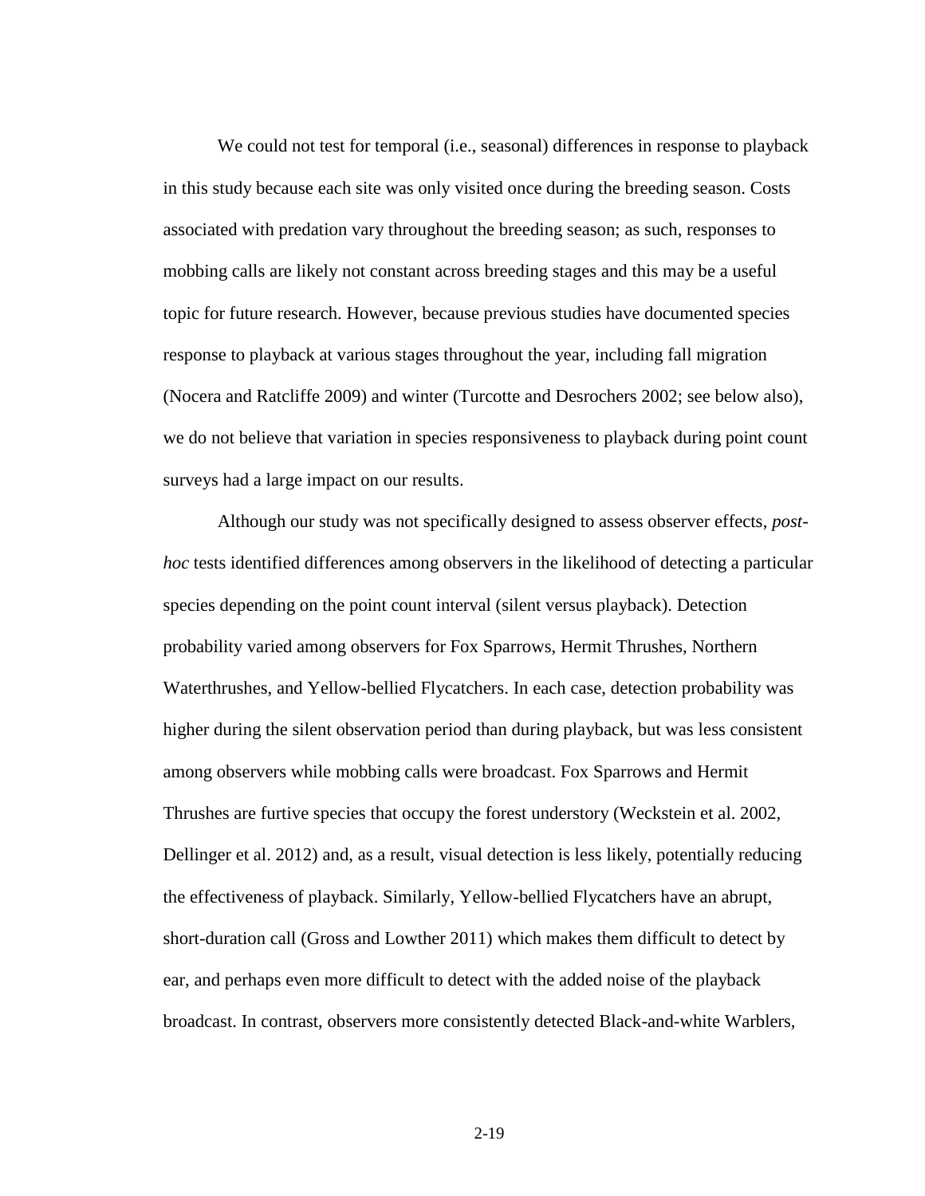We could not test for temporal (i.e., seasonal) differences in response to playback in this study because each site was only visited once during the breeding season. Costs associated with predation vary throughout the breeding season; as such, responses to mobbing calls are likely not constant across breeding stages and this may be a useful topic for future research. However, because previous studies have documented species response to playback at various stages throughout the year, including fall migration (Nocera and Ratcliffe 2009) and winter (Turcotte and Desrochers 2002; see below also), we do not believe that variation in species responsiveness to playback during point count surveys had a large impact on our results.

Although our study was not specifically designed to assess observer effects, *post-hoc* tests identified differences among observers in the likelihood of detecting a particular species depending on the point count interval (silent versus playback). Detection probability varied among observers for Fox Sparrows, Hermit Thrushes, Northern Waterthrushes, and Yellow-bellied Flycatchers. In each case, detection probability was higher during the silent observation period than during playback, but was less consistent among observers while mobbing calls were broadcast. Fox Sparrows and Hermit Thrushes are furtive species that occupy the forest understory (Weckstein et al. 2002, Dellinger et al. 2012) and, as a result, visual detection is less likely, potentially reducing the effectiveness of playback. Similarly, Yellow-bellied Flycatchers have an abrupt, short-duration call (Gross and Lowther 2011) which makes them difficult to detect by ear, and perhaps even more difficult to detect with the added noise of the playback broadcast. In contrast, observers more consistently detected Black-and-white Warblers,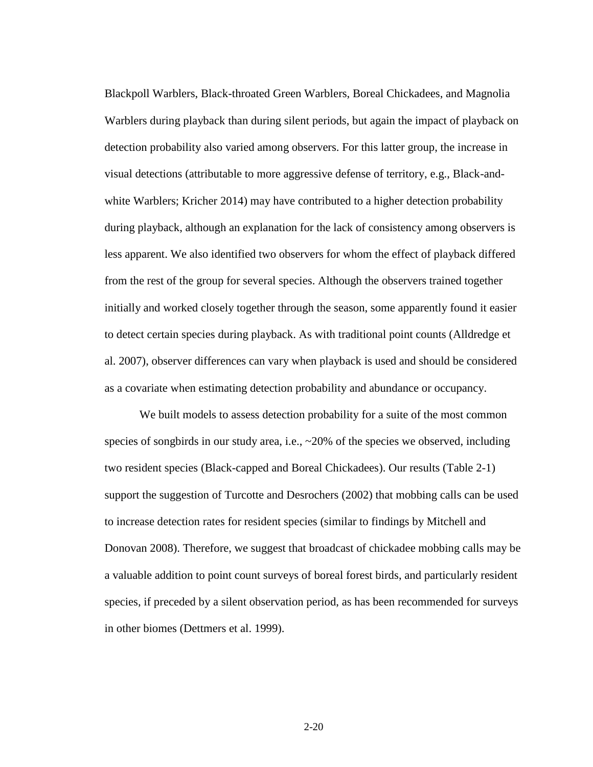Blackpoll Warblers, Black-throated Green Warblers, Boreal Chickadees, and Magnolia Warblers during playback than during silent periods, but again the impact of playback on detection probability also varied among observers. For this latter group, the increase in visual detections (attributable to more aggressive defense of territory, e.g., Black-and-white Warblers; Kricher 2014) may have contributed to a higher detection probability during playback, although an explanation for the lack of consistency among observers is less apparent. We also identified two observers for whom the effect of playback differed from the rest of the group for several species. Although the observers trained together initially and worked closely together through the season, some apparently found it easier to detect certain species during playback. As with traditional point counts (Alldredge et al. 2007), observer differences can vary when playback is used and should be considered as a covariate when estimating detection probability and abundance or occupancy.

We built models to assess detection probability for a suite of the most common species of songbirds in our study area, i.e., ~20% of the species we observed, including two resident species (Black-capped and Boreal Chickadees). Our results (Table 2-1) support the suggestion of Turcotte and Desrochers (2002) that mobbing calls can be used to increase detection rates for resident species (similar to findings by Mitchell and Donovan 2008). Therefore, we suggest that broadcast of chickadee mobbing calls may be a valuable addition to point count surveys of boreal forest birds, and particularly resident species, if preceded by a silent observation period, as has been recommended for surveys in other biomes (Dettmers et al. 1999).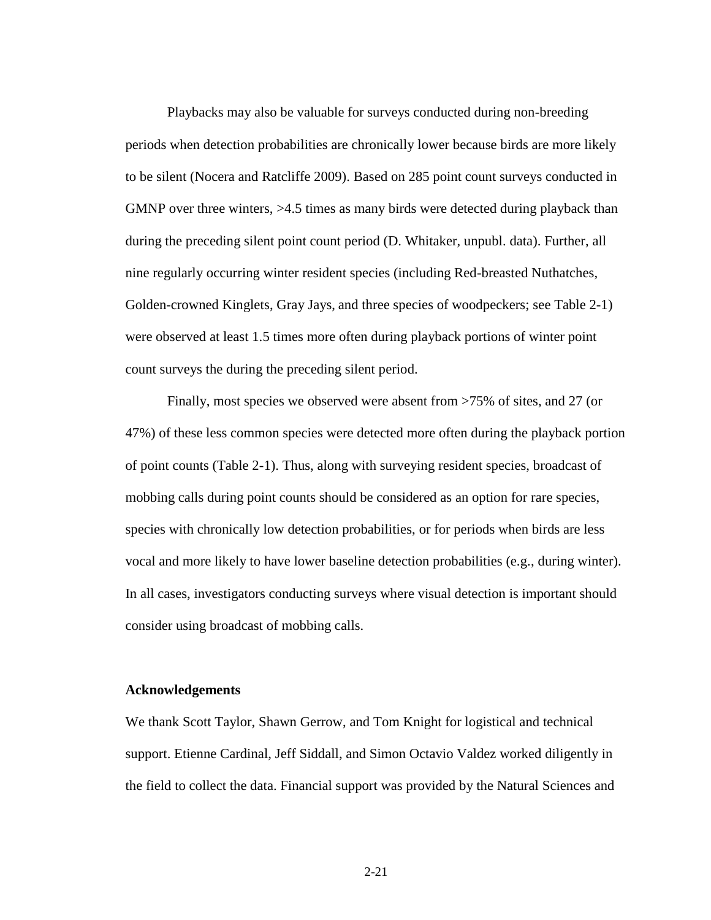Playbacks may also be valuable for surveys conducted during non-breeding periods when detection probabilities are chronically lower because birds are more likely to be silent (Nocera and Ratcliffe 2009). Based on 285 point count surveys conducted in GMNP over three winters, >4.5 times as many birds were detected during playback than during the preceding silent point count period (D. Whitaker, unpubl. data). Further, all nine regularly occurring winter resident species (including Red-breasted Nuthatches, Golden-crowned Kinglets, Gray Jays, and three species of woodpeckers; see Table 2-1) were observed at least 1.5 times more often during playback portions of winter point count surveys the during the preceding silent period.

Finally, most species we observed were absent from >75% of sites, and 27 (or 47%) of these less common species were detected more often during the playback portion of point counts (Table 2-1). Thus, along with surveying resident species, broadcast of mobbing calls during point counts should be considered as an option for rare species, species with chronically low detection probabilities, or for periods when birds are less vocal and more likely to have lower baseline detection probabilities (e.g., during winter). In all cases, investigators conducting surveys where visual detection is important should consider using broadcast of mobbing calls.

**Acknowledgements**

We thank Scott Taylor, Shawn Gerrow, and Tom Knight for logistical and technical support. Etienne Cardinal, Jeff Siddall, and Simon Octavio Valdez worked diligently in the field to collect the data. Financial support was provided by the Natural Sciences and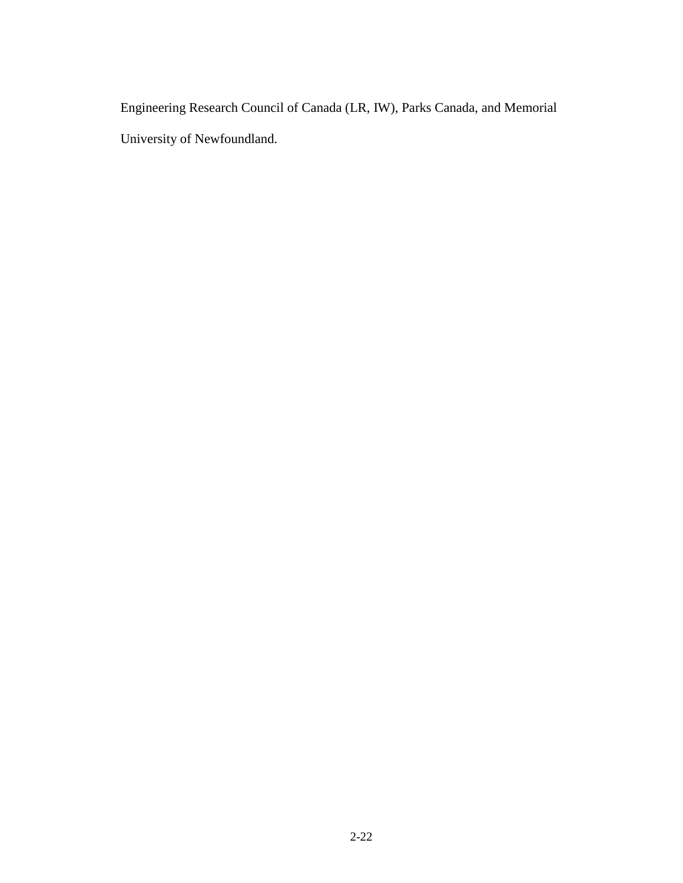Engineering Research Council of Canada (LR, IW), Parks Canada, and Memorial University of Newfoundland.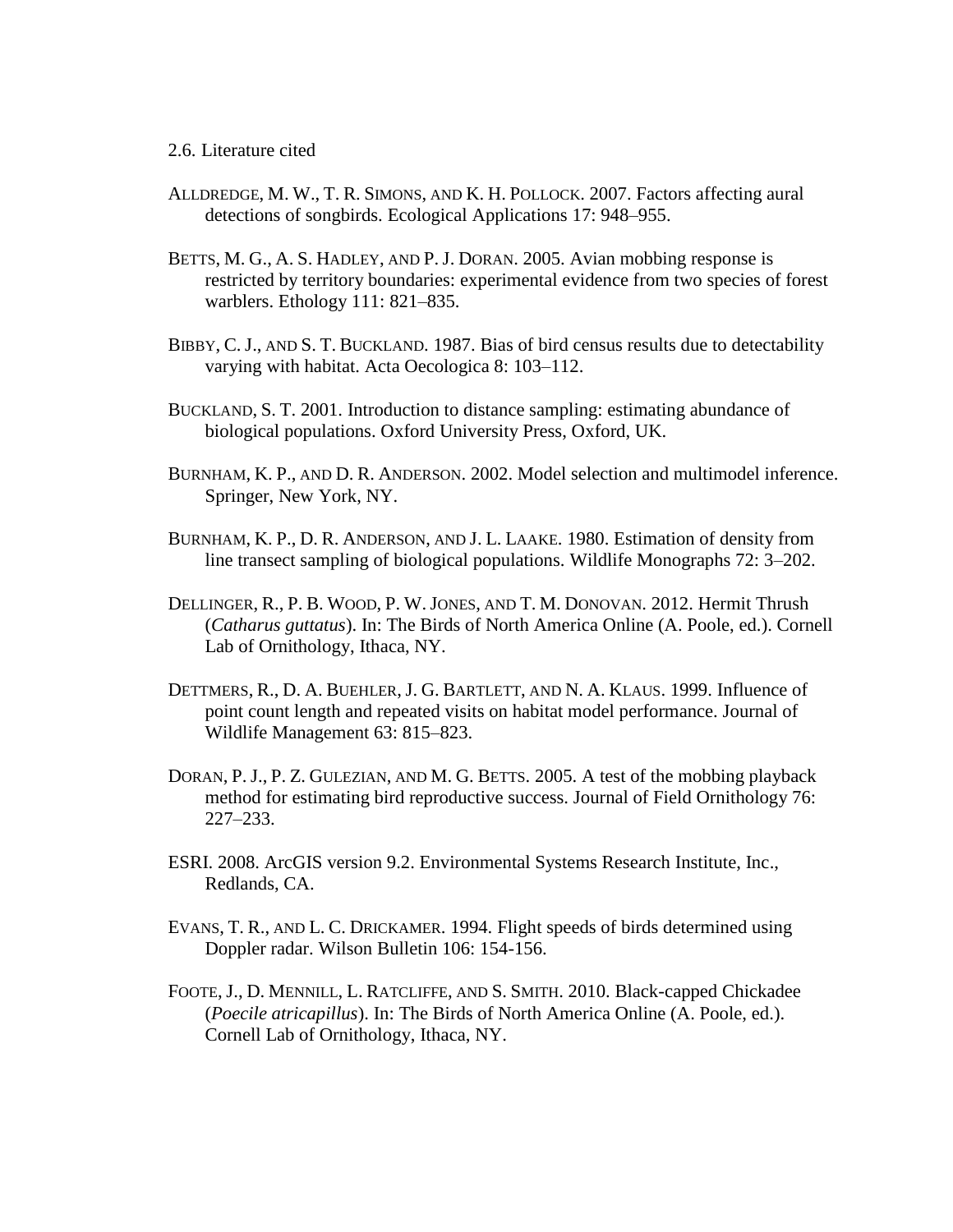2.6. Literature cited

ALLDREDGE, M. W., T. R. SIMONS, AND K. H. POLLOCK. 2007. Factors affecting aural detections of songbirds. Ecological Applications 17: 948–955.

BETTS, M. G., A. S. HADLEY, AND P. J. DORAN. 2005. Avian mobbing response is restricted by territory boundaries: experimental evidence from two species of forest warblers. Ethology 111: 821–835.

BIBBY, C. J., AND S. T. BUCKLAND. 1987. Bias of bird census results due to detectability varying with habitat. Acta Oecologica 8: 103–112.

BUCKLAND, S. T. 2001. Introduction to distance sampling: estimating abundance of biological populations. Oxford University Press, Oxford, UK.

BURNHAM, K. P., AND D. R. ANDERSON. 2002. Model selection and multimodel inference. Springer, New York, NY.

BURNHAM, K. P., D. R. ANDERSON, AND J. L. LAAKE. 1980. Estimation of density from line transect sampling of biological populations. Wildlife Monographs 72: 3–202.

DELLINGER, R., P. B. WOOD, P. W. JONES, AND T. M. DONOVAN. 2012. Hermit Thrush (*Catharus guttatus*). In: The Birds of North America Online (A. Poole, ed.). Cornell Lab of Ornithology, Ithaca, NY.

DETTMERS, R., D. A. BUEHLER, J. G. BARTLETT, AND N. A. KLAUS. 1999. Influence of point count length and repeated visits on habitat model performance. Journal of Wildlife Management 63: 815–823.

DORAN, P. J., P. Z. GULEZIAN, AND M. G. BETTS. 2005. A test of the mobbing playback method for estimating bird reproductive success. Journal of Field Ornithology 76: 227–233.

ESRI. 2008. ArcGIS version 9.2. Environmental Systems Research Institute, Inc., Redlands, CA.

EVANS, T. R., AND L. C. DRICKAMER. 1994. Flight speeds of birds determined using Doppler radar. Wilson Bulletin 106: 154-156.

FOOTE, J., D. MENNILL, L. RATCLIFFE, AND S. SMITH. 2010. Black-capped Chickadee (*Poecile atricapillus*). In: The Birds of North America Online (A. Poole, ed.). Cornell Lab of Ornithology, Ithaca, NY.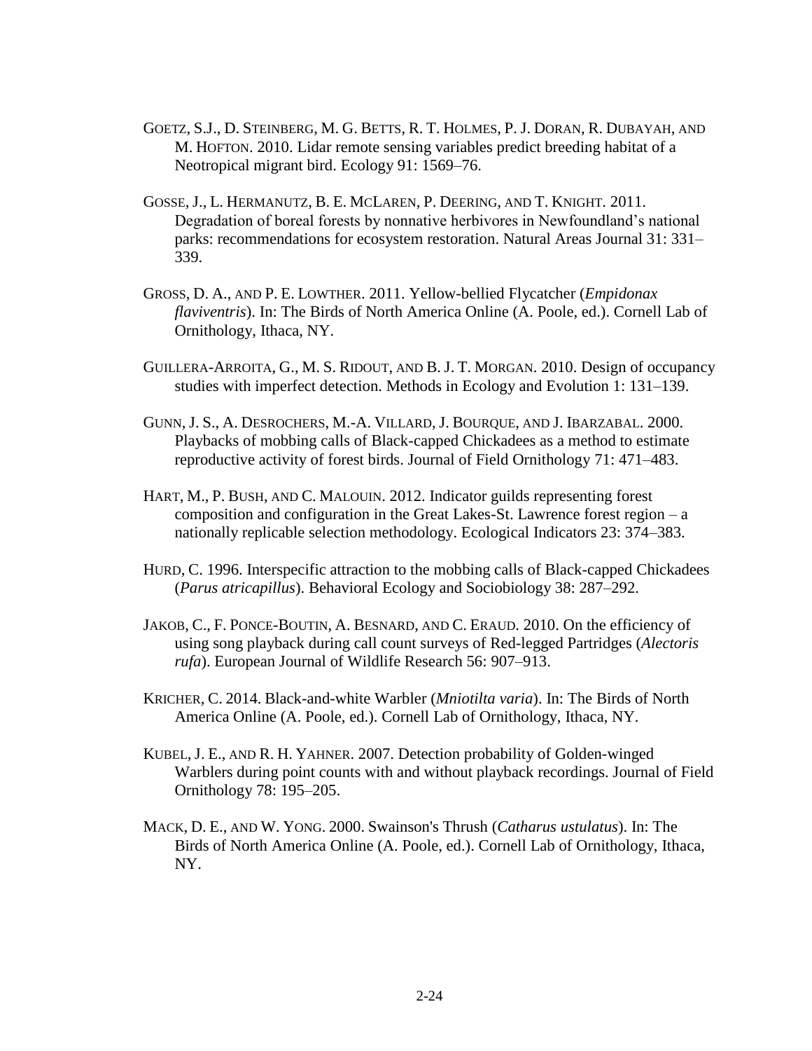GOETZ, S.J., D. STEINBERG, M. G. BETTS, R. T. HOLMES, P. J. DORAN, R. DUBAYAH, AND M. HOFTON. 2010. Lidar remote sensing variables predict breeding habitat of a Neotropical migrant bird. Ecology 91: 1569–76.

GOSSE, J., L. HERMANUTZ, B. E. MCLAREN, P. DEERING, AND T. KNIGHT. 2011. Degradation of boreal forests by nonnative herbivores in Newfoundland's national parks: recommendations for ecosystem restoration. Natural Areas Journal 31: 331–339.

GROSS, D. A., AND P. E. LOWTHER. 2011. Yellow-bellied Flycatcher (*Empidonax flaviventris*). In: The Birds of North America Online (A. Poole, ed.). Cornell Lab of Ornithology, Ithaca, NY.

GUILLERA-ARROITA, G., M. S. RIDOUT, AND B. J. T. MORGAN. 2010. Design of occupancy studies with imperfect detection. Methods in Ecology and Evolution 1: 131–139.

GUNN, J. S., A. DESROCHERS, M.-A. VILLARD, J. BOURQUE, AND J. IBARZABAL. 2000. Playbacks of mobbing calls of Black-capped Chickadees as a method to estimate reproductive activity of forest birds. Journal of Field Ornithology 71: 471–483.

HART, M., P. BUSH, AND C. MALOUIN. 2012. Indicator guilds representing forest composition and configuration in the Great Lakes-St. Lawrence forest region – a nationally replicable selection methodology. Ecological Indicators 23: 374–383.

HURD, C. 1996. Interspecific attraction to the mobbing calls of Black-capped Chickadees (*Parus atricapillus*). Behavioral Ecology and Sociobiology 38: 287–292.

JAKOB, C., F. PONCE-BOUTIN, A. BESNARD, AND C. ERAUD. 2010. On the efficiency of using song playback during call count surveys of Red-legged Partridges (*Alectoris rufa*). European Journal of Wildlife Research 56: 907–913.

KRICHER, C. 2014. Black-and-white Warbler (*Mniotilta varia*). In: The Birds of North America Online (A. Poole, ed.). Cornell Lab of Ornithology, Ithaca, NY.

KUBEL, J. E., AND R. H. YAHNER. 2007. Detection probability of Golden-winged Warblers during point counts with and without playback recordings. Journal of Field Ornithology 78: 195–205.

MACK, D. E., AND W. YONG. 2000. Swainson's Thrush (*Catharus ustulatus*). In: The Birds of North America Online (A. Poole, ed.). Cornell Lab of Ornithology, Ithaca, NY.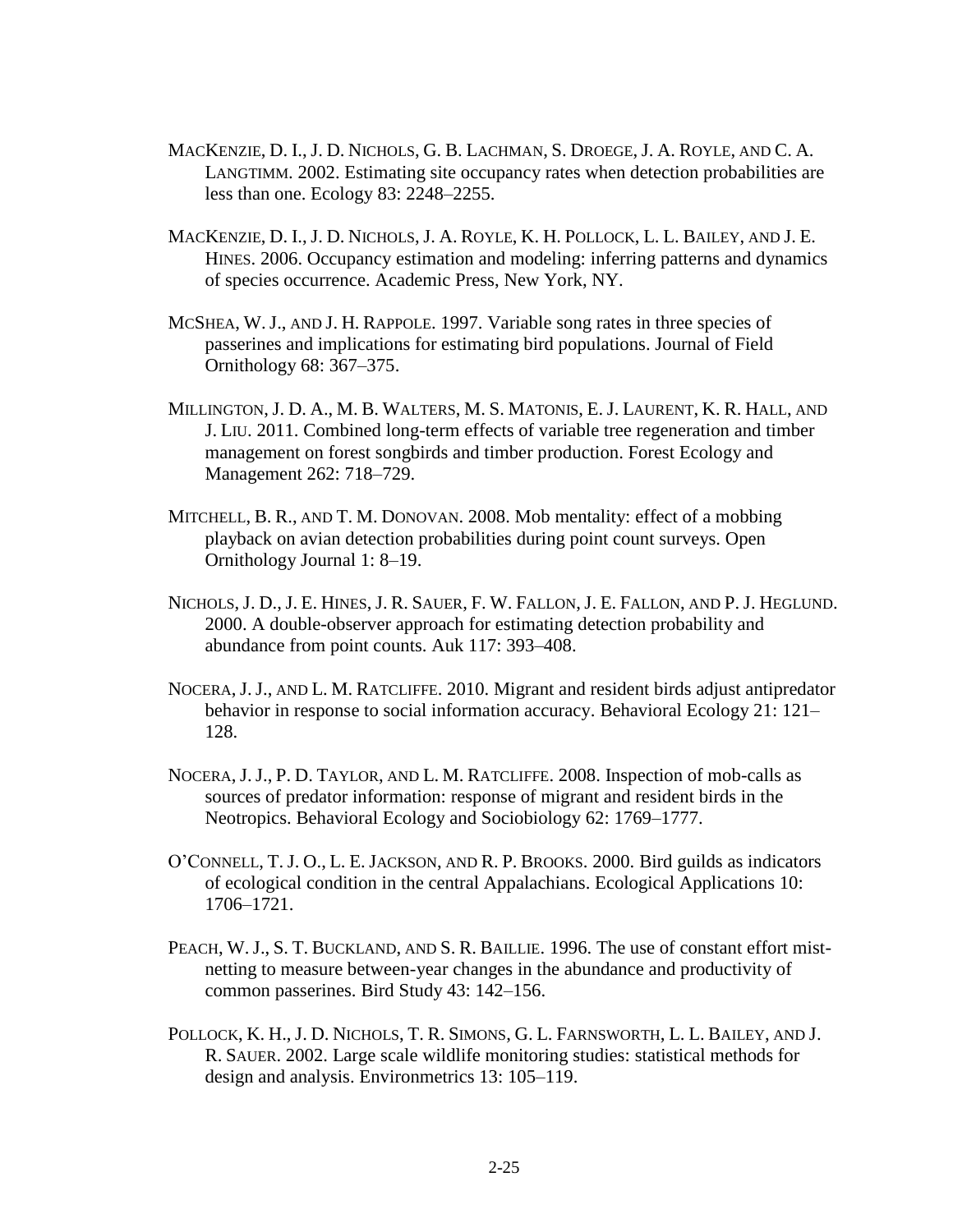MacKenzie, D. I., J. D. Nichols, G. B. Lachman, S. Droege, J. A. Royle, and C. A. Langtimm. 2002. Estimating site occupancy rates when detection probabilities are less than one. Ecology 83: 2248–2255.

MacKenzie, D. I., J. D. Nichols, J. A. Royle, K. H. Pollock, L. L. Bailey, and J. E. Hines. 2006. Occupancy estimation and modeling: inferring patterns and dynamics of species occurrence. Academic Press, New York, NY.

McShea, W. J., and J. H. Rappole. 1997. Variable song rates in three species of passerines and implications for estimating bird populations. Journal of Field Ornithology 68: 367–375.

Millington, J. D. A., M. B. Walters, M. S. Matonis, E. J. Laurent, K. R. Hall, and J. Liu. 2011. Combined long-term effects of variable tree regeneration and timber management on forest songbirds and timber production. Forest Ecology and Management 262: 718–729.

Mitchell, B. R., and T. M. Donovan. 2008. Mob mentality: effect of a mobbing playback on avian detection probabilities during point count surveys. Open Ornithology Journal 1: 8–19.

Nichols, J. D., J. E. Hines, J. R. Sauer, F. W. Fallon, J. E. Fallon, and P. J. Heglund. 2000. A double-observer approach for estimating detection probability and abundance from point counts. Auk 117: 393–408.

Nocera, J. J., and L. M. Ratcliffe. 2010. Migrant and resident birds adjust antipredator behavior in response to social information accuracy. Behavioral Ecology 21: 121–128.

Nocera, J. J., P. D. Taylor, and L. M. Ratcliffe. 2008. Inspection of mob-calls as sources of predator information: response of migrant and resident birds in the Neotropics. Behavioral Ecology and Sociobiology 62: 1769–1777.

O'Connell, T. J. O., L. E. Jackson, and R. P. Brooks. 2000. Bird guilds as indicators of ecological condition in the central Appalachians. Ecological Applications 10: 1706–1721.

Peach, W. J., S. T. Buckland, and S. R. Baillie. 1996. The use of constant effort mist-netting to measure between-year changes in the abundance and productivity of common passerines. Bird Study 43: 142–156.

Pollock, K. H., J. D. Nichols, T. R. Simons, G. L. Farnsworth, L. L. Bailey, and J. R. Sauer. 2002. Large scale wildlife monitoring studies: statistical methods for design and analysis. Environmetrics 13: 105–119.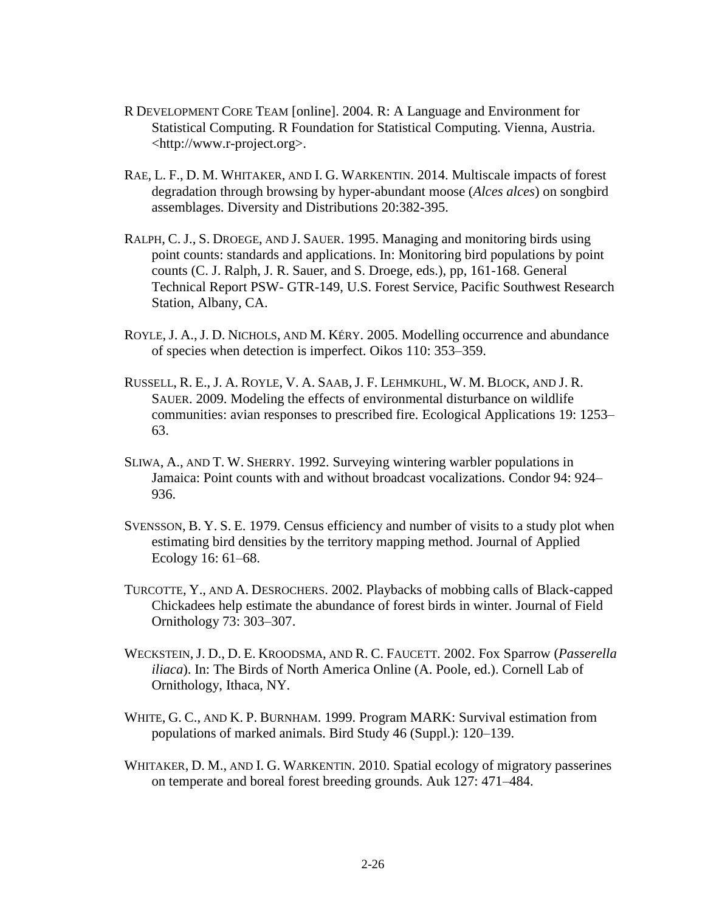R DEVELOPMENT CORE TEAM [online]. 2004. R: A Language and Environment for Statistical Computing. R Foundation for Statistical Computing. Vienna, Austria. <http://www.r-project.org>.

RAE, L. F., D. M. WHITAKER, AND I. G. WARKENTIN. 2014. Multiscale impacts of forest degradation through browsing by hyper-abundant moose (*Alces alces*) on songbird assemblages. Diversity and Distributions 20:382-395.

RALPH, C. J., S. DROEGE, AND J. SAUER. 1995. Managing and monitoring birds using point counts: standards and applications. In: Monitoring bird populations by point counts (C. J. Ralph, J. R. Sauer, and S. Droege, eds.), pp, 161-168. General Technical Report PSW- GTR-149, U.S. Forest Service, Pacific Southwest Research Station, Albany, CA.

ROYLE, J. A., J. D. NICHOLS, AND M. KÉRY. 2005. Modelling occurrence and abundance of species when detection is imperfect. Oikos 110: 353–359.

RUSSELL, R. E., J. A. ROYLE, V. A. SAAB, J. F. LEHMKUHL, W. M. BLOCK, AND J. R. SAUER. 2009. Modeling the effects of environmental disturbance on wildlife communities: avian responses to prescribed fire. Ecological Applications 19: 1253–63.

SLIWA, A., AND T. W. SHERRY. 1992. Surveying wintering warbler populations in Jamaica: Point counts with and without broadcast vocalizations. Condor 94: 924–936.

SVENSSON, B. Y. S. E. 1979. Census efficiency and number of visits to a study plot when estimating bird densities by the territory mapping method. Journal of Applied Ecology 16: 61–68.

TURCOTTE, Y., AND A. DESROCHERS. 2002. Playbacks of mobbing calls of Black-capped Chickadees help estimate the abundance of forest birds in winter. Journal of Field Ornithology 73: 303–307.

WECKSTEIN, J. D., D. E. KROODSMA, AND R. C. FAUCETT. 2002. Fox Sparrow (*Passerella iliaca*). In: The Birds of North America Online (A. Poole, ed.). Cornell Lab of Ornithology, Ithaca, NY.

WHITE, G. C., AND K. P. BURNHAM. 1999. Program MARK: Survival estimation from populations of marked animals. Bird Study 46 (Suppl.): 120–139.

WHITAKER, D. M., AND I. G. WARKENTIN. 2010. Spatial ecology of migratory passerines on temperate and boreal forest breeding grounds. Auk 127: 471–484.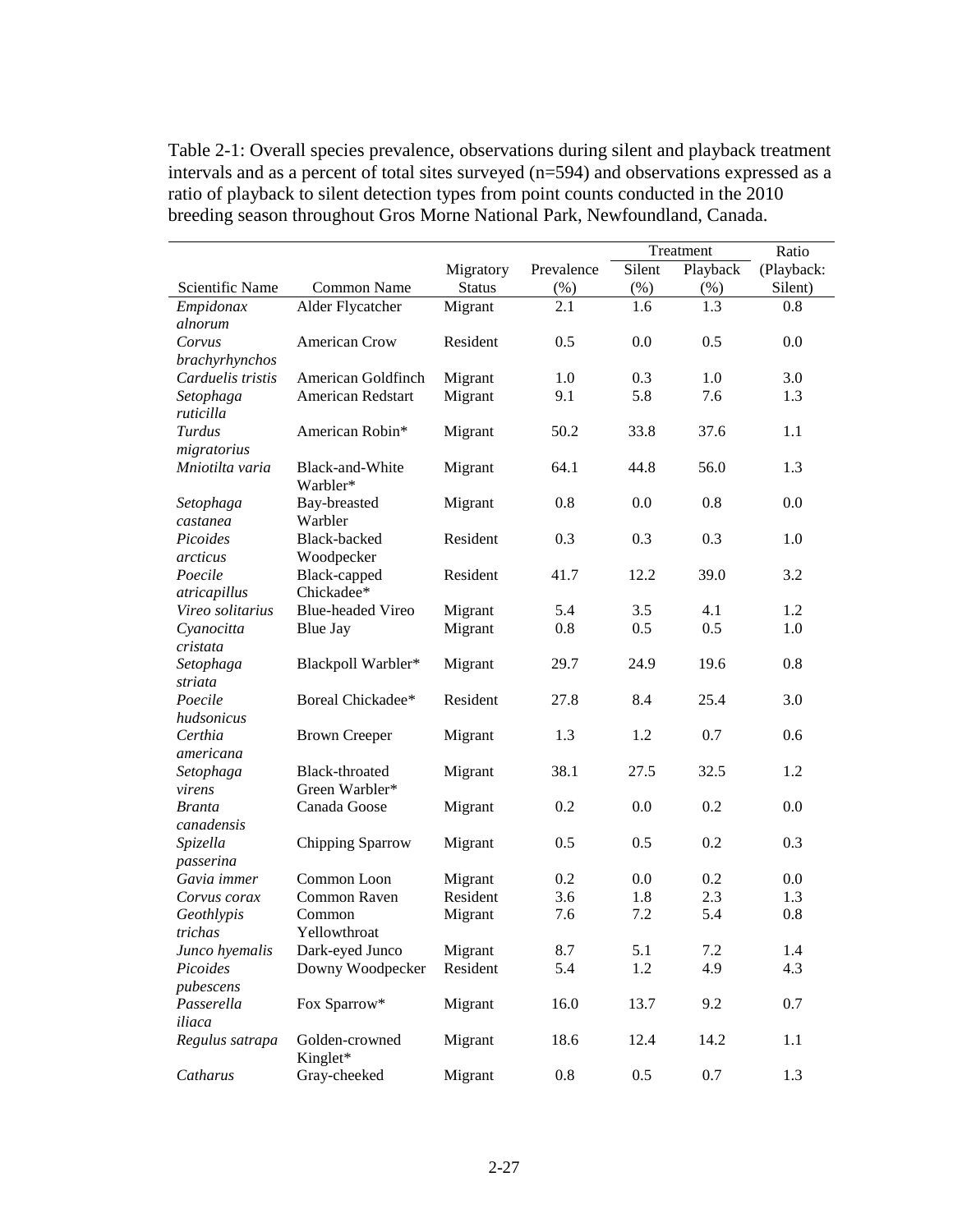Table 2-1: Overall species prevalence, observations during silent and playback treatment intervals and as a percent of total sites surveyed (n=594) and observations expressed as a ratio of playback to silent detection types from point counts conducted in the 2010 breeding season throughout Gros Morne National Park, Newfoundland, Canada.

| Scientific Name | Common Name | Migratory Status | Prevalence (%) | Treatment: Silent (%) | Treatment: Playback (%) | Ratio (Playback: Silent) |
|---|---|---|---|---|---|---|
| *Empidonax alnorum* | Alder Flycatcher | Migrant | 2.1 | 1.6 | 1.3 | 0.8 |
| *Corvus brachyrhynchos* | American Crow | Resident | 0.5 | 0.0 | 0.5 | 0.0 |
| *Carduelis tristis* | American Goldfinch | Migrant | 1.0 | 0.3 | 1.0 | 3.0 |
| *Setophaga ruticilla* | American Redstart | Migrant | 9.1 | 5.8 | 7.6 | 1.3 |
| *Turdus migratorius* | American Robin* | Migrant | 50.2 | 33.8 | 37.6 | 1.1 |
| *Mniotilta varia* | Black-and-White Warbler* | Migrant | 64.1 | 44.8 | 56.0 | 1.3 |
| *Setophaga castanea* | Bay-breasted Warbler | Migrant | 0.8 | 0.0 | 0.8 | 0.0 |
| *Picoides arcticus* | Black-backed Woodpecker | Resident | 0.3 | 0.3 | 0.3 | 1.0 |
| *Poecile atricapillus* | Black-capped Chickadee* | Resident | 41.7 | 12.2 | 39.0 | 3.2 |
| *Vireo solitarius* | Blue-headed Vireo | Migrant | 5.4 | 3.5 | 4.1 | 1.2 |
| *Cyanocitta cristata* | Blue Jay | Migrant | 0.8 | 0.5 | 0.5 | 1.0 |
| *Setophaga striata* | Blackpoll Warbler* | Migrant | 29.7 | 24.9 | 19.6 | 0.8 |
| *Poecile hudsonicus* | Boreal Chickadee* | Resident | 27.8 | 8.4 | 25.4 | 3.0 |
| *Certhia americana* | Brown Creeper | Migrant | 1.3 | 1.2 | 0.7 | 0.6 |
| *Setophaga virens* | Black-throated Green Warbler* | Migrant | 38.1 | 27.5 | 32.5 | 1.2 |
| *Branta canadensis* | Canada Goose | Migrant | 0.2 | 0.0 | 0.2 | 0.0 |
| *Spizella passerina* | Chipping Sparrow | Migrant | 0.5 | 0.5 | 0.2 | 0.3 |
| *Gavia immer* | Common Loon | Migrant | 0.2 | 0.0 | 0.2 | 0.0 |
| *Corvus corax* | Common Raven | Resident | 3.6 | 1.8 | 2.3 | 1.3 |
| *Geothlypis trichas* | Common Yellowthroat | Migrant | 7.6 | 7.2 | 5.4 | 0.8 |
| *Junco hyemalis* | Dark-eyed Junco | Migrant | 8.7 | 5.1 | 7.2 | 1.4 |
| *Picoides pubescens* | Downy Woodpecker | Resident | 5.4 | 1.2 | 4.9 | 4.3 |
| *Passerella iliaca* | Fox Sparrow* | Migrant | 16.0 | 13.7 | 9.2 | 0.7 |
| *Regulus satrapa* | Golden-crowned Kinglet* | Migrant | 18.6 | 12.4 | 14.2 | 1.1 |
| *Catharus* | Gray-cheeked | Migrant | 0.8 | 0.5 | 0.7 | 1.3 |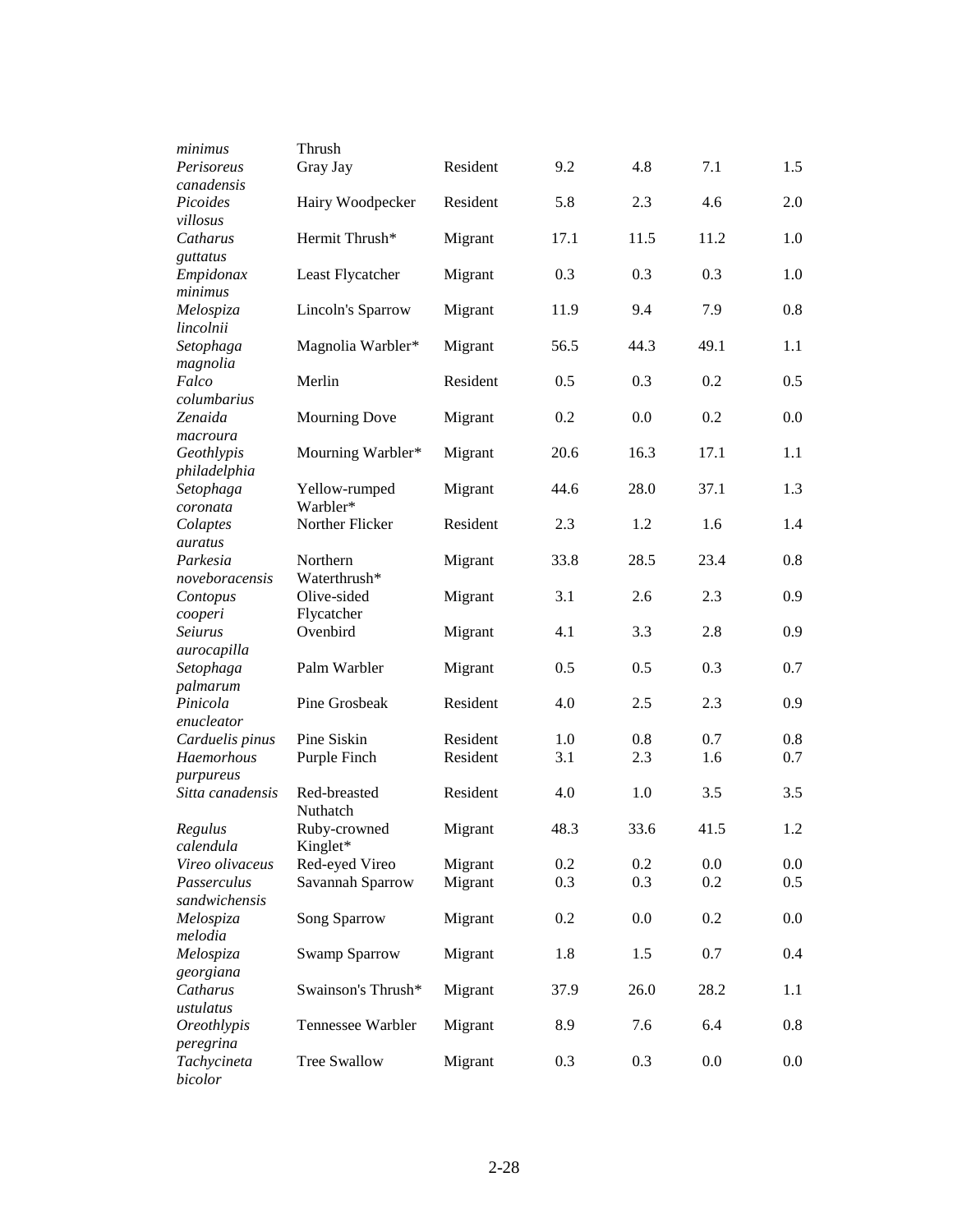| | | | | | | |
|---|---|---|---|---|---|---|
| *minimus* | Thrush | | | | | |
| *Perisoreus canadensis* | Gray Jay | Resident | 9.2 | 4.8 | 7.1 | 1.5 |
| *Picoides villosus* | Hairy Woodpecker | Resident | 5.8 | 2.3 | 4.6 | 2.0 |
| *Catharus guttatus* | Hermit Thrush* | Migrant | 17.1 | 11.5 | 11.2 | 1.0 |
| *Empidonax minimus* | Least Flycatcher | Migrant | 0.3 | 0.3 | 0.3 | 1.0 |
| *Melospiza lincolnii* | Lincoln's Sparrow | Migrant | 11.9 | 9.4 | 7.9 | 0.8 |
| *Setophaga magnolia* | Magnolia Warbler* | Migrant | 56.5 | 44.3 | 49.1 | 1.1 |
| *Falco columbarius* | Merlin | Resident | 0.5 | 0.3 | 0.2 | 0.5 |
| *Zenaida macroura* | Mourning Dove | Migrant | 0.2 | 0.0 | 0.2 | 0.0 |
| *Geothlypis philadelphia* | Mourning Warbler* | Migrant | 20.6 | 16.3 | 17.1 | 1.1 |
| *Setophaga coronata* | Yellow-rumped Warbler* | Migrant | 44.6 | 28.0 | 37.1 | 1.3 |
| *Colaptes auratus* | Norther Flicker | Resident | 2.3 | 1.2 | 1.6 | 1.4 |
| *Parkesia noveboracensis* | Northern Waterthrush* | Migrant | 33.8 | 28.5 | 23.4 | 0.8 |
| *Contopus cooperi* | Olive-sided Flycatcher | Migrant | 3.1 | 2.6 | 2.3 | 0.9 |
| *Seiurus aurocapilla* | Ovenbird | Migrant | 4.1 | 3.3 | 2.8 | 0.9 |
| *Setophaga palmarum* | Palm Warbler | Migrant | 0.5 | 0.5 | 0.3 | 0.7 |
| *Pinicola enucleator* | Pine Grosbeak | Resident | 4.0 | 2.5 | 2.3 | 0.9 |
| *Carduelis pinus* | Pine Siskin | Resident | 1.0 | 0.8 | 0.7 | 0.8 |
| *Haemorhous purpureus* | Purple Finch | Resident | 3.1 | 2.3 | 1.6 | 0.7 |
| *Sitta canadensis* | Red-breasted Nuthatch | Resident | 4.0 | 1.0 | 3.5 | 3.5 |
| *Regulus calendula* | Ruby-crowned Kinglet* | Migrant | 48.3 | 33.6 | 41.5 | 1.2 |
| *Vireo olivaceus* | Red-eyed Vireo | Migrant | 0.2 | 0.2 | 0.0 | 0.0 |
| *Passerculus sandwichensis* | Savannah Sparrow | Migrant | 0.3 | 0.3 | 0.2 | 0.5 |
| *Melospiza melodia* | Song Sparrow | Migrant | 0.2 | 0.0 | 0.2 | 0.0 |
| *Melospiza georgiana* | Swamp Sparrow | Migrant | 1.8 | 1.5 | 0.7 | 0.4 |
| *Catharus ustulatus* | Swainson's Thrush* | Migrant | 37.9 | 26.0 | 28.2 | 1.1 |
| *Oreothlypis peregrina* | Tennessee Warbler | Migrant | 8.9 | 7.6 | 6.4 | 0.8 |
| *Tachycineta bicolor* | Tree Swallow | Migrant | 0.3 | 0.3 | 0.0 | 0.0 |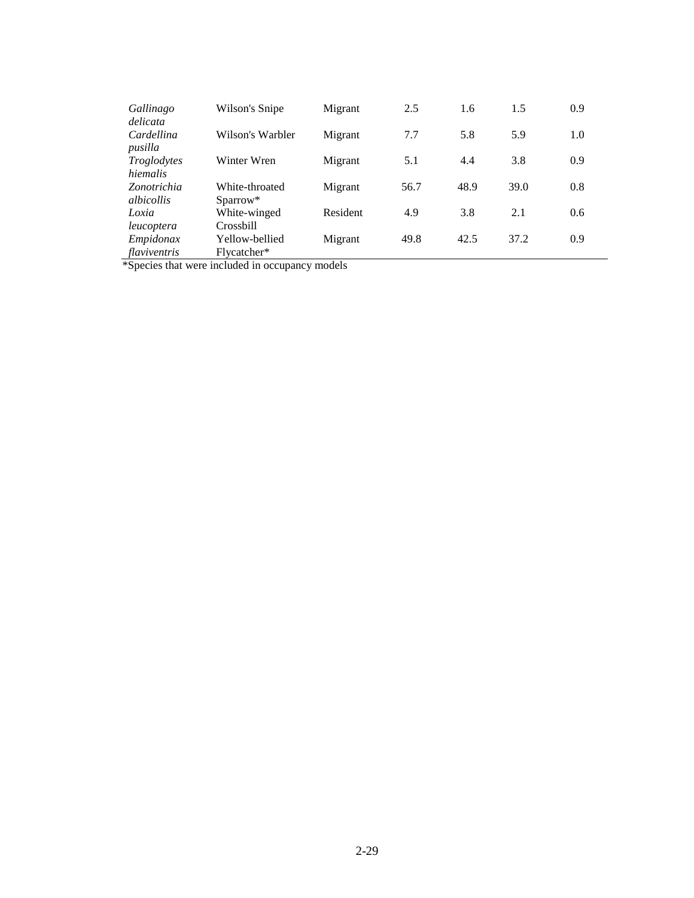| | | | | | | |
|---|---|---|---|---|---|---|
| *Gallinago delicata* | Wilson's Snipe | Migrant | 2.5 | 1.6 | 1.5 | 0.9 |
| *Cardellina pusilla* | Wilson's Warbler | Migrant | 7.7 | 5.8 | 5.9 | 1.0 |
| *Troglodytes hiemalis* | Winter Wren | Migrant | 5.1 | 4.4 | 3.8 | 0.9 |
| *Zonotrichia albicollis* | White-throated Sparrow* | Migrant | 56.7 | 48.9 | 39.0 | 0.8 |
| *Loxia leucoptera* | White-winged Crossbill | Resident | 4.9 | 3.8 | 2.1 | 0.6 |
| *Empidonax flaviventris* | Yellow-bellied Flycatcher* | Migrant | 49.8 | 42.5 | 37.2 | 0.9 |

*Species that were included in occupancy models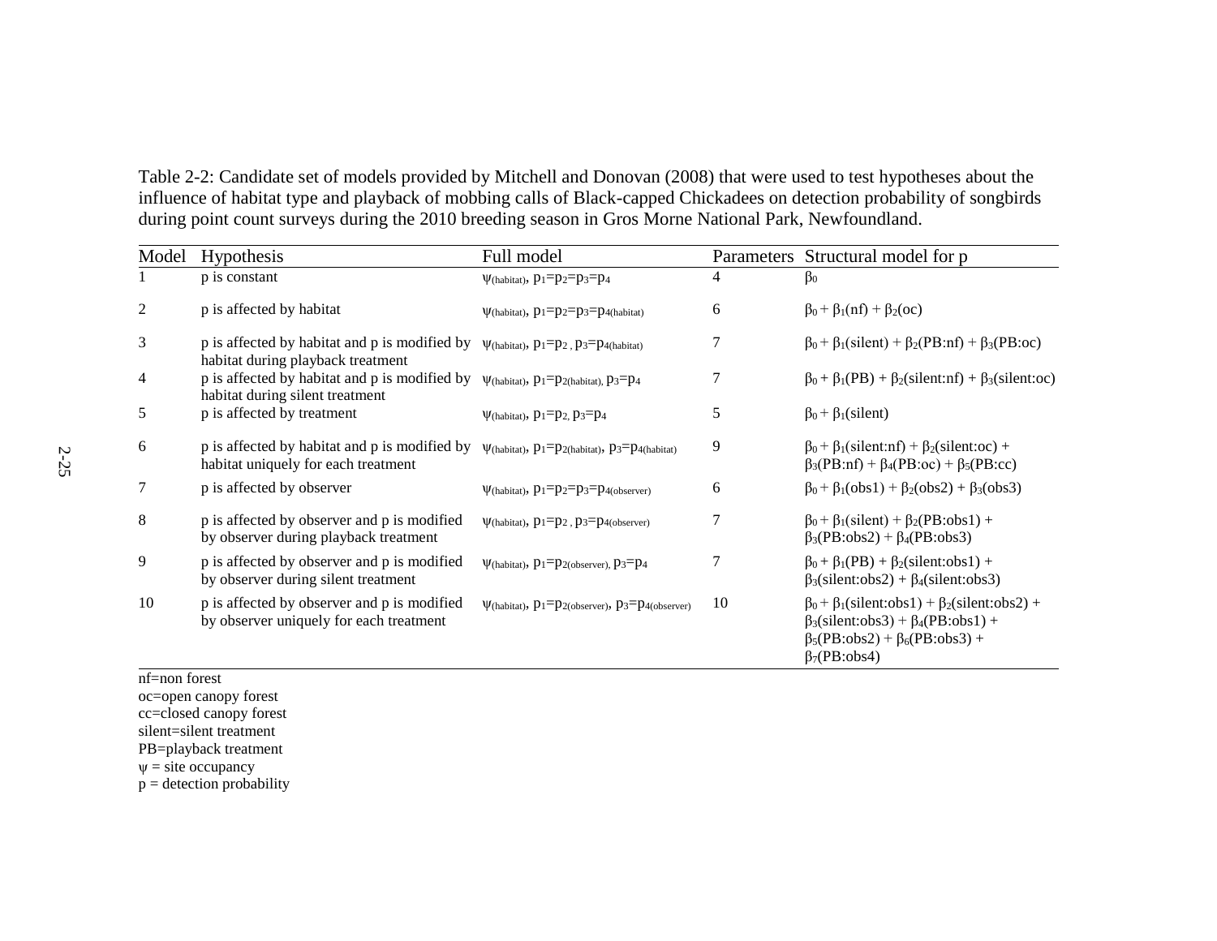Table 2-2: Candidate set of models provided by Mitchell and Donovan (2008) that were used to test hypotheses about the influence of habitat type and playback of mobbing calls of Black-capped Chickadees on detection probability of songbirds during point count surveys during the 2010 breeding season in Gros Morne National Park, Newfoundland.

| Model | Hypothesis | Full model | Parameters | Structural model for p |
|---|---|---|---|---|
| 1 | p is constant | $\psi_{(habitat)}$, $p_1$=$p_2$=$p_3$=$p_4$ | 4 | $\beta_0$ |
| 2 | p is affected by habitat | $\psi_{(habitat)}$, $p_1$=$p_2$=$p_3$=$p_{4(habitat)}$ | 6 | $\beta_0 + \beta_1$(nf) + $\beta_2$(oc) |
| 3 | p is affected by habitat and p is modified by habitat during playback treatment | $\psi_{(habitat)}$, $p_1$=$p_2$ , $p_3$=$p_{4(habitat)}$ | 7 | $\beta_0 + \beta_1$(silent) + $\beta_2$(PB:nf) + $\beta_3$(PB:oc) |
| 4 | p is affected by habitat and p is modified by habitat during silent treatment | $\psi_{(habitat)}$, $p_1$=$p_{2(habitat)}$, $p_3$=$p_4$ | 7 | $\beta_0 + \beta_1$(PB) + $\beta_2$(silent:nf) + $\beta_3$(silent:oc) |
| 5 | p is affected by treatment | $\psi_{(habitat)}$, $p_1$=$p_2$, $p_3$=$p_4$ | 5 | $\beta_0 + \beta_1$(silent) |
| 6 | p is affected by habitat and p is modified by habitat uniquely for each treatment | $\psi_{(habitat)}$, $p_1$=$p_{2(habitat)}$, $p_3$=$p_{4(habitat)}$ | 9 | $\beta_0 + \beta_1$(silent:nf) + $\beta_2$(silent:oc) + $\beta_3$(PB:nf) + $\beta_4$(PB:oc) + $\beta_5$(PB:cc) |
| 7 | p is affected by observer | $\psi_{(habitat)}$, $p_1$=$p_2$=$p_3$=$p_{4(observer)}$ | 6 | $\beta_0 + \beta_1$(obs1) + $\beta_2$(obs2) + $\beta_3$(obs3) |
| 8 | p is affected by observer and p is modified by observer during playback treatment | $\psi_{(habitat)}$, $p_1$=$p_2$ , $p_3$=$p_{4(observer)}$ | 7 | $\beta_0 + \beta_1$(silent) + $\beta_2$(PB:obs1) + $\beta_3$(PB:obs2) + $\beta_4$(PB:obs3) |
| 9 | p is affected by observer and p is modified by observer during silent treatment | $\psi_{(habitat)}$, $p_1$=$p_{2(observer)}$, $p_3$=$p_4$ | 7 | $\beta_0 + \beta_1$(PB) + $\beta_2$(silent:obs1) + $\beta_3$(silent:obs2) + $\beta_4$(silent:obs3) |
| 10 | p is affected by observer and p is modified by observer uniquely for each treatment | $\psi_{(habitat)}$, $p_1$=$p_{2(observer)}$, $p_3$=$p_{4(observer)}$ | 10 | $\beta_0 + \beta_1$(silent:obs1) + $\beta_2$(silent:obs2) + $\beta_3$(silent:obs3) + $\beta_4$(PB:obs1) + $\beta_5$(PB:obs2) + $\beta_6$(PB:obs3) + $\beta_7$(PB:obs4) |

nf=non forest
oc=open canopy forest
cc=closed canopy forest
silent=silent treatment
PB=playback treatment
$\psi$ = site occupancy
p = detection probability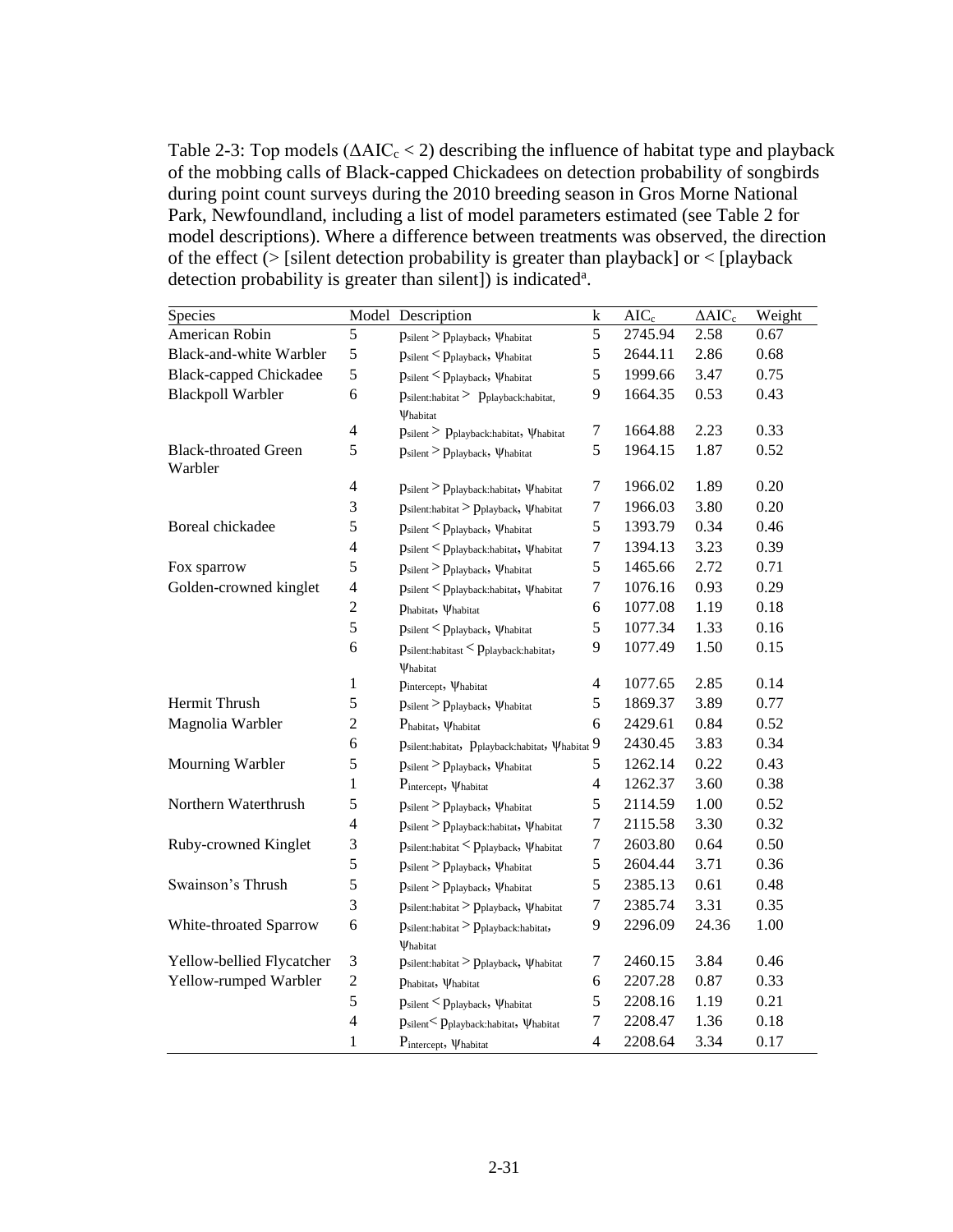Table 2-3: Top models ($\Delta AIC_c < 2$) describing the influence of habitat type and playback of the mobbing calls of Black-capped Chickadees on detection probability of songbirds during point count surveys during the 2010 breeding season in Gros Morne National Park, Newfoundland, including a list of model parameters estimated (see Table 2 for model descriptions). Where a difference between treatments was observed, the direction of the effect (> [silent detection probability is greater than playback] or < [playback detection probability is greater than silent]) is indicated[a].

| Species | Model | Description | k | $AIC_c$ | $\Delta AIC_c$ | Weight |
|---|---|---|---|---|---|---|
| American Robin | 5 | $p_{silent} > p_{playback}$, $\psi_{habitat}$ | 5 | 2745.94 | 2.58 | 0.67 |
| Black-and-white Warbler | 5 | $p_{silent} < p_{playback}$, $\psi_{habitat}$ | 5 | 2644.11 | 2.86 | 0.68 |
| Black-capped Chickadee | 5 | $p_{silent} < p_{playback}$, $\psi_{habitat}$ | 5 | 1999.66 | 3.47 | 0.75 |
| Blackpoll Warbler | 6 | $p_{silent:habitat} > p_{playback:habitat}$, $\psi_{habitat}$ | 9 | 1664.35 | 0.53 | 0.43 |
| | 4 | $p_{silent} > p_{playback:habitat}$, $\psi_{habitat}$ | 7 | 1664.88 | 2.23 | 0.33 |
| Black-throated Green Warbler | 5 | $p_{silent} > p_{playback}$, $\psi_{habitat}$ | 5 | 1964.15 | 1.87 | 0.52 |
| | 4 | $p_{silent} > p_{playback:habitat}$, $\psi_{habitat}$ | 7 | 1966.02 | 1.89 | 0.20 |
| | 3 | $p_{silent:habitat} > p_{playback}$, $\psi_{habitat}$ | 7 | 1966.03 | 3.80 | 0.20 |
| Boreal chickadee | 5 | $p_{silent} < p_{playback}$, $\psi_{habitat}$ | 5 | 1393.79 | 0.34 | 0.46 |
| | 4 | $p_{silent} < p_{playback:habitat}$, $\psi_{habitat}$ | 7 | 1394.13 | 3.23 | 0.39 |
| Fox sparrow | 5 | $p_{silent} > p_{playback}$, $\psi_{habitat}$ | 5 | 1465.66 | 2.72 | 0.71 |
| Golden-crowned kinglet | 4 | $p_{silent} < p_{playback:habitat}$, $\psi_{habitat}$ | 7 | 1076.16 | 0.93 | 0.29 |
| | 2 | $p_{habitat}$, $\psi_{habitat}$ | 6 | 1077.08 | 1.19 | 0.18 |
| | 5 | $p_{silent} < p_{playback}$, $\psi_{habitat}$ | 5 | 1077.34 | 1.33 | 0.16 |
| | 6 | $p_{silent:habitast} < p_{playback:habitat}$, $\psi_{habitat}$ | 9 | 1077.49 | 1.50 | 0.15 |
| | 1 | $p_{intercept}$, $\psi_{habitat}$ | 4 | 1077.65 | 2.85 | 0.14 |
| Hermit Thrush | 5 | $p_{silent} > p_{playback}$, $\psi_{habitat}$ | 5 | 1869.37 | 3.89 | 0.77 |
| Magnolia Warbler | 2 | $P_{habitat}$, $\psi_{habitat}$ | 6 | 2429.61 | 0.84 | 0.52 |
| | 6 | $p_{silent:habitat}$, $p_{playback:habitat}$, $\psi_{habitat}$ | 9 | 2430.45 | 3.83 | 0.34 |
| Mourning Warbler | 5 | $p_{silent} > p_{playback}$, $\psi_{habitat}$ | 5 | 1262.14 | 0.22 | 0.43 |
| | 1 | $P_{intercept}$, $\psi_{habitat}$ | 4 | 1262.37 | 3.60 | 0.38 |
| Northern Waterthrush | 5 | $p_{silent} > p_{playback}$, $\psi_{habitat}$ | 5 | 2114.59 | 1.00 | 0.52 |
| | 4 | $p_{silent} > p_{playback:habitat}$, $\psi_{habitat}$ | 7 | 2115.58 | 3.30 | 0.32 |
| Ruby-crowned Kinglet | 3 | $p_{silent:habitat} < p_{playback}$, $\psi_{habitat}$ | 7 | 2603.80 | 0.64 | 0.50 |
| | 5 | $p_{silent} > p_{playback}$, $\psi_{habitat}$ | 5 | 2604.44 | 3.71 | 0.36 |
| Swainson's Thrush | 5 | $p_{silent} > p_{playback}$, $\psi_{habitat}$ | 5 | 2385.13 | 0.61 | 0.48 |
| | 3 | $p_{silent:habitat} > p_{playback}$, $\psi_{habitat}$ | 7 | 2385.74 | 3.31 | 0.35 |
| White-throated Sparrow | 6 | $p_{silent:habitat} > p_{playback:habitat}$, $\psi_{habitat}$ | 9 | 2296.09 | 24.36 | 1.00 |
| Yellow-bellied Flycatcher | 3 | $p_{silent:habitat} > p_{playback}$, $\psi_{habitat}$ | 7 | 2460.15 | 3.84 | 0.46 |
| Yellow-rumped Warbler | 2 | $p_{habitat}$, $\psi_{habitat}$ | 6 | 2207.28 | 0.87 | 0.33 |
| | 5 | $p_{silent} < p_{playback}$, $\psi_{habitat}$ | 5 | 2208.16 | 1.19 | 0.21 |
| | 4 | $p_{silent} < p_{playback:habitat}$, $\psi_{habitat}$ | 7 | 2208.47 | 1.36 | 0.18 |
| | 1 | $P_{intercept}$, $\psi_{habitat}$ | 4 | 2208.64 | 3.34 | 0.17 |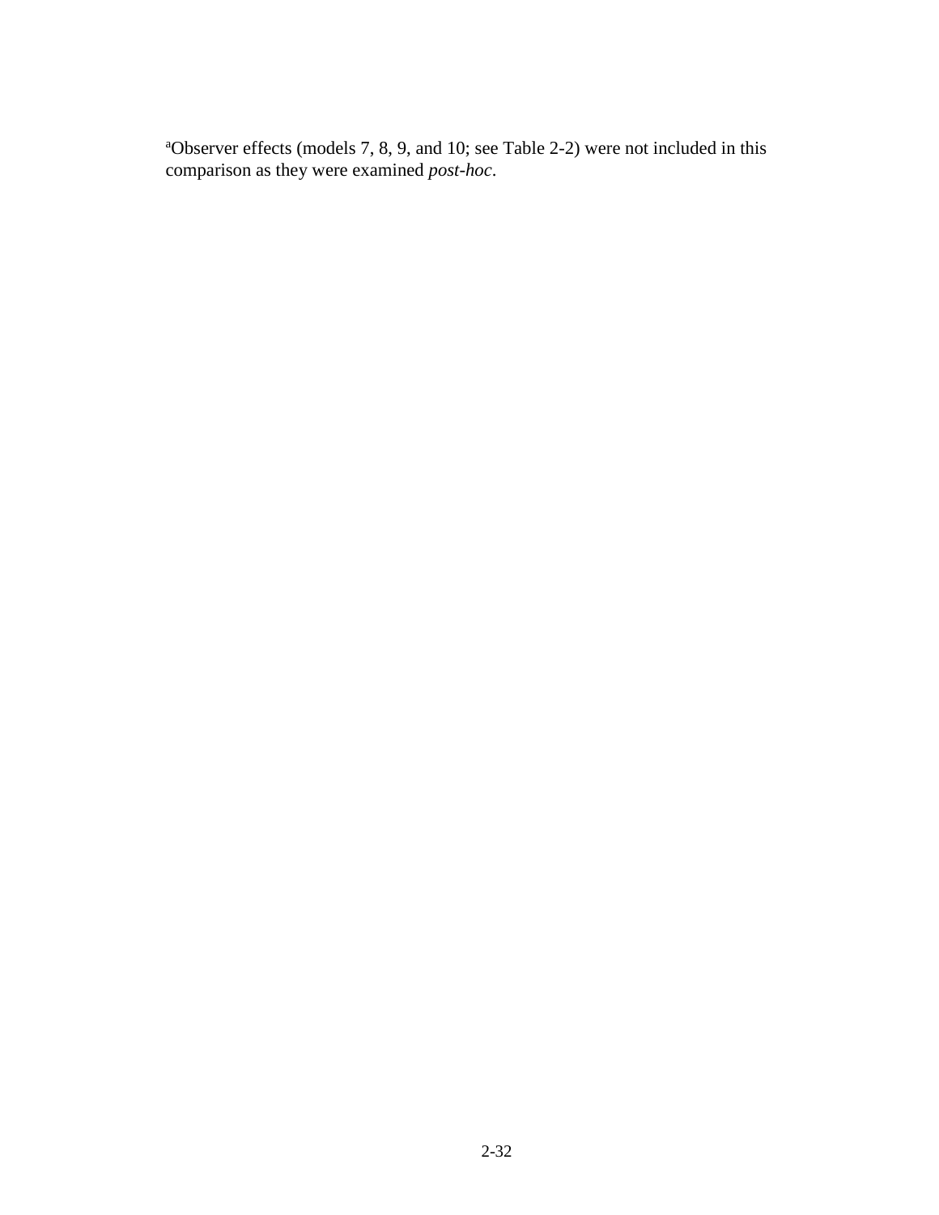[a]Observer effects (models 7, 8, 9, and 10; see Table 2-2) were not included in this comparison as they were examined *post-hoc*.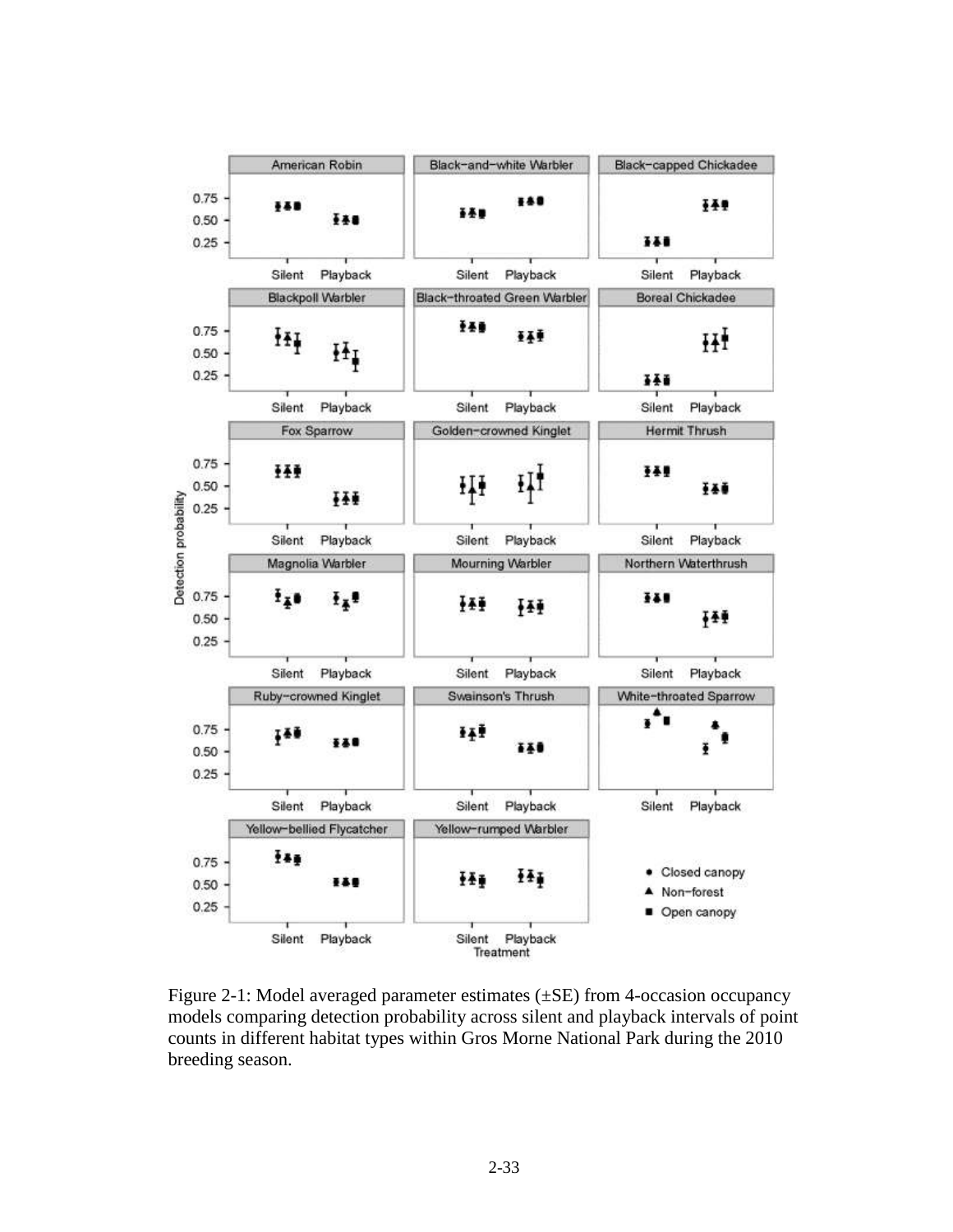Figure 2-1: Model averaged parameter estimates (±SE) from 4-occasion occupancy models comparing detection probability across silent and playback intervals of point counts in different habitat types within Gros Morne National Park during the 2010 breeding season.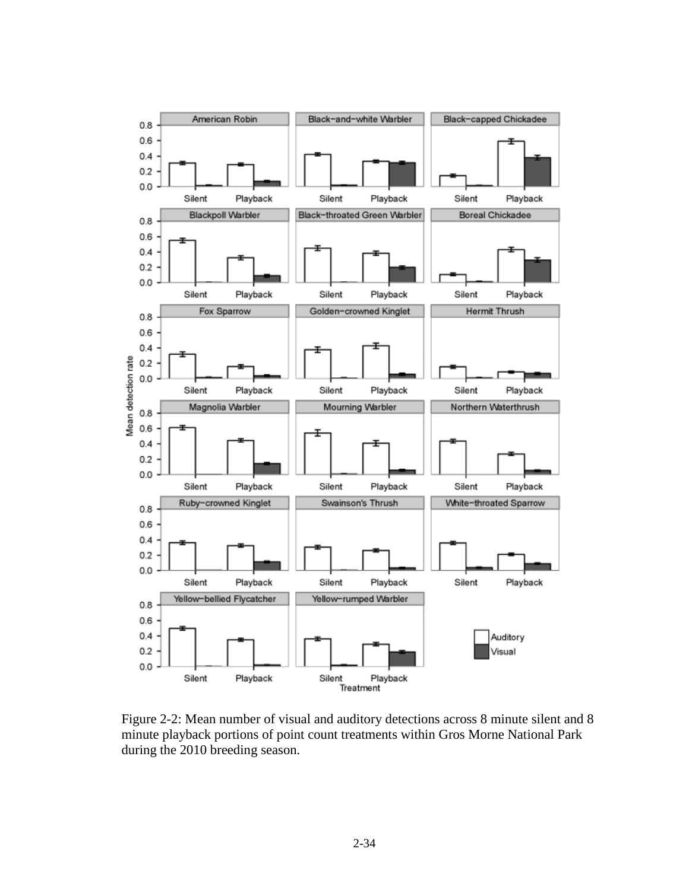Figure 2-2: Mean number of visual and auditory detections across 8 minute silent and 8 minute playback portions of point count treatments within Gros Morne National Park during the 2010 breeding season.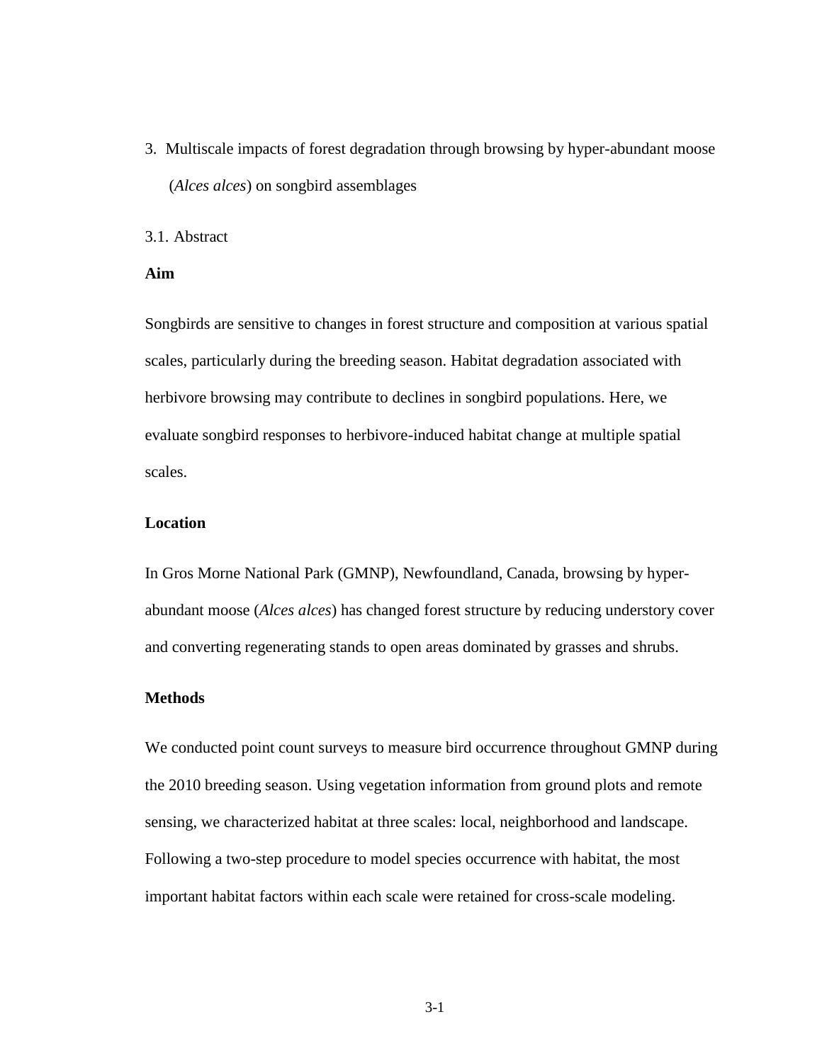# 3. Multiscale impacts of forest degradation through browsing by hyper-abundant moose (*Alces alces*) on songbird assemblages

## 3.1. Abstract

**Aim**

Songbirds are sensitive to changes in forest structure and composition at various spatial scales, particularly during the breeding season. Habitat degradation associated with herbivore browsing may contribute to declines in songbird populations. Here, we evaluate songbird responses to herbivore-induced habitat change at multiple spatial scales.

**Location**

In Gros Morne National Park (GMNP), Newfoundland, Canada, browsing by hyper-abundant moose (*Alces alces*) has changed forest structure by reducing understory cover and converting regenerating stands to open areas dominated by grasses and shrubs.

**Methods**

We conducted point count surveys to measure bird occurrence throughout GMNP during the 2010 breeding season. Using vegetation information from ground plots and remote sensing, we characterized habitat at three scales: local, neighborhood and landscape. Following a two-step procedure to model species occurrence with habitat, the most important habitat factors within each scale were retained for cross-scale modeling.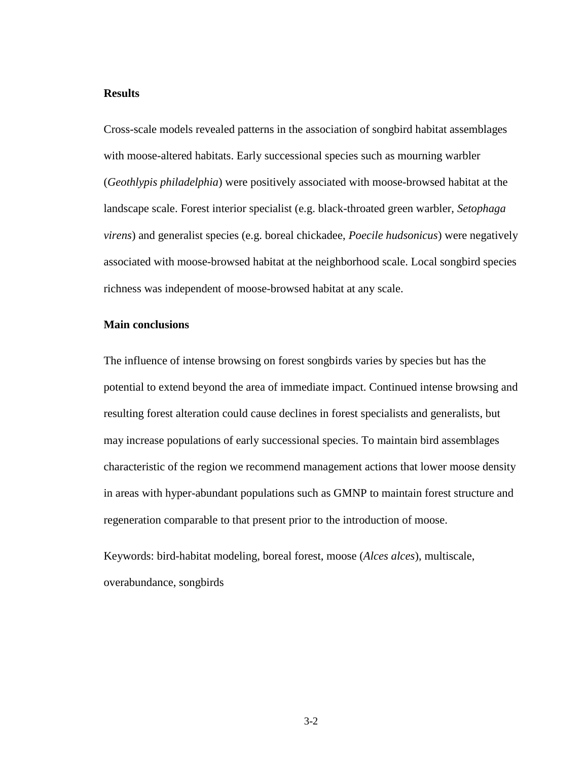**Results**

Cross-scale models revealed patterns in the association of songbird habitat assemblages with moose-altered habitats. Early successional species such as mourning warbler (*Geothlypis philadelphia*) were positively associated with moose-browsed habitat at the landscape scale. Forest interior specialist (e.g. black-throated green warbler, *Setophaga virens*) and generalist species (e.g. boreal chickadee, *Poecile hudsonicus*) were negatively associated with moose-browsed habitat at the neighborhood scale. Local songbird species richness was independent of moose-browsed habitat at any scale.

**Main conclusions**

The influence of intense browsing on forest songbirds varies by species but has the potential to extend beyond the area of immediate impact. Continued intense browsing and resulting forest alteration could cause declines in forest specialists and generalists, but may increase populations of early successional species. To maintain bird assemblages characteristic of the region we recommend management actions that lower moose density in areas with hyper-abundant populations such as GMNP to maintain forest structure and regeneration comparable to that present prior to the introduction of moose.

Keywords: bird-habitat modeling, boreal forest, moose (*Alces alces*), multiscale, overabundance, songbirds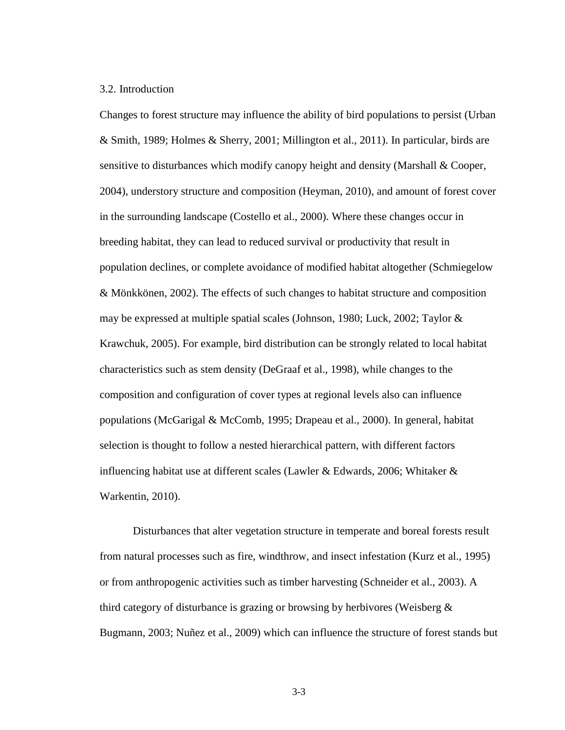## 3.2. Introduction

Changes to forest structure may influence the ability of bird populations to persist (Urban & Smith, 1989; Holmes & Sherry, 2001; Millington et al., 2011). In particular, birds are sensitive to disturbances which modify canopy height and density (Marshall & Cooper, 2004), understory structure and composition (Heyman, 2010), and amount of forest cover in the surrounding landscape (Costello et al., 2000). Where these changes occur in breeding habitat, they can lead to reduced survival or productivity that result in population declines, or complete avoidance of modified habitat altogether (Schmiegelow & Mönkkönen, 2002). The effects of such changes to habitat structure and composition may be expressed at multiple spatial scales (Johnson, 1980; Luck, 2002; Taylor & Krawchuk, 2005). For example, bird distribution can be strongly related to local habitat characteristics such as stem density (DeGraaf et al., 1998), while changes to the composition and configuration of cover types at regional levels also can influence populations (McGarigal & McComb, 1995; Drapeau et al., 2000). In general, habitat selection is thought to follow a nested hierarchical pattern, with different factors influencing habitat use at different scales (Lawler & Edwards, 2006; Whitaker & Warkentin, 2010).

Disturbances that alter vegetation structure in temperate and boreal forests result from natural processes such as fire, windthrow, and insect infestation (Kurz et al., 1995) or from anthropogenic activities such as timber harvesting (Schneider et al., 2003). A third category of disturbance is grazing or browsing by herbivores (Weisberg & Bugmann, 2003; Nuñez et al., 2009) which can influence the structure of forest stands but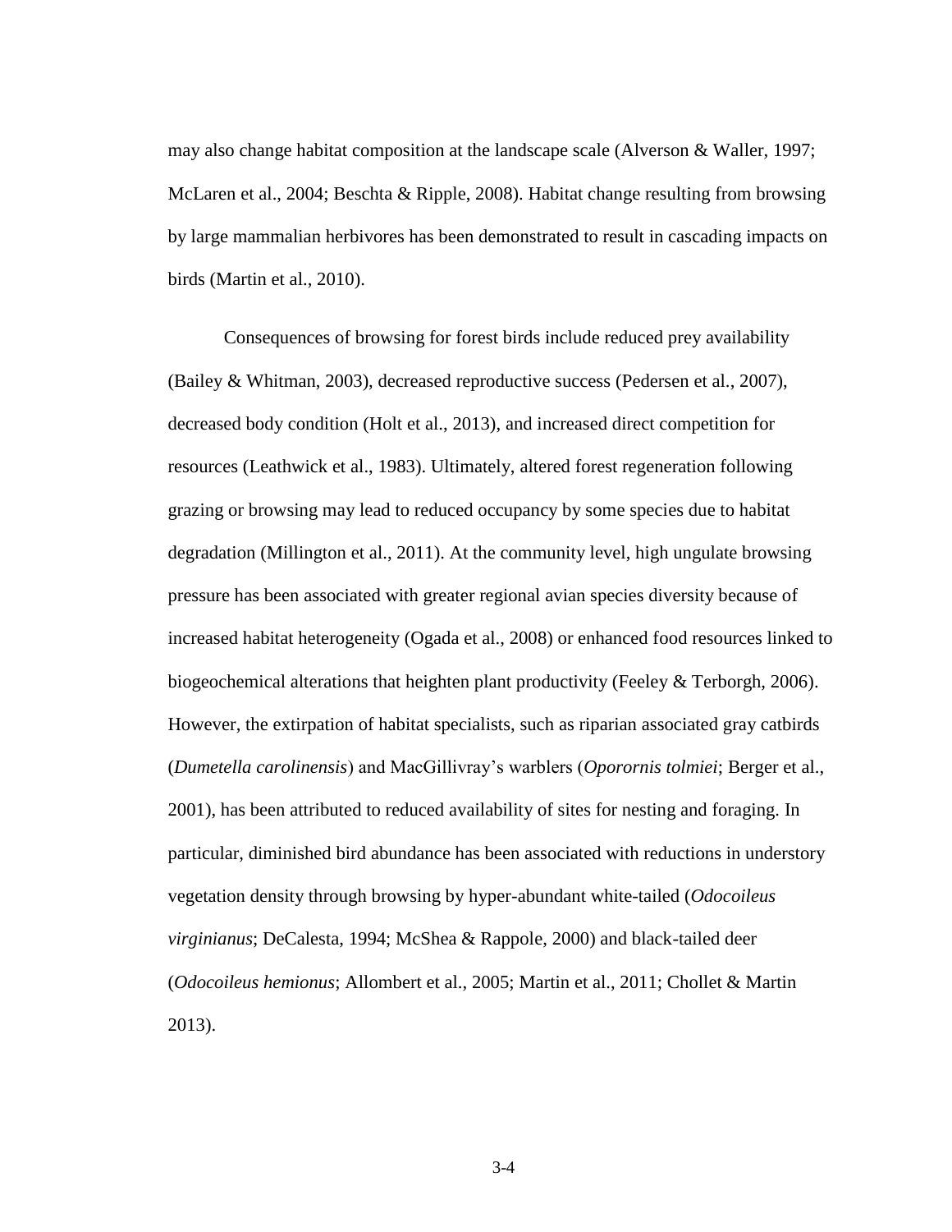may also change habitat composition at the landscape scale (Alverson & Waller, 1997; McLaren et al., 2004; Beschta & Ripple, 2008). Habitat change resulting from browsing by large mammalian herbivores has been demonstrated to result in cascading impacts on birds (Martin et al., 2010).

Consequences of browsing for forest birds include reduced prey availability (Bailey & Whitman, 2003), decreased reproductive success (Pedersen et al., 2007), decreased body condition (Holt et al., 2013), and increased direct competition for resources (Leathwick et al., 1983). Ultimately, altered forest regeneration following grazing or browsing may lead to reduced occupancy by some species due to habitat degradation (Millington et al., 2011). At the community level, high ungulate browsing pressure has been associated with greater regional avian species diversity because of increased habitat heterogeneity (Ogada et al., 2008) or enhanced food resources linked to biogeochemical alterations that heighten plant productivity (Feeley & Terborgh, 2006). However, the extirpation of habitat specialists, such as riparian associated gray catbirds (*Dumetella carolinensis*) and MacGillivray's warblers (*Oporornis tolmiei*; Berger et al., 2001), has been attributed to reduced availability of sites for nesting and foraging. In particular, diminished bird abundance has been associated with reductions in understory vegetation density through browsing by hyper-abundant white-tailed (*Odocoileus virginianus*; DeCalesta, 1994; McShea & Rappole, 2000) and black-tailed deer (*Odocoileus hemionus*; Allombert et al., 2005; Martin et al., 2011; Chollet & Martin 2013).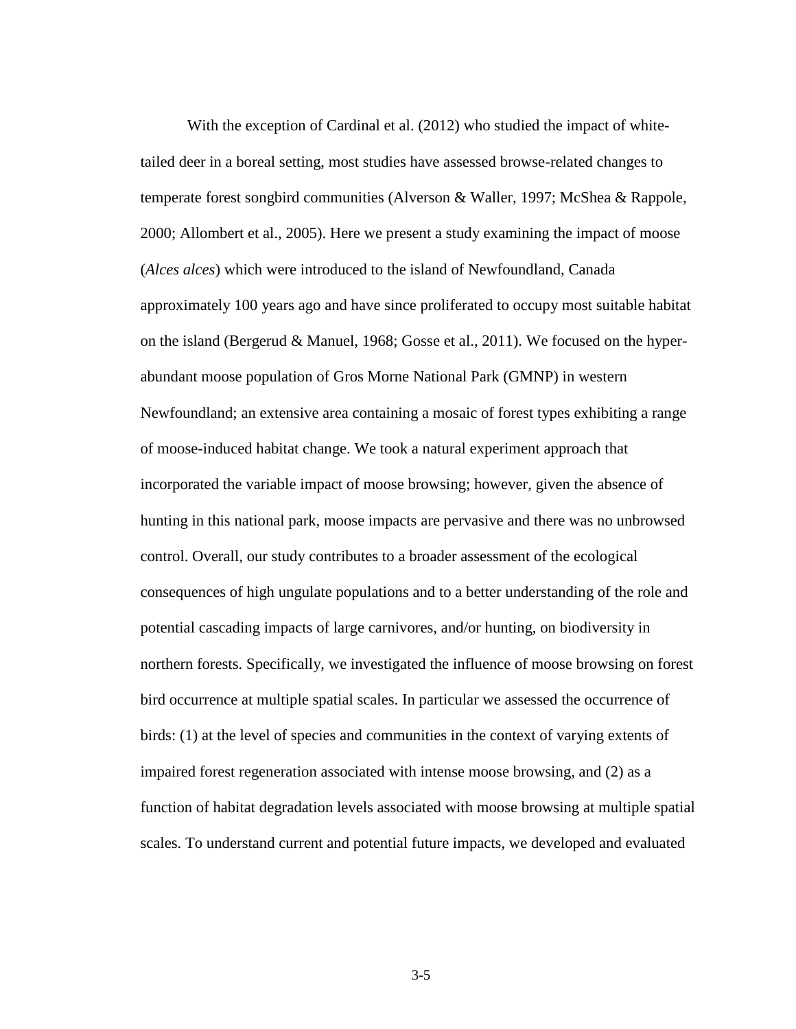With the exception of Cardinal et al. (2012) who studied the impact of white-tailed deer in a boreal setting, most studies have assessed browse-related changes to temperate forest songbird communities (Alverson & Waller, 1997; McShea & Rappole, 2000; Allombert et al., 2005). Here we present a study examining the impact of moose (*Alces alces*) which were introduced to the island of Newfoundland, Canada approximately 100 years ago and have since proliferated to occupy most suitable habitat on the island (Bergerud & Manuel, 1968; Gosse et al., 2011). We focused on the hyper-abundant moose population of Gros Morne National Park (GMNP) in western Newfoundland; an extensive area containing a mosaic of forest types exhibiting a range of moose-induced habitat change. We took a natural experiment approach that incorporated the variable impact of moose browsing; however, given the absence of hunting in this national park, moose impacts are pervasive and there was no unbrowsed control. Overall, our study contributes to a broader assessment of the ecological consequences of high ungulate populations and to a better understanding of the role and potential cascading impacts of large carnivores, and/or hunting, on biodiversity in northern forests. Specifically, we investigated the influence of moose browsing on forest bird occurrence at multiple spatial scales. In particular we assessed the occurrence of birds: (1) at the level of species and communities in the context of varying extents of impaired forest regeneration associated with intense moose browsing, and (2) as a function of habitat degradation levels associated with moose browsing at multiple spatial scales. To understand current and potential future impacts, we developed and evaluated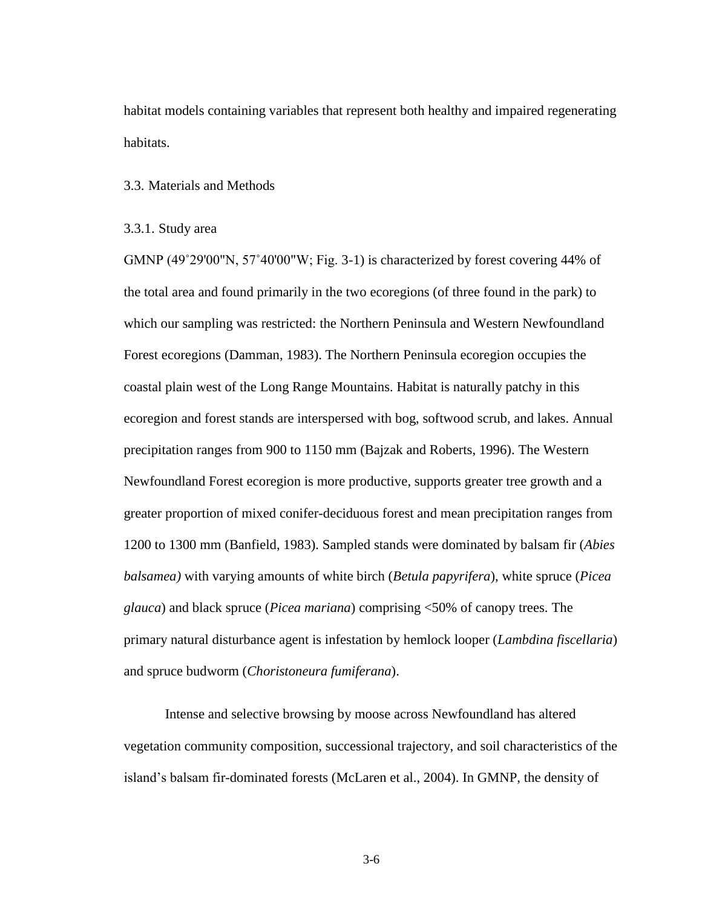habitat models containing variables that represent both healthy and impaired regenerating habitats.

## 3.3. Materials and Methods

### 3.3.1. Study area

GMNP (49˚29'00"N, 57˚40'00"W; Fig. 3-1) is characterized by forest covering 44% of the total area and found primarily in the two ecoregions (of three found in the park) to which our sampling was restricted: the Northern Peninsula and Western Newfoundland Forest ecoregions (Damman, 1983). The Northern Peninsula ecoregion occupies the coastal plain west of the Long Range Mountains. Habitat is naturally patchy in this ecoregion and forest stands are interspersed with bog, softwood scrub, and lakes. Annual precipitation ranges from 900 to 1150 mm (Bajzak and Roberts, 1996). The Western Newfoundland Forest ecoregion is more productive, supports greater tree growth and a greater proportion of mixed conifer-deciduous forest and mean precipitation ranges from 1200 to 1300 mm (Banfield, 1983). Sampled stands were dominated by balsam fir (*Abies balsamea)* with varying amounts of white birch (*Betula papyrifera*), white spruce (*Picea glauca*) and black spruce (*Picea mariana*) comprising <50% of canopy trees. The primary natural disturbance agent is infestation by hemlock looper (*Lambdina fiscellaria*) and spruce budworm (*Choristoneura fumiferana*).

Intense and selective browsing by moose across Newfoundland has altered vegetation community composition, successional trajectory, and soil characteristics of the island's balsam fir-dominated forests (McLaren et al., 2004). In GMNP, the density of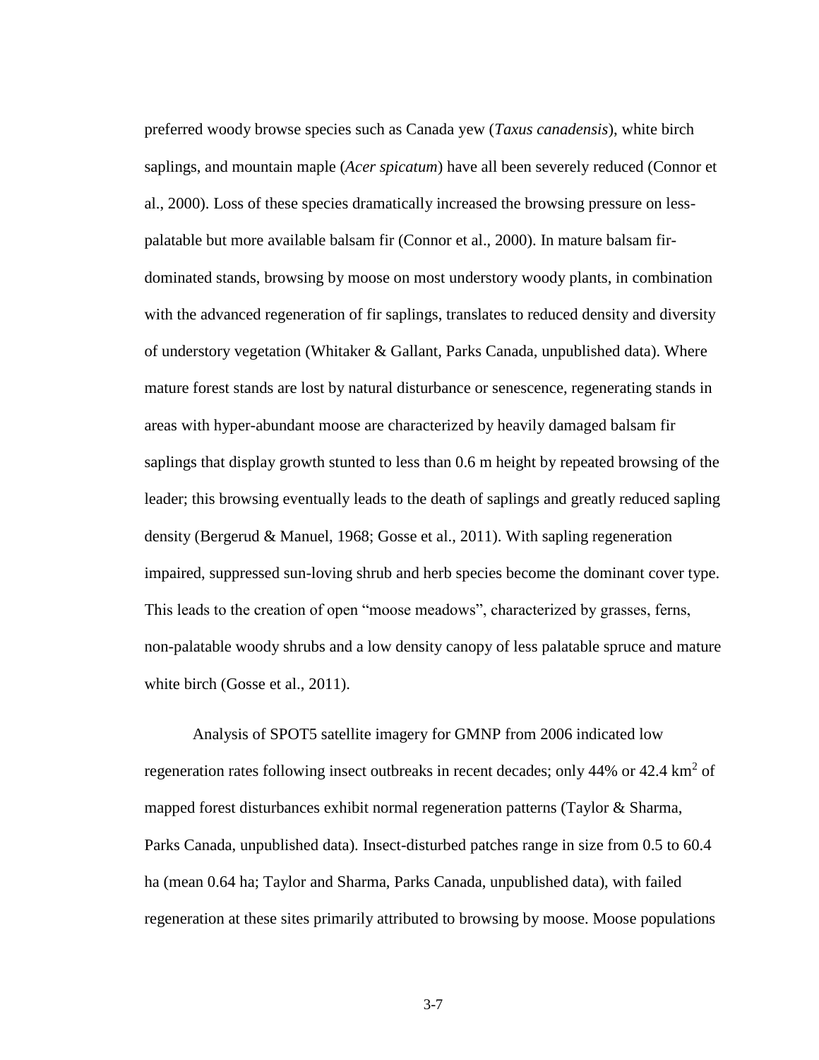preferred woody browse species such as Canada yew (*Taxus canadensis*), white birch saplings, and mountain maple (*Acer spicatum*) have all been severely reduced (Connor et al., 2000). Loss of these species dramatically increased the browsing pressure on less-palatable but more available balsam fir (Connor et al., 2000). In mature balsam fir-dominated stands, browsing by moose on most understory woody plants, in combination with the advanced regeneration of fir saplings, translates to reduced density and diversity of understory vegetation (Whitaker & Gallant, Parks Canada, unpublished data). Where mature forest stands are lost by natural disturbance or senescence, regenerating stands in areas with hyper-abundant moose are characterized by heavily damaged balsam fir saplings that display growth stunted to less than 0.6 m height by repeated browsing of the leader; this browsing eventually leads to the death of saplings and greatly reduced sapling density (Bergerud & Manuel, 1968; Gosse et al., 2011). With sapling regeneration impaired, suppressed sun-loving shrub and herb species become the dominant cover type. This leads to the creation of open "moose meadows", characterized by grasses, ferns, non-palatable woody shrubs and a low density canopy of less palatable spruce and mature white birch (Gosse et al., 2011).

Analysis of SPOT5 satellite imagery for GMNP from 2006 indicated low regeneration rates following insect outbreaks in recent decades; only 44% or 42.4 km$^2$ of mapped forest disturbances exhibit normal regeneration patterns (Taylor & Sharma, Parks Canada, unpublished data). Insect-disturbed patches range in size from 0.5 to 60.4 ha (mean 0.64 ha; Taylor and Sharma, Parks Canada, unpublished data), with failed regeneration at these sites primarily attributed to browsing by moose. Moose populations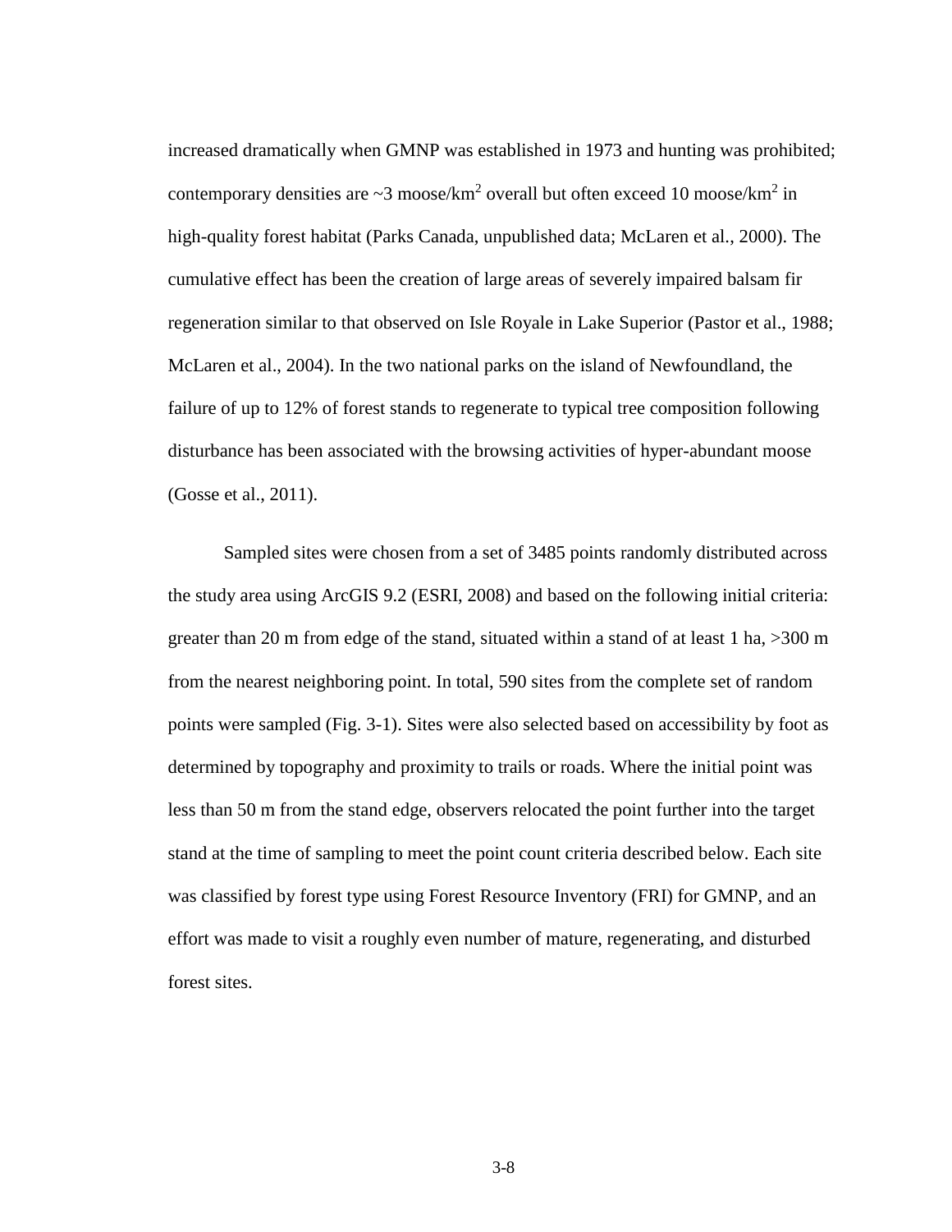increased dramatically when GMNP was established in 1973 and hunting was prohibited; contemporary densities are ~3 moose/km$^2$ overall but often exceed 10 moose/km$^2$ in high-quality forest habitat (Parks Canada, unpublished data; McLaren et al., 2000). The cumulative effect has been the creation of large areas of severely impaired balsam fir regeneration similar to that observed on Isle Royale in Lake Superior (Pastor et al., 1988; McLaren et al., 2004). In the two national parks on the island of Newfoundland, the failure of up to 12% of forest stands to regenerate to typical tree composition following disturbance has been associated with the browsing activities of hyper-abundant moose (Gosse et al., 2011).

Sampled sites were chosen from a set of 3485 points randomly distributed across the study area using ArcGIS 9.2 (ESRI, 2008) and based on the following initial criteria: greater than 20 m from edge of the stand, situated within a stand of at least 1 ha, >300 m from the nearest neighboring point. In total, 590 sites from the complete set of random points were sampled (Fig. 3-1). Sites were also selected based on accessibility by foot as determined by topography and proximity to trails or roads. Where the initial point was less than 50 m from the stand edge, observers relocated the point further into the target stand at the time of sampling to meet the point count criteria described below. Each site was classified by forest type using Forest Resource Inventory (FRI) for GMNP, and an effort was made to visit a roughly even number of mature, regenerating, and disturbed forest sites.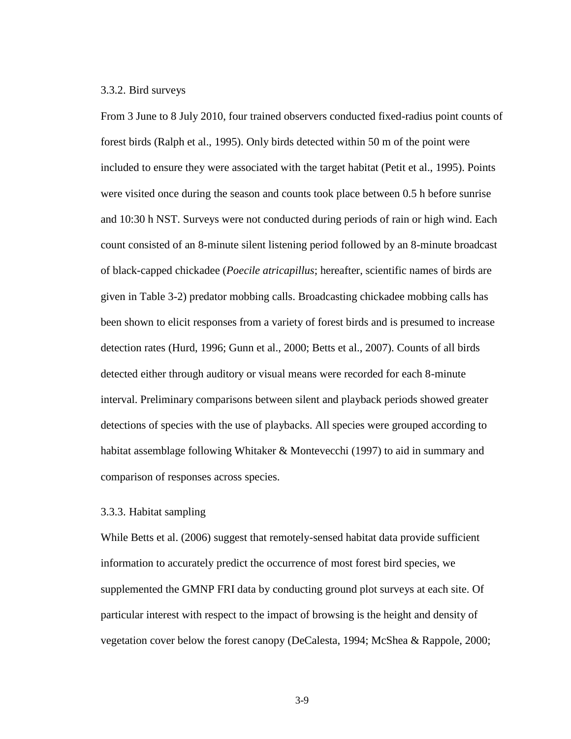### 3.3.2. Bird surveys

From 3 June to 8 July 2010, four trained observers conducted fixed-radius point counts of forest birds (Ralph et al., 1995). Only birds detected within 50 m of the point were included to ensure they were associated with the target habitat (Petit et al., 1995). Points were visited once during the season and counts took place between 0.5 h before sunrise and 10:30 h NST. Surveys were not conducted during periods of rain or high wind. Each count consisted of an 8-minute silent listening period followed by an 8-minute broadcast of black-capped chickadee (*Poecile atricapillus*; hereafter, scientific names of birds are given in Table 3-2) predator mobbing calls. Broadcasting chickadee mobbing calls has been shown to elicit responses from a variety of forest birds and is presumed to increase detection rates (Hurd, 1996; Gunn et al., 2000; Betts et al., 2007). Counts of all birds detected either through auditory or visual means were recorded for each 8-minute interval. Preliminary comparisons between silent and playback periods showed greater detections of species with the use of playbacks. All species were grouped according to habitat assemblage following Whitaker & Montevecchi (1997) to aid in summary and comparison of responses across species.

### 3.3.3. Habitat sampling

While Betts et al. (2006) suggest that remotely-sensed habitat data provide sufficient information to accurately predict the occurrence of most forest bird species, we supplemented the GMNP FRI data by conducting ground plot surveys at each site. Of particular interest with respect to the impact of browsing is the height and density of vegetation cover below the forest canopy (DeCalesta, 1994; McShea & Rappole, 2000;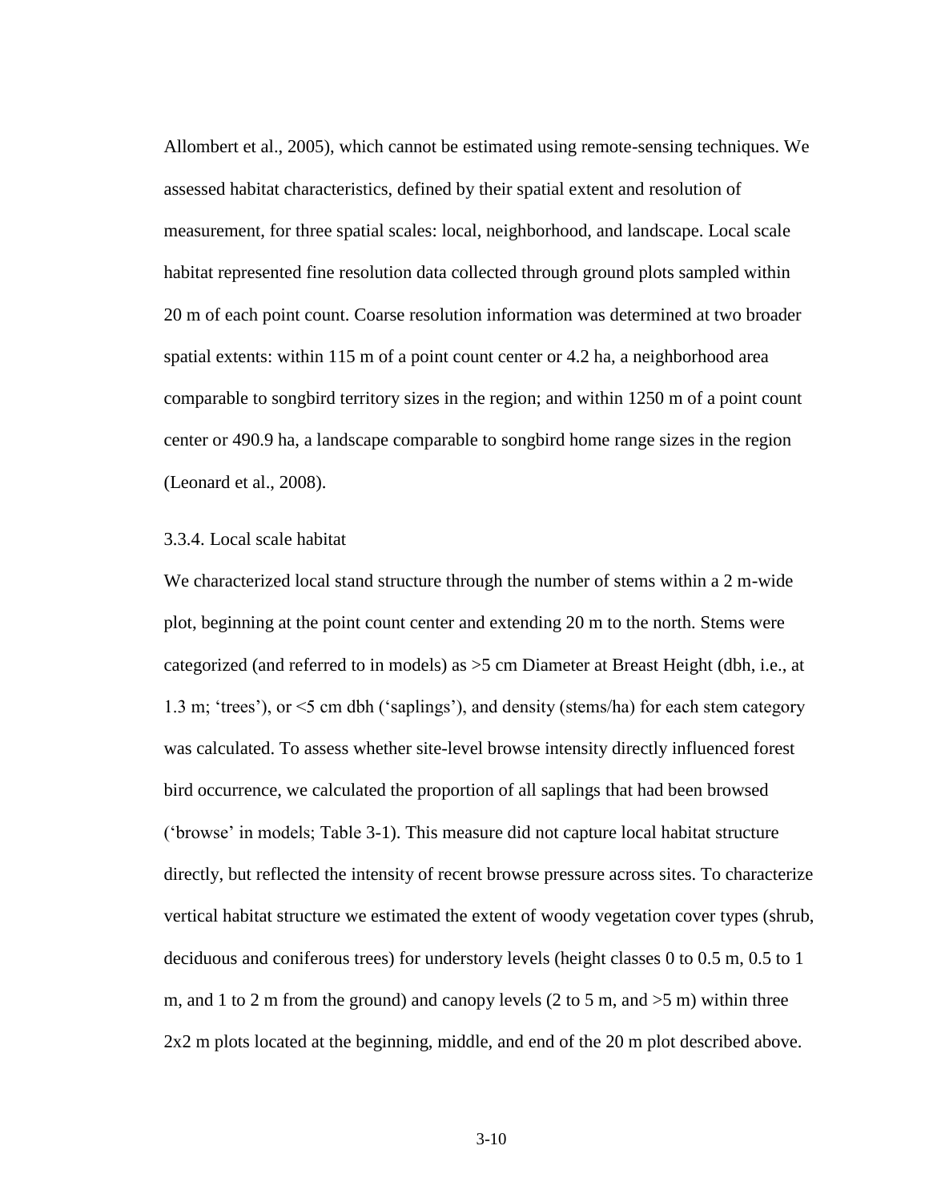Allombert et al., 2005), which cannot be estimated using remote-sensing techniques. We assessed habitat characteristics, defined by their spatial extent and resolution of measurement, for three spatial scales: local, neighborhood, and landscape. Local scale habitat represented fine resolution data collected through ground plots sampled within 20 m of each point count. Coarse resolution information was determined at two broader spatial extents: within 115 m of a point count center or 4.2 ha, a neighborhood area comparable to songbird territory sizes in the region; and within 1250 m of a point count center or 490.9 ha, a landscape comparable to songbird home range sizes in the region (Leonard et al., 2008).

### 3.3.4. Local scale habitat

We characterized local stand structure through the number of stems within a 2 m-wide plot, beginning at the point count center and extending 20 m to the north. Stems were categorized (and referred to in models) as >5 cm Diameter at Breast Height (dbh, i.e., at 1.3 m; 'trees'), or <5 cm dbh ('saplings'), and density (stems/ha) for each stem category was calculated. To assess whether site-level browse intensity directly influenced forest bird occurrence, we calculated the proportion of all saplings that had been browsed ('browse' in models; Table 3-1). This measure did not capture local habitat structure directly, but reflected the intensity of recent browse pressure across sites. To characterize vertical habitat structure we estimated the extent of woody vegetation cover types (shrub, deciduous and coniferous trees) for understory levels (height classes 0 to 0.5 m, 0.5 to 1 m, and 1 to 2 m from the ground) and canopy levels (2 to 5 m, and >5 m) within three 2x2 m plots located at the beginning, middle, and end of the 20 m plot described above.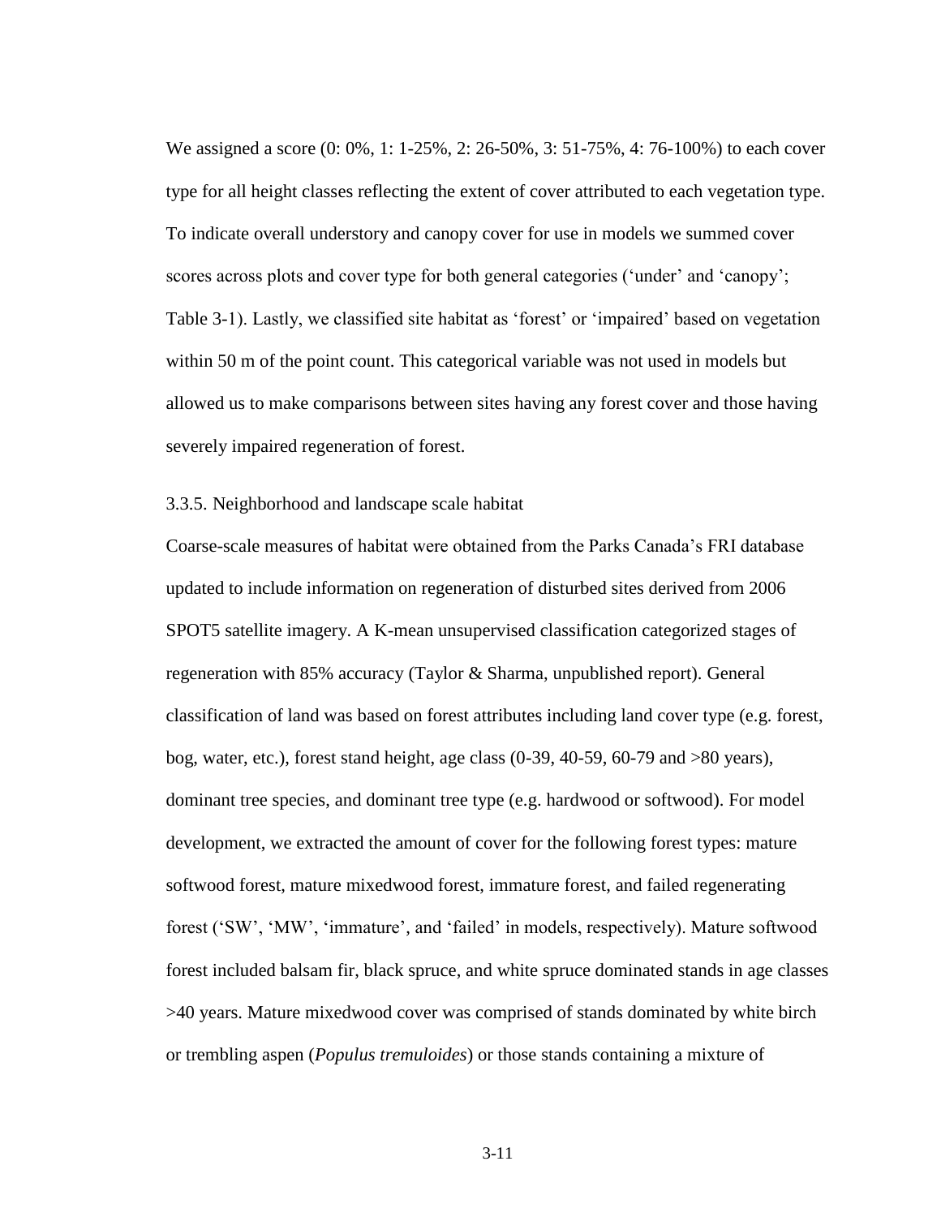We assigned a score (0: 0%, 1: 1-25%, 2: 26-50%, 3: 51-75%, 4: 76-100%) to each cover type for all height classes reflecting the extent of cover attributed to each vegetation type. To indicate overall understory and canopy cover for use in models we summed cover scores across plots and cover type for both general categories ('under' and 'canopy'; Table 3-1). Lastly, we classified site habitat as 'forest' or 'impaired' based on vegetation within 50 m of the point count. This categorical variable was not used in models but allowed us to make comparisons between sites having any forest cover and those having severely impaired regeneration of forest.

### 3.3.5. Neighborhood and landscape scale habitat

Coarse-scale measures of habitat were obtained from the Parks Canada's FRI database updated to include information on regeneration of disturbed sites derived from 2006 SPOT5 satellite imagery. A K-mean unsupervised classification categorized stages of regeneration with 85% accuracy (Taylor & Sharma, unpublished report). General classification of land was based on forest attributes including land cover type (e.g. forest, bog, water, etc.), forest stand height, age class (0-39, 40-59, 60-79 and >80 years), dominant tree species, and dominant tree type (e.g. hardwood or softwood). For model development, we extracted the amount of cover for the following forest types: mature softwood forest, mature mixedwood forest, immature forest, and failed regenerating forest ('SW', 'MW', 'immature', and 'failed' in models, respectively). Mature softwood forest included balsam fir, black spruce, and white spruce dominated stands in age classes >40 years. Mature mixedwood cover was comprised of stands dominated by white birch or trembling aspen (*Populus tremuloides*) or those stands containing a mixture of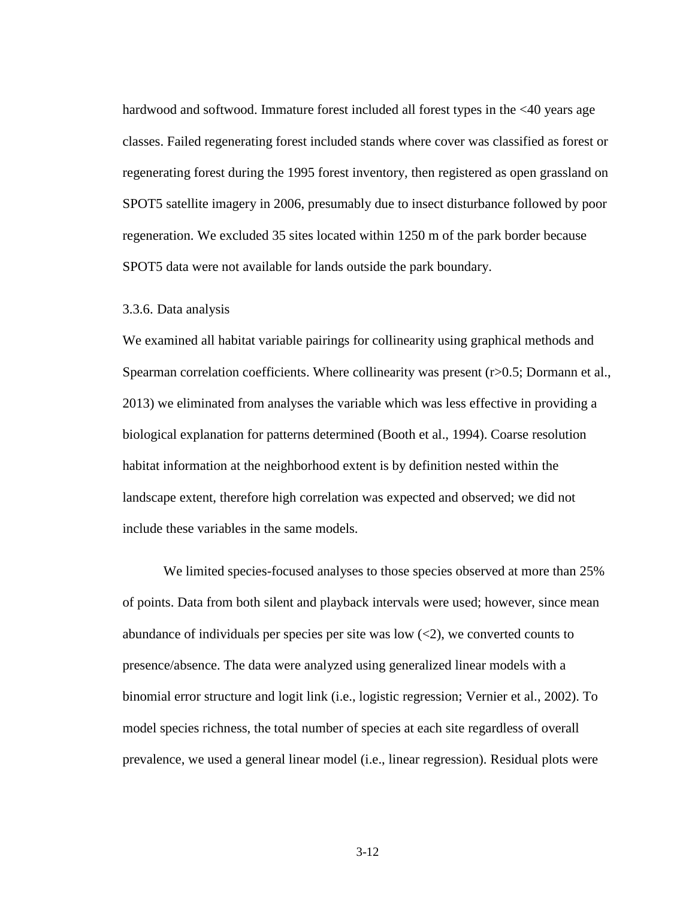hardwood and softwood. Immature forest included all forest types in the <40 years age classes. Failed regenerating forest included stands where cover was classified as forest or regenerating forest during the 1995 forest inventory, then registered as open grassland on SPOT5 satellite imagery in 2006, presumably due to insect disturbance followed by poor regeneration. We excluded 35 sites located within 1250 m of the park border because SPOT5 data were not available for lands outside the park boundary.

### 3.3.6. Data analysis

We examined all habitat variable pairings for collinearity using graphical methods and Spearman correlation coefficients. Where collinearity was present ($r>0.5$; Dormann et al., 2013) we eliminated from analyses the variable which was less effective in providing a biological explanation for patterns determined (Booth et al., 1994). Coarse resolution habitat information at the neighborhood extent is by definition nested within the landscape extent, therefore high correlation was expected and observed; we did not include these variables in the same models.

We limited species-focused analyses to those species observed at more than 25% of points. Data from both silent and playback intervals were used; however, since mean abundance of individuals per species per site was low (<2), we converted counts to presence/absence. The data were analyzed using generalized linear models with a binomial error structure and logit link (i.e., logistic regression; Vernier et al., 2002). To model species richness, the total number of species at each site regardless of overall prevalence, we used a general linear model (i.e., linear regression). Residual plots were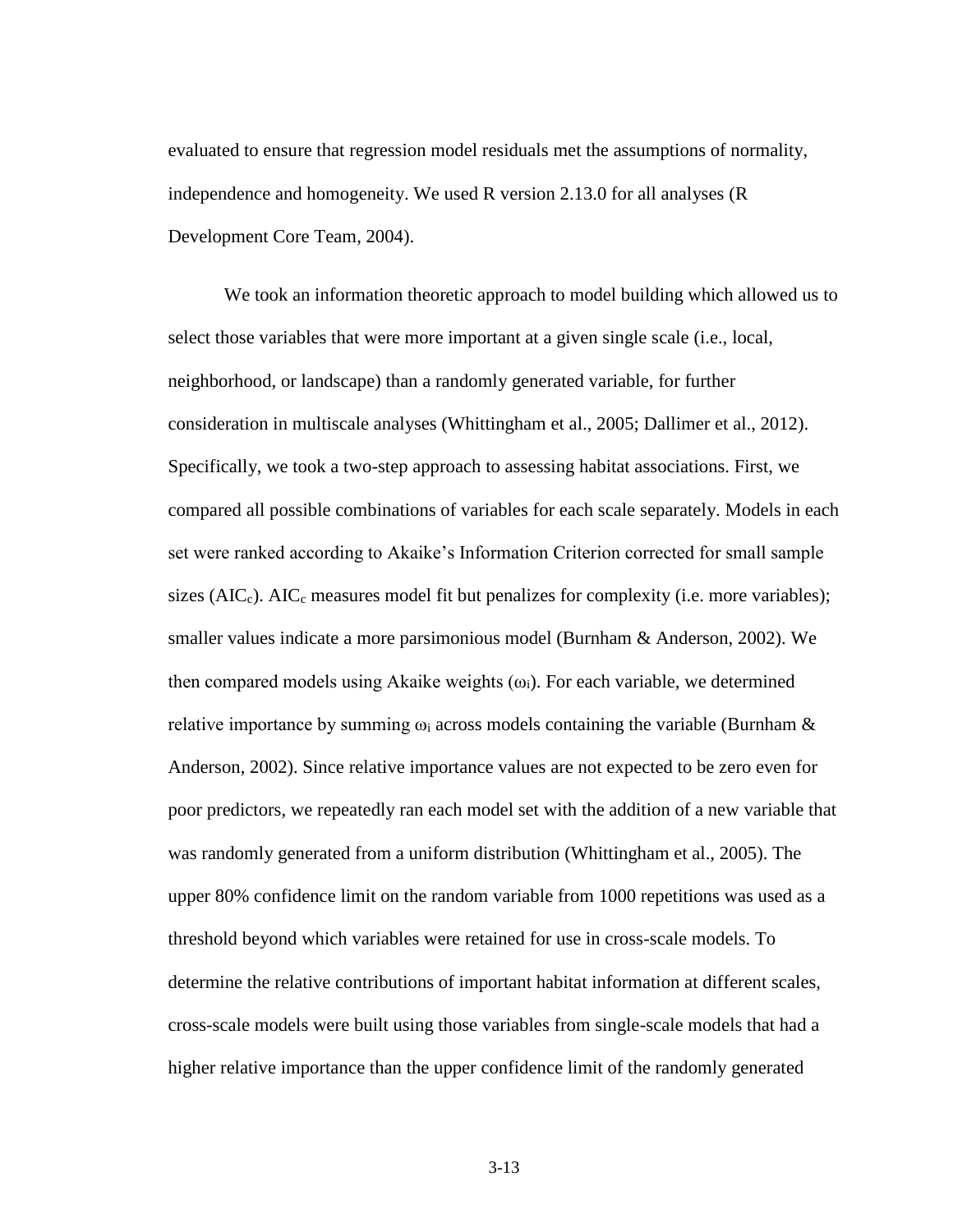evaluated to ensure that regression model residuals met the assumptions of normality, independence and homogeneity. We used R version 2.13.0 for all analyses (R Development Core Team, 2004).

We took an information theoretic approach to model building which allowed us to select those variables that were more important at a given single scale (i.e., local, neighborhood, or landscape) than a randomly generated variable, for further consideration in multiscale analyses (Whittingham et al., 2005; Dallimer et al., 2012). Specifically, we took a two-step approach to assessing habitat associations. First, we compared all possible combinations of variables for each scale separately. Models in each set were ranked according to Akaike's Information Criterion corrected for small sample sizes ($AIC_c$). $AIC_c$ measures model fit but penalizes for complexity (i.e. more variables); smaller values indicate a more parsimonious model (Burnham & Anderson, 2002). We then compared models using Akaike weights ($\omega_i$). For each variable, we determined relative importance by summing $\omega_i$ across models containing the variable (Burnham & Anderson, 2002). Since relative importance values are not expected to be zero even for poor predictors, we repeatedly ran each model set with the addition of a new variable that was randomly generated from a uniform distribution (Whittingham et al., 2005). The upper 80% confidence limit on the random variable from 1000 repetitions was used as a threshold beyond which variables were retained for use in cross-scale models. To determine the relative contributions of important habitat information at different scales, cross-scale models were built using those variables from single-scale models that had a higher relative importance than the upper confidence limit of the randomly generated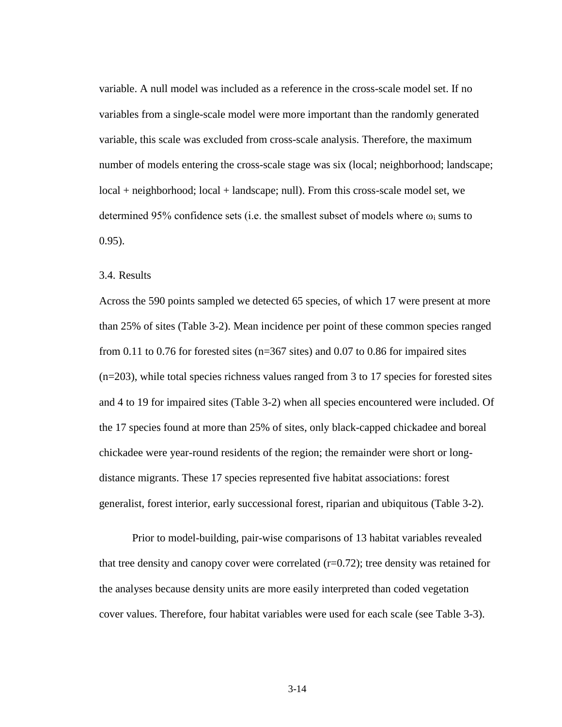variable. A null model was included as a reference in the cross-scale model set. If no variables from a single-scale model were more important than the randomly generated variable, this scale was excluded from cross-scale analysis. Therefore, the maximum number of models entering the cross-scale stage was six (local; neighborhood; landscape; local + neighborhood; local + landscape; null). From this cross-scale model set, we determined 95% confidence sets (i.e. the smallest subset of models where $\omega_i$ sums to 0.95).

## 3.4. Results

Across the 590 points sampled we detected 65 species, of which 17 were present at more than 25% of sites (Table 3-2). Mean incidence per point of these common species ranged from 0.11 to 0.76 for forested sites (n=367 sites) and 0.07 to 0.86 for impaired sites (n=203), while total species richness values ranged from 3 to 17 species for forested sites and 4 to 19 for impaired sites (Table 3-2) when all species encountered were included. Of the 17 species found at more than 25% of sites, only black-capped chickadee and boreal chickadee were year-round residents of the region; the remainder were short or long-distance migrants. These 17 species represented five habitat associations: forest generalist, forest interior, early successional forest, riparian and ubiquitous (Table 3-2).

Prior to model-building, pair-wise comparisons of 13 habitat variables revealed that tree density and canopy cover were correlated (r=0.72); tree density was retained for the analyses because density units are more easily interpreted than coded vegetation cover values. Therefore, four habitat variables were used for each scale (see Table 3-3).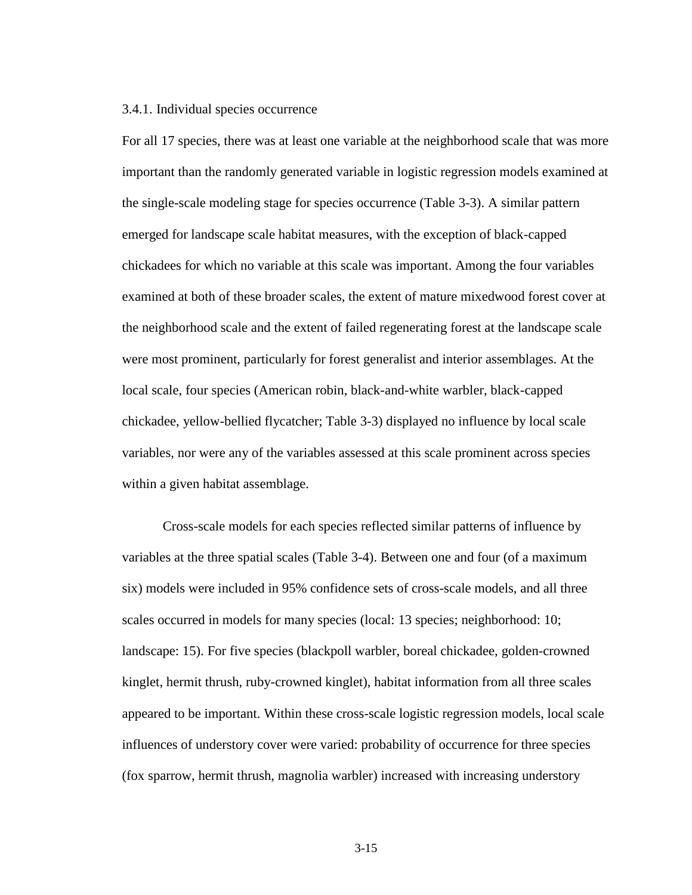### 3.4.1. Individual species occurrence

For all 17 species, there was at least one variable at the neighborhood scale that was more important than the randomly generated variable in logistic regression models examined at the single-scale modeling stage for species occurrence (Table 3-3). A similar pattern emerged for landscape scale habitat measures, with the exception of black-capped chickadees for which no variable at this scale was important. Among the four variables examined at both of these broader scales, the extent of mature mixedwood forest cover at the neighborhood scale and the extent of failed regenerating forest at the landscape scale were most prominent, particularly for forest generalist and interior assemblages. At the local scale, four species (American robin, black-and-white warbler, black-capped chickadee, yellow-bellied flycatcher; Table 3-3) displayed no influence by local scale variables, nor were any of the variables assessed at this scale prominent across species within a given habitat assemblage.

Cross-scale models for each species reflected similar patterns of influence by variables at the three spatial scales (Table 3-4). Between one and four (of a maximum six) models were included in 95% confidence sets of cross-scale models, and all three scales occurred in models for many species (local: 13 species; neighborhood: 10; landscape: 15). For five species (blackpoll warbler, boreal chickadee, golden-crowned kinglet, hermit thrush, ruby-crowned kinglet), habitat information from all three scales appeared to be important. Within these cross-scale logistic regression models, local scale influences of understory cover were varied: probability of occurrence for three species (fox sparrow, hermit thrush, magnolia warbler) increased with increasing understory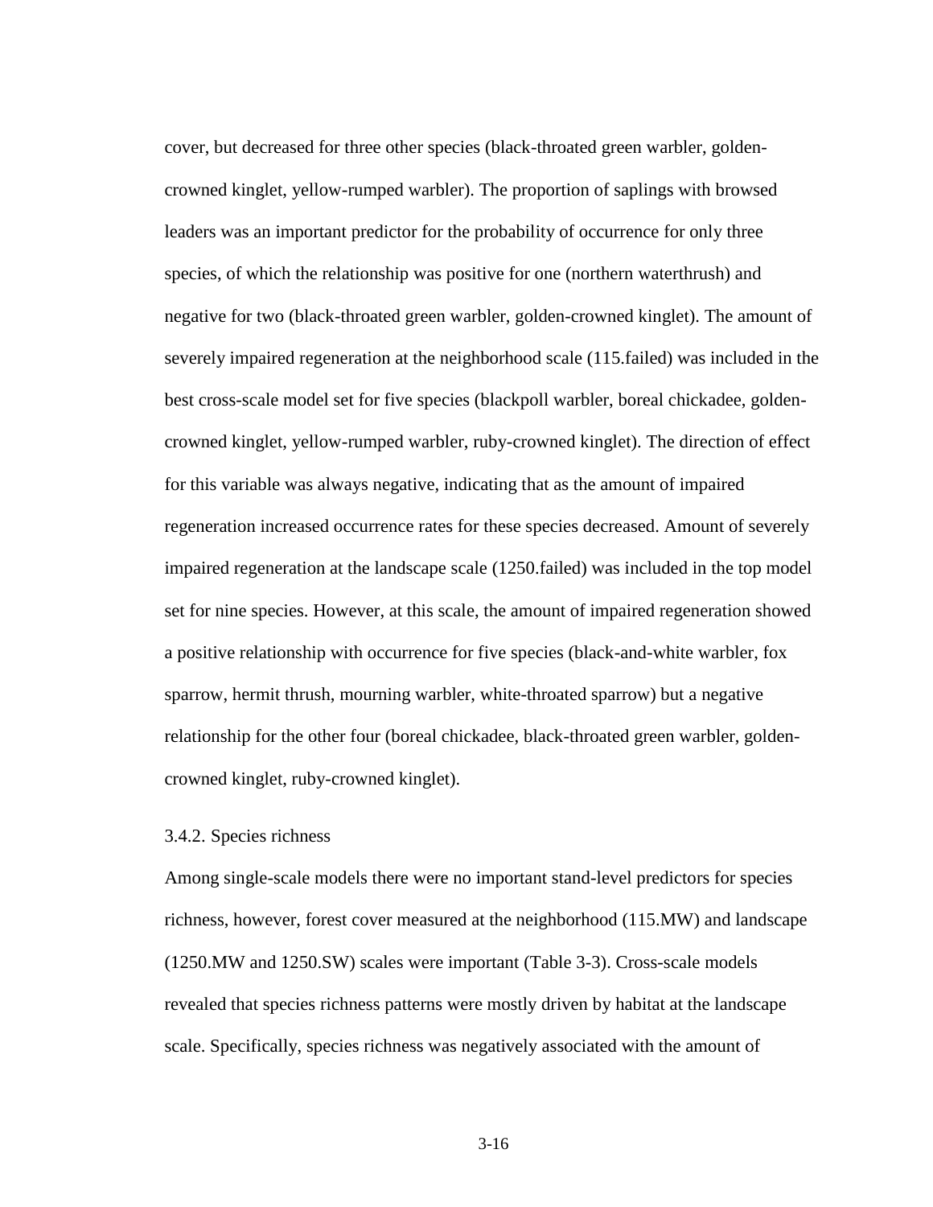cover, but decreased for three other species (black-throated green warbler, golden-crowned kinglet, yellow-rumped warbler). The proportion of saplings with browsed leaders was an important predictor for the probability of occurrence for only three species, of which the relationship was positive for one (northern waterthrush) and negative for two (black-throated green warbler, golden-crowned kinglet). The amount of severely impaired regeneration at the neighborhood scale (115.failed) was included in the best cross-scale model set for five species (blackpoll warbler, boreal chickadee, golden-crowned kinglet, yellow-rumped warbler, ruby-crowned kinglet). The direction of effect for this variable was always negative, indicating that as the amount of impaired regeneration increased occurrence rates for these species decreased. Amount of severely impaired regeneration at the landscape scale (1250.failed) was included in the top model set for nine species. However, at this scale, the amount of impaired regeneration showed a positive relationship with occurrence for five species (black-and-white warbler, fox sparrow, hermit thrush, mourning warbler, white-throated sparrow) but a negative relationship for the other four (boreal chickadee, black-throated green warbler, golden-crowned kinglet, ruby-crowned kinglet).

### 3.4.2. Species richness

Among single-scale models there were no important stand-level predictors for species richness, however, forest cover measured at the neighborhood (115.MW) and landscape (1250.MW and 1250.SW) scales were important (Table 3-3). Cross-scale models revealed that species richness patterns were mostly driven by habitat at the landscape scale. Specifically, species richness was negatively associated with the amount of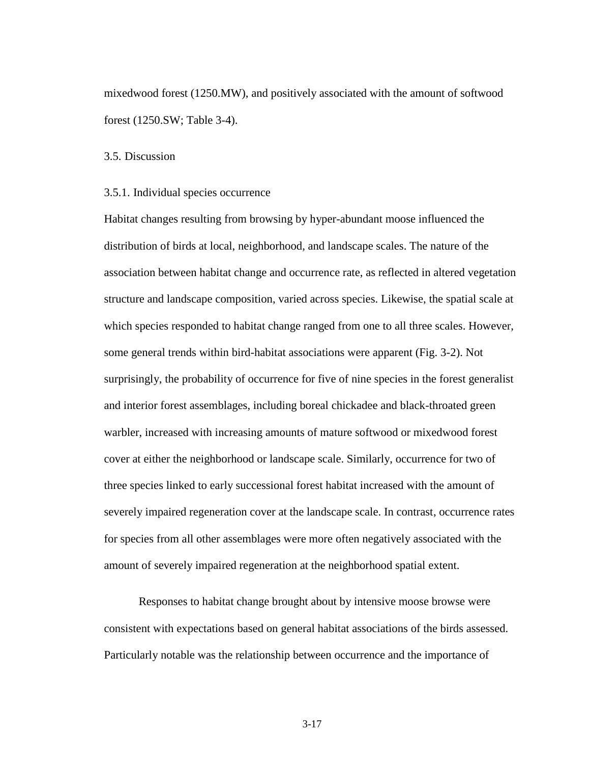mixedwood forest (1250.MW), and positively associated with the amount of softwood forest (1250.SW; Table 3-4).

## 3.5. Discussion

### 3.5.1. Individual species occurrence

Habitat changes resulting from browsing by hyper-abundant moose influenced the distribution of birds at local, neighborhood, and landscape scales. The nature of the association between habitat change and occurrence rate, as reflected in altered vegetation structure and landscape composition, varied across species. Likewise, the spatial scale at which species responded to habitat change ranged from one to all three scales. However, some general trends within bird-habitat associations were apparent (Fig. 3-2). Not surprisingly, the probability of occurrence for five of nine species in the forest generalist and interior forest assemblages, including boreal chickadee and black-throated green warbler, increased with increasing amounts of mature softwood or mixedwood forest cover at either the neighborhood or landscape scale. Similarly, occurrence for two of three species linked to early successional forest habitat increased with the amount of severely impaired regeneration cover at the landscape scale. In contrast, occurrence rates for species from all other assemblages were more often negatively associated with the amount of severely impaired regeneration at the neighborhood spatial extent.

Responses to habitat change brought about by intensive moose browse were consistent with expectations based on general habitat associations of the birds assessed. Particularly notable was the relationship between occurrence and the importance of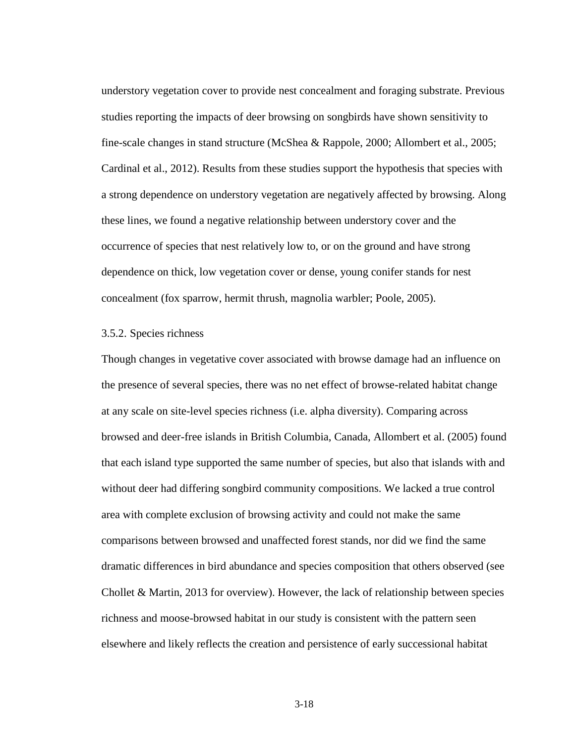understory vegetation cover to provide nest concealment and foraging substrate. Previous studies reporting the impacts of deer browsing on songbirds have shown sensitivity to fine-scale changes in stand structure (McShea & Rappole, 2000; Allombert et al., 2005; Cardinal et al., 2012). Results from these studies support the hypothesis that species with a strong dependence on understory vegetation are negatively affected by browsing. Along these lines, we found a negative relationship between understory cover and the occurrence of species that nest relatively low to, or on the ground and have strong dependence on thick, low vegetation cover or dense, young conifer stands for nest concealment (fox sparrow, hermit thrush, magnolia warbler; Poole, 2005).

### 3.5.2. Species richness

Though changes in vegetative cover associated with browse damage had an influence on the presence of several species, there was no net effect of browse-related habitat change at any scale on site-level species richness (i.e. alpha diversity). Comparing across browsed and deer-free islands in British Columbia, Canada, Allombert et al. (2005) found that each island type supported the same number of species, but also that islands with and without deer had differing songbird community compositions. We lacked a true control area with complete exclusion of browsing activity and could not make the same comparisons between browsed and unaffected forest stands, nor did we find the same dramatic differences in bird abundance and species composition that others observed (see Chollet & Martin, 2013 for overview). However, the lack of relationship between species richness and moose-browsed habitat in our study is consistent with the pattern seen elsewhere and likely reflects the creation and persistence of early successional habitat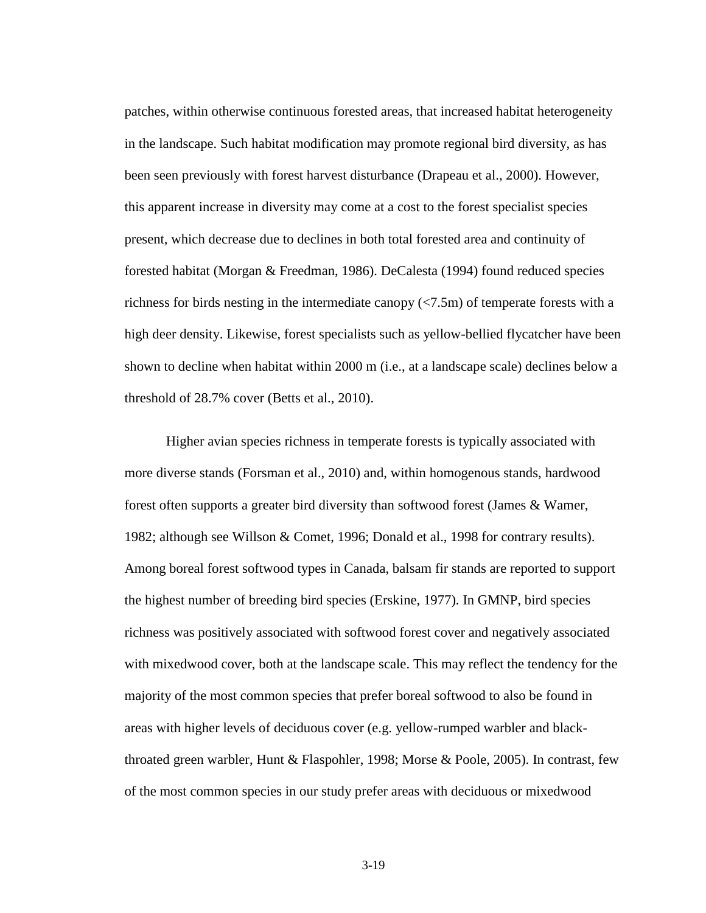patches, within otherwise continuous forested areas, that increased habitat heterogeneity in the landscape. Such habitat modification may promote regional bird diversity, as has been seen previously with forest harvest disturbance (Drapeau et al., 2000). However, this apparent increase in diversity may come at a cost to the forest specialist species present, which decrease due to declines in both total forested area and continuity of forested habitat (Morgan & Freedman, 1986). DeCalesta (1994) found reduced species richness for birds nesting in the intermediate canopy (<7.5m) of temperate forests with a high deer density. Likewise, forest specialists such as yellow-bellied flycatcher have been shown to decline when habitat within 2000 m (i.e., at a landscape scale) declines below a threshold of 28.7% cover (Betts et al., 2010).

Higher avian species richness in temperate forests is typically associated with more diverse stands (Forsman et al., 2010) and, within homogenous stands, hardwood forest often supports a greater bird diversity than softwood forest (James & Wamer, 1982; although see Willson & Comet, 1996; Donald et al., 1998 for contrary results). Among boreal forest softwood types in Canada, balsam fir stands are reported to support the highest number of breeding bird species (Erskine, 1977). In GMNP, bird species richness was positively associated with softwood forest cover and negatively associated with mixedwood cover, both at the landscape scale. This may reflect the tendency for the majority of the most common species that prefer boreal softwood to also be found in areas with higher levels of deciduous cover (e.g. yellow-rumped warbler and black-throated green warbler, Hunt & Flaspohler, 1998; Morse & Poole, 2005). In contrast, few of the most common species in our study prefer areas with deciduous or mixedwood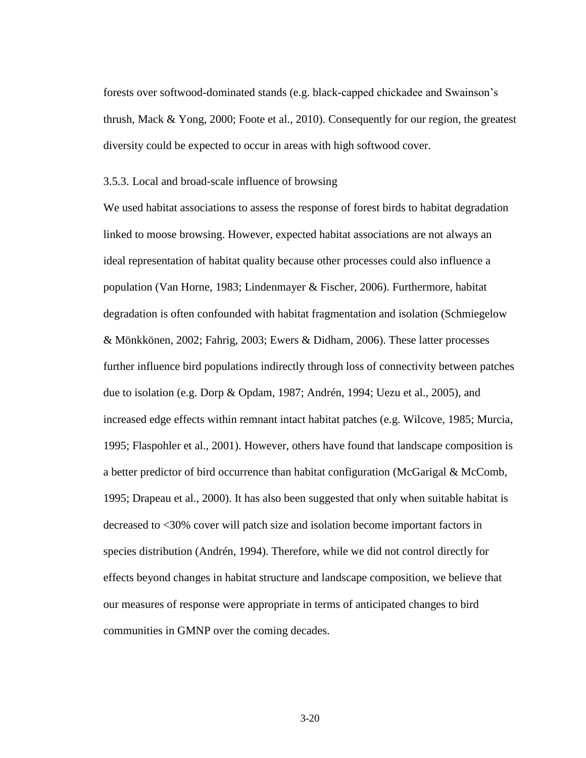forests over softwood-dominated stands (e.g. black-capped chickadee and Swainson's thrush, Mack & Yong, 2000; Foote et al., 2010). Consequently for our region, the greatest diversity could be expected to occur in areas with high softwood cover.

### 3.5.3. Local and broad-scale influence of browsing

We used habitat associations to assess the response of forest birds to habitat degradation linked to moose browsing. However, expected habitat associations are not always an ideal representation of habitat quality because other processes could also influence a population (Van Horne, 1983; Lindenmayer & Fischer, 2006). Furthermore, habitat degradation is often confounded with habitat fragmentation and isolation (Schmiegelow & Mönkkönen, 2002; Fahrig, 2003; Ewers & Didham, 2006). These latter processes further influence bird populations indirectly through loss of connectivity between patches due to isolation (e.g. Dorp & Opdam, 1987; Andrén, 1994; Uezu et al., 2005), and increased edge effects within remnant intact habitat patches (e.g. Wilcove, 1985; Murcia, 1995; Flaspohler et al., 2001). However, others have found that landscape composition is a better predictor of bird occurrence than habitat configuration (McGarigal & McComb, 1995; Drapeau et al., 2000). It has also been suggested that only when suitable habitat is decreased to <30% cover will patch size and isolation become important factors in species distribution (Andrén, 1994). Therefore, while we did not control directly for effects beyond changes in habitat structure and landscape composition, we believe that our measures of response were appropriate in terms of anticipated changes to bird communities in GMNP over the coming decades.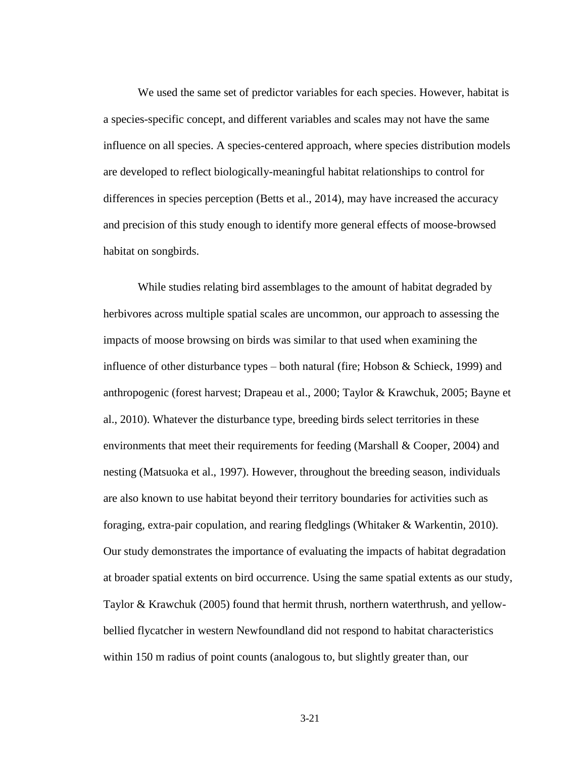We used the same set of predictor variables for each species. However, habitat is a species-specific concept, and different variables and scales may not have the same influence on all species. A species-centered approach, where species distribution models are developed to reflect biologically-meaningful habitat relationships to control for differences in species perception (Betts et al., 2014), may have increased the accuracy and precision of this study enough to identify more general effects of moose-browsed habitat on songbirds.

While studies relating bird assemblages to the amount of habitat degraded by herbivores across multiple spatial scales are uncommon, our approach to assessing the impacts of moose browsing on birds was similar to that used when examining the influence of other disturbance types – both natural (fire; Hobson & Schieck, 1999) and anthropogenic (forest harvest; Drapeau et al., 2000; Taylor & Krawchuk, 2005; Bayne et al., 2010). Whatever the disturbance type, breeding birds select territories in these environments that meet their requirements for feeding (Marshall & Cooper, 2004) and nesting (Matsuoka et al., 1997). However, throughout the breeding season, individuals are also known to use habitat beyond their territory boundaries for activities such as foraging, extra-pair copulation, and rearing fledglings (Whitaker & Warkentin, 2010). Our study demonstrates the importance of evaluating the impacts of habitat degradation at broader spatial extents on bird occurrence. Using the same spatial extents as our study, Taylor & Krawchuk (2005) found that hermit thrush, northern waterthrush, and yellow-bellied flycatcher in western Newfoundland did not respond to habitat characteristics within 150 m radius of point counts (analogous to, but slightly greater than, our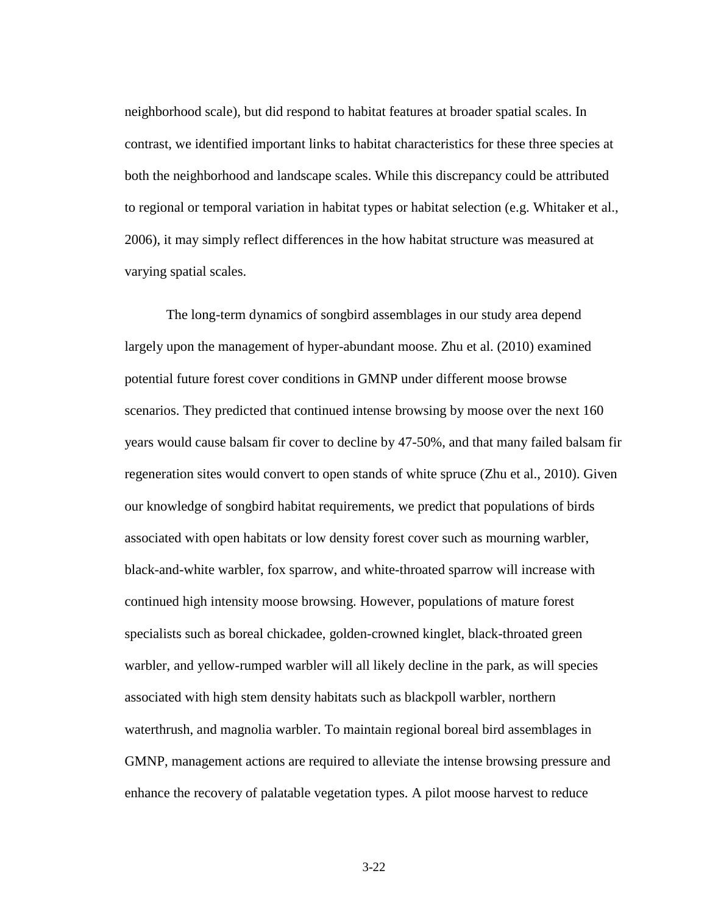neighborhood scale), but did respond to habitat features at broader spatial scales. In contrast, we identified important links to habitat characteristics for these three species at both the neighborhood and landscape scales. While this discrepancy could be attributed to regional or temporal variation in habitat types or habitat selection (e.g. Whitaker et al., 2006), it may simply reflect differences in the how habitat structure was measured at varying spatial scales.

The long-term dynamics of songbird assemblages in our study area depend largely upon the management of hyper-abundant moose. Zhu et al. (2010) examined potential future forest cover conditions in GMNP under different moose browse scenarios. They predicted that continued intense browsing by moose over the next 160 years would cause balsam fir cover to decline by 47-50%, and that many failed balsam fir regeneration sites would convert to open stands of white spruce (Zhu et al., 2010). Given our knowledge of songbird habitat requirements, we predict that populations of birds associated with open habitats or low density forest cover such as mourning warbler, black-and-white warbler, fox sparrow, and white-throated sparrow will increase with continued high intensity moose browsing. However, populations of mature forest specialists such as boreal chickadee, golden-crowned kinglet, black-throated green warbler, and yellow-rumped warbler will all likely decline in the park, as will species associated with high stem density habitats such as blackpoll warbler, northern waterthrush, and magnolia warbler. To maintain regional boreal bird assemblages in GMNP, management actions are required to alleviate the intense browsing pressure and enhance the recovery of palatable vegetation types. A pilot moose harvest to reduce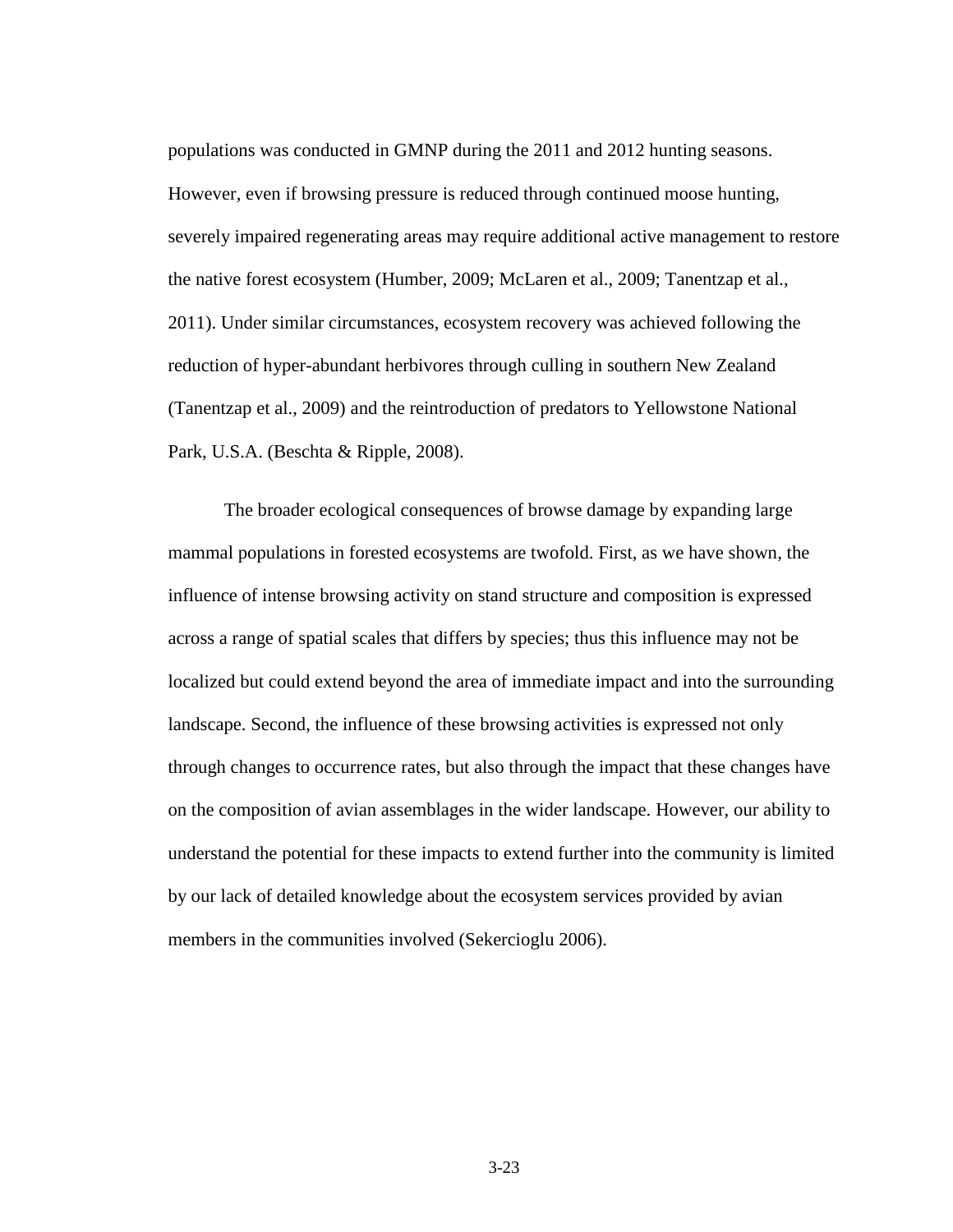populations was conducted in GMNP during the 2011 and 2012 hunting seasons. However, even if browsing pressure is reduced through continued moose hunting, severely impaired regenerating areas may require additional active management to restore the native forest ecosystem (Humber, 2009; McLaren et al., 2009; Tanentzap et al., 2011). Under similar circumstances, ecosystem recovery was achieved following the reduction of hyper-abundant herbivores through culling in southern New Zealand (Tanentzap et al., 2009) and the reintroduction of predators to Yellowstone National Park, U.S.A. (Beschta & Ripple, 2008).

The broader ecological consequences of browse damage by expanding large mammal populations in forested ecosystems are twofold. First, as we have shown, the influence of intense browsing activity on stand structure and composition is expressed across a range of spatial scales that differs by species; thus this influence may not be localized but could extend beyond the area of immediate impact and into the surrounding landscape. Second, the influence of these browsing activities is expressed not only through changes to occurrence rates, but also through the impact that these changes have on the composition of avian assemblages in the wider landscape. However, our ability to understand the potential for these impacts to extend further into the community is limited by our lack of detailed knowledge about the ecosystem services provided by avian members in the communities involved (Sekercioglu 2006).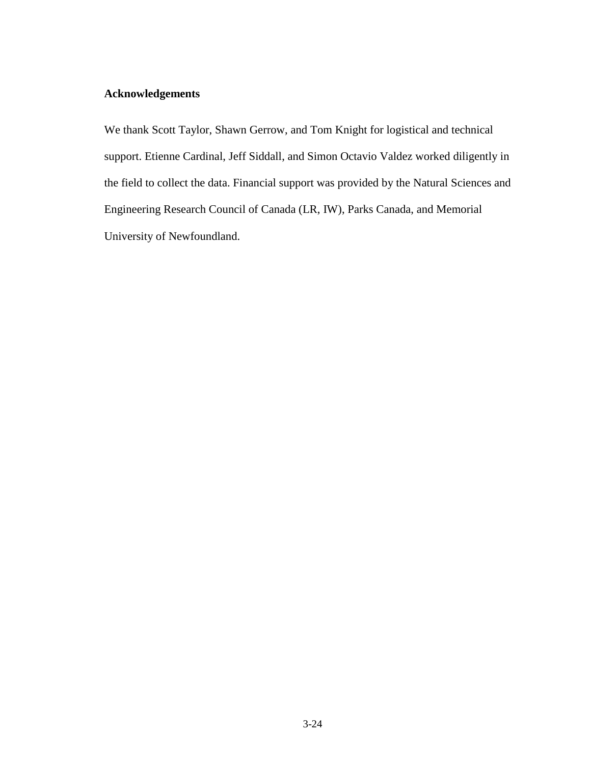## Acknowledgements

We thank Scott Taylor, Shawn Gerrow, and Tom Knight for logistical and technical support. Etienne Cardinal, Jeff Siddall, and Simon Octavio Valdez worked diligently in the field to collect the data. Financial support was provided by the Natural Sciences and Engineering Research Council of Canada (LR, IW), Parks Canada, and Memorial University of Newfoundland.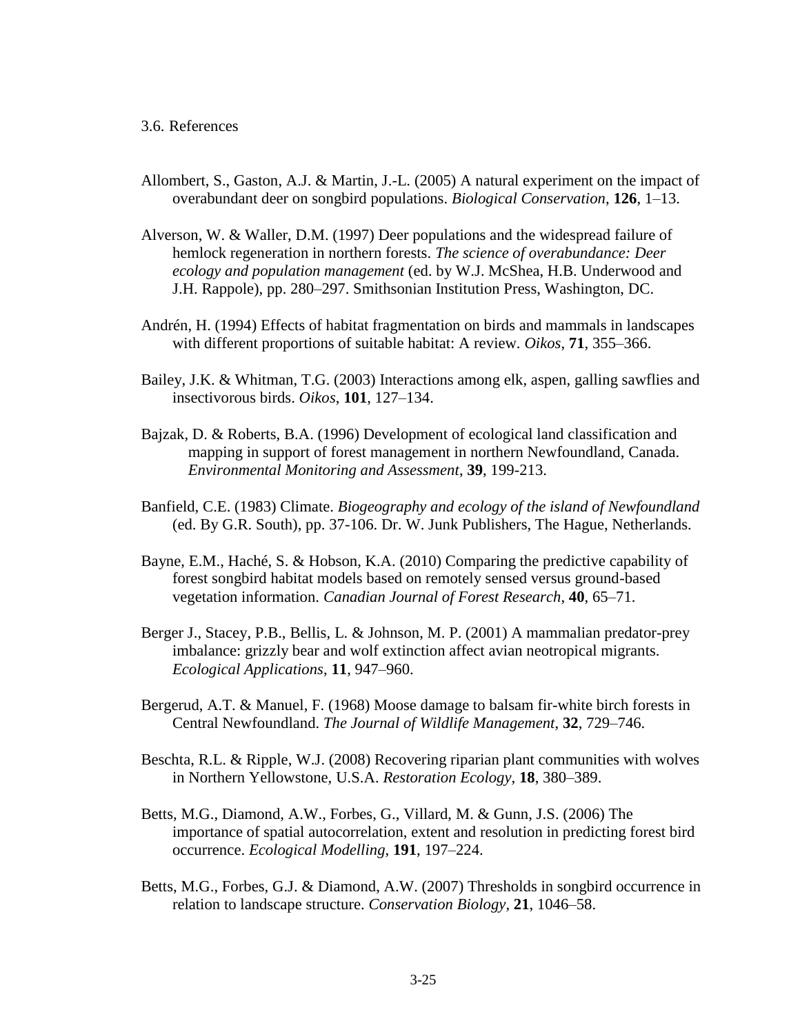## 3.6. References

Allombert, S., Gaston, A.J. & Martin, J.-L. (2005) A natural experiment on the impact of overabundant deer on songbird populations. *Biological Conservation*, **126**, 1–13.

Alverson, W. & Waller, D.M. (1997) Deer populations and the widespread failure of hemlock regeneration in northern forests. *The science of overabundance: Deer ecology and population management* (ed. by W.J. McShea, H.B. Underwood and J.H. Rappole), pp. 280–297. Smithsonian Institution Press, Washington, DC.

Andrén, H. (1994) Effects of habitat fragmentation on birds and mammals in landscapes with different proportions of suitable habitat: A review. *Oikos*, **71**, 355–366.

Bailey, J.K. & Whitman, T.G. (2003) Interactions among elk, aspen, galling sawflies and insectivorous birds. *Oikos*, **101**, 127–134.

Bajzak, D. & Roberts, B.A. (1996) Development of ecological land classification and mapping in support of forest management in northern Newfoundland, Canada. *Environmental Monitoring and Assessment*, **39**, 199-213.

Banfield, C.E. (1983) Climate. *Biogeography and ecology of the island of Newfoundland* (ed. By G.R. South), pp. 37-106. Dr. W. Junk Publishers, The Hague, Netherlands.

Bayne, E.M., Haché, S. & Hobson, K.A. (2010) Comparing the predictive capability of forest songbird habitat models based on remotely sensed versus ground-based vegetation information. *Canadian Journal of Forest Research*, **40**, 65–71.

Berger J., Stacey, P.B., Bellis, L. & Johnson, M. P. (2001) A mammalian predator-prey imbalance: grizzly bear and wolf extinction affect avian neotropical migrants. *Ecological Applications*, **11**, 947–960.

Bergerud, A.T. & Manuel, F. (1968) Moose damage to balsam fir-white birch forests in Central Newfoundland. *The Journal of Wildlife Management*, **32**, 729–746.

Beschta, R.L. & Ripple, W.J. (2008) Recovering riparian plant communities with wolves in Northern Yellowstone, U.S.A. *Restoration Ecology*, **18**, 380–389.

Betts, M.G., Diamond, A.W., Forbes, G., Villard, M. & Gunn, J.S. (2006) The importance of spatial autocorrelation, extent and resolution in predicting forest bird occurrence. *Ecological Modelling*, **191**, 197–224.

Betts, M.G., Forbes, G.J. & Diamond, A.W. (2007) Thresholds in songbird occurrence in relation to landscape structure. *Conservation Biology*, **21**, 1046–58.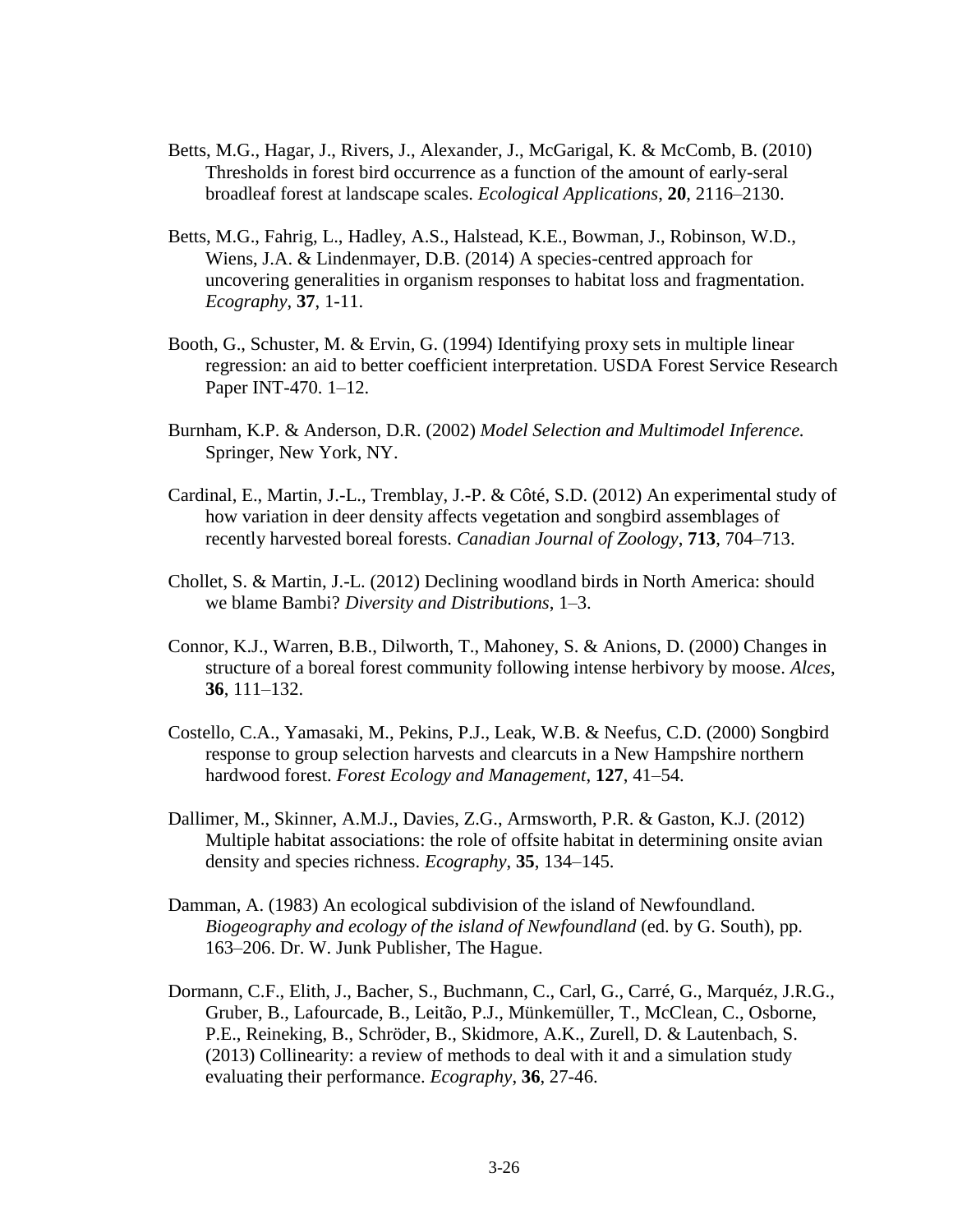Betts, M.G., Hagar, J., Rivers, J., Alexander, J., McGarigal, K. & McComb, B. (2010) Thresholds in forest bird occurrence as a function of the amount of early-seral broadleaf forest at landscape scales. *Ecological Applications*, **20**, 2116–2130.

Betts, M.G., Fahrig, L., Hadley, A.S., Halstead, K.E., Bowman, J., Robinson, W.D., Wiens, J.A. & Lindenmayer, D.B. (2014) A species-centred approach for uncovering generalities in organism responses to habitat loss and fragmentation. *Ecography*, **37**, 1-11.

Booth, G., Schuster, M. & Ervin, G. (1994) Identifying proxy sets in multiple linear regression: an aid to better coefficient interpretation. USDA Forest Service Research Paper INT-470. 1–12.

Burnham, K.P. & Anderson, D.R. (2002) *Model Selection and Multimodel Inference.* Springer, New York, NY.

Cardinal, E., Martin, J.-L., Tremblay, J.-P. & Côté, S.D. (2012) An experimental study of how variation in deer density affects vegetation and songbird assemblages of recently harvested boreal forests. *Canadian Journal of Zoology*, **713**, 704–713.

Chollet, S. & Martin, J.-L. (2012) Declining woodland birds in North America: should we blame Bambi? *Diversity and Distributions*, 1–3.

Connor, K.J., Warren, B.B., Dilworth, T., Mahoney, S. & Anions, D. (2000) Changes in structure of a boreal forest community following intense herbivory by moose. *Alces*, **36**, 111–132.

Costello, C.A., Yamasaki, M., Pekins, P.J., Leak, W.B. & Neefus, C.D. (2000) Songbird response to group selection harvests and clearcuts in a New Hampshire northern hardwood forest. *Forest Ecology and Management*, **127**, 41–54.

Dallimer, M., Skinner, A.M.J., Davies, Z.G., Armsworth, P.R. & Gaston, K.J. (2012) Multiple habitat associations: the role of offsite habitat in determining onsite avian density and species richness. *Ecography*, **35**, 134–145.

Damman, A. (1983) An ecological subdivision of the island of Newfoundland. *Biogeography and ecology of the island of Newfoundland* (ed. by G. South), pp. 163–206. Dr. W. Junk Publisher, The Hague.

Dormann, C.F., Elith, J., Bacher, S., Buchmann, C., Carl, G., Carré, G., Marquéz, J.R.G., Gruber, B., Lafourcade, B., Leitão, P.J., Münkemüller, T., McClean, C., Osborne, P.E., Reineking, B., Schröder, B., Skidmore, A.K., Zurell, D. & Lautenbach, S. (2013) Collinearity: a review of methods to deal with it and a simulation study evaluating their performance. *Ecography*, **36**, 27-46.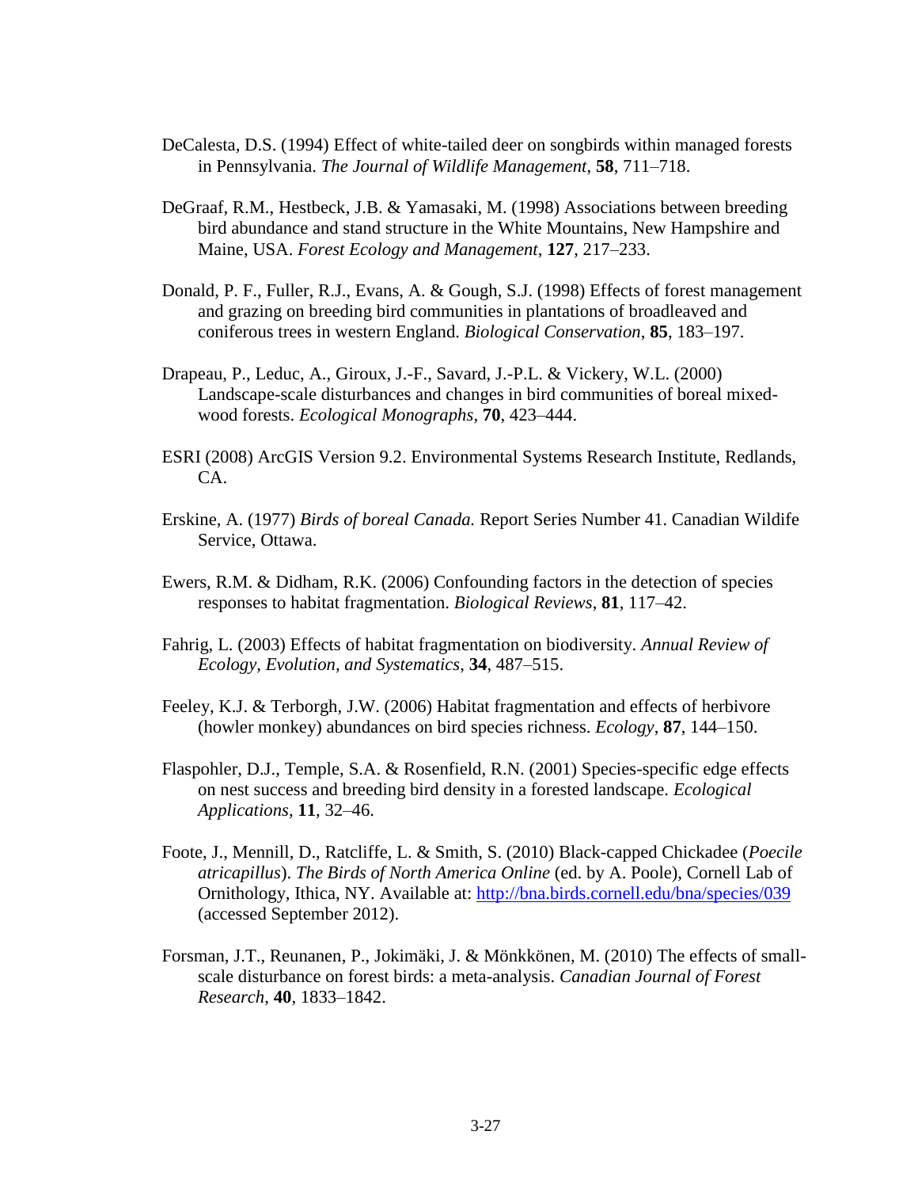DeCalesta, D.S. (1994) Effect of white-tailed deer on songbirds within managed forests in Pennsylvania. *The Journal of Wildlife Management*, **58**, 711–718.

DeGraaf, R.M., Hestbeck, J.B. & Yamasaki, M. (1998) Associations between breeding bird abundance and stand structure in the White Mountains, New Hampshire and Maine, USA. *Forest Ecology and Management*, **127**, 217–233.

Donald, P. F., Fuller, R.J., Evans, A. & Gough, S.J. (1998) Effects of forest management and grazing on breeding bird communities in plantations of broadleaved and coniferous trees in western England. *Biological Conservation*, **85**, 183–197.

Drapeau, P., Leduc, A., Giroux, J.-F., Savard, J.-P.L. & Vickery, W.L. (2000) Landscape-scale disturbances and changes in bird communities of boreal mixed-wood forests. *Ecological Monographs*, **70**, 423–444.

ESRI (2008) ArcGIS Version 9.2. Environmental Systems Research Institute, Redlands, CA.

Erskine, A. (1977) *Birds of boreal Canada.* Report Series Number 41. Canadian Wildife Service, Ottawa.

Ewers, R.M. & Didham, R.K. (2006) Confounding factors in the detection of species responses to habitat fragmentation. *Biological Reviews*, **81**, 117–42.

Fahrig, L. (2003) Effects of habitat fragmentation on biodiversity. *Annual Review of Ecology, Evolution, and Systematics*, **34**, 487–515.

Feeley, K.J. & Terborgh, J.W. (2006) Habitat fragmentation and effects of herbivore (howler monkey) abundances on bird species richness. *Ecology*, **87**, 144–150.

Flaspohler, D.J., Temple, S.A. & Rosenfield, R.N. (2001) Species-specific edge effects on nest success and breeding bird density in a forested landscape. *Ecological Applications*, **11**, 32–46.

Foote, J., Mennill, D., Ratcliffe, L. & Smith, S. (2010) Black-capped Chickadee (*Poecile atricapillus*). *The Birds of North America Online* (ed. by A. Poole), Cornell Lab of Ornithology, Ithica, NY. Available at: http://bna.birds.cornell.edu/bna/species/039 (accessed September 2012).

Forsman, J.T., Reunanen, P., Jokimäki, J. & Mönkkönen, M. (2010) The effects of small-scale disturbance on forest birds: a meta-analysis. *Canadian Journal of Forest Research*, **40**, 1833–1842.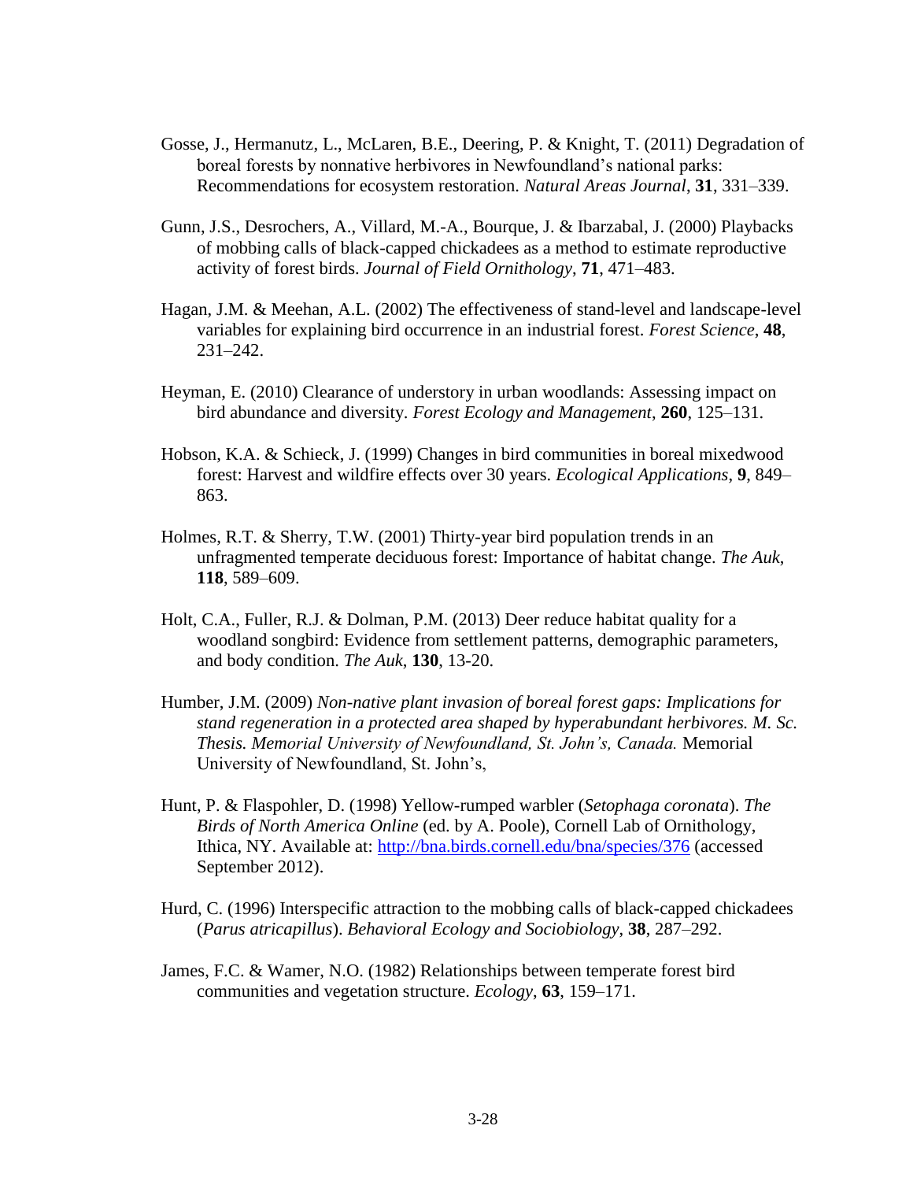Gosse, J., Hermanutz, L., McLaren, B.E., Deering, P. & Knight, T. (2011) Degradation of boreal forests by nonnative herbivores in Newfoundland's national parks: Recommendations for ecosystem restoration. *Natural Areas Journal*, **31**, 331–339.

Gunn, J.S., Desrochers, A., Villard, M.-A., Bourque, J. & Ibarzabal, J. (2000) Playbacks of mobbing calls of black-capped chickadees as a method to estimate reproductive activity of forest birds. *Journal of Field Ornithology*, **71**, 471–483.

Hagan, J.M. & Meehan, A.L. (2002) The effectiveness of stand-level and landscape-level variables for explaining bird occurrence in an industrial forest. *Forest Science*, **48**, 231–242.

Heyman, E. (2010) Clearance of understory in urban woodlands: Assessing impact on bird abundance and diversity. *Forest Ecology and Management*, **260**, 125–131.

Hobson, K.A. & Schieck, J. (1999) Changes in bird communities in boreal mixedwood forest: Harvest and wildfire effects over 30 years. *Ecological Applications*, **9**, 849–863.

Holmes, R.T. & Sherry, T.W. (2001) Thirty-year bird population trends in an unfragmented temperate deciduous forest: Importance of habitat change. *The Auk*, **118**, 589–609.

Holt, C.A., Fuller, R.J. & Dolman, P.M. (2013) Deer reduce habitat quality for a woodland songbird: Evidence from settlement patterns, demographic parameters, and body condition. *The Auk*, **130**, 13-20.

Humber, J.M. (2009) *Non-native plant invasion of boreal forest gaps: Implications for stand regeneration in a protected area shaped by hyperabundant herbivores. M. Sc. Thesis. Memorial University of Newfoundland, St. John's, Canada.* Memorial University of Newfoundland, St. John's,

Hunt, P. & Flaspohler, D. (1998) Yellow-rumped warbler (*Setophaga coronata*). *The Birds of North America Online* (ed. by A. Poole), Cornell Lab of Ornithology, Ithica, NY. Available at: http://bna.birds.cornell.edu/bna/species/376 (accessed September 2012).

Hurd, C. (1996) Interspecific attraction to the mobbing calls of black-capped chickadees (*Parus atricapillus*). *Behavioral Ecology and Sociobiology*, **38**, 287–292.

James, F.C. & Wamer, N.O. (1982) Relationships between temperate forest bird communities and vegetation structure. *Ecology*, **63**, 159–171.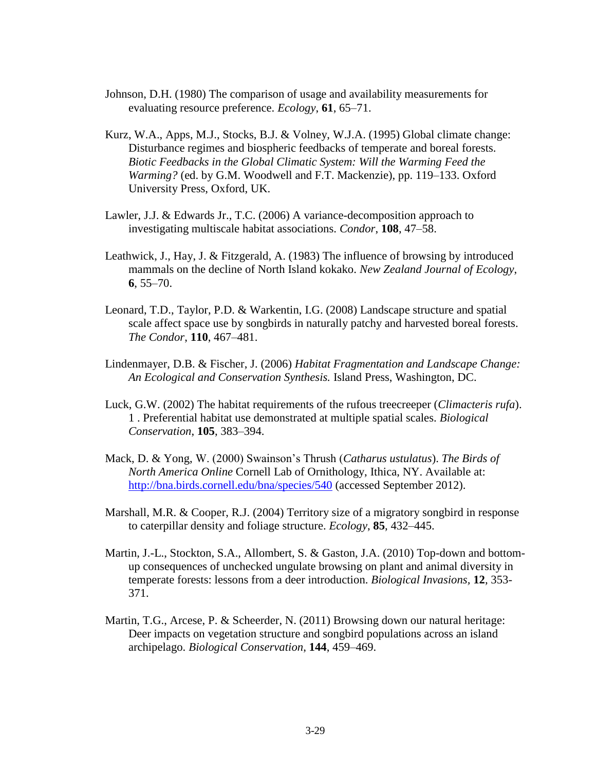Johnson, D.H. (1980) The comparison of usage and availability measurements for evaluating resource preference. *Ecology*, **61**, 65–71.

Kurz, W.A., Apps, M.J., Stocks, B.J. & Volney, W.J.A. (1995) Global climate change: Disturbance regimes and biospheric feedbacks of temperate and boreal forests. *Biotic Feedbacks in the Global Climatic System: Will the Warming Feed the Warming?* (ed. by G.M. Woodwell and F.T. Mackenzie), pp. 119–133. Oxford University Press, Oxford, UK.

Lawler, J.J. & Edwards Jr., T.C. (2006) A variance-decomposition approach to investigating multiscale habitat associations. *Condor*, **108**, 47–58.

Leathwick, J., Hay, J. & Fitzgerald, A. (1983) The influence of browsing by introduced mammals on the decline of North Island kokako. *New Zealand Journal of Ecology*, **6**, 55–70.

Leonard, T.D., Taylor, P.D. & Warkentin, I.G. (2008) Landscape structure and spatial scale affect space use by songbirds in naturally patchy and harvested boreal forests. *The Condor*, **110**, 467–481.

Lindenmayer, D.B. & Fischer, J. (2006) *Habitat Fragmentation and Landscape Change: An Ecological and Conservation Synthesis.* Island Press, Washington, DC.

Luck, G.W. (2002) The habitat requirements of the rufous treecreeper (*Climacteris rufa*). 1 . Preferential habitat use demonstrated at multiple spatial scales. *Biological Conservation*, **105**, 383–394.

Mack, D. & Yong, W. (2000) Swainson's Thrush (*Catharus ustulatus*). *The Birds of North America Online* Cornell Lab of Ornithology, Ithica, NY. Available at: http://bna.birds.cornell.edu/bna/species/540 (accessed September 2012).

Marshall, M.R. & Cooper, R.J. (2004) Territory size of a migratory songbird in response to caterpillar density and foliage structure. *Ecology*, **85**, 432–445.

Martin, J.-L., Stockton, S.A., Allombert, S. & Gaston, J.A. (2010) Top-down and bottom-up consequences of unchecked ungulate browsing on plant and animal diversity in temperate forests: lessons from a deer introduction. *Biological Invasions*, **12**, 353-371.

Martin, T.G., Arcese, P. & Scheerder, N. (2011) Browsing down our natural heritage: Deer impacts on vegetation structure and songbird populations across an island archipelago. *Biological Conservation*, **144**, 459–469.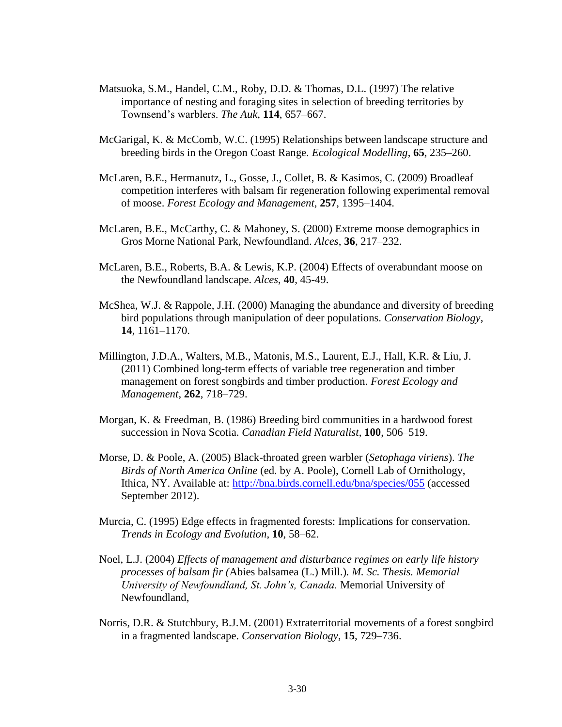Matsuoka, S.M., Handel, C.M., Roby, D.D. & Thomas, D.L. (1997) The relative importance of nesting and foraging sites in selection of breeding territories by Townsend's warblers. *The Auk*, **114**, 657–667.

McGarigal, K. & McComb, W.C. (1995) Relationships between landscape structure and breeding birds in the Oregon Coast Range. *Ecological Modelling*, **65**, 235–260.

McLaren, B.E., Hermanutz, L., Gosse, J., Collet, B. & Kasimos, C. (2009) Broadleaf competition interferes with balsam fir regeneration following experimental removal of moose. *Forest Ecology and Management*, **257**, 1395–1404.

McLaren, B.E., McCarthy, C. & Mahoney, S. (2000) Extreme moose demographics in Gros Morne National Park, Newfoundland. *Alces*, **36**, 217–232.

McLaren, B.E., Roberts, B.A. & Lewis, K.P. (2004) Effects of overabundant moose on the Newfoundland landscape. *Alces*, **40**, 45-49.

McShea, W.J. & Rappole, J.H. (2000) Managing the abundance and diversity of breeding bird populations through manipulation of deer populations. *Conservation Biology*, **14**, 1161–1170.

Millington, J.D.A., Walters, M.B., Matonis, M.S., Laurent, E.J., Hall, K.R. & Liu, J. (2011) Combined long-term effects of variable tree regeneration and timber management on forest songbirds and timber production. *Forest Ecology and Management*, **262**, 718–729.

Morgan, K. & Freedman, B. (1986) Breeding bird communities in a hardwood forest succession in Nova Scotia. *Canadian Field Naturalist*, **100**, 506–519.

Morse, D. & Poole, A. (2005) Black-throated green warbler (*Setophaga viriens*). *The Birds of North America Online* (ed. by A. Poole), Cornell Lab of Ornithology, Ithica, NY. Available at: http://bna.birds.cornell.edu/bna/species/055 (accessed September 2012).

Murcia, C. (1995) Edge effects in fragmented forests: Implications for conservation. *Trends in Ecology and Evolution*, **10**, 58–62.

Noel, L.J. (2004) *Effects of management and disturbance regimes on early life history processes of balsam fir (*Abies balsamea (L.) Mill.)*. M. Sc. Thesis. Memorial University of Newfoundland, St. John's, Canada.* Memorial University of Newfoundland,

Norris, D.R. & Stutchbury, B.J.M. (2001) Extraterritorial movements of a forest songbird in a fragmented landscape. *Conservation Biology*, **15**, 729–736.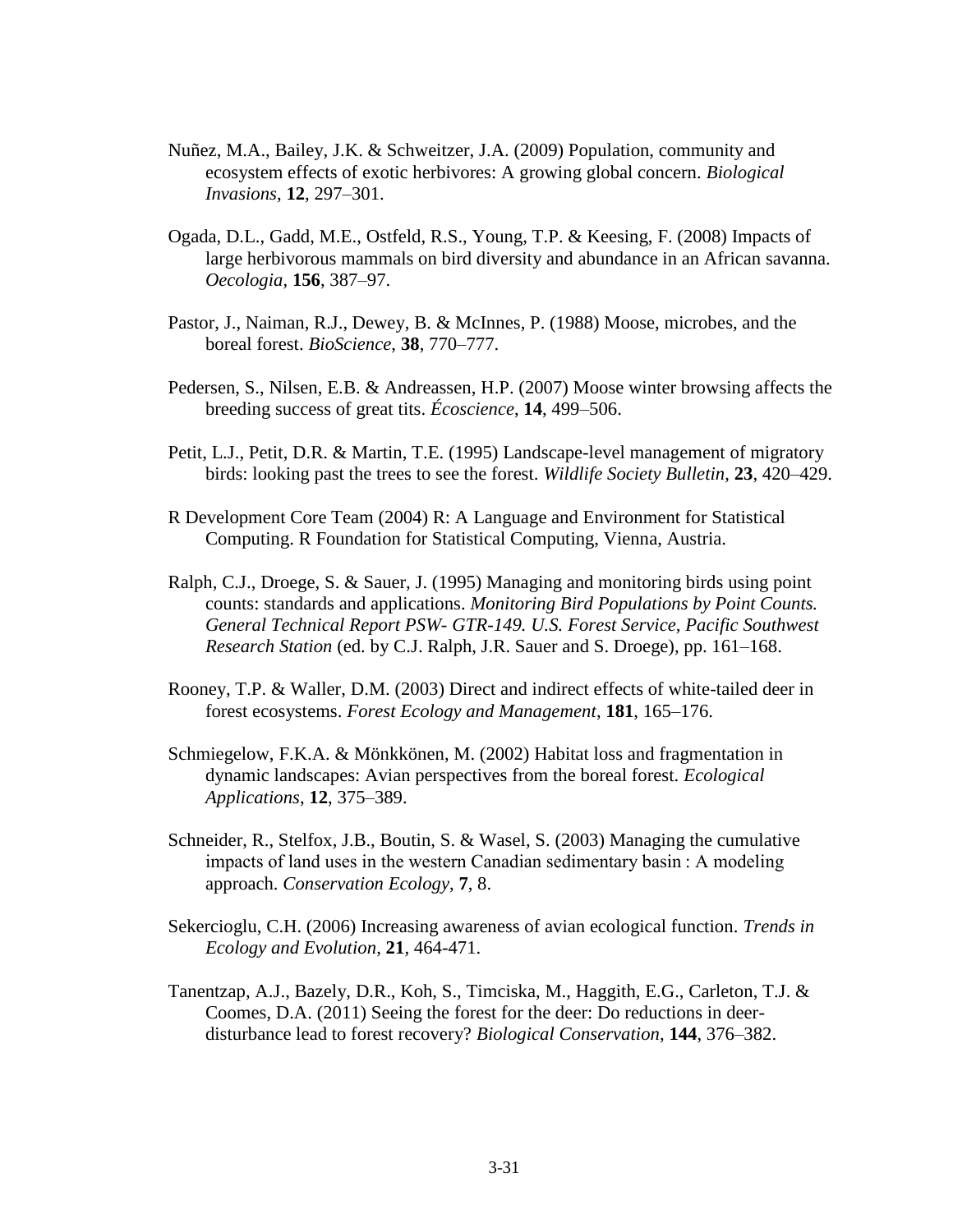Nuñez, M.A., Bailey, J.K. & Schweitzer, J.A. (2009) Population, community and ecosystem effects of exotic herbivores: A growing global concern. *Biological Invasions*, **12**, 297–301.

Ogada, D.L., Gadd, M.E., Ostfeld, R.S., Young, T.P. & Keesing, F. (2008) Impacts of large herbivorous mammals on bird diversity and abundance in an African savanna. *Oecologia*, **156**, 387–97.

Pastor, J., Naiman, R.J., Dewey, B. & McInnes, P. (1988) Moose, microbes, and the boreal forest. *BioScience*, **38**, 770–777.

Pedersen, S., Nilsen, E.B. & Andreassen, H.P. (2007) Moose winter browsing affects the breeding success of great tits. *Écoscience*, **14**, 499–506.

Petit, L.J., Petit, D.R. & Martin, T.E. (1995) Landscape-level management of migratory birds: looking past the trees to see the forest. *Wildlife Society Bulletin*, **23**, 420–429.

R Development Core Team (2004) R: A Language and Environment for Statistical Computing. R Foundation for Statistical Computing, Vienna, Austria.

Ralph, C.J., Droege, S. & Sauer, J. (1995) Managing and monitoring birds using point counts: standards and applications. *Monitoring Bird Populations by Point Counts. General Technical Report PSW- GTR-149. U.S. Forest Service, Pacific Southwest Research Station* (ed. by C.J. Ralph, J.R. Sauer and S. Droege), pp. 161–168.

Rooney, T.P. & Waller, D.M. (2003) Direct and indirect effects of white-tailed deer in forest ecosystems. *Forest Ecology and Management*, **181**, 165–176.

Schmiegelow, F.K.A. & Mönkkönen, M. (2002) Habitat loss and fragmentation in dynamic landscapes: Avian perspectives from the boreal forest. *Ecological Applications*, **12**, 375–389.

Schneider, R., Stelfox, J.B., Boutin, S. & Wasel, S. (2003) Managing the cumulative impacts of land uses in the western Canadian sedimentary basin : A modeling approach. *Conservation Ecology*, **7**, 8.

Sekercioglu, C.H. (2006) Increasing awareness of avian ecological function. *Trends in Ecology and Evolution*, **21**, 464-471.

Tanentzap, A.J., Bazely, D.R., Koh, S., Timciska, M., Haggith, E.G., Carleton, T.J. & Coomes, D.A. (2011) Seeing the forest for the deer: Do reductions in deer-disturbance lead to forest recovery? *Biological Conservation*, **144**, 376–382.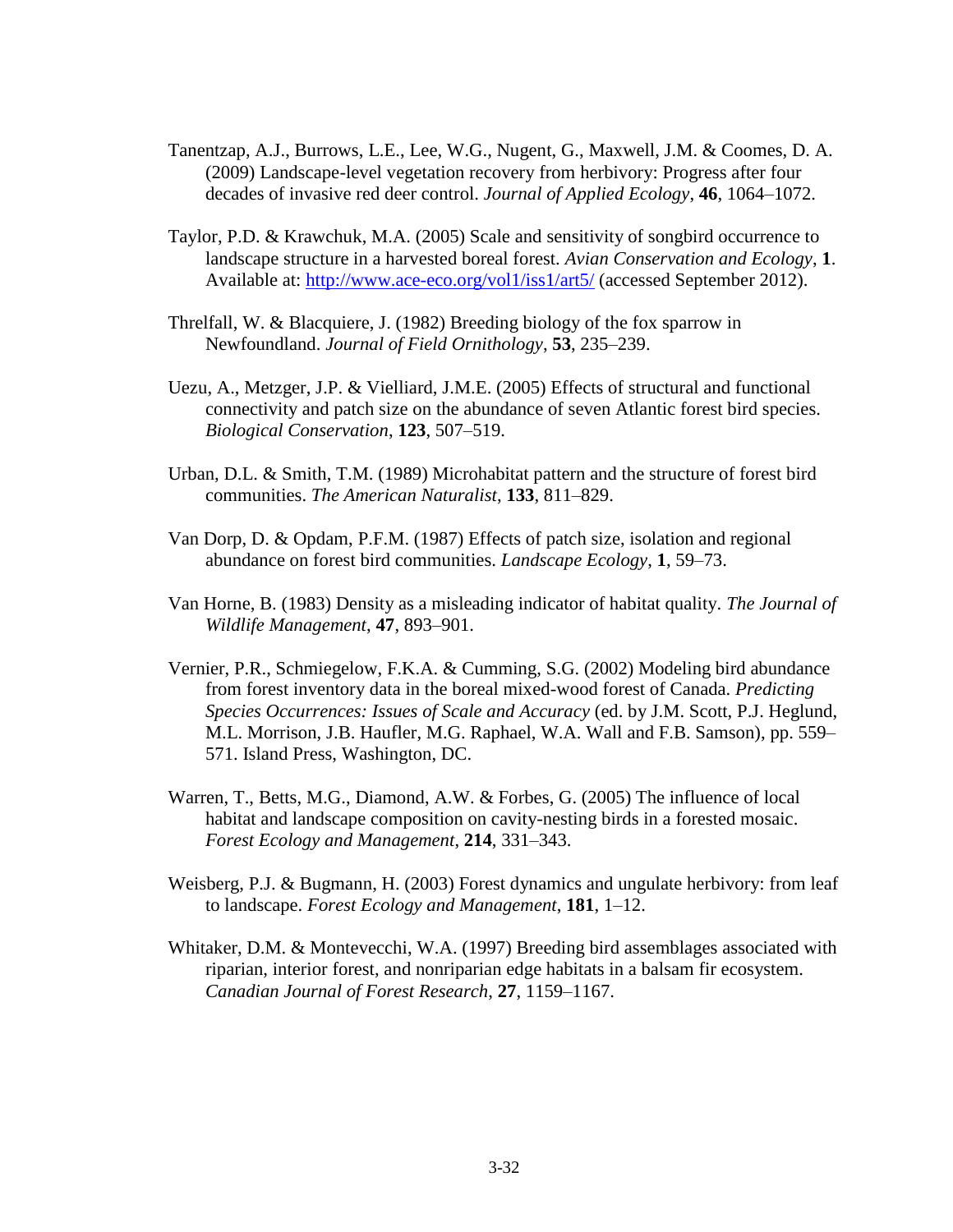Tanentzap, A.J., Burrows, L.E., Lee, W.G., Nugent, G., Maxwell, J.M. & Coomes, D. A. (2009) Landscape-level vegetation recovery from herbivory: Progress after four decades of invasive red deer control. *Journal of Applied Ecology*, **46**, 1064–1072.

Taylor, P.D. & Krawchuk, M.A. (2005) Scale and sensitivity of songbird occurrence to landscape structure in a harvested boreal forest. *Avian Conservation and Ecology*, **1**. Available at: http://www.ace-eco.org/vol1/iss1/art5/ (accessed September 2012).

Threlfall, W. & Blacquiere, J. (1982) Breeding biology of the fox sparrow in Newfoundland. *Journal of Field Ornithology*, **53**, 235–239.

Uezu, A., Metzger, J.P. & Vielliard, J.M.E. (2005) Effects of structural and functional connectivity and patch size on the abundance of seven Atlantic forest bird species. *Biological Conservation*, **123**, 507–519.

Urban, D.L. & Smith, T.M. (1989) Microhabitat pattern and the structure of forest bird communities. *The American Naturalist*, **133**, 811–829.

Van Dorp, D. & Opdam, P.F.M. (1987) Effects of patch size, isolation and regional abundance on forest bird communities. *Landscape Ecology*, **1**, 59–73.

Van Horne, B. (1983) Density as a misleading indicator of habitat quality. *The Journal of Wildlife Management*, **47**, 893–901.

Vernier, P.R., Schmiegelow, F.K.A. & Cumming, S.G. (2002) Modeling bird abundance from forest inventory data in the boreal mixed-wood forest of Canada. *Predicting Species Occurrences: Issues of Scale and Accuracy* (ed. by J.M. Scott, P.J. Heglund, M.L. Morrison, J.B. Haufler, M.G. Raphael, W.A. Wall and F.B. Samson), pp. 559–571. Island Press, Washington, DC.

Warren, T., Betts, M.G., Diamond, A.W. & Forbes, G. (2005) The influence of local habitat and landscape composition on cavity-nesting birds in a forested mosaic. *Forest Ecology and Management*, **214**, 331–343.

Weisberg, P.J. & Bugmann, H. (2003) Forest dynamics and ungulate herbivory: from leaf to landscape. *Forest Ecology and Management*, **181**, 1–12.

Whitaker, D.M. & Montevecchi, W.A. (1997) Breeding bird assemblages associated with riparian, interior forest, and nonriparian edge habitats in a balsam fir ecosystem. *Canadian Journal of Forest Research*, **27**, 1159–1167.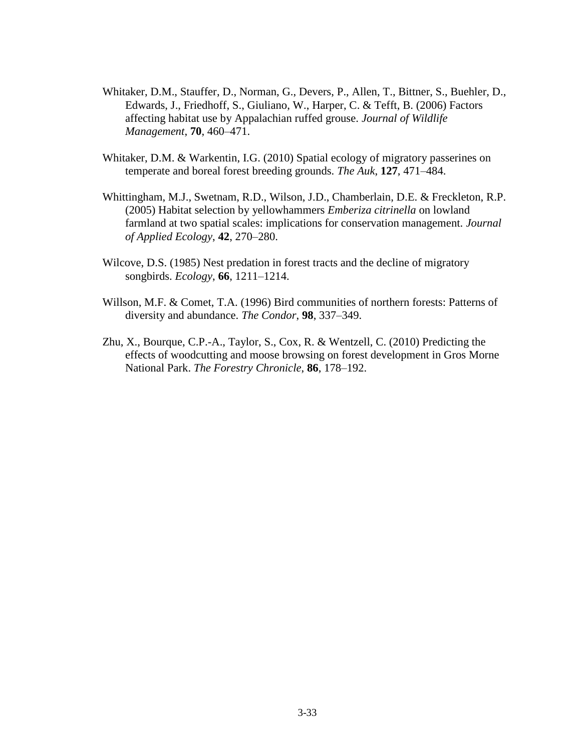Whitaker, D.M., Stauffer, D., Norman, G., Devers, P., Allen, T., Bittner, S., Buehler, D., Edwards, J., Friedhoff, S., Giuliano, W., Harper, C. & Tefft, B. (2006) Factors affecting habitat use by Appalachian ruffed grouse. *Journal of Wildlife Management*, **70**, 460–471.

Whitaker, D.M. & Warkentin, I.G. (2010) Spatial ecology of migratory passerines on temperate and boreal forest breeding grounds. *The Auk*, **127**, 471–484.

Whittingham, M.J., Swetnam, R.D., Wilson, J.D., Chamberlain, D.E. & Freckleton, R.P. (2005) Habitat selection by yellowhammers *Emberiza citrinella* on lowland farmland at two spatial scales: implications for conservation management. *Journal of Applied Ecology*, **42**, 270–280.

Wilcove, D.S. (1985) Nest predation in forest tracts and the decline of migratory songbirds. *Ecology*, **66**, 1211–1214.

Willson, M.F. & Comet, T.A. (1996) Bird communities of northern forests: Patterns of diversity and abundance. *The Condor*, **98**, 337–349.

Zhu, X., Bourque, C.P.-A., Taylor, S., Cox, R. & Wentzell, C. (2010) Predicting the effects of woodcutting and moose browsing on forest development in Gros Morne National Park. *The Forestry Chronicle*, **86**, 178–192.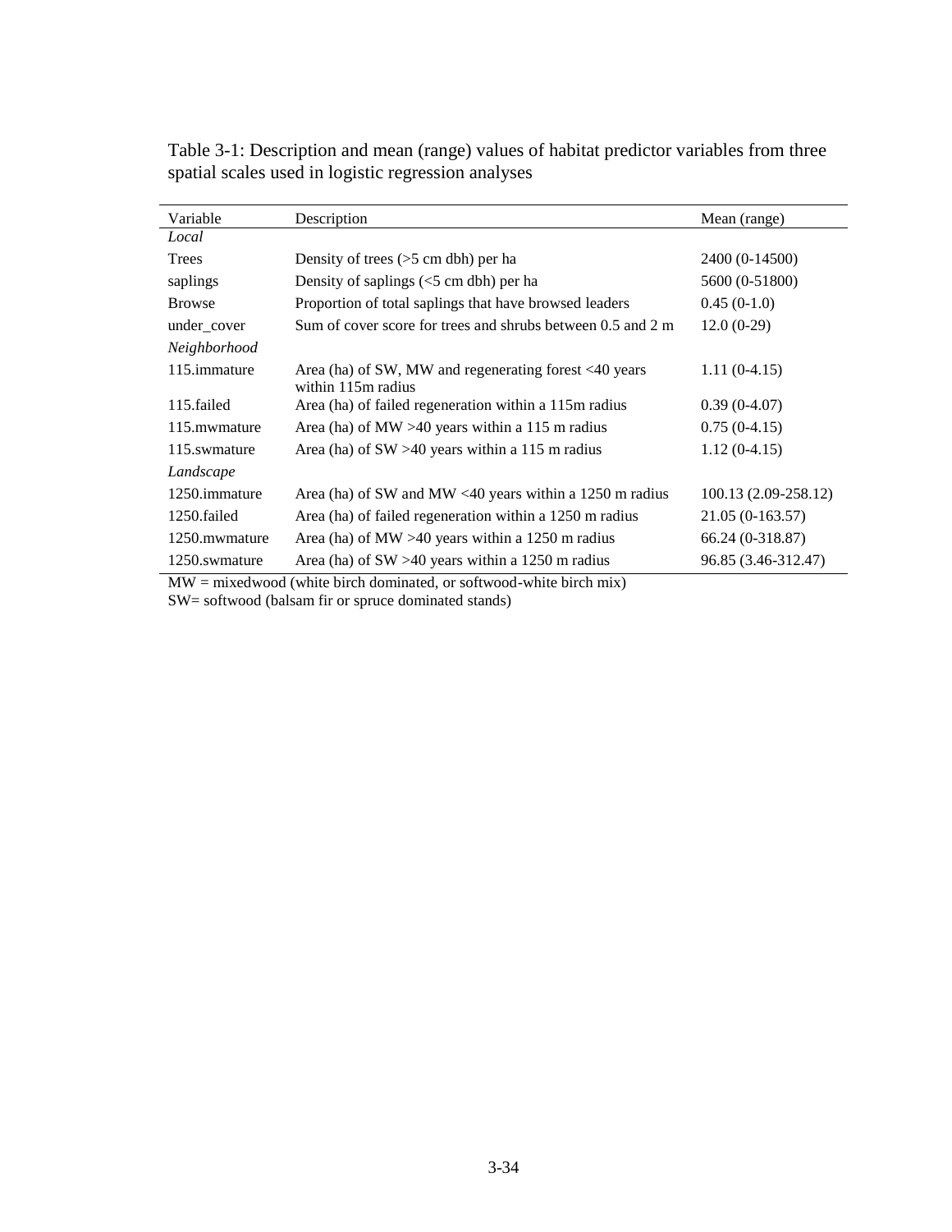Table 3-1: Description and mean (range) values of habitat predictor variables from three spatial scales used in logistic regression analyses

| Variable | Description | Mean (range) |
|---|---|---|
| *Local* | | |
| Trees | Density of trees (>5 cm dbh) per ha | 2400 (0-14500) |
| saplings | Density of saplings (<5 cm dbh) per ha | 5600 (0-51800) |
| Browse | Proportion of total saplings that have browsed leaders | 0.45 (0-1.0) |
| under_cover | Sum of cover score for trees and shrubs between 0.5 and 2 m | 12.0 (0-29) |
| *Neighborhood* | | |
| 115.immature | Area (ha) of SW, MW and regenerating forest <40 years within 115m radius | 1.11 (0-4.15) |
| 115.failed | Area (ha) of failed regeneration within a 115m radius | 0.39 (0-4.07) |
| 115.mwmature | Area (ha) of MW >40 years within a 115 m radius | 0.75 (0-4.15) |
| 115.swmature | Area (ha) of SW >40 years within a 115 m radius | 1.12 (0-4.15) |
| *Landscape* | | |
| 1250.immature | Area (ha) of SW and MW <40 years within a 1250 m radius | 100.13 (2.09-258.12) |
| 1250.failed | Area (ha) of failed regeneration within a 1250 m radius | 21.05 (0-163.57) |
| 1250.mwmature | Area (ha) of MW >40 years within a 1250 m radius | 66.24 (0-318.87) |
| 1250.swmature | Area (ha) of SW >40 years within a 1250 m radius | 96.85 (3.46-312.47) |

MW = mixedwood (white birch dominated, or softwood-white birch mix)
SW= softwood (balsam fir or spruce dominated stands)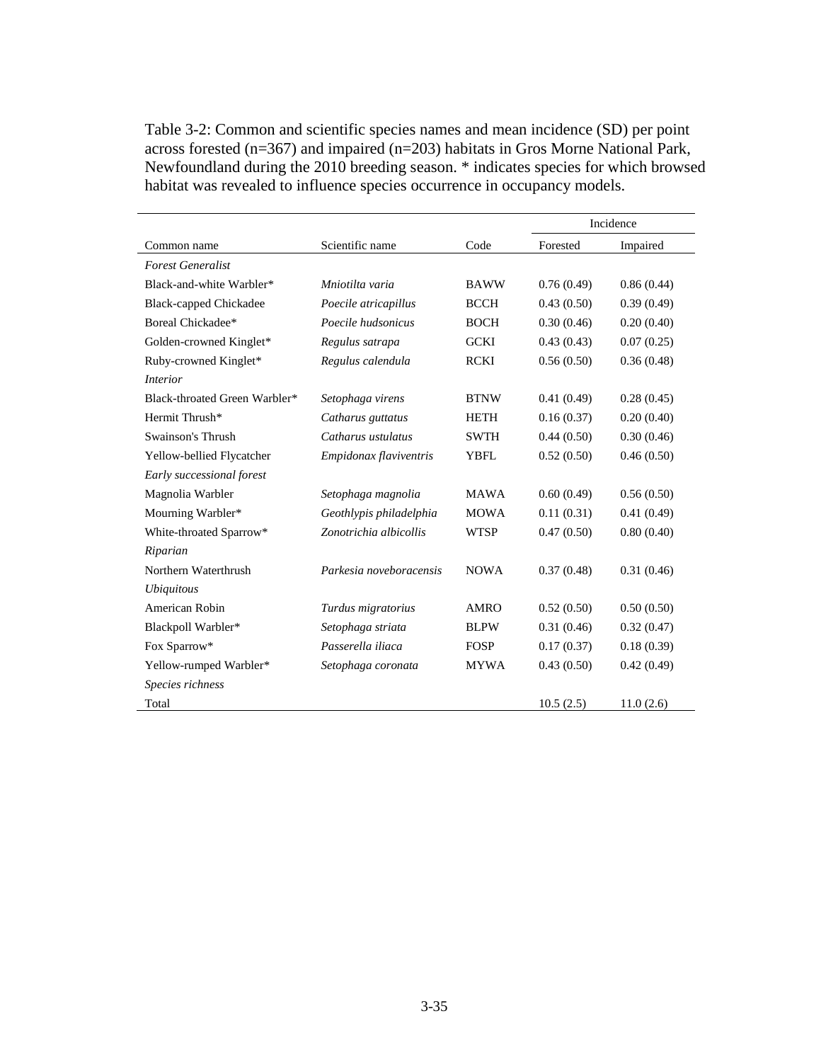Table 3-2: Common and scientific species names and mean incidence (SD) per point across forested (n=367) and impaired (n=203) habitats in Gros Morne National Park, Newfoundland during the 2010 breeding season. * indicates species for which browsed habitat was revealed to influence species occurrence in occupancy models.

| | | | Incidence | |
|---|---|---|---|---|
| Common name | Scientific name | Code | Forested | Impaired |
| *Forest Generalist* | | | | |
| Black-and-white Warbler* | *Mniotilta varia* | BAWW | 0.76 (0.49) | 0.86 (0.44) |
| Black-capped Chickadee | *Poecile atricapillus* | BCCH | 0.43 (0.50) | 0.39 (0.49) |
| Boreal Chickadee* | *Poecile hudsonicus* | BOCH | 0.30 (0.46) | 0.20 (0.40) |
| Golden-crowned Kinglet* | *Regulus satrapa* | GCKI | 0.43 (0.43) | 0.07 (0.25) |
| Ruby-crowned Kinglet* | *Regulus calendula* | RCKI | 0.56 (0.50) | 0.36 (0.48) |
| *Interior* | | | | |
| Black-throated Green Warbler* | *Setophaga virens* | BTNW | 0.41 (0.49) | 0.28 (0.45) |
| Hermit Thrush* | *Catharus guttatus* | HETH | 0.16 (0.37) | 0.20 (0.40) |
| Swainson's Thrush | *Catharus ustulatus* | SWTH | 0.44 (0.50) | 0.30 (0.46) |
| Yellow-bellied Flycatcher | *Empidonax flaviventris* | YBFL | 0.52 (0.50) | 0.46 (0.50) |
| *Early successional forest* | | | | |
| Magnolia Warbler | *Setophaga magnolia* | MAWA | 0.60 (0.49) | 0.56 (0.50) |
| Mourning Warbler* | *Geothlypis philadelphia* | MOWA | 0.11 (0.31) | 0.41 (0.49) |
| White-throated Sparrow* | *Zonotrichia albicollis* | WTSP | 0.47 (0.50) | 0.80 (0.40) |
| *Riparian* | | | | |
| Northern Waterthrush | *Parkesia noveboracensis* | NOWA | 0.37 (0.48) | 0.31 (0.46) |
| *Ubiquitous* | | | | |
| American Robin | *Turdus migratorius* | AMRO | 0.52 (0.50) | 0.50 (0.50) |
| Blackpoll Warbler* | *Setophaga striata* | BLPW | 0.31 (0.46) | 0.32 (0.47) |
| Fox Sparrow* | *Passerella iliaca* | FOSP | 0.17 (0.37) | 0.18 (0.39) |
| Yellow-rumped Warbler* | *Setophaga coronata* | MYWA | 0.43 (0.50) | 0.42 (0.49) |
| *Species richness* | | | | |
| Total | | | 10.5 (2.5) | 11.0 (2.6) |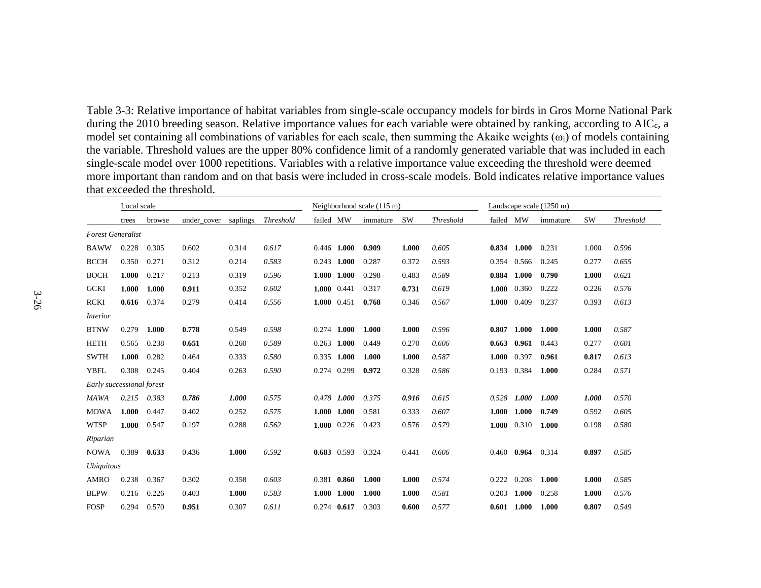Table 3-3: Relative importance of habitat variables from single-scale occupancy models for birds in Gros Morne National Park during the 2010 breeding season. Relative importance values for each variable were obtained by ranking, according to $AIC_c$, a model set containing all combinations of variables for each scale, then summing the Akaike weights ($\omega_i$) of models containing the variable. Threshold values are the upper 80% confidence limit of a randomly generated variable that was included in each single-scale model over 1000 repetitions. Variables with a relative importance value exceeding the threshold were deemed more important than random and on that basis were included in cross-scale models. Bold indicates relative importance values that exceeded the threshold.

| | Local scale | | | | | Neighborhood scale (115 m) | | | | | Landscape scale (1250 m) | | | | |
|---|---|---|---|---|---|---|---|---|---|---|---|---|---|---|---|
| | trees | browse | under_cover | saplings | *Threshold* | failed | MW | immature | SW | *Threshold* | failed | MW | immature | SW | *Threshold* |
| *Forest Generalist* | | | | | | | | | | | | | | | |
| BAWW | 0.228 | 0.305 | 0.602 | 0.314 | *0.617* | 0.446 | **1.000** | **0.909** | **1.000** | *0.605* | **0.834** | **1.000** | 0.231 | 1.000 | *0.596* |
| BCCH | 0.350 | 0.271 | 0.312 | 0.214 | *0.583* | 0.243 | **1.000** | 0.287 | 0.372 | *0.593* | 0.354 | 0.566 | 0.245 | 0.277 | *0.655* |
| BOCH | **1.000** | 0.217 | 0.213 | 0.319 | *0.596* | **1.000** | **1.000** | 0.298 | 0.483 | *0.589* | **0.884** | **1.000** | **0.790** | **1.000** | *0.621* |
| GCKI | **1.000** | **1.000** | **0.911** | 0.352 | *0.602* | **1.000** | 0.441 | 0.317 | **0.731** | *0.619* | **1.000** | 0.360 | 0.222 | 0.226 | *0.576* |
| RCKI | **0.616** | 0.374 | 0.279 | 0.414 | *0.556* | **1.000** | 0.451 | **0.768** | 0.346 | *0.567* | **1.000** | 0.409 | 0.237 | 0.393 | *0.613* |
| *Interior* | | | | | | | | | | | | | | | |
| BTNW | 0.279 | **1.000** | **0.778** | 0.549 | *0.598* | 0.274 | **1.000** | **1.000** | **1.000** | *0.596* | **0.807** | **1.000** | **1.000** | **1.000** | *0.587* |
| HETH | 0.565 | 0.238 | **0.651** | 0.260 | *0.589* | 0.263 | **1.000** | 0.449 | 0.270 | *0.606* | **0.663** | **0.961** | 0.443 | 0.277 | *0.601* |
| SWTH | **1.000** | 0.282 | 0.464 | 0.333 | *0.580* | 0.335 | **1.000** | **1.000** | **1.000** | *0.587* | **1.000** | 0.397 | **0.961** | **0.817** | *0.613* |
| YBFL | 0.308 | 0.245 | 0.404 | 0.263 | *0.590* | 0.274 | 0.299 | **0.972** | 0.328 | *0.586* | 0.193 | 0.384 | **1.000** | 0.284 | *0.571* |
| *Early successional forest* | | | | | | | | | | | | | | | |
| *MAWA* | *0.215* | *0.383* | ***0.786*** | ***1.000*** | *0.575* | *0.478* | ***1.000*** | *0.375* | ***0.916*** | *0.615* | *0.528* | ***1.000*** | ***1.000*** | ***1.000*** | *0.570* |
| MOWA | **1.000** | 0.447 | 0.402 | 0.252 | *0.575* | **1.000** | **1.000** | 0.581 | 0.333 | *0.607* | **1.000** | **1.000** | **0.749** | 0.592 | *0.605* |
| WTSP | **1.000** | 0.547 | 0.197 | 0.288 | *0.562* | **1.000** | 0.226 | 0.423 | 0.576 | *0.579* | **1.000** | 0.310 | **1.000** | 0.198 | *0.580* |
| *Riparian* | | | | | | | | | | | | | | | |
| NOWA | 0.389 | **0.633** | 0.436 | **1.000** | *0.592* | **0.683** | 0.593 | 0.324 | 0.441 | *0.606* | 0.460 | **0.964** | 0.314 | **0.897** | *0.585* |
| *Ubiquitous* | | | | | | | | | | | | | | | |
| AMRO | 0.238 | 0.367 | 0.302 | 0.358 | *0.603* | 0.381 | **0.860** | **1.000** | **1.000** | *0.574* | 0.222 | 0.208 | **1.000** | **1.000** | *0.585* |
| BLPW | 0.216 | 0.226 | 0.403 | **1.000** | *0.583* | **1.000** | **1.000** | **1.000** | **1.000** | *0.581* | 0.203 | **1.000** | 0.258 | **1.000** | *0.576* |
| FOSP | 0.294 | 0.570 | **0.951** | 0.307 | *0.611* | 0.274 | **0.617** | 0.303 | **0.600** | *0.577* | **0.601** | **1.000** | **1.000** | **0.807** | *0.549* |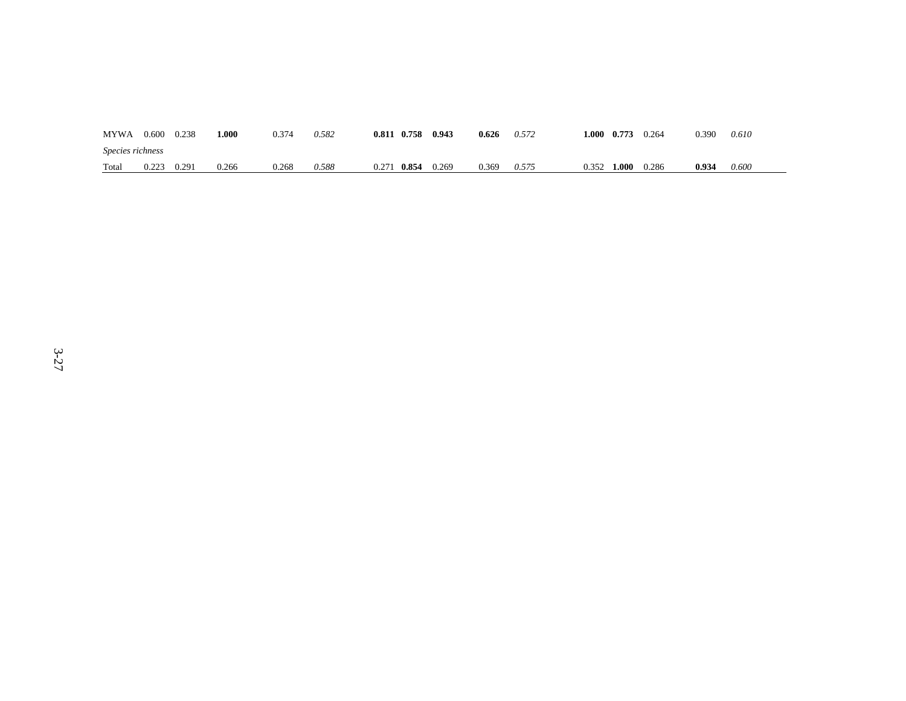| | | | | | | | | | | | | | | | |
|---|---|---|---|---|---|---|---|---|---|---|---|---|---|---|---|
| MYWA | 0.600 | 0.238 | **1.000** | 0.374 | *0.582* | **0.811** | **0.758** | **0.943** | **0.626** | *0.572* | **1.000** | **0.773** | 0.264 | 0.390 | *0.610* |
| *Species richness* | | | | | | | | | | | | | | | |
| Total | 0.223 | 0.291 | 0.266 | 0.268 | *0.588* | 0.271 | **0.854** | 0.269 | 0.369 | *0.575* | 0.352 | **1.000** | 0.286 | **0.934** | *0.600* |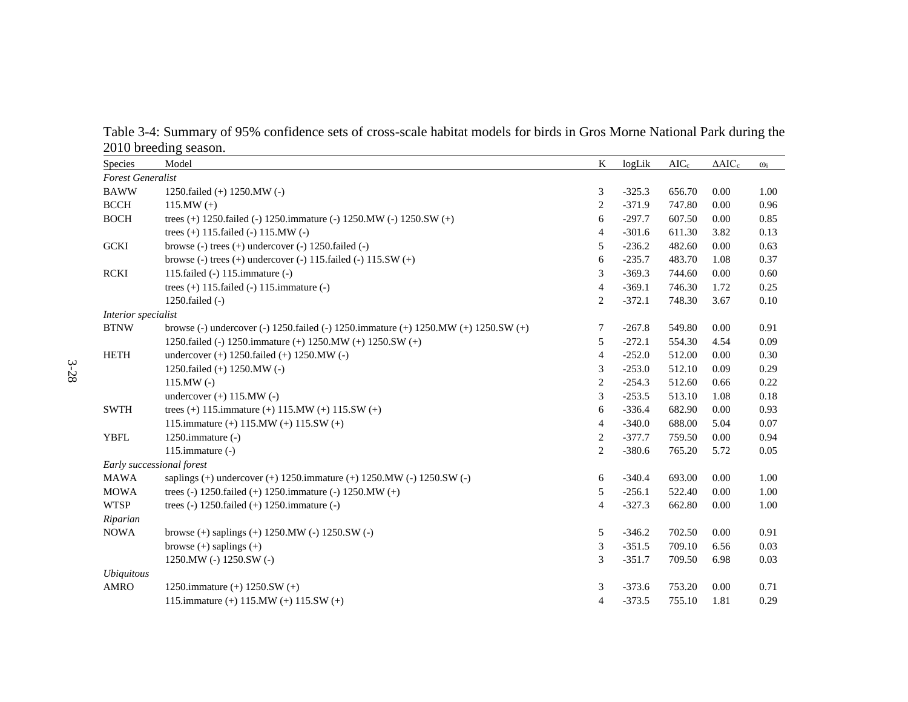Table 3-4: Summary of 95% confidence sets of cross-scale habitat models for birds in Gros Morne National Park during the 2010 breeding season.

| Species | Model | K | logLik | $AIC_c$ | $\Delta AIC_c$ | $\omega_i$ |
|---|---|---|---|---|---|---|
| *Forest Generalist* | | | | | | |
| BAWW | 1250.failed (+) 1250.MW (-) | 3 | -325.3 | 656.70 | 0.00 | 1.00 |
| BCCH | 115.MW (+) | 2 | -371.9 | 747.80 | 0.00 | 0.96 |
| BOCH | trees (+) 1250.failed (-) 1250.immature (-) 1250.MW (-) 1250.SW (+) | 6 | -297.7 | 607.50 | 0.00 | 0.85 |
| | trees (+) 115.failed (-) 115.MW (-) | 4 | -301.6 | 611.30 | 3.82 | 0.13 |
| GCKI | browse (-) trees (+) undercover (-) 1250.failed (-) | 5 | -236.2 | 482.60 | 0.00 | 0.63 |
| | browse (-) trees (+) undercover (-) 115.failed (-) 115.SW (+) | 6 | -235.7 | 483.70 | 1.08 | 0.37 |
| RCKI | 115.failed (-) 115.immature (-) | 3 | -369.3 | 744.60 | 0.00 | 0.60 |
| | trees (+) 115.failed (-) 115.immature (-) | 4 | -369.1 | 746.30 | 1.72 | 0.25 |
| | 1250.failed (-) | 2 | -372.1 | 748.30 | 3.67 | 0.10 |
| *Interior specialist* | | | | | | |
| BTNW | browse (-) undercover (-) 1250.failed (-) 1250.immature (+) 1250.MW (+) 1250.SW (+) | 7 | -267.8 | 549.80 | 0.00 | 0.91 |
| | 1250.failed (-) 1250.immature (+) 1250.MW (+) 1250.SW (+) | 5 | -272.1 | 554.30 | 4.54 | 0.09 |
| HETH | undercover (+) 1250.failed (+) 1250.MW (-) | 4 | -252.0 | 512.00 | 0.00 | 0.30 |
| | 1250.failed (+) 1250.MW (-) | 3 | -253.0 | 512.10 | 0.09 | 0.29 |
| | 115.MW (-) | 2 | -254.3 | 512.60 | 0.66 | 0.22 |
| | undercover (+) 115.MW (-) | 3 | -253.5 | 513.10 | 1.08 | 0.18 |
| SWTH | trees (+) 115.immature (+) 115.MW (+) 115.SW (+) | 6 | -336.4 | 682.90 | 0.00 | 0.93 |
| | 115.immature (+) 115.MW (+) 115.SW (+) | 4 | -340.0 | 688.00 | 5.04 | 0.07 |
| YBFL | 1250.immature (-) | 2 | -377.7 | 759.50 | 0.00 | 0.94 |
| | 115.immature (-) | 2 | -380.6 | 765.20 | 5.72 | 0.05 |
| *Early successional forest* | | | | | | |
| MAWA | saplings (+) undercover (+) 1250.immature (+) 1250.MW (-) 1250.SW (-) | 6 | -340.4 | 693.00 | 0.00 | 1.00 |
| MOWA | trees (-) 1250.failed (+) 1250.immature (-) 1250.MW (+) | 5 | -256.1 | 522.40 | 0.00 | 1.00 |
| WTSP | trees (-) 1250.failed (+) 1250.immature (-) | 4 | -327.3 | 662.80 | 0.00 | 1.00 |
| *Riparian* | | | | | | |
| NOWA | browse (+) saplings (+) 1250.MW (-) 1250.SW (-) | 5 | -346.2 | 702.50 | 0.00 | 0.91 |
| | browse (+) saplings (+) | 3 | -351.5 | 709.10 | 6.56 | 0.03 |
| | 1250.MW (-) 1250.SW (-) | 3 | -351.7 | 709.50 | 6.98 | 0.03 |
| *Ubiquitous* | | | | | | |
| AMRO | 1250.immature (+) 1250.SW (+) | 3 | -373.6 | 753.20 | 0.00 | 0.71 |
| | 115.immature (+) 115.MW (+) 115.SW (+) | 4 | -373.5 | 755.10 | 1.81 | 0.29 |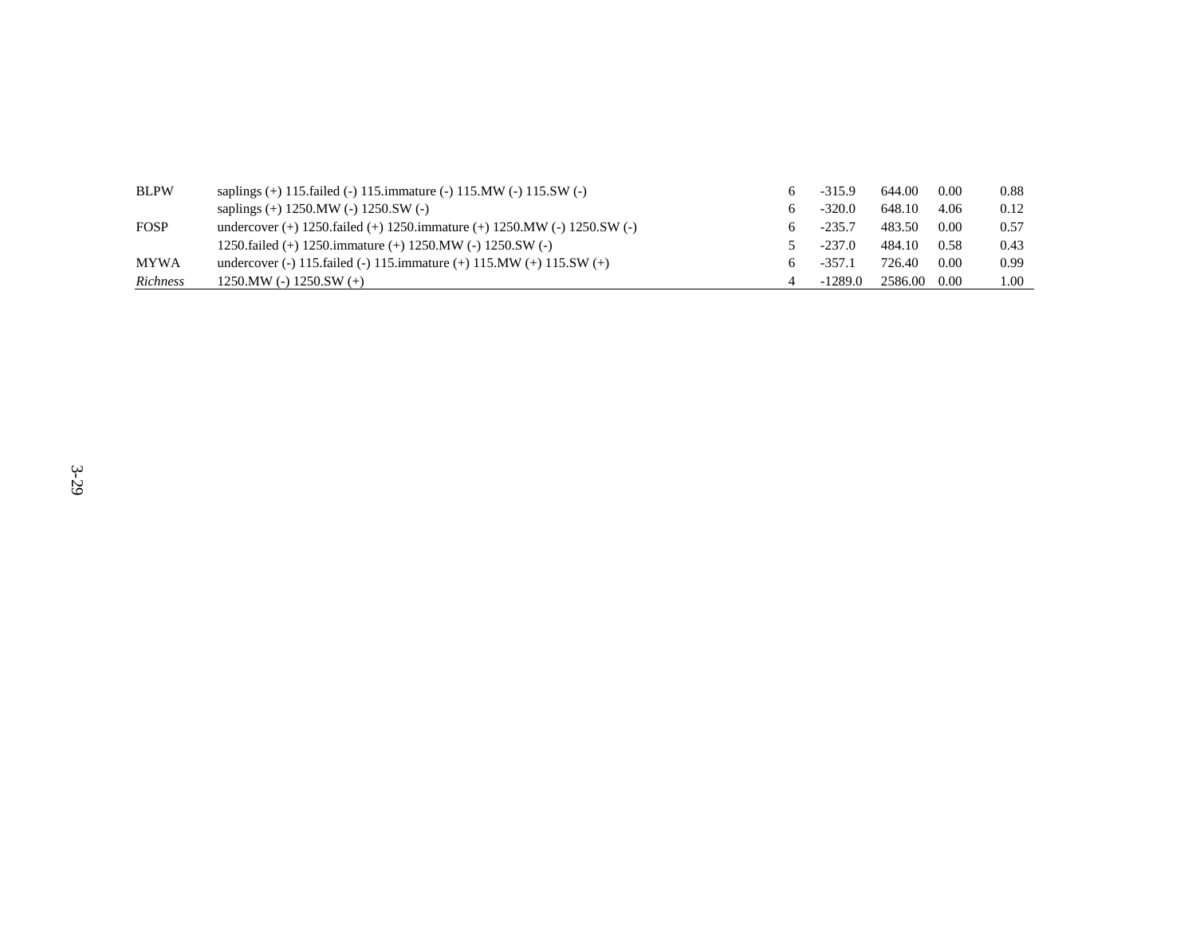| | | | | | | |
|---|---|---|---|---|---|---|
| BLPW | saplings (+) 115.failed (-) 115.immature (-) 115.MW (-) 115.SW (-) | 6 | -315.9 | 644.00 | 0.00 | 0.88 |
| | saplings (+) 1250.MW (-) 1250.SW (-) | 6 | -320.0 | 648.10 | 4.06 | 0.12 |
| FOSP | undercover (+) 1250.failed (+) 1250.immature (+) 1250.MW (-) 1250.SW (-) | 6 | -235.7 | 483.50 | 0.00 | 0.57 |
| | 1250.failed (+) 1250.immature (+) 1250.MW (-) 1250.SW (-) | 5 | -237.0 | 484.10 | 0.58 | 0.43 |
| MYWA | undercover (-) 115.failed (-) 115.immature (+) 115.MW (+) 115.SW (+) | 6 | -357.1 | 726.40 | 0.00 | 0.99 |
| *Richness* | 1250.MW (-) 1250.SW (+) | 4 | -1289.0 | 2586.00 | 0.00 | 1.00 |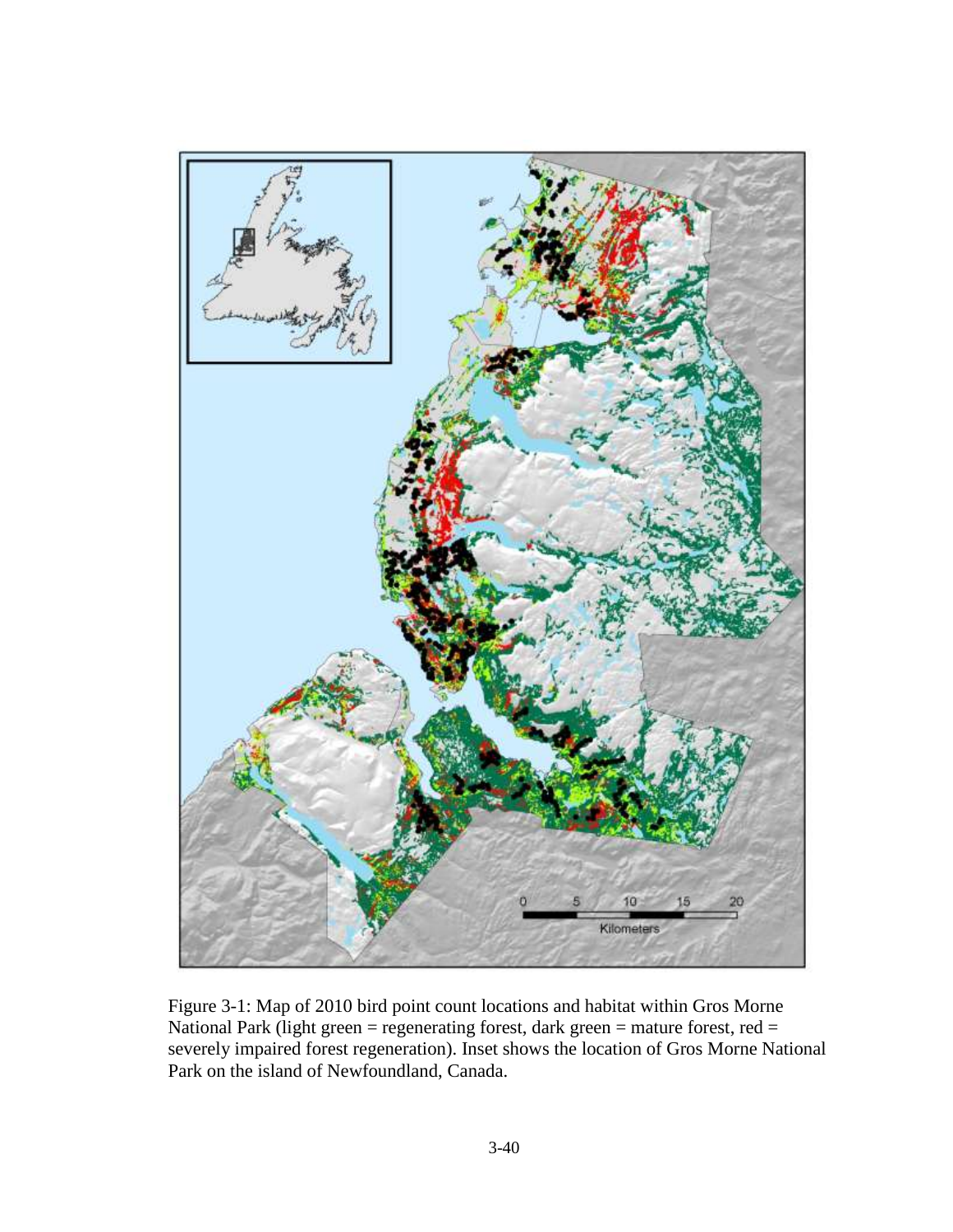Figure 3-1: Map of 2010 bird point count locations and habitat within Gros Morne National Park (light green = regenerating forest, dark green = mature forest, red = severely impaired forest regeneration). Inset shows the location of Gros Morne National Park on the island of Newfoundland, Canada.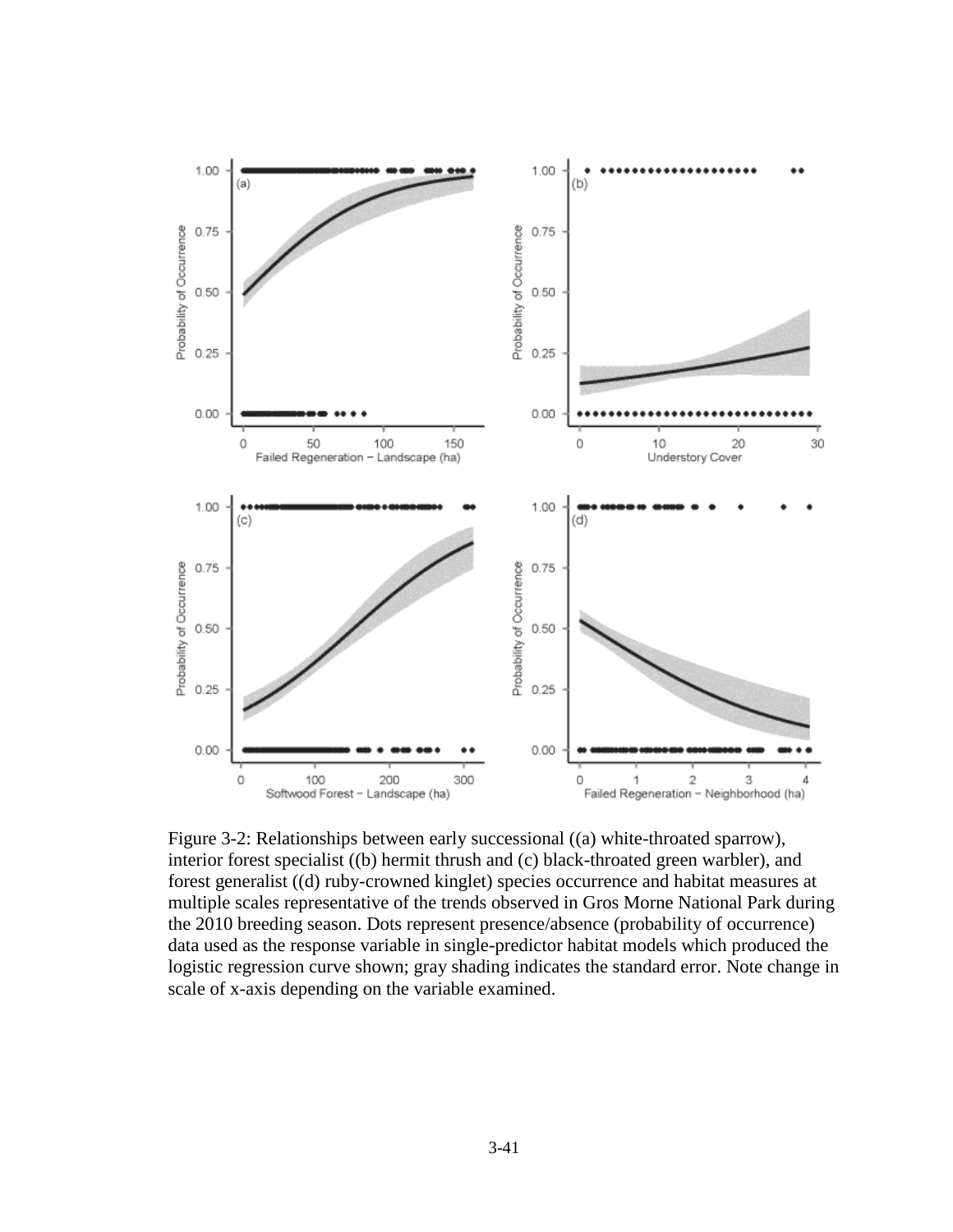Figure 3-2: Relationships between early successional ((a) white-throated sparrow), interior forest specialist ((b) hermit thrush and (c) black-throated green warbler), and forest generalist ((d) ruby-crowned kinglet) species occurrence and habitat measures at multiple scales representative of the trends observed in Gros Morne National Park during the 2010 breeding season. Dots represent presence/absence (probability of occurrence) data used as the response variable in single-predictor habitat models which produced the logistic regression curve shown; gray shading indicates the standard error. Note change in scale of x-axis depending on the variable examined.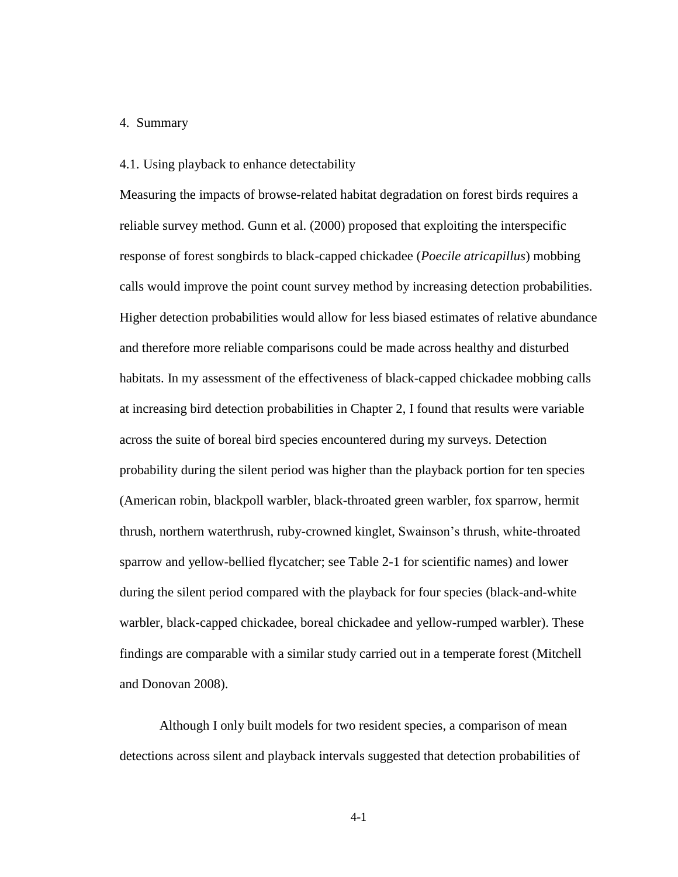# 4. Summary

## 4.1. Using playback to enhance detectability

Measuring the impacts of browse-related habitat degradation on forest birds requires a reliable survey method. Gunn et al. (2000) proposed that exploiting the interspecific response of forest songbirds to black-capped chickadee (*Poecile atricapillus*) mobbing calls would improve the point count survey method by increasing detection probabilities. Higher detection probabilities would allow for less biased estimates of relative abundance and therefore more reliable comparisons could be made across healthy and disturbed habitats. In my assessment of the effectiveness of black-capped chickadee mobbing calls at increasing bird detection probabilities in Chapter 2, I found that results were variable across the suite of boreal bird species encountered during my surveys. Detection probability during the silent period was higher than the playback portion for ten species (American robin, blackpoll warbler, black-throated green warbler, fox sparrow, hermit thrush, northern waterthrush, ruby-crowned kinglet, Swainson's thrush, white-throated sparrow and yellow-bellied flycatcher; see Table 2-1 for scientific names) and lower during the silent period compared with the playback for four species (black-and-white warbler, black-capped chickadee, boreal chickadee and yellow-rumped warbler). These findings are comparable with a similar study carried out in a temperate forest (Mitchell and Donovan 2008).

Although I only built models for two resident species, a comparison of mean detections across silent and playback intervals suggested that detection probabilities of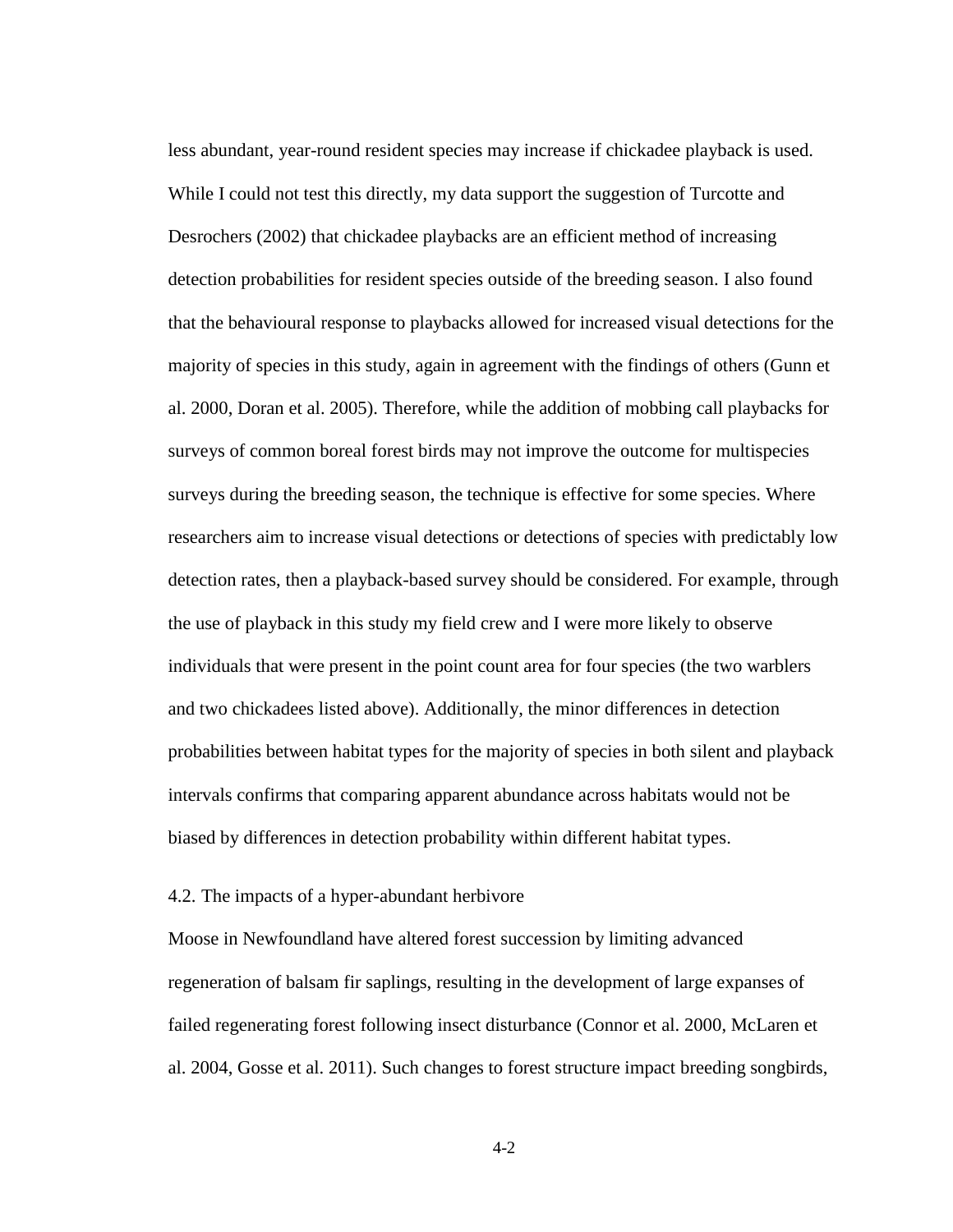less abundant, year-round resident species may increase if chickadee playback is used. While I could not test this directly, my data support the suggestion of Turcotte and Desrochers (2002) that chickadee playbacks are an efficient method of increasing detection probabilities for resident species outside of the breeding season. I also found that the behavioural response to playbacks allowed for increased visual detections for the majority of species in this study, again in agreement with the findings of others (Gunn et al. 2000, Doran et al. 2005). Therefore, while the addition of mobbing call playbacks for surveys of common boreal forest birds may not improve the outcome for multispecies surveys during the breeding season, the technique is effective for some species. Where researchers aim to increase visual detections or detections of species with predictably low detection rates, then a playback-based survey should be considered. For example, through the use of playback in this study my field crew and I were more likely to observe individuals that were present in the point count area for four species (the two warblers and two chickadees listed above). Additionally, the minor differences in detection probabilities between habitat types for the majority of species in both silent and playback intervals confirms that comparing apparent abundance across habitats would not be biased by differences in detection probability within different habitat types.

### 4.2. The impacts of a hyper-abundant herbivore

Moose in Newfoundland have altered forest succession by limiting advanced regeneration of balsam fir saplings, resulting in the development of large expanses of failed regenerating forest following insect disturbance (Connor et al. 2000, McLaren et al. 2004, Gosse et al. 2011). Such changes to forest structure impact breeding songbirds,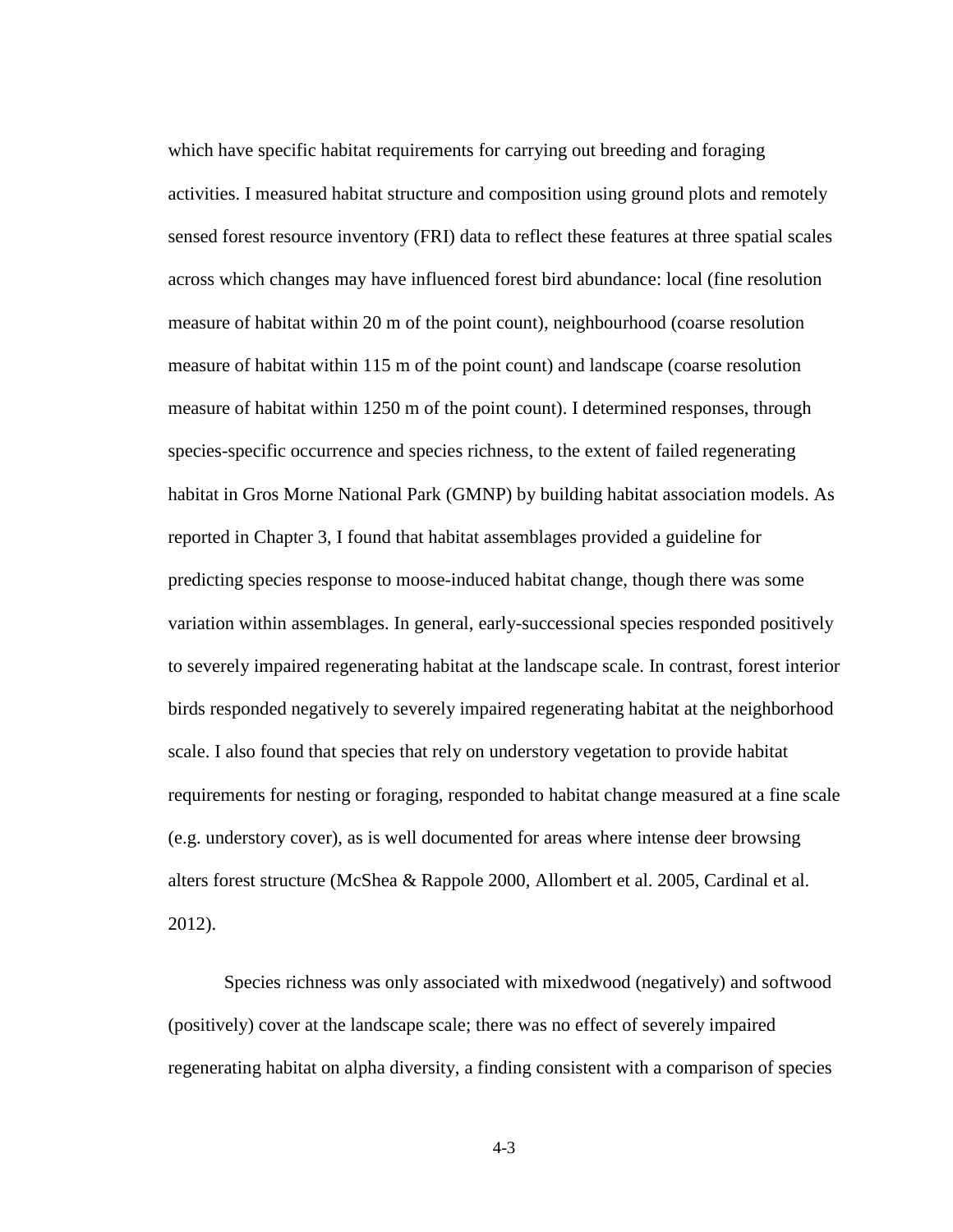which have specific habitat requirements for carrying out breeding and foraging activities. I measured habitat structure and composition using ground plots and remotely sensed forest resource inventory (FRI) data to reflect these features at three spatial scales across which changes may have influenced forest bird abundance: local (fine resolution measure of habitat within 20 m of the point count), neighbourhood (coarse resolution measure of habitat within 115 m of the point count) and landscape (coarse resolution measure of habitat within 1250 m of the point count). I determined responses, through species-specific occurrence and species richness, to the extent of failed regenerating habitat in Gros Morne National Park (GMNP) by building habitat association models. As reported in Chapter 3, I found that habitat assemblages provided a guideline for predicting species response to moose-induced habitat change, though there was some variation within assemblages. In general, early-successional species responded positively to severely impaired regenerating habitat at the landscape scale. In contrast, forest interior birds responded negatively to severely impaired regenerating habitat at the neighborhood scale. I also found that species that rely on understory vegetation to provide habitat requirements for nesting or foraging, responded to habitat change measured at a fine scale (e.g. understory cover), as is well documented for areas where intense deer browsing alters forest structure (McShea & Rappole 2000, Allombert et al. 2005, Cardinal et al. 2012).

Species richness was only associated with mixedwood (negatively) and softwood (positively) cover at the landscape scale; there was no effect of severely impaired regenerating habitat on alpha diversity, a finding consistent with a comparison of species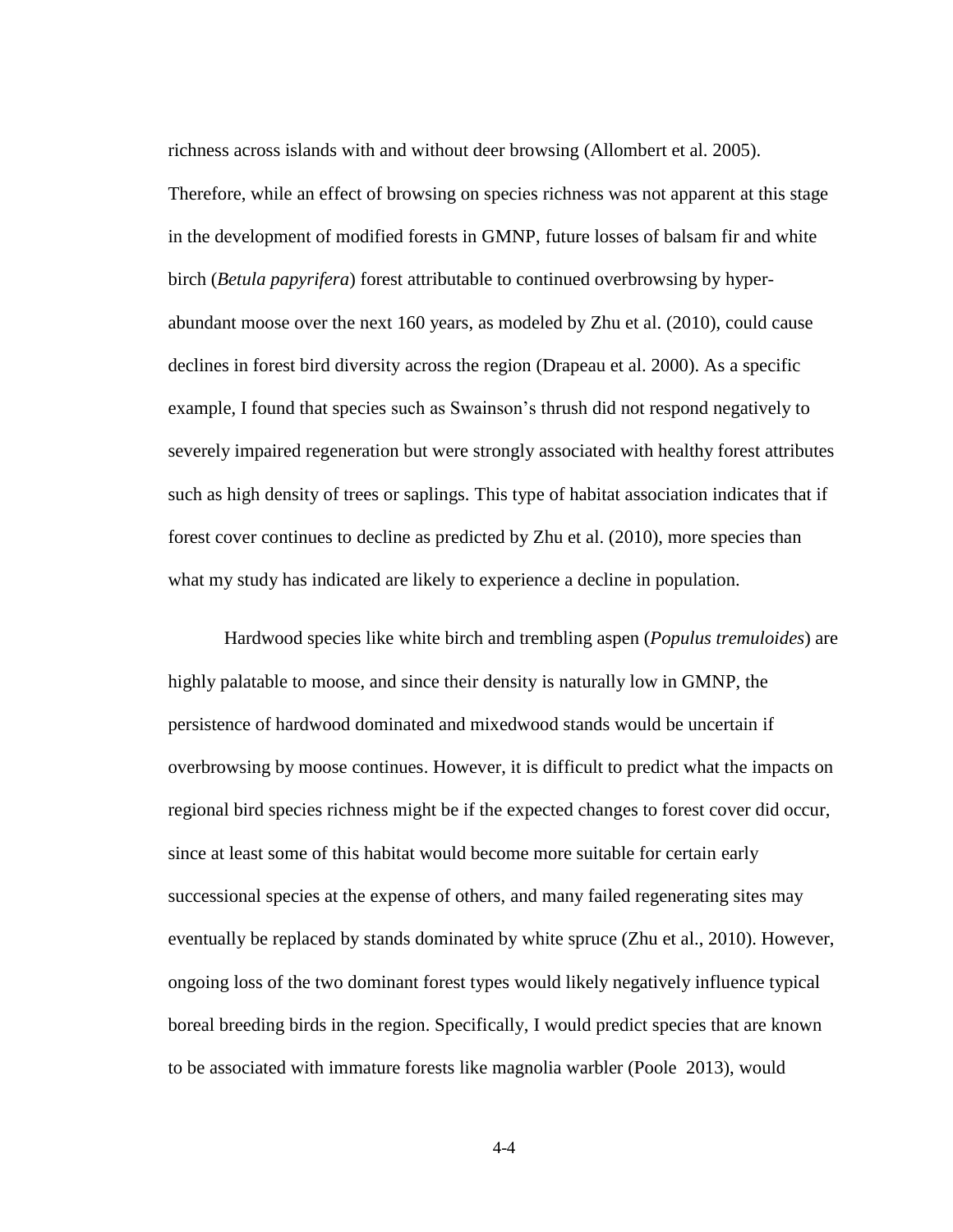richness across islands with and without deer browsing (Allombert et al. 2005). Therefore, while an effect of browsing on species richness was not apparent at this stage in the development of modified forests in GMNP, future losses of balsam fir and white birch (*Betula papyrifera*) forest attributable to continued overbrowsing by hyper-abundant moose over the next 160 years, as modeled by Zhu et al. (2010), could cause declines in forest bird diversity across the region (Drapeau et al. 2000). As a specific example, I found that species such as Swainson's thrush did not respond negatively to severely impaired regeneration but were strongly associated with healthy forest attributes such as high density of trees or saplings. This type of habitat association indicates that if forest cover continues to decline as predicted by Zhu et al. (2010), more species than what my study has indicated are likely to experience a decline in population.

Hardwood species like white birch and trembling aspen (*Populus tremuloides*) are highly palatable to moose, and since their density is naturally low in GMNP, the persistence of hardwood dominated and mixedwood stands would be uncertain if overbrowsing by moose continues. However, it is difficult to predict what the impacts on regional bird species richness might be if the expected changes to forest cover did occur, since at least some of this habitat would become more suitable for certain early successional species at the expense of others, and many failed regenerating sites may eventually be replaced by stands dominated by white spruce (Zhu et al., 2010). However, ongoing loss of the two dominant forest types would likely negatively influence typical boreal breeding birds in the region. Specifically, I would predict species that are known to be associated with immature forests like magnolia warbler (Poole 2013), would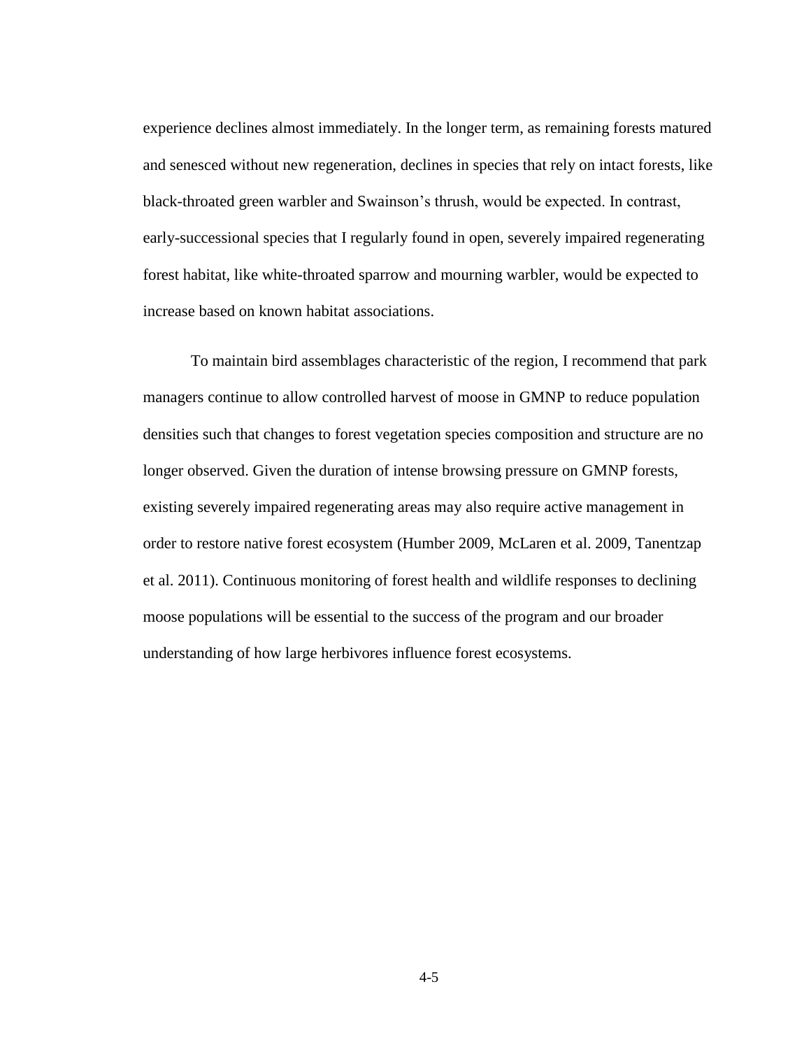experience declines almost immediately. In the longer term, as remaining forests matured and senesced without new regeneration, declines in species that rely on intact forests, like black-throated green warbler and Swainson's thrush, would be expected. In contrast, early-successional species that I regularly found in open, severely impaired regenerating forest habitat, like white-throated sparrow and mourning warbler, would be expected to increase based on known habitat associations.

To maintain bird assemblages characteristic of the region, I recommend that park managers continue to allow controlled harvest of moose in GMNP to reduce population densities such that changes to forest vegetation species composition and structure are no longer observed. Given the duration of intense browsing pressure on GMNP forests, existing severely impaired regenerating areas may also require active management in order to restore native forest ecosystem (Humber 2009, McLaren et al. 2009, Tanentzap et al. 2011). Continuous monitoring of forest health and wildlife responses to declining moose populations will be essential to the success of the program and our broader understanding of how large herbivores influence forest ecosystems.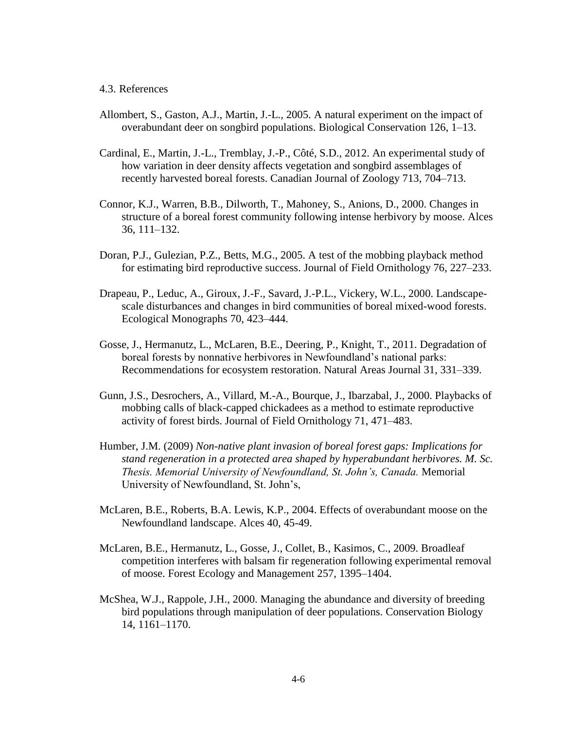### 4.3. References

Allombert, S., Gaston, A.J., Martin, J.-L., 2005. A natural experiment on the impact of overabundant deer on songbird populations. Biological Conservation 126, 1–13.

Cardinal, E., Martin, J.-L., Tremblay, J.-P., Côté, S.D., 2012. An experimental study of how variation in deer density affects vegetation and songbird assemblages of recently harvested boreal forests. Canadian Journal of Zoology 713, 704–713.

Connor, K.J., Warren, B.B., Dilworth, T., Mahoney, S., Anions, D., 2000. Changes in structure of a boreal forest community following intense herbivory by moose. Alces 36, 111–132.

Doran, P.J., Gulezian, P.Z., Betts, M.G., 2005. A test of the mobbing playback method for estimating bird reproductive success. Journal of Field Ornithology 76, 227–233.

Drapeau, P., Leduc, A., Giroux, J.-F., Savard, J.-P.L., Vickery, W.L., 2000. Landscape-scale disturbances and changes in bird communities of boreal mixed-wood forests. Ecological Monographs 70, 423–444.

Gosse, J., Hermanutz, L., McLaren, B.E., Deering, P., Knight, T., 2011. Degradation of boreal forests by nonnative herbivores in Newfoundland's national parks: Recommendations for ecosystem restoration. Natural Areas Journal 31, 331–339.

Gunn, J.S., Desrochers, A., Villard, M.-A., Bourque, J., Ibarzabal, J., 2000. Playbacks of mobbing calls of black-capped chickadees as a method to estimate reproductive activity of forest birds. Journal of Field Ornithology 71, 471–483.

Humber, J.M. (2009) *Non-native plant invasion of boreal forest gaps: Implications for stand regeneration in a protected area shaped by hyperabundant herbivores. M. Sc. Thesis. Memorial University of Newfoundland, St. John's, Canada.* Memorial University of Newfoundland, St. John's,

McLaren, B.E., Roberts, B.A. Lewis, K.P., 2004. Effects of overabundant moose on the Newfoundland landscape. Alces 40, 45-49.

McLaren, B.E., Hermanutz, L., Gosse, J., Collet, B., Kasimos, C., 2009. Broadleaf competition interferes with balsam fir regeneration following experimental removal of moose. Forest Ecology and Management 257, 1395–1404.

McShea, W.J., Rappole, J.H., 2000. Managing the abundance and diversity of breeding bird populations through manipulation of deer populations. Conservation Biology 14, 1161–1170.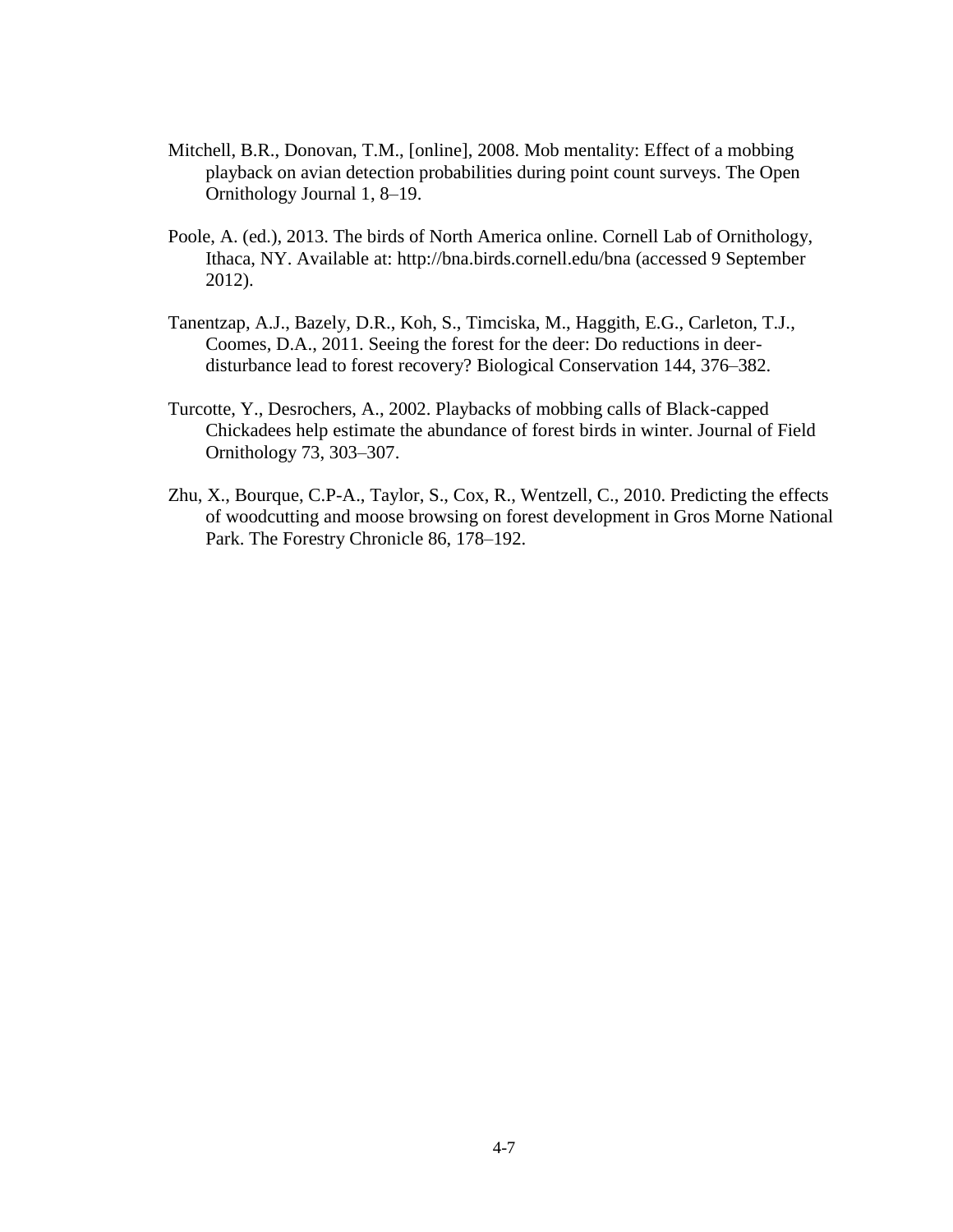Mitchell, B.R., Donovan, T.M., [online], 2008. Mob mentality: Effect of a mobbing playback on avian detection probabilities during point count surveys. The Open Ornithology Journal 1, 8–19.

Poole, A. (ed.), 2013. The birds of North America online. Cornell Lab of Ornithology, Ithaca, NY. Available at: http://bna.birds.cornell.edu/bna (accessed 9 September 2012).

Tanentzap, A.J., Bazely, D.R., Koh, S., Timciska, M., Haggith, E.G., Carleton, T.J., Coomes, D.A., 2011. Seeing the forest for the deer: Do reductions in deer-disturbance lead to forest recovery? Biological Conservation 144, 376–382.

Turcotte, Y., Desrochers, A., 2002. Playbacks of mobbing calls of Black-capped Chickadees help estimate the abundance of forest birds in winter. Journal of Field Ornithology 73, 303–307.

Zhu, X., Bourque, C.P-A., Taylor, S., Cox, R., Wentzell, C., 2010. Predicting the effects of woodcutting and moose browsing on forest development in Gros Morne National Park. The Forestry Chronicle 86, 178–192.